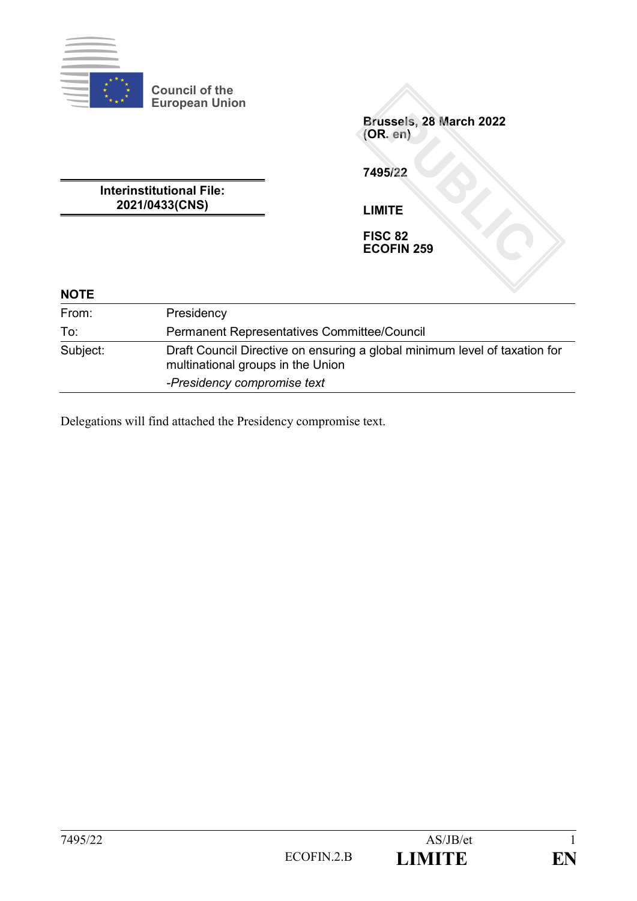Council of the European Union

Brussels, 28 March 2022
(OR. en)

7495/22

LIMITE

FISC 82
ECOFIN 259

**Interinstitutional File:**
**2021/0433(CNS)**

## NOTE

| | |
|---|---|
| From: | Presidency |
| To: | Permanent Representatives Committee/Council |
| Subject: | Draft Council Directive on ensuring a global minimum level of taxation for multinational groups in the Union<br>*-Presidency compromise text* |

Delegations will find attached the Presidency compromise text.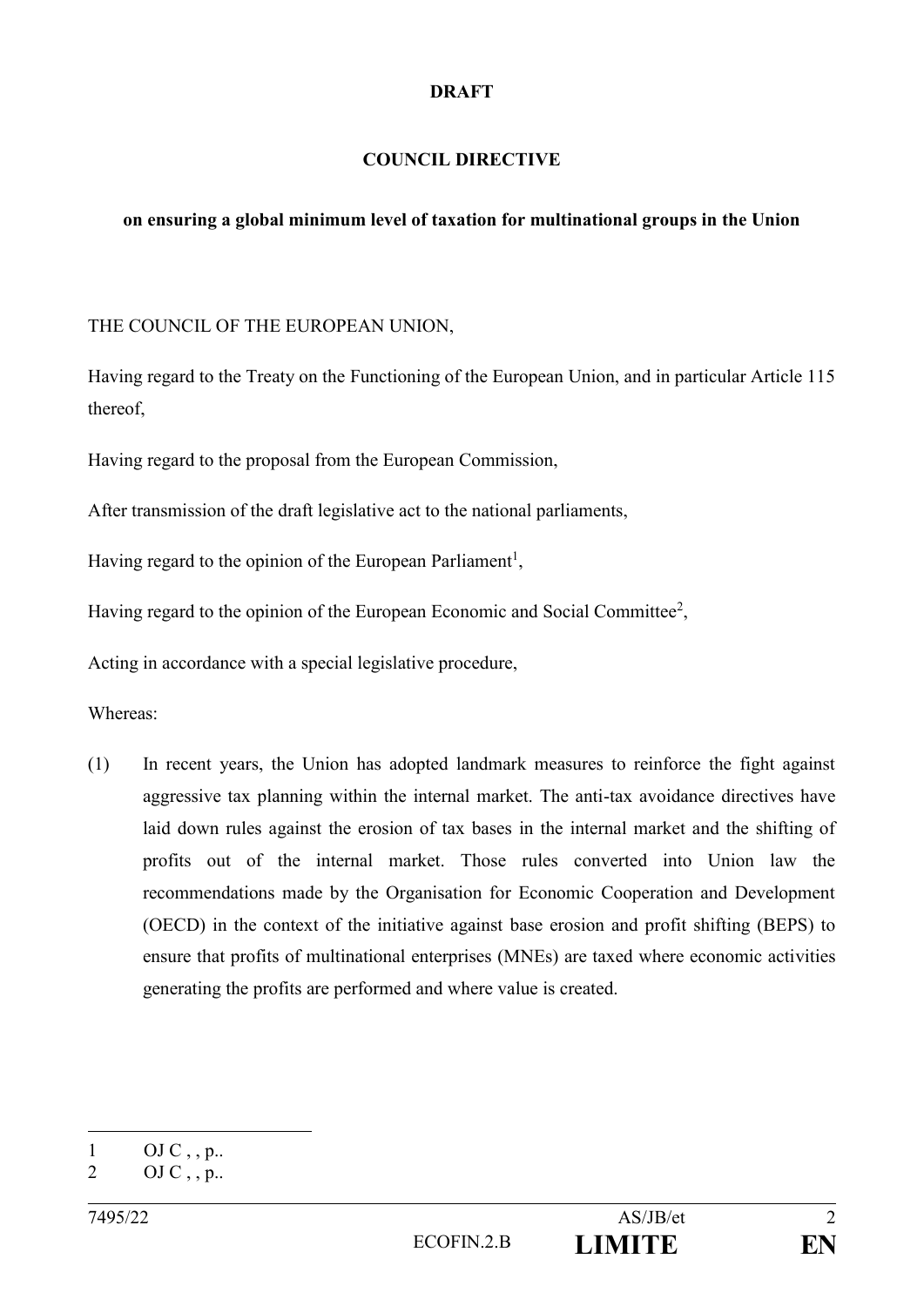**DRAFT**

**COUNCIL DIRECTIVE**

**on ensuring a global minimum level of taxation for multinational groups in the Union**

THE COUNCIL OF THE EUROPEAN UNION,

Having regard to the Treaty on the Functioning of the European Union, and in particular Article 115 thereof,

Having regard to the proposal from the European Commission,

After transmission of the draft legislative act to the national parliaments,

Having regard to the opinion of the European Parliament[1],

Having regard to the opinion of the European Economic and Social Committee[2],

Acting in accordance with a special legislative procedure,

Whereas:

(1) In recent years, the Union has adopted landmark measures to reinforce the fight against aggressive tax planning within the internal market. The anti-tax avoidance directives have laid down rules against the erosion of tax bases in the internal market and the shifting of profits out of the internal market. Those rules converted into Union law the recommendations made by the Organisation for Economic Cooperation and Development (OECD) in the context of the initiative against base erosion and profit shifting (BEPS) to ensure that profits of multinational enterprises (MNEs) are taxed where economic activities generating the profits are performed and where value is created.

---

1 OJ C , , p..

2 OJ C , , p..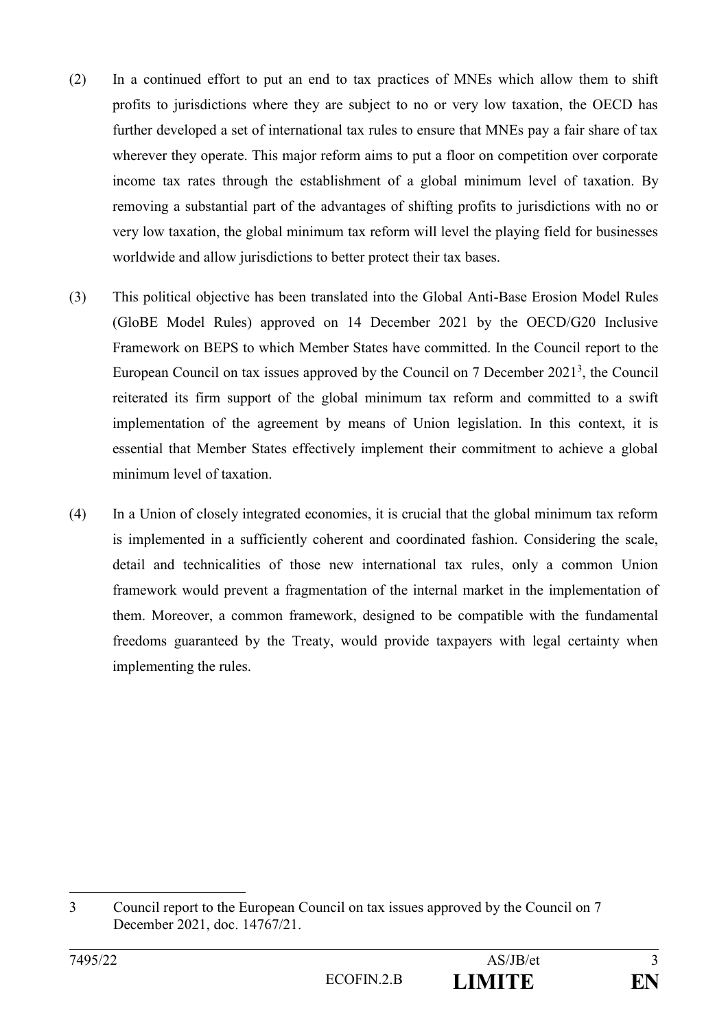(2) In a continued effort to put an end to tax practices of MNEs which allow them to shift profits to jurisdictions where they are subject to no or very low taxation, the OECD has further developed a set of international tax rules to ensure that MNEs pay a fair share of tax wherever they operate. This major reform aims to put a floor on competition over corporate income tax rates through the establishment of a global minimum level of taxation. By removing a substantial part of the advantages of shifting profits to jurisdictions with no or very low taxation, the global minimum tax reform will level the playing field for businesses worldwide and allow jurisdictions to better protect their tax bases.

(3) This political objective has been translated into the Global Anti-Base Erosion Model Rules (GloBE Model Rules) approved on 14 December 2021 by the OECD/G20 Inclusive Framework on BEPS to which Member States have committed. In the Council report to the European Council on tax issues approved by the Council on 7 December 2021[3], the Council reiterated its firm support of the global minimum tax reform and committed to a swift implementation of the agreement by means of Union legislation. In this context, it is essential that Member States effectively implement their commitment to achieve a global minimum level of taxation.

(4) In a Union of closely integrated economies, it is crucial that the global minimum tax reform is implemented in a sufficiently coherent and coordinated fashion. Considering the scale, detail and technicalities of those new international tax rules, only a common Union framework would prevent a fragmentation of the internal market in the implementation of them. Moreover, a common framework, designed to be compatible with the fundamental freedoms guaranteed by the Treaty, would provide taxpayers with legal certainty when implementing the rules.

---

3 Council report to the European Council on tax issues approved by the Council on 7 December 2021, doc. 14767/21.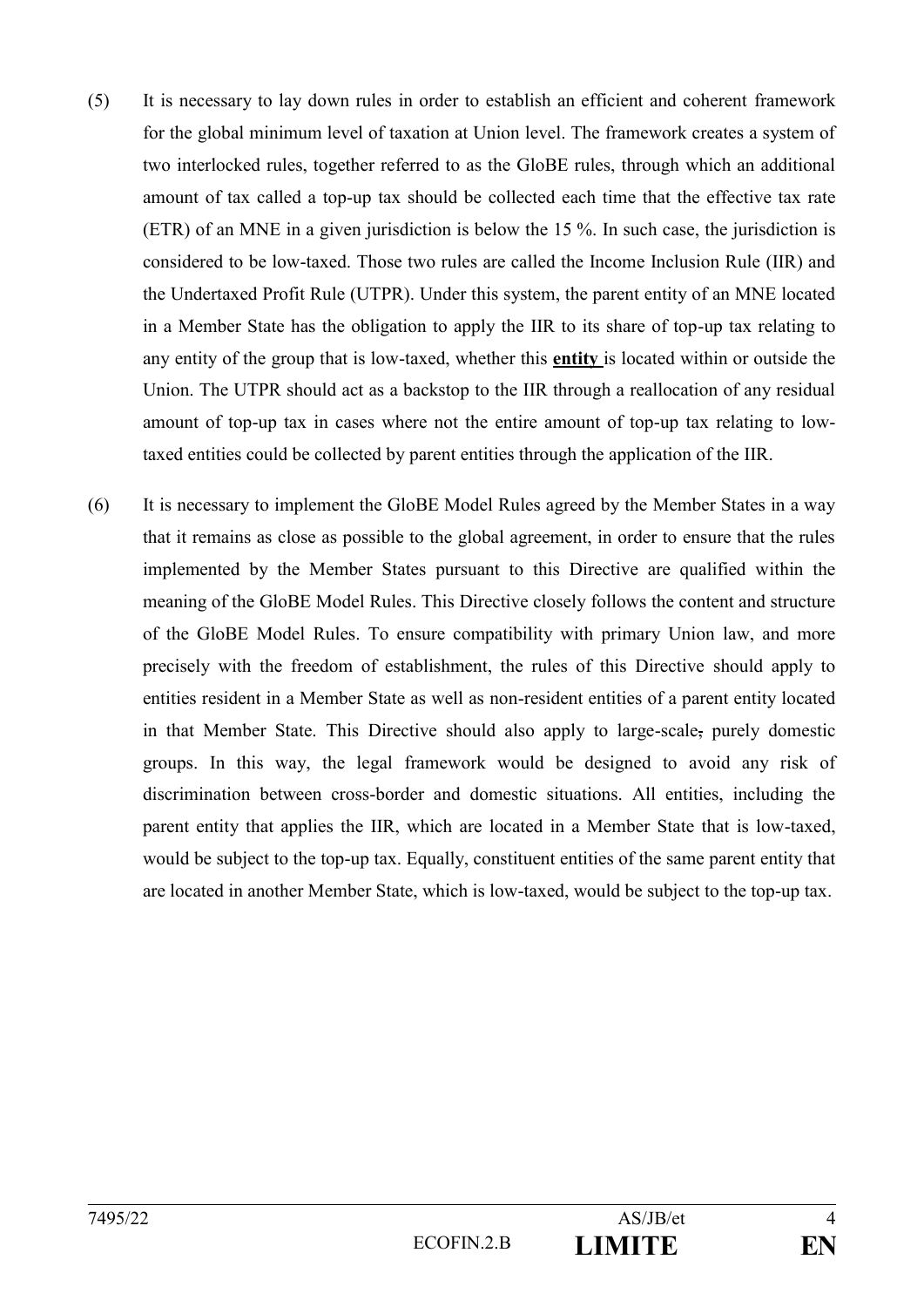(5) It is necessary to lay down rules in order to establish an efficient and coherent framework for the global minimum level of taxation at Union level. The framework creates a system of two interlocked rules, together referred to as the GloBE rules, through which an additional amount of tax called a top-up tax should be collected each time that the effective tax rate (ETR) of an MNE in a given jurisdiction is below the 15 %. In such case, the jurisdiction is considered to be low-taxed. Those two rules are called the Income Inclusion Rule (IIR) and the Undertaxed Profit Rule (UTPR). Under this system, the parent entity of an MNE located in a Member State has the obligation to apply the IIR to its share of top-up tax relating to any entity of the group that is low-taxed, whether this **entity** is located within or outside the Union. The UTPR should act as a backstop to the IIR through a reallocation of any residual amount of top-up tax in cases where not the entire amount of top-up tax relating to low-taxed entities could be collected by parent entities through the application of the IIR.

(6) It is necessary to implement the GloBE Model Rules agreed by the Member States in a way that it remains as close as possible to the global agreement, in order to ensure that the rules implemented by the Member States pursuant to this Directive are qualified within the meaning of the GloBE Model Rules. This Directive closely follows the content and structure of the GloBE Model Rules. To ensure compatibility with primary Union law, and more precisely with the freedom of establishment, the rules of this Directive should apply to entities resident in a Member State as well as non-resident entities of a parent entity located in that Member State. This Directive should also apply to large-scale~~,~~ purely domestic groups. In this way, the legal framework would be designed to avoid any risk of discrimination between cross-border and domestic situations. All entities, including the parent entity that applies the IIR, which are located in a Member State that is low-taxed, would be subject to the top-up tax. Equally, constituent entities of the same parent entity that are located in another Member State, which is low-taxed, would be subject to the top-up tax.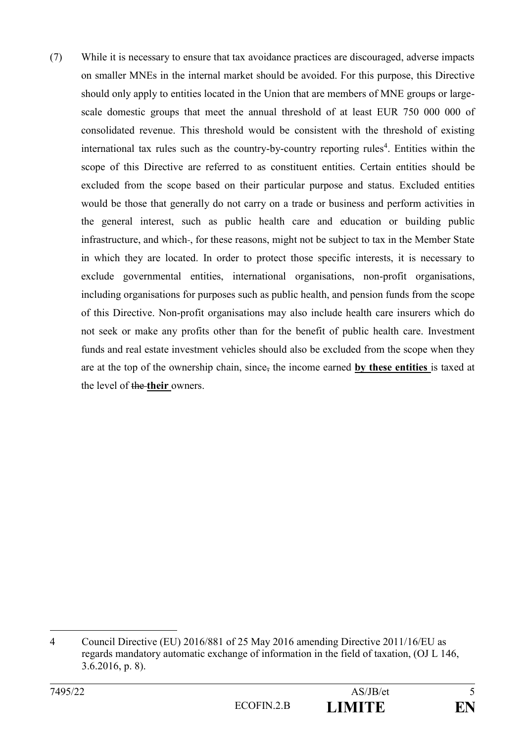(7) While it is necessary to ensure that tax avoidance practices are discouraged, adverse impacts on smaller MNEs in the internal market should be avoided. For this purpose, this Directive should only apply to entities located in the Union that are members of MNE groups or large-scale domestic groups that meet the annual threshold of at least EUR 750 000 000 of consolidated revenue. This threshold would be consistent with the threshold of existing international tax rules such as the country-by-country reporting rules[4]. Entities within the scope of this Directive are referred to as constituent entities. Certain entities should be excluded from the scope based on their particular purpose and status. Excluded entities would be those that generally do not carry on a trade or business and perform activities in the general interest, such as public health care and education or building public infrastructure, and which~~-~~, for these reasons, might not be subject to tax in the Member State in which they are located. In order to protect those specific interests, it is necessary to exclude governmental entities, international organisations, non-profit organisations, including organisations for purposes such as public health, and pension funds from the scope of this Directive. Non-profit organisations may also include health care insurers which do not seek or make any profits other than for the benefit of public health care. Investment funds and real estate investment vehicles should also be excluded from the scope when they are at the top of the ownership chain, since~~,~~ the income earned **by these entities** is taxed at the level of ~~the~~ **their** owners.

---

4 Council Directive (EU) 2016/881 of 25 May 2016 amending Directive 2011/16/EU as regards mandatory automatic exchange of information in the field of taxation, (OJ L 146, 3.6.2016, p. 8).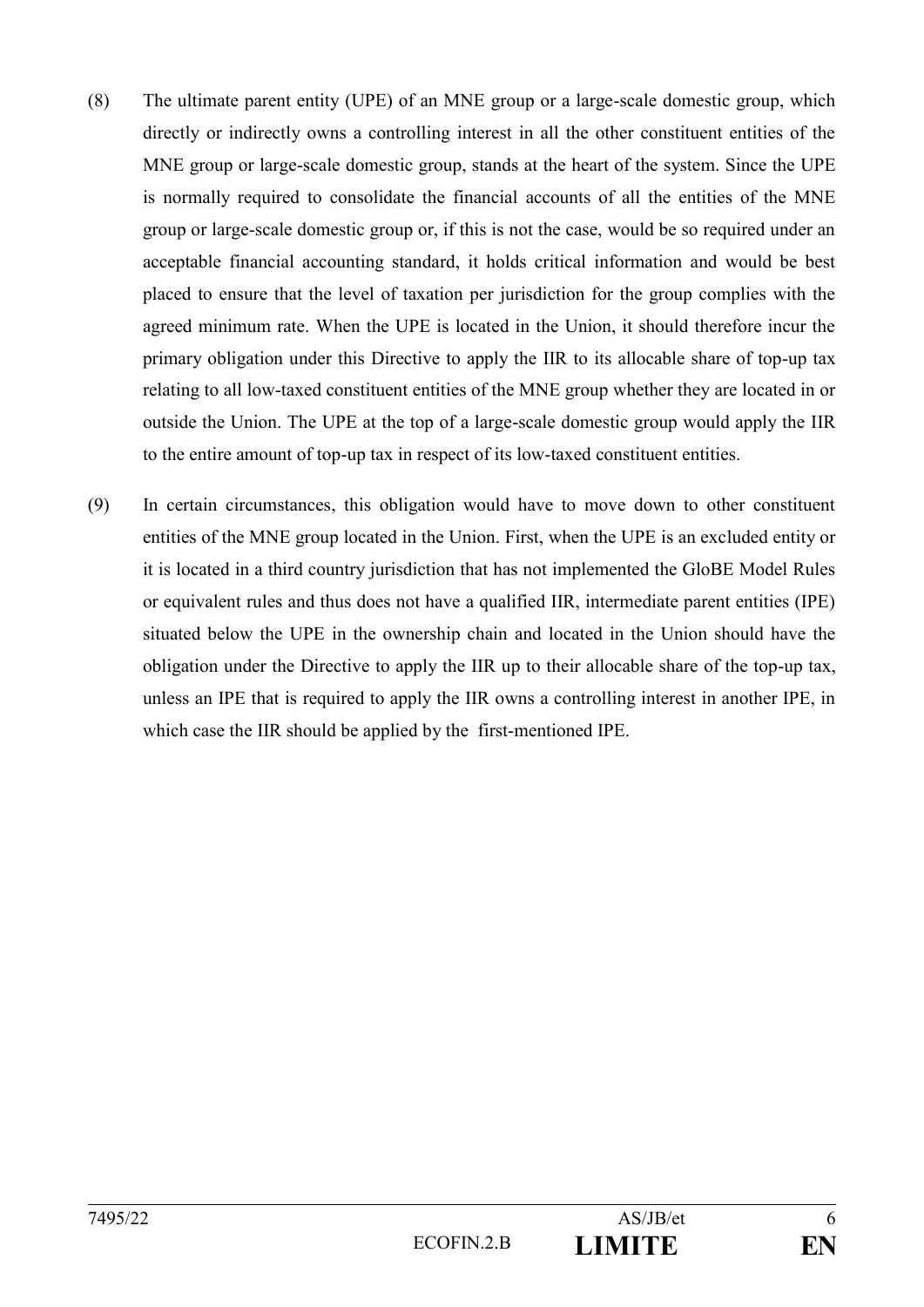(8) The ultimate parent entity (UPE) of an MNE group or a large-scale domestic group, which directly or indirectly owns a controlling interest in all the other constituent entities of the MNE group or large-scale domestic group, stands at the heart of the system. Since the UPE is normally required to consolidate the financial accounts of all the entities of the MNE group or large-scale domestic group or, if this is not the case, would be so required under an acceptable financial accounting standard, it holds critical information and would be best placed to ensure that the level of taxation per jurisdiction for the group complies with the agreed minimum rate. When the UPE is located in the Union, it should therefore incur the primary obligation under this Directive to apply the IIR to its allocable share of top-up tax relating to all low-taxed constituent entities of the MNE group whether they are located in or outside the Union. The UPE at the top of a large-scale domestic group would apply the IIR to the entire amount of top-up tax in respect of its low-taxed constituent entities.

(9) In certain circumstances, this obligation would have to move down to other constituent entities of the MNE group located in the Union. First, when the UPE is an excluded entity or it is located in a third country jurisdiction that has not implemented the GloBE Model Rules or equivalent rules and thus does not have a qualified IIR, intermediate parent entities (IPE) situated below the UPE in the ownership chain and located in the Union should have the obligation under the Directive to apply the IIR up to their allocable share of the top-up tax, unless an IPE that is required to apply the IIR owns a controlling interest in another IPE, in which case the IIR should be applied by the first-mentioned IPE.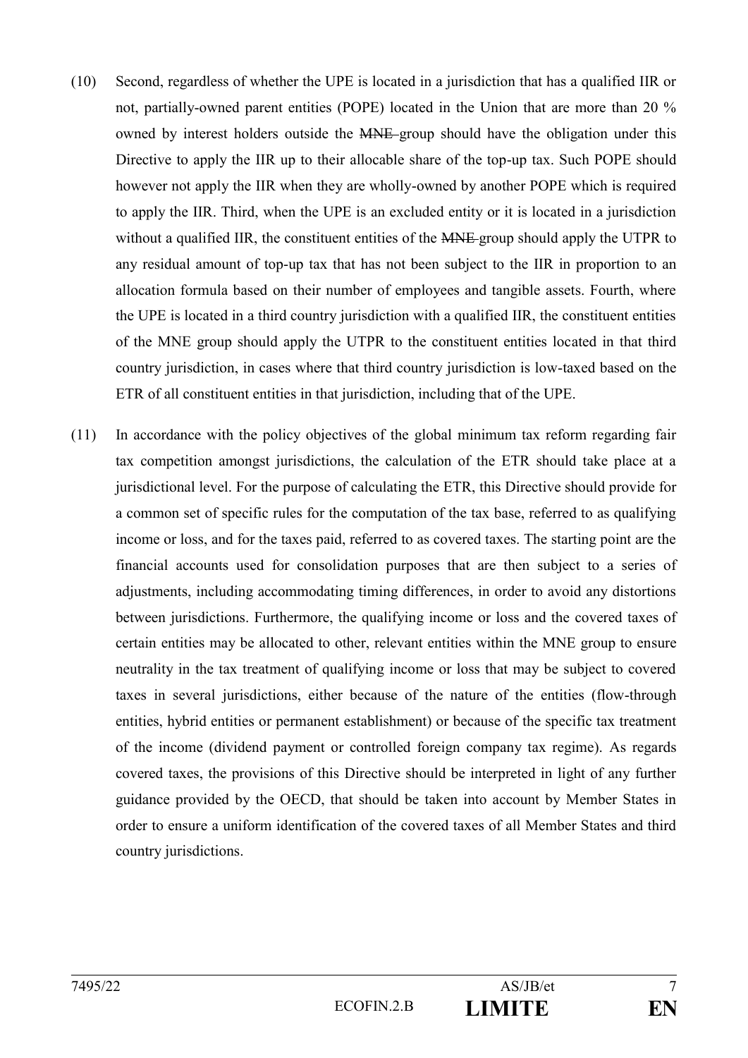(10) Second, regardless of whether the UPE is located in a jurisdiction that has a qualified IIR or not, partially-owned parent entities (POPE) located in the Union that are more than 20 % owned by interest holders outside the ~~MNE~~ group should have the obligation under this Directive to apply the IIR up to their allocable share of the top-up tax. Such POPE should however not apply the IIR when they are wholly-owned by another POPE which is required to apply the IIR. Third, when the UPE is an excluded entity or it is located in a jurisdiction without a qualified IIR, the constituent entities of the ~~MNE~~ group should apply the UTPR to any residual amount of top-up tax that has not been subject to the IIR in proportion to an allocation formula based on their number of employees and tangible assets. Fourth, where the UPE is located in a third country jurisdiction with a qualified IIR, the constituent entities of the MNE group should apply the UTPR to the constituent entities located in that third country jurisdiction, in cases where that third country jurisdiction is low-taxed based on the ETR of all constituent entities in that jurisdiction, including that of the UPE.

(11) In accordance with the policy objectives of the global minimum tax reform regarding fair tax competition amongst jurisdictions, the calculation of the ETR should take place at a jurisdictional level. For the purpose of calculating the ETR, this Directive should provide for a common set of specific rules for the computation of the tax base, referred to as qualifying income or loss, and for the taxes paid, referred to as covered taxes. The starting point are the financial accounts used for consolidation purposes that are then subject to a series of adjustments, including accommodating timing differences, in order to avoid any distortions between jurisdictions. Furthermore, the qualifying income or loss and the covered taxes of certain entities may be allocated to other, relevant entities within the MNE group to ensure neutrality in the tax treatment of qualifying income or loss that may be subject to covered taxes in several jurisdictions, either because of the nature of the entities (flow-through entities, hybrid entities or permanent establishment) or because of the specific tax treatment of the income (dividend payment or controlled foreign company tax regime). As regards covered taxes, the provisions of this Directive should be interpreted in light of any further guidance provided by the OECD, that should be taken into account by Member States in order to ensure a uniform identification of the covered taxes of all Member States and third country jurisdictions.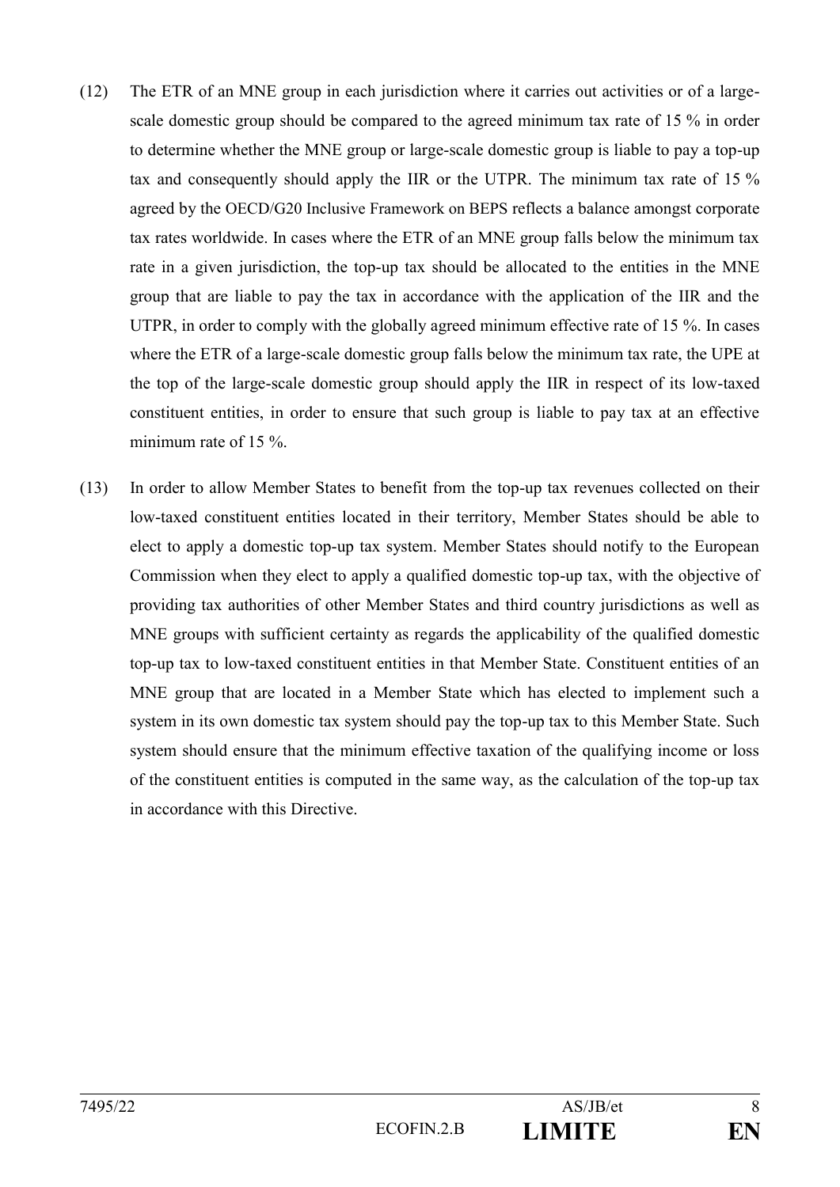(12) The ETR of an MNE group in each jurisdiction where it carries out activities or of a large-scale domestic group should be compared to the agreed minimum tax rate of 15 % in order to determine whether the MNE group or large-scale domestic group is liable to pay a top-up tax and consequently should apply the IIR or the UTPR. The minimum tax rate of 15 % agreed by the OECD/G20 Inclusive Framework on BEPS reflects a balance amongst corporate tax rates worldwide. In cases where the ETR of an MNE group falls below the minimum tax rate in a given jurisdiction, the top-up tax should be allocated to the entities in the MNE group that are liable to pay the tax in accordance with the application of the IIR and the UTPR, in order to comply with the globally agreed minimum effective rate of 15 %. In cases where the ETR of a large-scale domestic group falls below the minimum tax rate, the UPE at the top of the large-scale domestic group should apply the IIR in respect of its low-taxed constituent entities, in order to ensure that such group is liable to pay tax at an effective minimum rate of 15 %.

(13) In order to allow Member States to benefit from the top-up tax revenues collected on their low-taxed constituent entities located in their territory, Member States should be able to elect to apply a domestic top-up tax system. Member States should notify to the European Commission when they elect to apply a qualified domestic top-up tax, with the objective of providing tax authorities of other Member States and third country jurisdictions as well as MNE groups with sufficient certainty as regards the applicability of the qualified domestic top-up tax to low-taxed constituent entities in that Member State. Constituent entities of an MNE group that are located in a Member State which has elected to implement such a system in its own domestic tax system should pay the top-up tax to this Member State. Such system should ensure that the minimum effective taxation of the qualifying income or loss of the constituent entities is computed in the same way, as the calculation of the top-up tax in accordance with this Directive.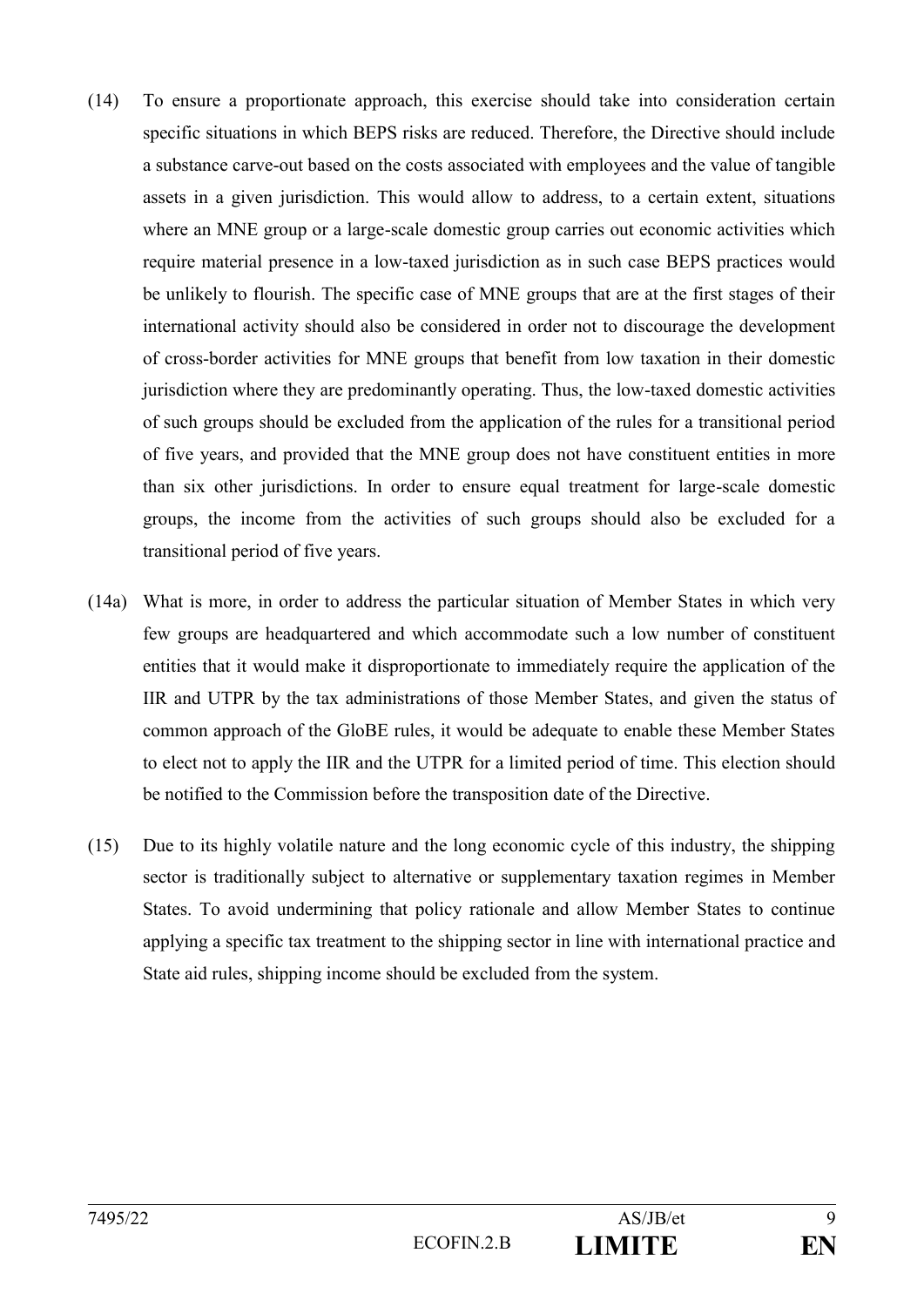(14) To ensure a proportionate approach, this exercise should take into consideration certain specific situations in which BEPS risks are reduced. Therefore, the Directive should include a substance carve-out based on the costs associated with employees and the value of tangible assets in a given jurisdiction. This would allow to address, to a certain extent, situations where an MNE group or a large-scale domestic group carries out economic activities which require material presence in a low-taxed jurisdiction as in such case BEPS practices would be unlikely to flourish. The specific case of MNE groups that are at the first stages of their international activity should also be considered in order not to discourage the development of cross-border activities for MNE groups that benefit from low taxation in their domestic jurisdiction where they are predominantly operating. Thus, the low-taxed domestic activities of such groups should be excluded from the application of the rules for a transitional period of five years, and provided that the MNE group does not have constituent entities in more than six other jurisdictions. In order to ensure equal treatment for large-scale domestic groups, the income from the activities of such groups should also be excluded for a transitional period of five years.

(14a) What is more, in order to address the particular situation of Member States in which very few groups are headquartered and which accommodate such a low number of constituent entities that it would make it disproportionate to immediately require the application of the IIR and UTPR by the tax administrations of those Member States, and given the status of common approach of the GloBE rules, it would be adequate to enable these Member States to elect not to apply the IIR and the UTPR for a limited period of time. This election should be notified to the Commission before the transposition date of the Directive.

(15) Due to its highly volatile nature and the long economic cycle of this industry, the shipping sector is traditionally subject to alternative or supplementary taxation regimes in Member States. To avoid undermining that policy rationale and allow Member States to continue applying a specific tax treatment to the shipping sector in line with international practice and State aid rules, shipping income should be excluded from the system.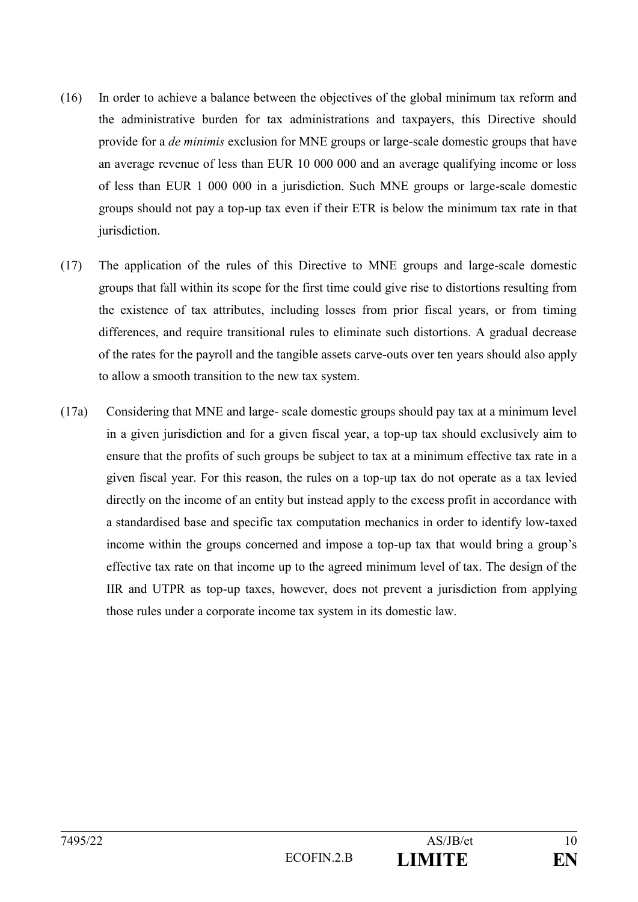(16) In order to achieve a balance between the objectives of the global minimum tax reform and the administrative burden for tax administrations and taxpayers, this Directive should provide for a *de minimis* exclusion for MNE groups or large-scale domestic groups that have an average revenue of less than EUR 10 000 000 and an average qualifying income or loss of less than EUR 1 000 000 in a jurisdiction. Such MNE groups or large-scale domestic groups should not pay a top-up tax even if their ETR is below the minimum tax rate in that jurisdiction.

(17) The application of the rules of this Directive to MNE groups and large-scale domestic groups that fall within its scope for the first time could give rise to distortions resulting from the existence of tax attributes, including losses from prior fiscal years, or from timing differences, and require transitional rules to eliminate such distortions. A gradual decrease of the rates for the payroll and the tangible assets carve-outs over ten years should also apply to allow a smooth transition to the new tax system.

(17a) Considering that MNE and large- scale domestic groups should pay tax at a minimum level in a given jurisdiction and for a given fiscal year, a top-up tax should exclusively aim to ensure that the profits of such groups be subject to tax at a minimum effective tax rate in a given fiscal year. For this reason, the rules on a top-up tax do not operate as a tax levied directly on the income of an entity but instead apply to the excess profit in accordance with a standardised base and specific tax computation mechanics in order to identify low-taxed income within the groups concerned and impose a top-up tax that would bring a group's effective tax rate on that income up to the agreed minimum level of tax. The design of the IIR and UTPR as top-up taxes, however, does not prevent a jurisdiction from applying those rules under a corporate income tax system in its domestic law.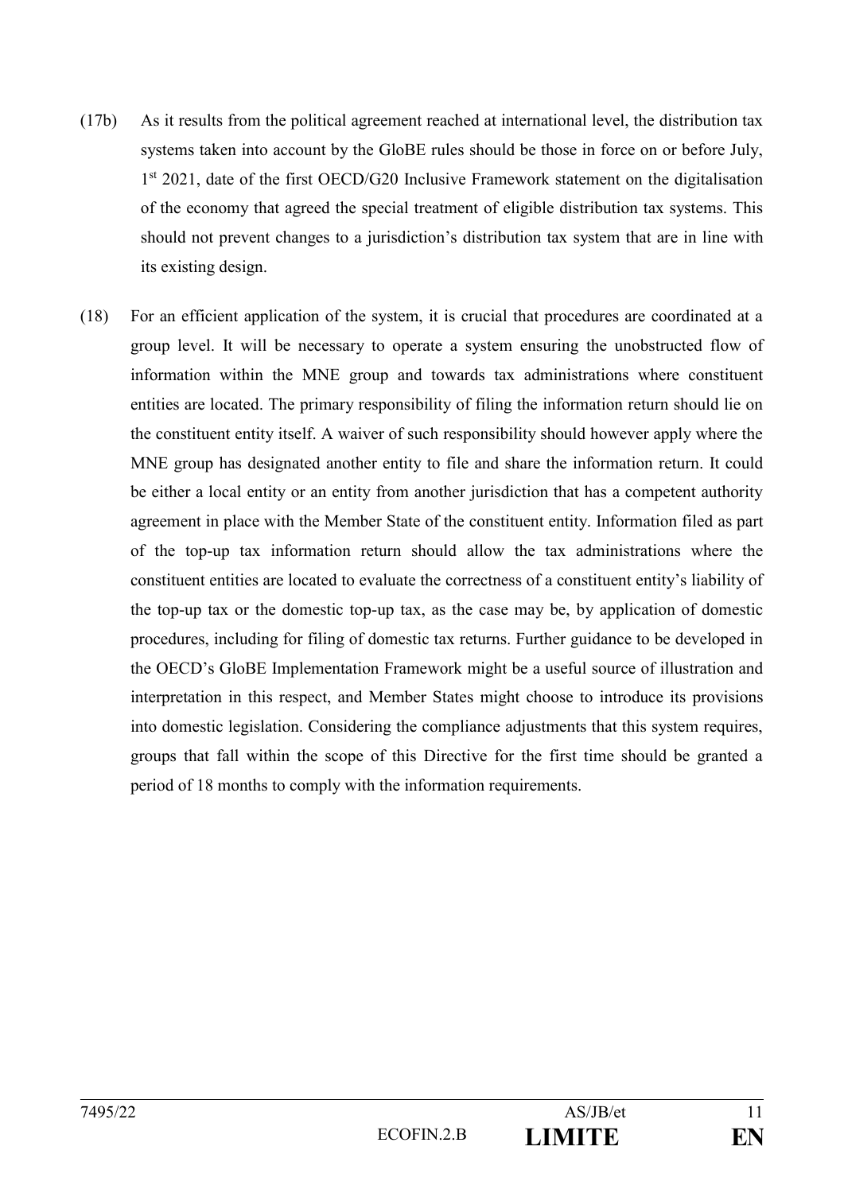(17b) As it results from the political agreement reached at international level, the distribution tax systems taken into account by the GloBE rules should be those in force on or before July, 1st 2021, date of the first OECD/G20 Inclusive Framework statement on the digitalisation of the economy that agreed the special treatment of eligible distribution tax systems. This should not prevent changes to a jurisdiction's distribution tax system that are in line with its existing design.

(18) For an efficient application of the system, it is crucial that procedures are coordinated at a group level. It will be necessary to operate a system ensuring the unobstructed flow of information within the MNE group and towards tax administrations where constituent entities are located. The primary responsibility of filing the information return should lie on the constituent entity itself. A waiver of such responsibility should however apply where the MNE group has designated another entity to file and share the information return. It could be either a local entity or an entity from another jurisdiction that has a competent authority agreement in place with the Member State of the constituent entity. Information filed as part of the top-up tax information return should allow the tax administrations where the constituent entities are located to evaluate the correctness of a constituent entity's liability of the top-up tax or the domestic top-up tax, as the case may be, by application of domestic procedures, including for filing of domestic tax returns. Further guidance to be developed in the OECD's GloBE Implementation Framework might be a useful source of illustration and interpretation in this respect, and Member States might choose to introduce its provisions into domestic legislation. Considering the compliance adjustments that this system requires, groups that fall within the scope of this Directive for the first time should be granted a period of 18 months to comply with the information requirements.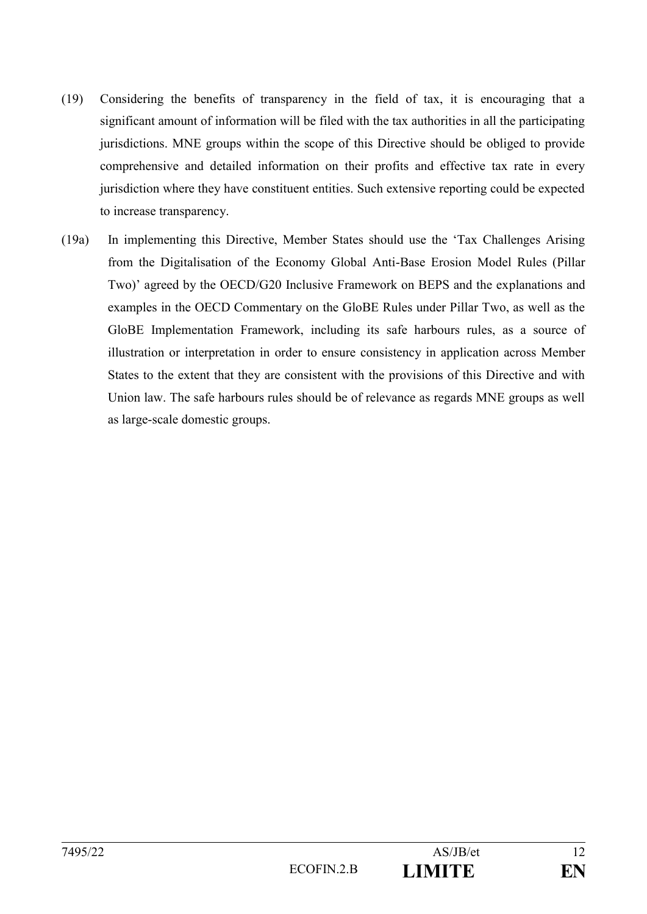(19) Considering the benefits of transparency in the field of tax, it is encouraging that a significant amount of information will be filed with the tax authorities in all the participating jurisdictions. MNE groups within the scope of this Directive should be obliged to provide comprehensive and detailed information on their profits and effective tax rate in every jurisdiction where they have constituent entities. Such extensive reporting could be expected to increase transparency.

(19a) In implementing this Directive, Member States should use the 'Tax Challenges Arising from the Digitalisation of the Economy Global Anti-Base Erosion Model Rules (Pillar Two)' agreed by the OECD/G20 Inclusive Framework on BEPS and the explanations and examples in the OECD Commentary on the GloBE Rules under Pillar Two, as well as the GloBE Implementation Framework, including its safe harbours rules, as a source of illustration or interpretation in order to ensure consistency in application across Member States to the extent that they are consistent with the provisions of this Directive and with Union law. The safe harbours rules should be of relevance as regards MNE groups as well as large-scale domestic groups.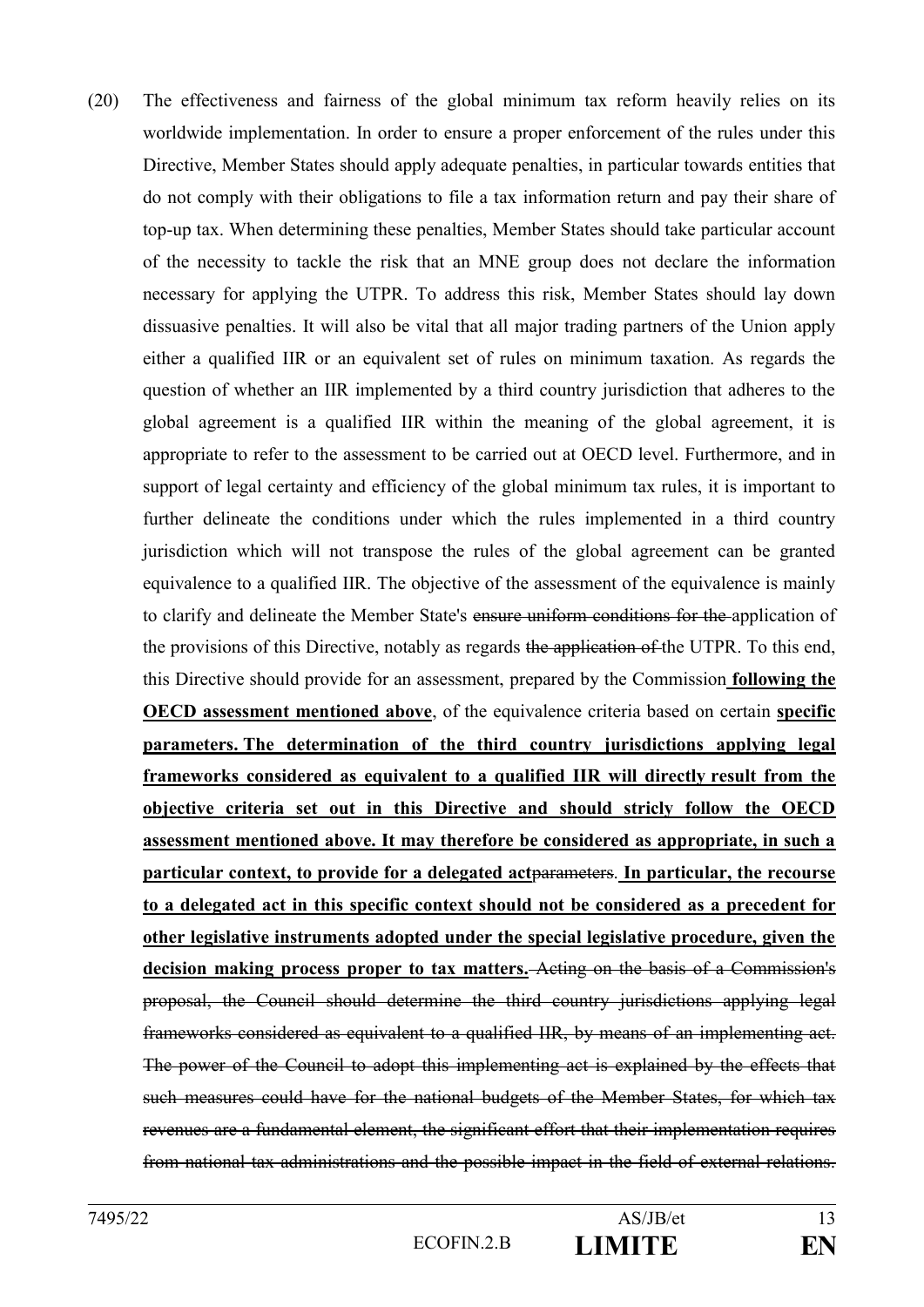(20) The effectiveness and fairness of the global minimum tax reform heavily relies on its worldwide implementation. In order to ensure a proper enforcement of the rules under this Directive, Member States should apply adequate penalties, in particular towards entities that do not comply with their obligations to file a tax information return and pay their share of top-up tax. When determining these penalties, Member States should take particular account of the necessity to tackle the risk that an MNE group does not declare the information necessary for applying the UTPR. To address this risk, Member States should lay down dissuasive penalties. It will also be vital that all major trading partners of the Union apply either a qualified IIR or an equivalent set of rules on minimum taxation. As regards the question of whether an IIR implemented by a third country jurisdiction that adheres to the global agreement is a qualified IIR within the meaning of the global agreement, it is appropriate to refer to the assessment to be carried out at OECD level. Furthermore, and in support of legal certainty and efficiency of the global minimum tax rules, it is important to further delineate the conditions under which the rules implemented in a third country jurisdiction which will not transpose the rules of the global agreement can be granted equivalence to a qualified IIR. The objective of the assessment of the equivalence is mainly to clarify and delineate the Member State's ~~ensure uniform conditions for the~~ application of the provisions of this Directive, notably as regards ~~the application of~~ the UTPR. To this end, this Directive should provide for an assessment, prepared by the Commission **following the OECD assessment mentioned above**, of the equivalence criteria based on certain **specific parameters. The determination of the third country jurisdictions applying legal frameworks considered as equivalent to a qualified IIR will directly result from the objective criteria set out in this Directive and should stricly follow the OECD assessment mentioned above. It may therefore be considered as appropriate, in such a particular context, to provide for a delegated act**~~parameters~~. **In particular, the recourse to a delegated act in this specific context should not be considered as a precedent for other legislative instruments adopted under the special legislative procedure, given the decision making process proper to tax matters.** ~~Acting on the basis of a Commission's proposal, the Council should determine the third country jurisdictions applying legal frameworks considered as equivalent to a qualified IIR, by means of an implementing act. The power of the Council to adopt this implementing act is explained by the effects that such measures could have for the national budgets of the Member States, for which tax revenues are a fundamental element, the significant effort that their implementation requires from national tax administrations and the possible impact in the field of external relations.~~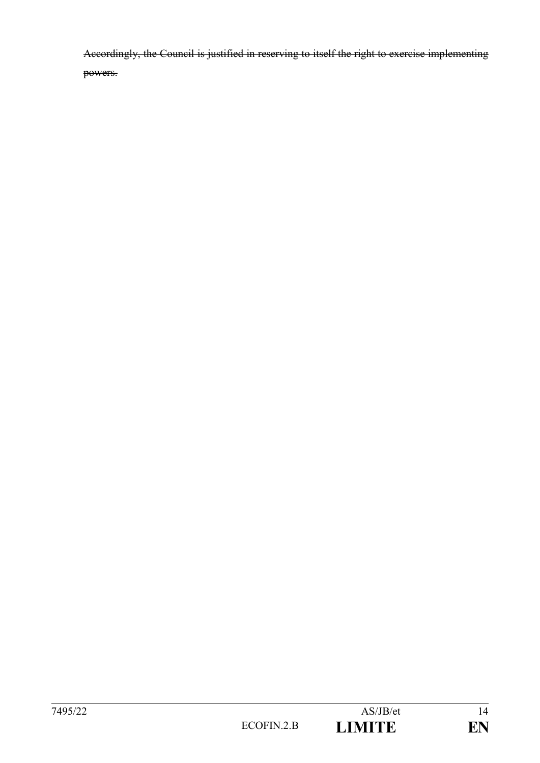~~Accordingly, the Council is justified in reserving to itself the right to exercise implementing powers.~~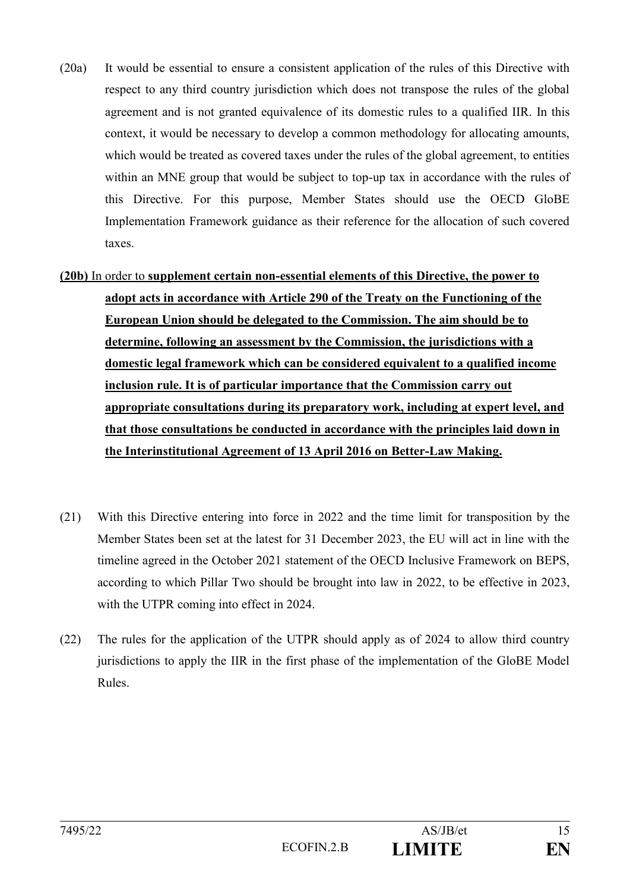(20a) It would be essential to ensure a consistent application of the rules of this Directive with respect to any third country jurisdiction which does not transpose the rules of the global agreement and is not granted equivalence of its domestic rules to a qualified IIR. In this context, it would be necessary to develop a common methodology for allocating amounts, which would be treated as covered taxes under the rules of the global agreement, to entities within an MNE group that would be subject to top-up tax in accordance with the rules of this Directive. For this purpose, Member States should use the OECD GloBE Implementation Framework guidance as their reference for the allocation of such covered taxes.

**(20b)** In order to **supplement certain non-essential elements of this Directive, the power to adopt acts in accordance with Article 290 of the Treaty on the Functioning of the European Union should be delegated to the Commission. The aim should be to determine, following an assessment by the Commission, the jurisdictions with a domestic legal framework which can be considered equivalent to a qualified income inclusion rule. It is of particular importance that the Commission carry out appropriate consultations during its preparatory work, including at expert level, and that those consultations be conducted in accordance with the principles laid down in the Interinstitutional Agreement of 13 April 2016 on Better-Law Making.**

(21) With this Directive entering into force in 2022 and the time limit for transposition by the Member States been set at the latest for 31 December 2023, the EU will act in line with the timeline agreed in the October 2021 statement of the OECD Inclusive Framework on BEPS, according to which Pillar Two should be brought into law in 2022, to be effective in 2023, with the UTPR coming into effect in 2024.

(22) The rules for the application of the UTPR should apply as of 2024 to allow third country jurisdictions to apply the IIR in the first phase of the implementation of the GloBE Model Rules.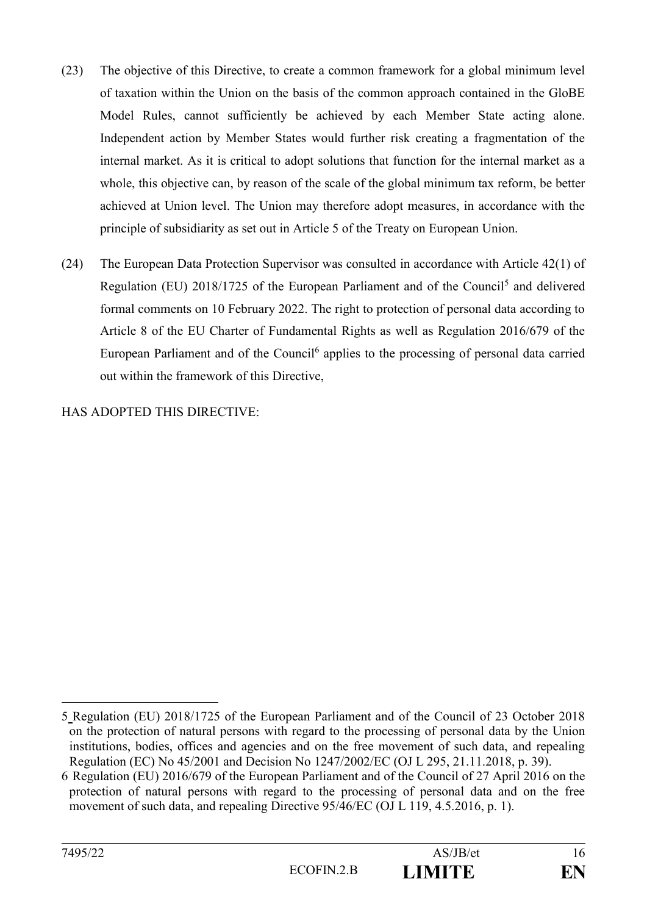(23) The objective of this Directive, to create a common framework for a global minimum level of taxation within the Union on the basis of the common approach contained in the GloBE Model Rules, cannot sufficiently be achieved by each Member State acting alone. Independent action by Member States would further risk creating a fragmentation of the internal market. As it is critical to adopt solutions that function for the internal market as a whole, this objective can, by reason of the scale of the global minimum tax reform, be better achieved at Union level. The Union may therefore adopt measures, in accordance with the principle of subsidiarity as set out in Article 5 of the Treaty on European Union.

(24) The European Data Protection Supervisor was consulted in accordance with Article 42(1) of Regulation (EU) 2018/1725 of the European Parliament and of the Council[5] and delivered formal comments on 10 February 2022. The right to protection of personal data according to Article 8 of the EU Charter of Fundamental Rights as well as Regulation 2016/679 of the European Parliament and of the Council[6] applies to the processing of personal data carried out within the framework of this Directive,

HAS ADOPTED THIS DIRECTIVE:

---

5 Regulation (EU) 2018/1725 of the European Parliament and of the Council of 23 October 2018 on the protection of natural persons with regard to the processing of personal data by the Union institutions, bodies, offices and agencies and on the free movement of such data, and repealing Regulation (EC) No 45/2001 and Decision No 1247/2002/EC (OJ L 295, 21.11.2018, p. 39).

6 Regulation (EU) 2016/679 of the European Parliament and of the Council of 27 April 2016 on the protection of natural persons with regard to the processing of personal data and on the free movement of such data, and repealing Directive 95/46/EC (OJ L 119, 4.5.2016, p. 1).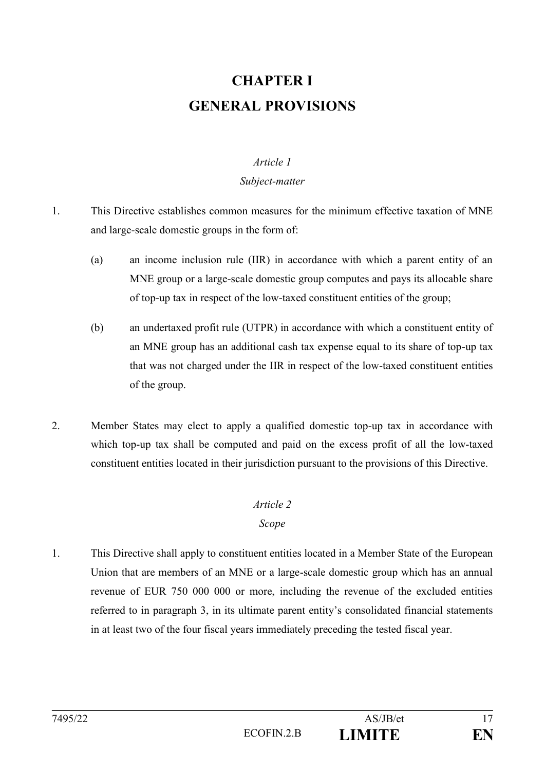# CHAPTER I
# GENERAL PROVISIONS

*Article 1*

*Subject-matter*

1. This Directive establishes common measures for the minimum effective taxation of MNE and large-scale domestic groups in the form of:

   (a) an income inclusion rule (IIR) in accordance with which a parent entity of an MNE group or a large-scale domestic group computes and pays its allocable share of top-up tax in respect of the low-taxed constituent entities of the group;

   (b) an undertaxed profit rule (UTPR) in accordance with which a constituent entity of an MNE group has an additional cash tax expense equal to its share of top-up tax that was not charged under the IIR in respect of the low-taxed constituent entities of the group.

2. Member States may elect to apply a qualified domestic top-up tax in accordance with which top-up tax shall be computed and paid on the excess profit of all the low-taxed constituent entities located in their jurisdiction pursuant to the provisions of this Directive.

*Article 2*

*Scope*

1. This Directive shall apply to constituent entities located in a Member State of the European Union that are members of an MNE or a large-scale domestic group which has an annual revenue of EUR 750 000 000 or more, including the revenue of the excluded entities referred to in paragraph 3, in its ultimate parent entity's consolidated financial statements in at least two of the four fiscal years immediately preceding the tested fiscal year.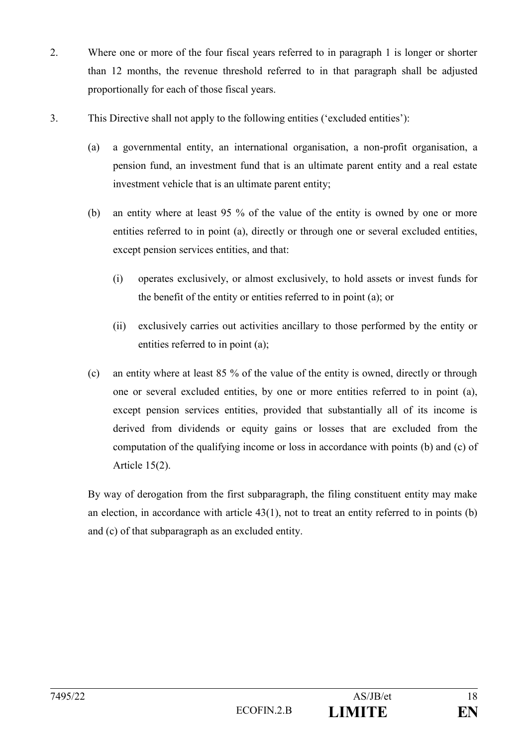2. Where one or more of the four fiscal years referred to in paragraph 1 is longer or shorter than 12 months, the revenue threshold referred to in that paragraph shall be adjusted proportionally for each of those fiscal years.

3. This Directive shall not apply to the following entities ('excluded entities'):

   (a) a governmental entity, an international organisation, a non-profit organisation, a pension fund, an investment fund that is an ultimate parent entity and a real estate investment vehicle that is an ultimate parent entity;

   (b) an entity where at least 95 % of the value of the entity is owned by one or more entities referred to in point (a), directly or through one or several excluded entities, except pension services entities, and that:

      (i) operates exclusively, or almost exclusively, to hold assets or invest funds for the benefit of the entity or entities referred to in point (a); or

      (ii) exclusively carries out activities ancillary to those performed by the entity or entities referred to in point (a);

   (c) an entity where at least 85 % of the value of the entity is owned, directly or through one or several excluded entities, by one or more entities referred to in point (a), except pension services entities, provided that substantially all of its income is derived from dividends or equity gains or losses that are excluded from the computation of the qualifying income or loss in accordance with points (b) and (c) of Article 15(2).

   By way of derogation from the first subparagraph, the filing constituent entity may make an election, in accordance with article 43(1), not to treat an entity referred to in points (b) and (c) of that subparagraph as an excluded entity.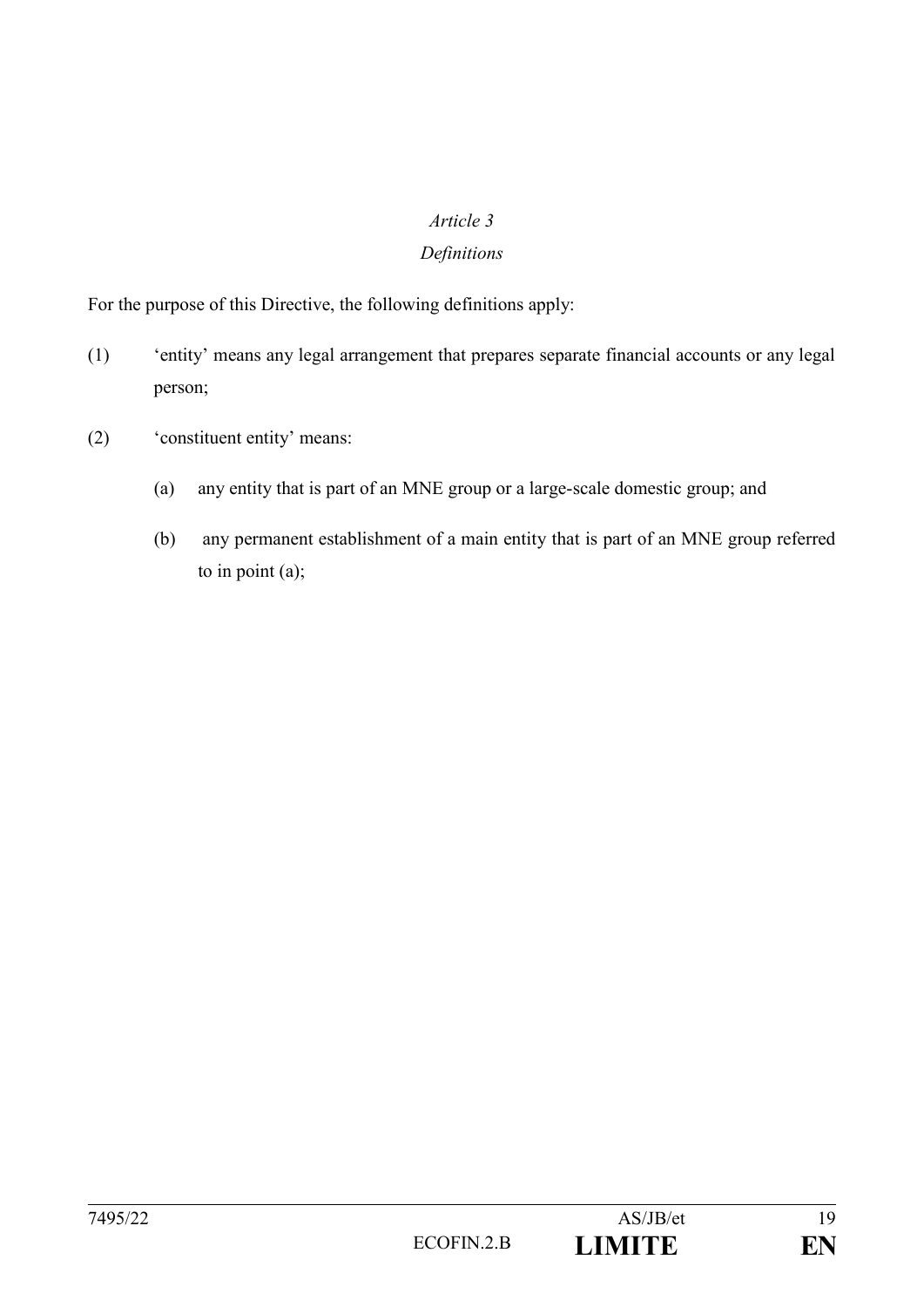*Article 3*

*Definitions*

For the purpose of this Directive, the following definitions apply:

(1) 'entity' means any legal arrangement that prepares separate financial accounts or any legal person;

(2) 'constituent entity' means:

   (a) any entity that is part of an MNE group or a large-scale domestic group; and

   (b) any permanent establishment of a main entity that is part of an MNE group referred to in point (a);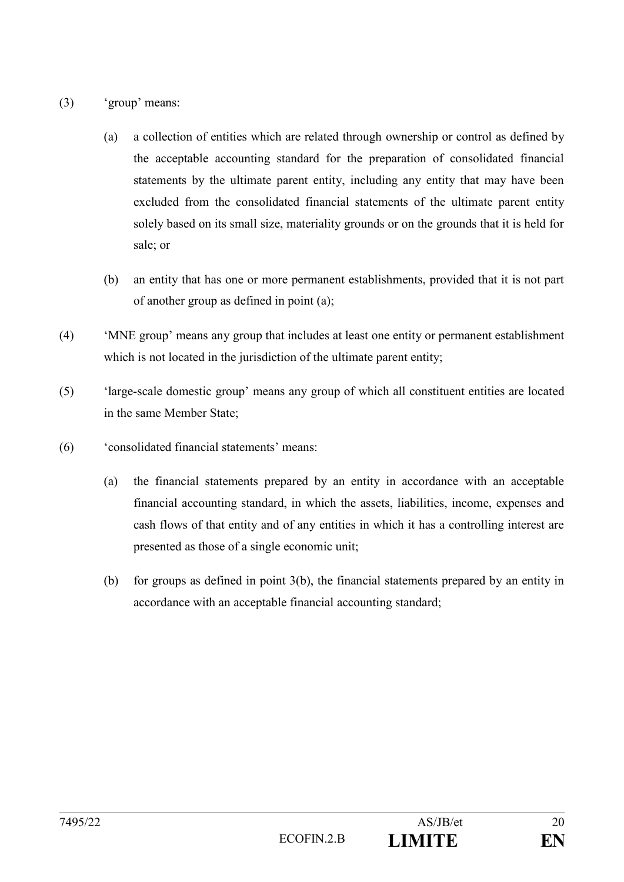(3) ‘group’ means:

(a) a collection of entities which are related through ownership or control as defined by the acceptable accounting standard for the preparation of consolidated financial statements by the ultimate parent entity, including any entity that may have been excluded from the consolidated financial statements of the ultimate parent entity solely based on its small size, materiality grounds or on the grounds that it is held for sale; or

(b) an entity that has one or more permanent establishments, provided that it is not part of another group as defined in point (a);

(4) ‘MNE group’ means any group that includes at least one entity or permanent establishment which is not located in the jurisdiction of the ultimate parent entity;

(5) ‘large-scale domestic group’ means any group of which all constituent entities are located in the same Member State;

(6) ‘consolidated financial statements’ means:

(a) the financial statements prepared by an entity in accordance with an acceptable financial accounting standard, in which the assets, liabilities, income, expenses and cash flows of that entity and of any entities in which it has a controlling interest are presented as those of a single economic unit;

(b) for groups as defined in point 3(b), the financial statements prepared by an entity in accordance with an acceptable financial accounting standard;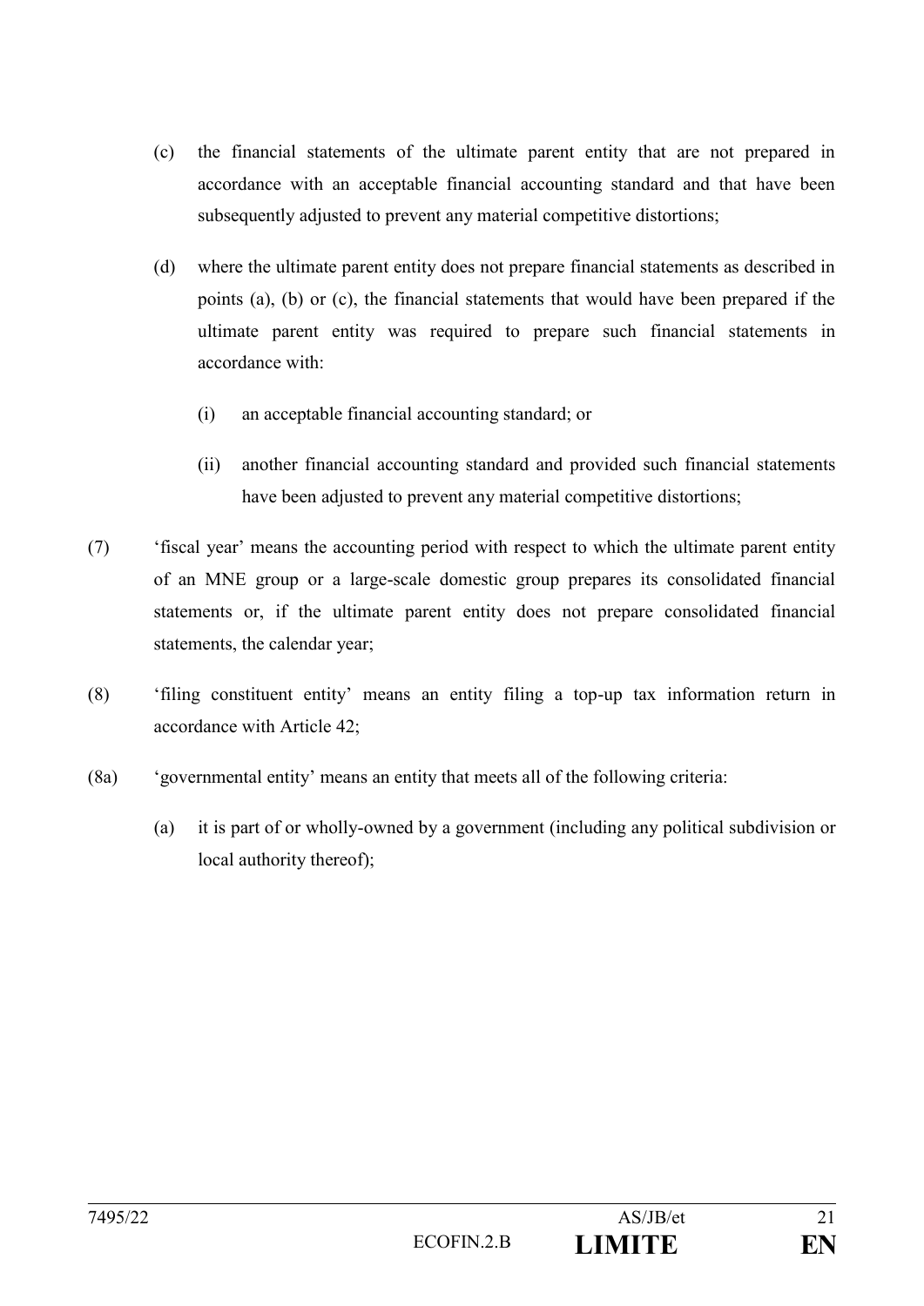(c) the financial statements of the ultimate parent entity that are not prepared in accordance with an acceptable financial accounting standard and that have been subsequently adjusted to prevent any material competitive distortions;

(d) where the ultimate parent entity does not prepare financial statements as described in points (a), (b) or (c), the financial statements that would have been prepared if the ultimate parent entity was required to prepare such financial statements in accordance with:

(i) an acceptable financial accounting standard; or

(ii) another financial accounting standard and provided such financial statements have been adjusted to prevent any material competitive distortions;

(7) 'fiscal year' means the accounting period with respect to which the ultimate parent entity of an MNE group or a large-scale domestic group prepares its consolidated financial statements or, if the ultimate parent entity does not prepare consolidated financial statements, the calendar year;

(8) 'filing constituent entity' means an entity filing a top-up tax information return in accordance with Article 42;

(8a) 'governmental entity' means an entity that meets all of the following criteria:

(a) it is part of or wholly-owned by a government (including any political subdivision or local authority thereof);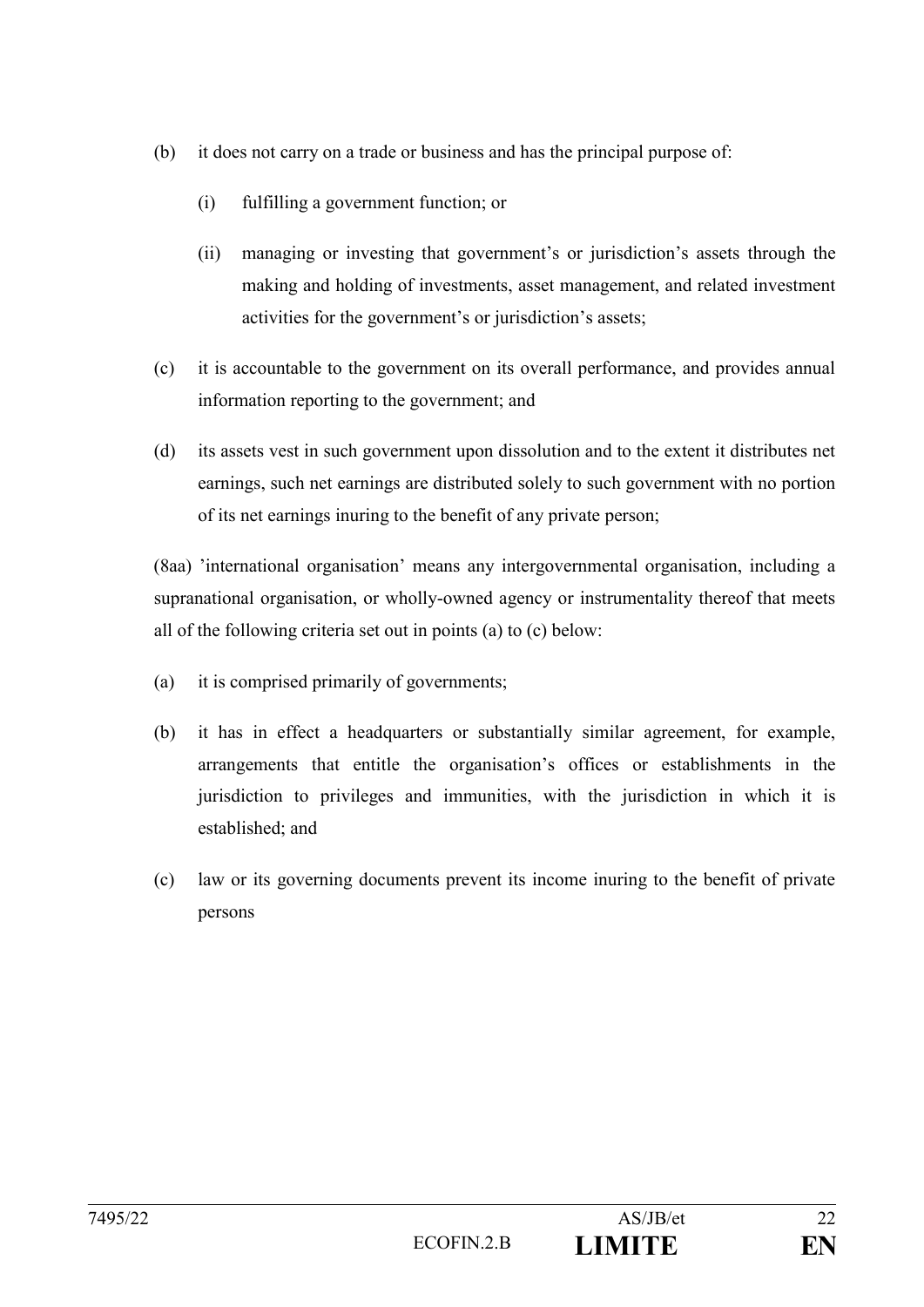(b) it does not carry on a trade or business and has the principal purpose of:

    (i) fulfilling a government function; or

    (ii) managing or investing that government's or jurisdiction's assets through the making and holding of investments, asset management, and related investment activities for the government's or jurisdiction's assets;

(c) it is accountable to the government on its overall performance, and provides annual information reporting to the government; and

(d) its assets vest in such government upon dissolution and to the extent it distributes net earnings, such net earnings are distributed solely to such government with no portion of its net earnings inuring to the benefit of any private person;

(8aa) 'international organisation' means any intergovernmental organisation, including a supranational organisation, or wholly-owned agency or instrumentality thereof that meets all of the following criteria set out in points (a) to (c) below:

(a) it is comprised primarily of governments;

(b) it has in effect a headquarters or substantially similar agreement, for example, arrangements that entitle the organisation's offices or establishments in the jurisdiction to privileges and immunities, with the jurisdiction in which it is established; and

(c) law or its governing documents prevent its income inuring to the benefit of private persons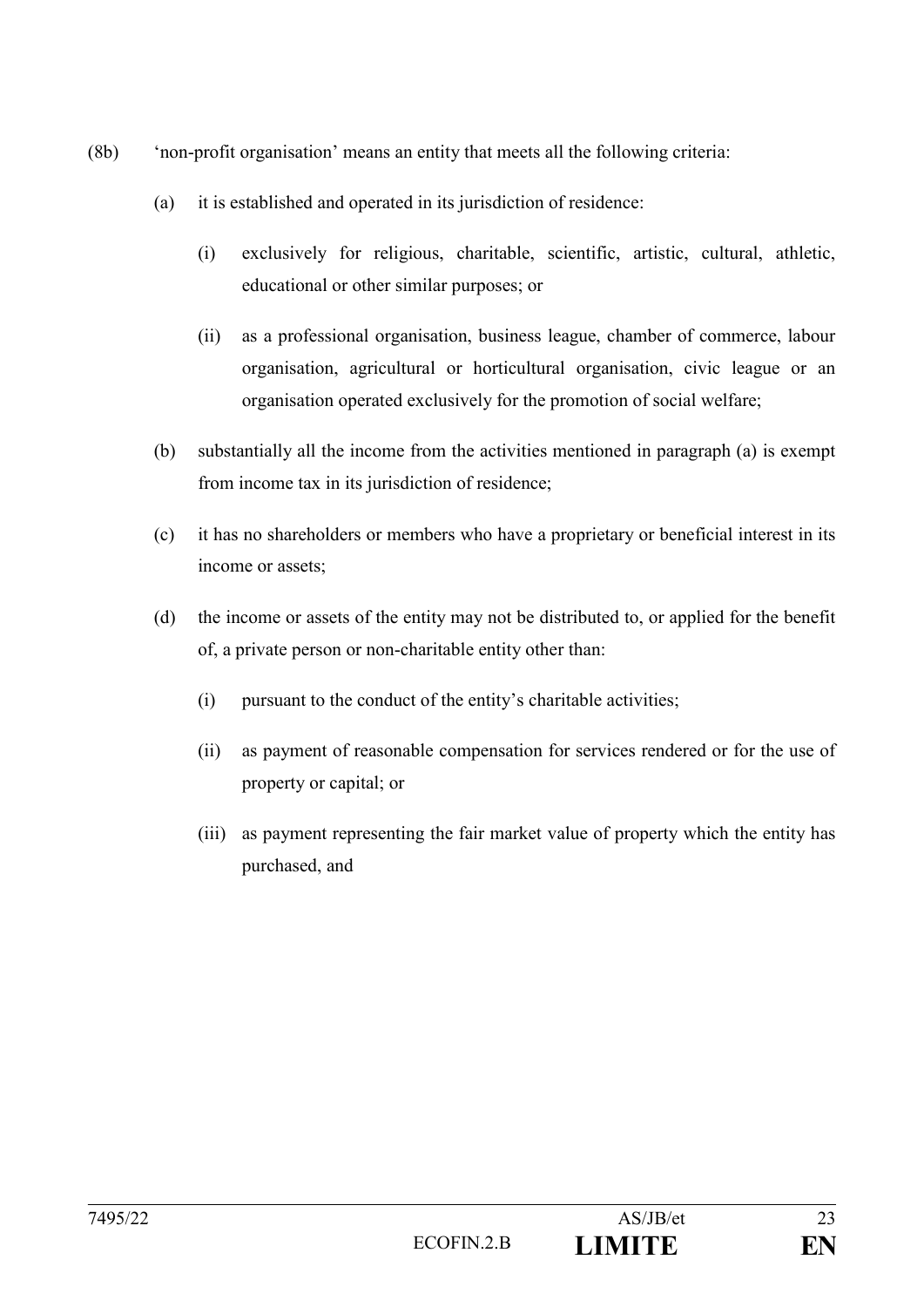(8b) 'non-profit organisation' means an entity that meets all the following criteria:

(a) it is established and operated in its jurisdiction of residence:

(i) exclusively for religious, charitable, scientific, artistic, cultural, athletic, educational or other similar purposes; or

(ii) as a professional organisation, business league, chamber of commerce, labour organisation, agricultural or horticultural organisation, civic league or an organisation operated exclusively for the promotion of social welfare;

(b) substantially all the income from the activities mentioned in paragraph (a) is exempt from income tax in its jurisdiction of residence;

(c) it has no shareholders or members who have a proprietary or beneficial interest in its income or assets;

(d) the income or assets of the entity may not be distributed to, or applied for the benefit of, a private person or non-charitable entity other than:

(i) pursuant to the conduct of the entity's charitable activities;

(ii) as payment of reasonable compensation for services rendered or for the use of property or capital; or

(iii) as payment representing the fair market value of property which the entity has purchased, and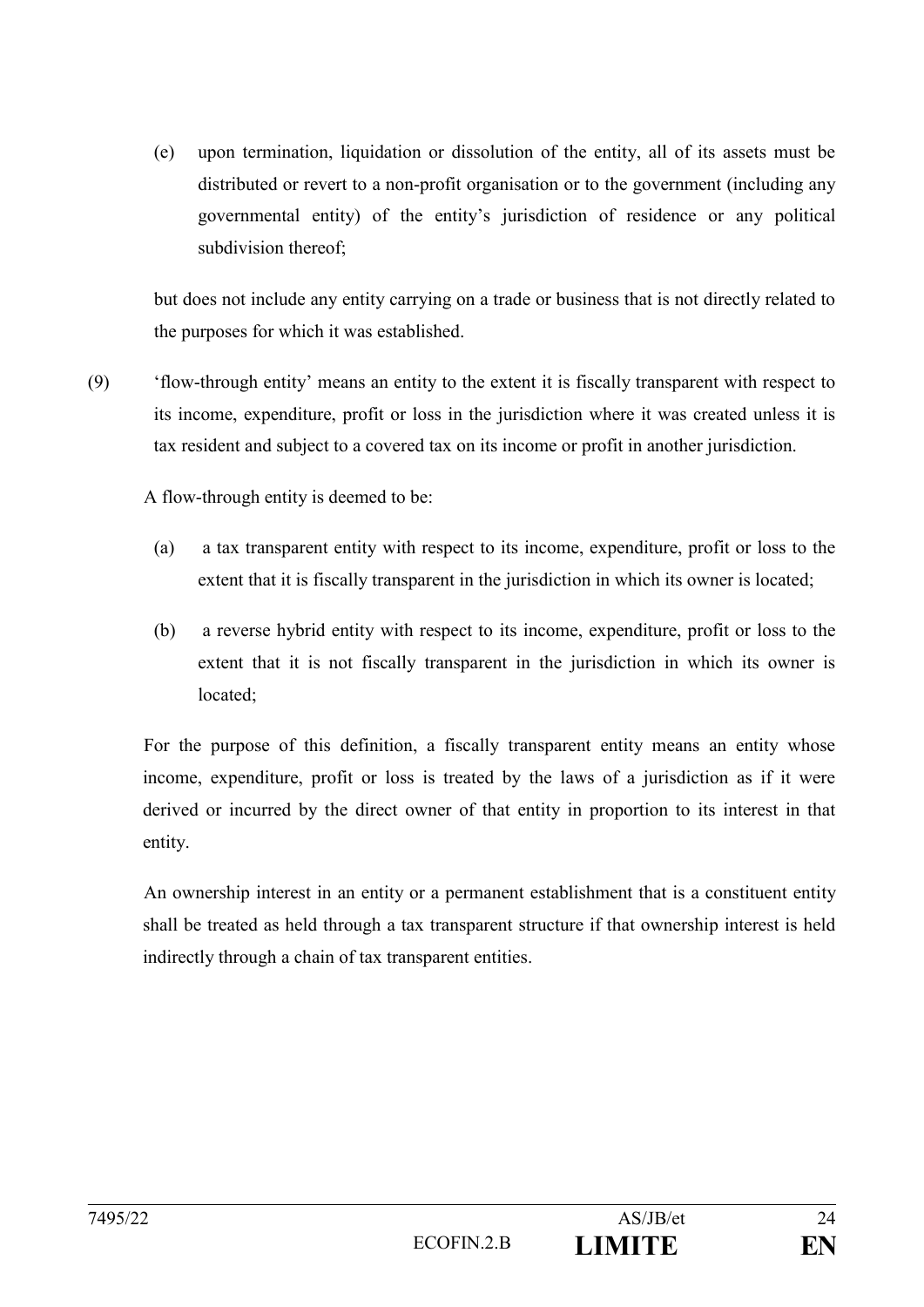(e) upon termination, liquidation or dissolution of the entity, all of its assets must be distributed or revert to a non-profit organisation or to the government (including any governmental entity) of the entity's jurisdiction of residence or any political subdivision thereof;

but does not include any entity carrying on a trade or business that is not directly related to the purposes for which it was established.

(9) 'flow-through entity' means an entity to the extent it is fiscally transparent with respect to its income, expenditure, profit or loss in the jurisdiction where it was created unless it is tax resident and subject to a covered tax on its income or profit in another jurisdiction.

A flow-through entity is deemed to be:

(a) a tax transparent entity with respect to its income, expenditure, profit or loss to the extent that it is fiscally transparent in the jurisdiction in which its owner is located;

(b) a reverse hybrid entity with respect to its income, expenditure, profit or loss to the extent that it is not fiscally transparent in the jurisdiction in which its owner is located;

For the purpose of this definition, a fiscally transparent entity means an entity whose income, expenditure, profit or loss is treated by the laws of a jurisdiction as if it were derived or incurred by the direct owner of that entity in proportion to its interest in that entity.

An ownership interest in an entity or a permanent establishment that is a constituent entity shall be treated as held through a tax transparent structure if that ownership interest is held indirectly through a chain of tax transparent entities.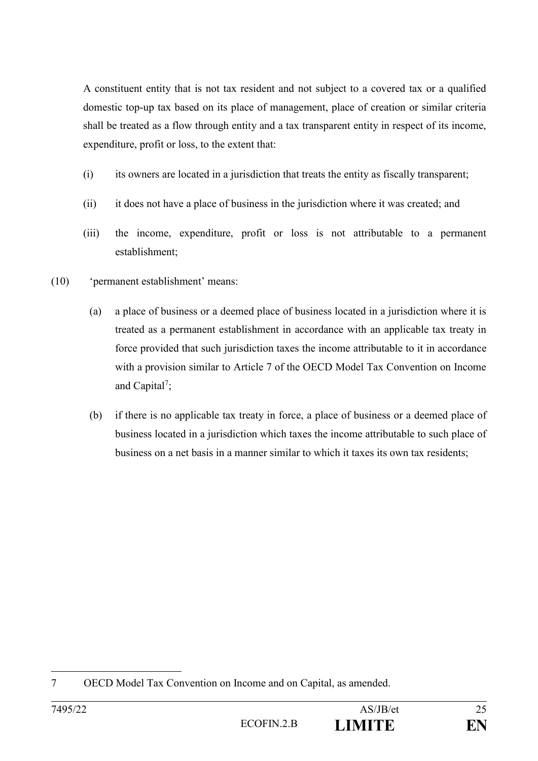A constituent entity that is not tax resident and not subject to a covered tax or a qualified domestic top-up tax based on its place of management, place of creation or similar criteria shall be treated as a flow through entity and a tax transparent entity in respect of its income, expenditure, profit or loss, to the extent that:

(i) its owners are located in a jurisdiction that treats the entity as fiscally transparent;

(ii) it does not have a place of business in the jurisdiction where it was created; and

(iii) the income, expenditure, profit or loss is not attributable to a permanent establishment;

(10) 'permanent establishment' means:

(a) a place of business or a deemed place of business located in a jurisdiction where it is treated as a permanent establishment in accordance with an applicable tax treaty in force provided that such jurisdiction taxes the income attributable to it in accordance with a provision similar to Article 7 of the OECD Model Tax Convention on Income and Capital[7];

(b) if there is no applicable tax treaty in force, a place of business or a deemed place of business located in a jurisdiction which taxes the income attributable to such place of business on a net basis in a manner similar to which it taxes its own tax residents;

---

7 OECD Model Tax Convention on Income and on Capital, as amended.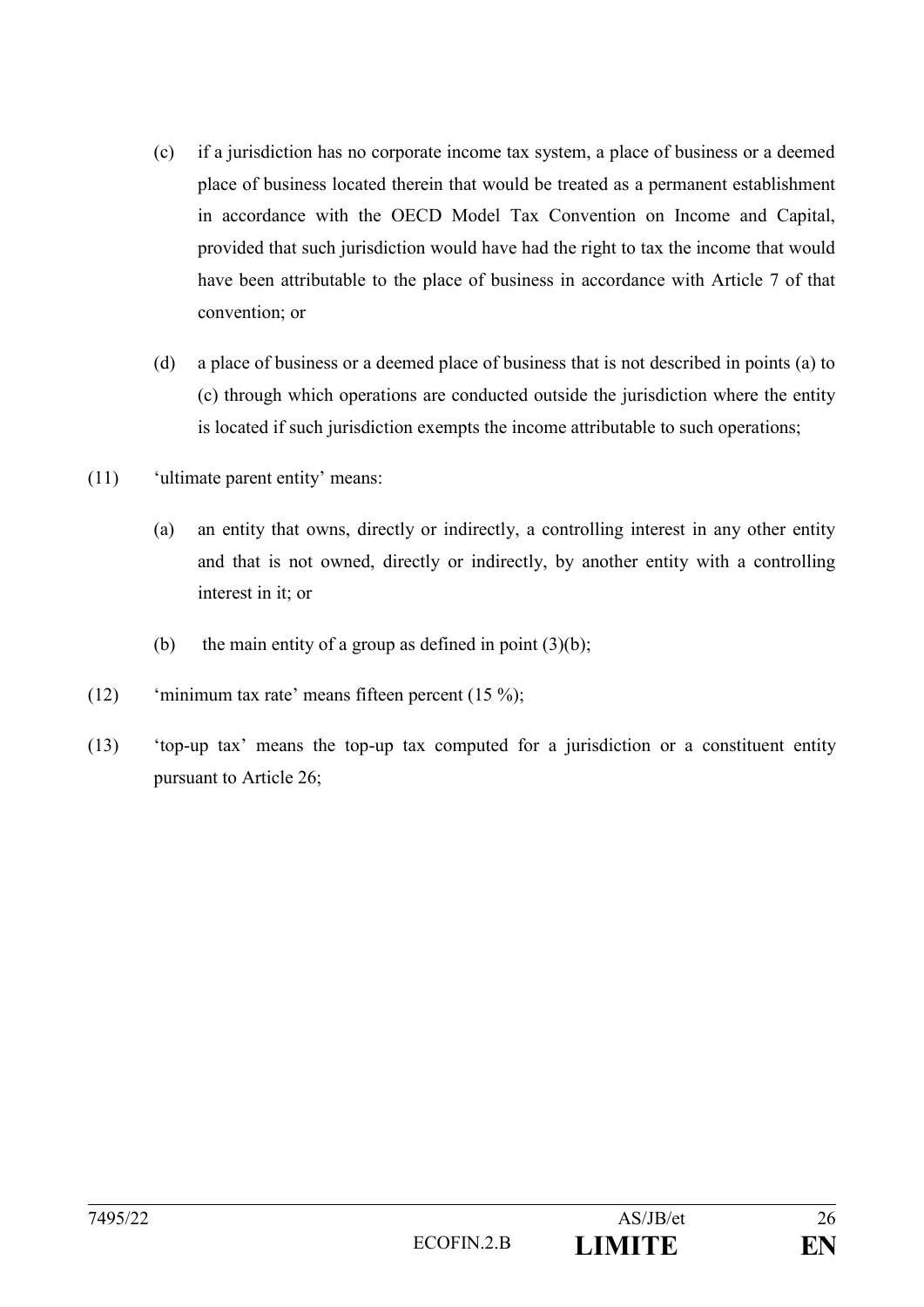(c) if a jurisdiction has no corporate income tax system, a place of business or a deemed place of business located therein that would be treated as a permanent establishment in accordance with the OECD Model Tax Convention on Income and Capital, provided that such jurisdiction would have had the right to tax the income that would have been attributable to the place of business in accordance with Article 7 of that convention; or

(d) a place of business or a deemed place of business that is not described in points (a) to (c) through which operations are conducted outside the jurisdiction where the entity is located if such jurisdiction exempts the income attributable to such operations;

(11) 'ultimate parent entity' means:

(a) an entity that owns, directly or indirectly, a controlling interest in any other entity and that is not owned, directly or indirectly, by another entity with a controlling interest in it; or

(b) the main entity of a group as defined in point (3)(b);

(12) 'minimum tax rate' means fifteen percent (15 %);

(13) 'top-up tax' means the top-up tax computed for a jurisdiction or a constituent entity pursuant to Article 26;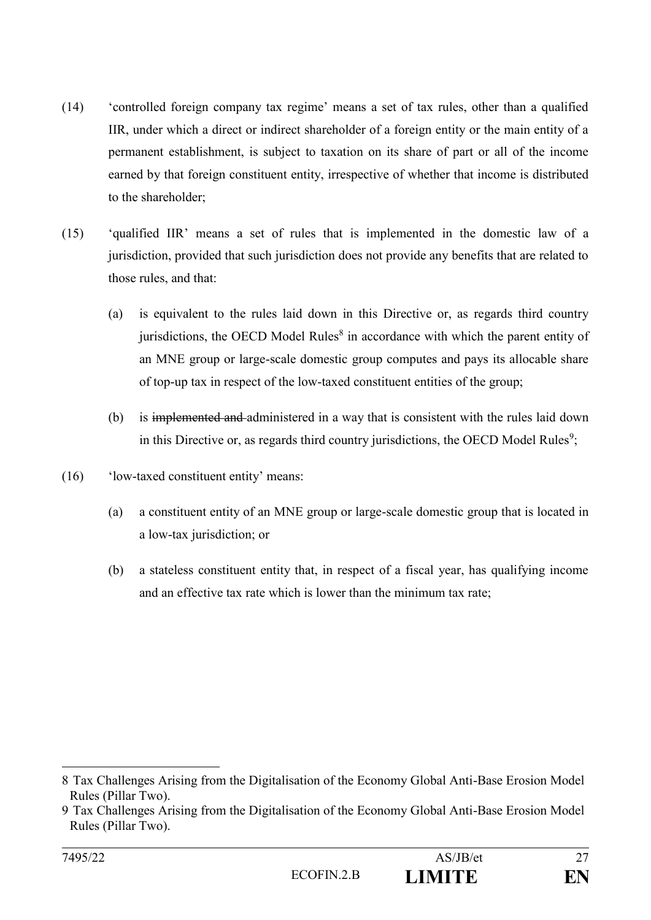(14) 'controlled foreign company tax regime' means a set of tax rules, other than a qualified IIR, under which a direct or indirect shareholder of a foreign entity or the main entity of a permanent establishment, is subject to taxation on its share of part or all of the income earned by that foreign constituent entity, irrespective of whether that income is distributed to the shareholder;

(15) 'qualified IIR' means a set of rules that is implemented in the domestic law of a jurisdiction, provided that such jurisdiction does not provide any benefits that are related to those rules, and that:

(a) is equivalent to the rules laid down in this Directive or, as regards third country jurisdictions, the OECD Model Rules[8] in accordance with which the parent entity of an MNE group or large-scale domestic group computes and pays its allocable share of top-up tax in respect of the low-taxed constituent entities of the group;

(b) is ~~implemented and~~ administered in a way that is consistent with the rules laid down in this Directive or, as regards third country jurisdictions, the OECD Model Rules[9];

(16) 'low-taxed constituent entity' means:

(a) a constituent entity of an MNE group or large-scale domestic group that is located in a low-tax jurisdiction; or

(b) a stateless constituent entity that, in respect of a fiscal year, has qualifying income and an effective tax rate which is lower than the minimum tax rate;

---

8 Tax Challenges Arising from the Digitalisation of the Economy Global Anti-Base Erosion Model Rules (Pillar Two).

9 Tax Challenges Arising from the Digitalisation of the Economy Global Anti-Base Erosion Model Rules (Pillar Two).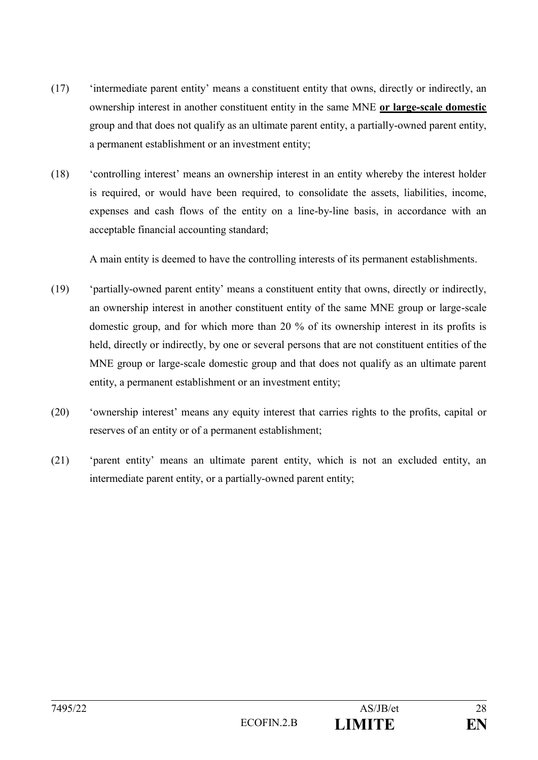(17) 'intermediate parent entity' means a constituent entity that owns, directly or indirectly, an ownership interest in another constituent entity in the same MNE **or large-scale domestic** group and that does not qualify as an ultimate parent entity, a partially-owned parent entity, a permanent establishment or an investment entity;

(18) 'controlling interest' means an ownership interest in an entity whereby the interest holder is required, or would have been required, to consolidate the assets, liabilities, income, expenses and cash flows of the entity on a line-by-line basis, in accordance with an acceptable financial accounting standard;

A main entity is deemed to have the controlling interests of its permanent establishments.

(19) 'partially-owned parent entity' means a constituent entity that owns, directly or indirectly, an ownership interest in another constituent entity of the same MNE group or large-scale domestic group, and for which more than 20 % of its ownership interest in its profits is held, directly or indirectly, by one or several persons that are not constituent entities of the MNE group or large-scale domestic group and that does not qualify as an ultimate parent entity, a permanent establishment or an investment entity;

(20) 'ownership interest' means any equity interest that carries rights to the profits, capital or reserves of an entity or of a permanent establishment;

(21) 'parent entity' means an ultimate parent entity, which is not an excluded entity, an intermediate parent entity, or a partially-owned parent entity;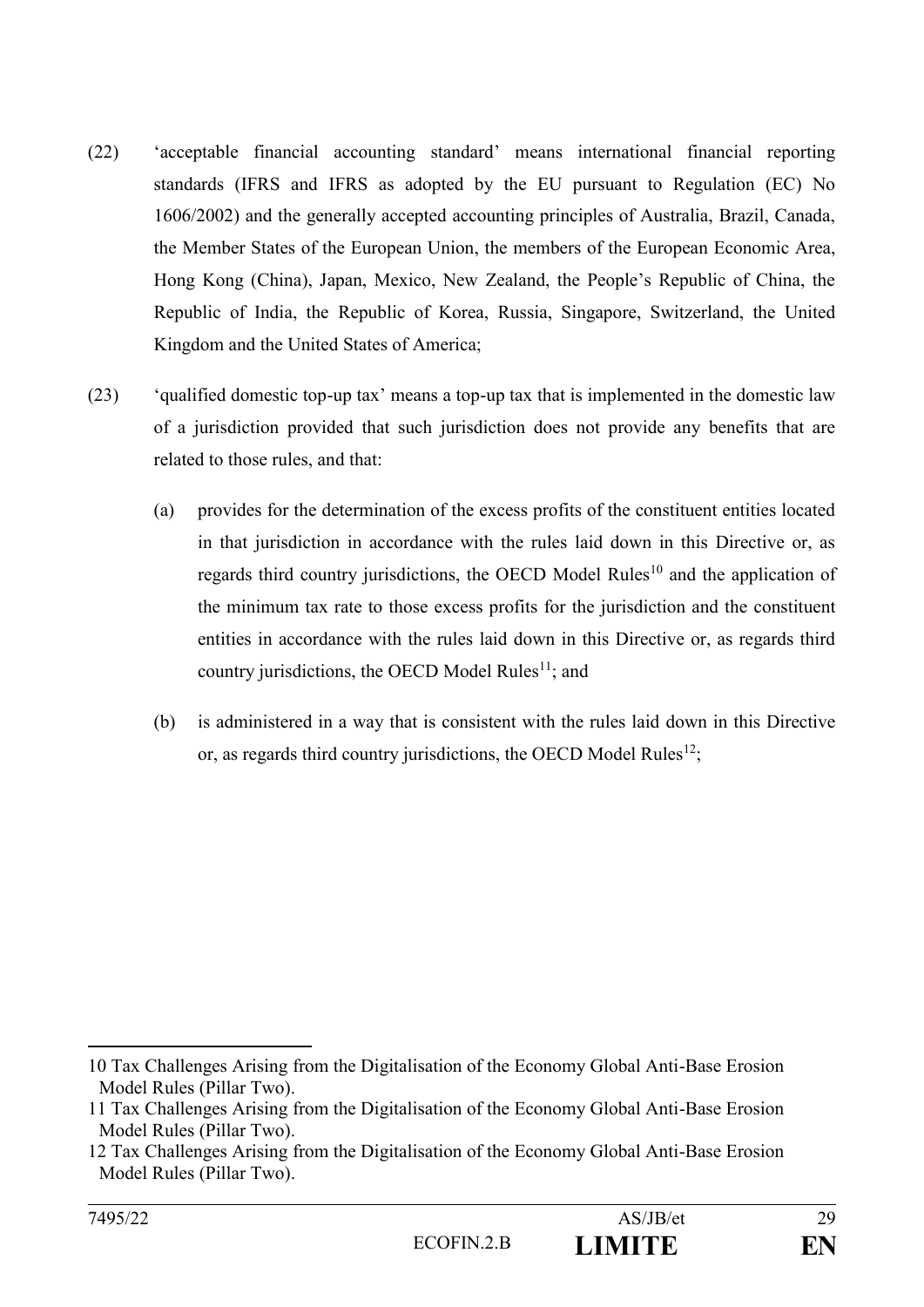(22) 'acceptable financial accounting standard' means international financial reporting standards (IFRS and IFRS as adopted by the EU pursuant to Regulation (EC) No 1606/2002) and the generally accepted accounting principles of Australia, Brazil, Canada, the Member States of the European Union, the members of the European Economic Area, Hong Kong (China), Japan, Mexico, New Zealand, the People's Republic of China, the Republic of India, the Republic of Korea, Russia, Singapore, Switzerland, the United Kingdom and the United States of America;

(23) 'qualified domestic top-up tax' means a top-up tax that is implemented in the domestic law of a jurisdiction provided that such jurisdiction does not provide any benefits that are related to those rules, and that:

(a) provides for the determination of the excess profits of the constituent entities located in that jurisdiction in accordance with the rules laid down in this Directive or, as regards third country jurisdictions, the OECD Model Rules[10] and the application of the minimum tax rate to those excess profits for the jurisdiction and the constituent entities in accordance with the rules laid down in this Directive or, as regards third country jurisdictions, the OECD Model Rules[11]; and

(b) is administered in a way that is consistent with the rules laid down in this Directive or, as regards third country jurisdictions, the OECD Model Rules[12];

---

10 Tax Challenges Arising from the Digitalisation of the Economy Global Anti-Base Erosion Model Rules (Pillar Two).

11 Tax Challenges Arising from the Digitalisation of the Economy Global Anti-Base Erosion Model Rules (Pillar Two).

12 Tax Challenges Arising from the Digitalisation of the Economy Global Anti-Base Erosion Model Rules (Pillar Two).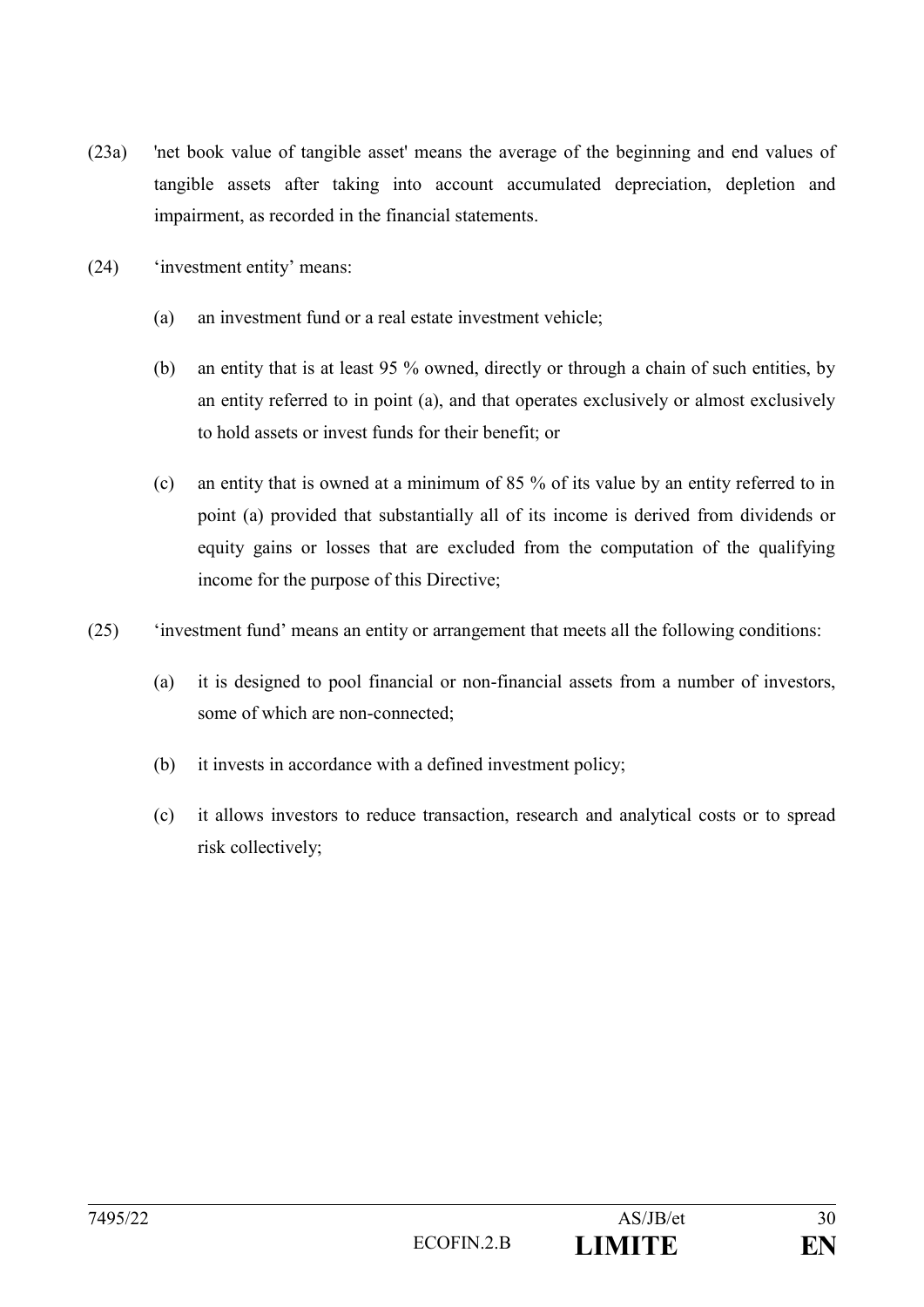(23a) 'net book value of tangible asset' means the average of the beginning and end values of tangible assets after taking into account accumulated depreciation, depletion and impairment, as recorded in the financial statements.

(24) 'investment entity' means:

(a) an investment fund or a real estate investment vehicle;

(b) an entity that is at least 95 % owned, directly or through a chain of such entities, by an entity referred to in point (a), and that operates exclusively or almost exclusively to hold assets or invest funds for their benefit; or

(c) an entity that is owned at a minimum of 85 % of its value by an entity referred to in point (a) provided that substantially all of its income is derived from dividends or equity gains or losses that are excluded from the computation of the qualifying income for the purpose of this Directive;

(25) 'investment fund' means an entity or arrangement that meets all the following conditions:

(a) it is designed to pool financial or non-financial assets from a number of investors, some of which are non-connected;

(b) it invests in accordance with a defined investment policy;

(c) it allows investors to reduce transaction, research and analytical costs or to spread risk collectively;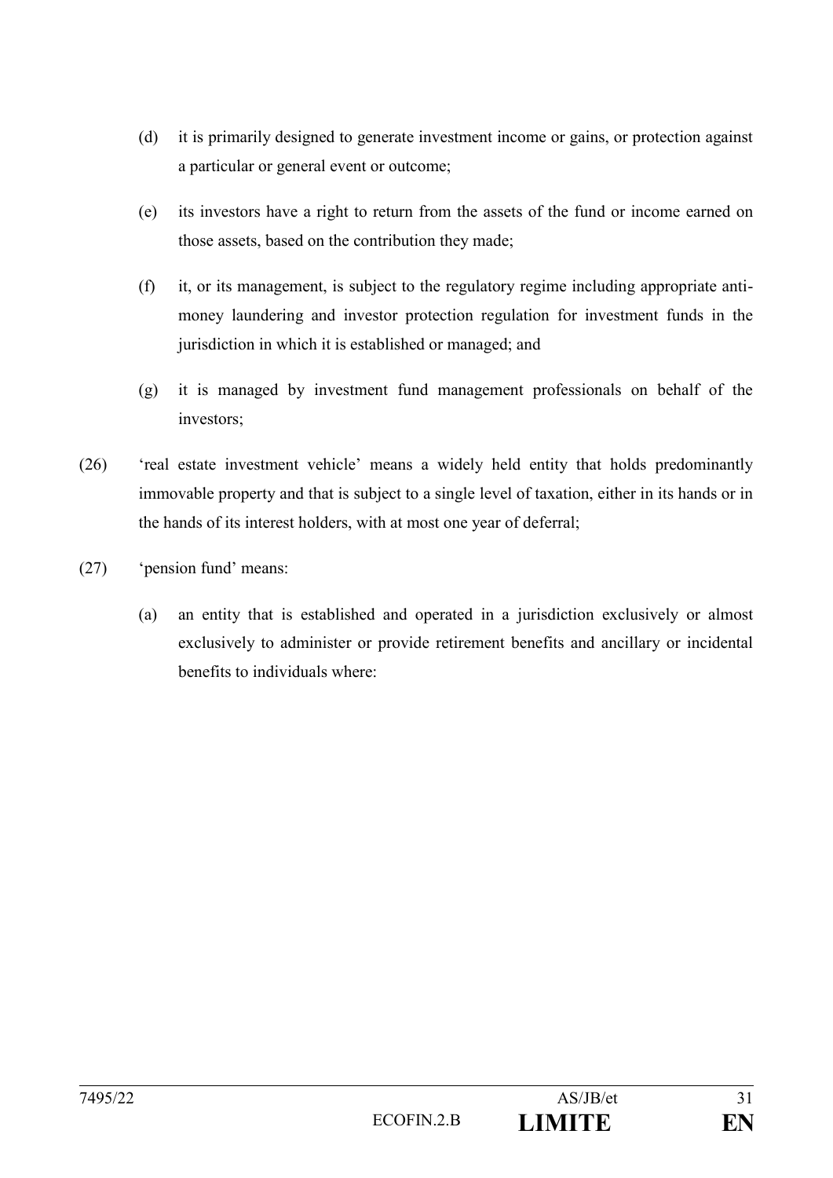(d) it is primarily designed to generate investment income or gains, or protection against a particular or general event or outcome;

(e) its investors have a right to return from the assets of the fund or income earned on those assets, based on the contribution they made;

(f) it, or its management, is subject to the regulatory regime including appropriate anti-money laundering and investor protection regulation for investment funds in the jurisdiction in which it is established or managed; and

(g) it is managed by investment fund management professionals on behalf of the investors;

(26) 'real estate investment vehicle' means a widely held entity that holds predominantly immovable property and that is subject to a single level of taxation, either in its hands or in the hands of its interest holders, with at most one year of deferral;

(27) 'pension fund' means:

(a) an entity that is established and operated in a jurisdiction exclusively or almost exclusively to administer or provide retirement benefits and ancillary or incidental benefits to individuals where: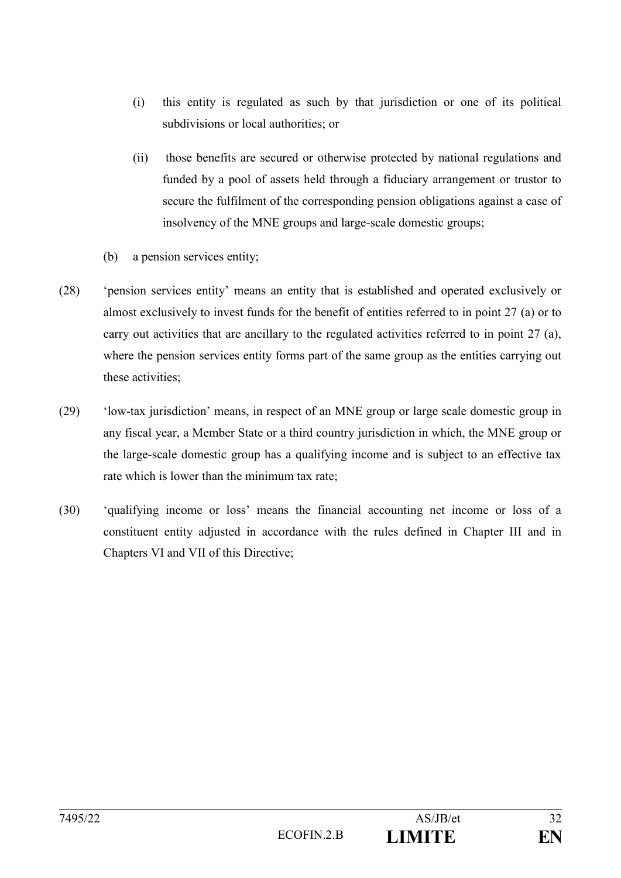(i) this entity is regulated as such by that jurisdiction or one of its political subdivisions or local authorities; or

(ii) those benefits are secured or otherwise protected by national regulations and funded by a pool of assets held through a fiduciary arrangement or trustor to secure the fulfilment of the corresponding pension obligations against a case of insolvency of the MNE groups and large-scale domestic groups;

(b) a pension services entity;

(28) 'pension services entity' means an entity that is established and operated exclusively or almost exclusively to invest funds for the benefit of entities referred to in point 27 (a) or to carry out activities that are ancillary to the regulated activities referred to in point 27 (a), where the pension services entity forms part of the same group as the entities carrying out these activities;

(29) 'low-tax jurisdiction' means, in respect of an MNE group or large scale domestic group in any fiscal year, a Member State or a third country jurisdiction in which, the MNE group or the large-scale domestic group has a qualifying income and is subject to an effective tax rate which is lower than the minimum tax rate;

(30) 'qualifying income or loss' means the financial accounting net income or loss of a constituent entity adjusted in accordance with the rules defined in Chapter III and in Chapters VI and VII of this Directive;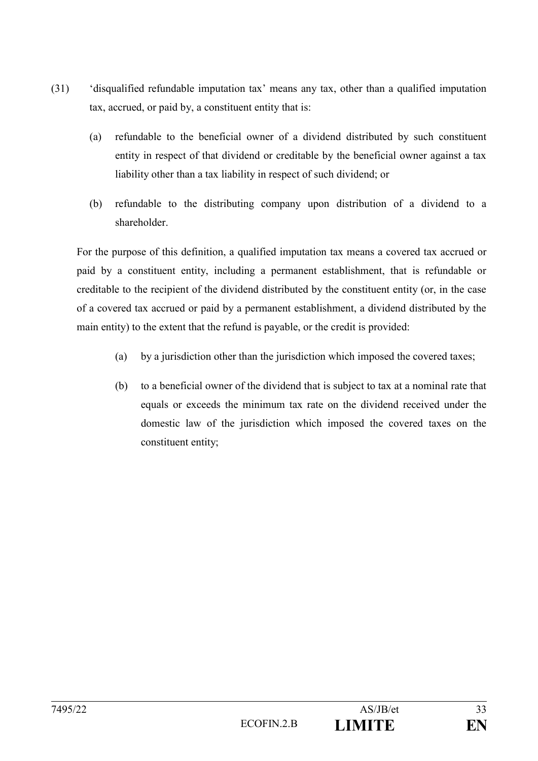(31) 'disqualified refundable imputation tax' means any tax, other than a qualified imputation tax, accrued, or paid by, a constituent entity that is:

(a) refundable to the beneficial owner of a dividend distributed by such constituent entity in respect of that dividend or creditable by the beneficial owner against a tax liability other than a tax liability in respect of such dividend; or

(b) refundable to the distributing company upon distribution of a dividend to a shareholder.

For the purpose of this definition, a qualified imputation tax means a covered tax accrued or paid by a constituent entity, including a permanent establishment, that is refundable or creditable to the recipient of the dividend distributed by the constituent entity (or, in the case of a covered tax accrued or paid by a permanent establishment, a dividend distributed by the main entity) to the extent that the refund is payable, or the credit is provided:

(a) by a jurisdiction other than the jurisdiction which imposed the covered taxes;

(b) to a beneficial owner of the dividend that is subject to tax at a nominal rate that equals or exceeds the minimum tax rate on the dividend received under the domestic law of the jurisdiction which imposed the covered taxes on the constituent entity;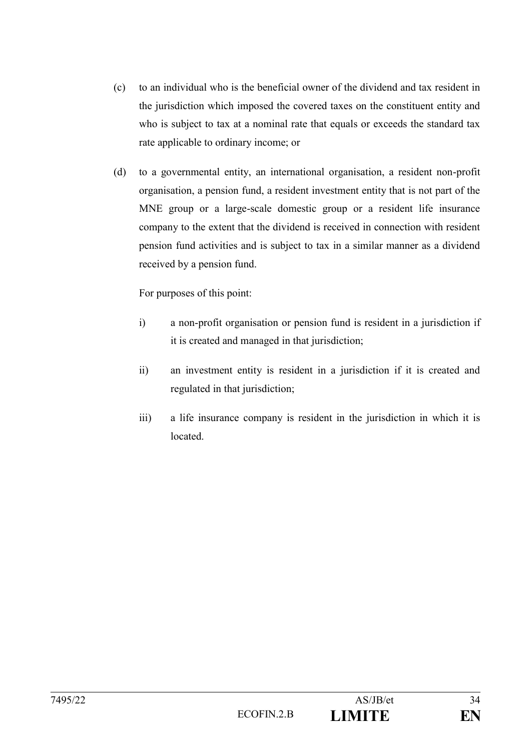(c) to an individual who is the beneficial owner of the dividend and tax resident in the jurisdiction which imposed the covered taxes on the constituent entity and who is subject to tax at a nominal rate that equals or exceeds the standard tax rate applicable to ordinary income; or

(d) to a governmental entity, an international organisation, a resident non-profit organisation, a pension fund, a resident investment entity that is not part of the MNE group or a large-scale domestic group or a resident life insurance company to the extent that the dividend is received in connection with resident pension fund activities and is subject to tax in a similar manner as a dividend received by a pension fund.

For purposes of this point:

i) a non-profit organisation or pension fund is resident in a jurisdiction if it is created and managed in that jurisdiction;

ii) an investment entity is resident in a jurisdiction if it is created and regulated in that jurisdiction;

iii) a life insurance company is resident in the jurisdiction in which it is located.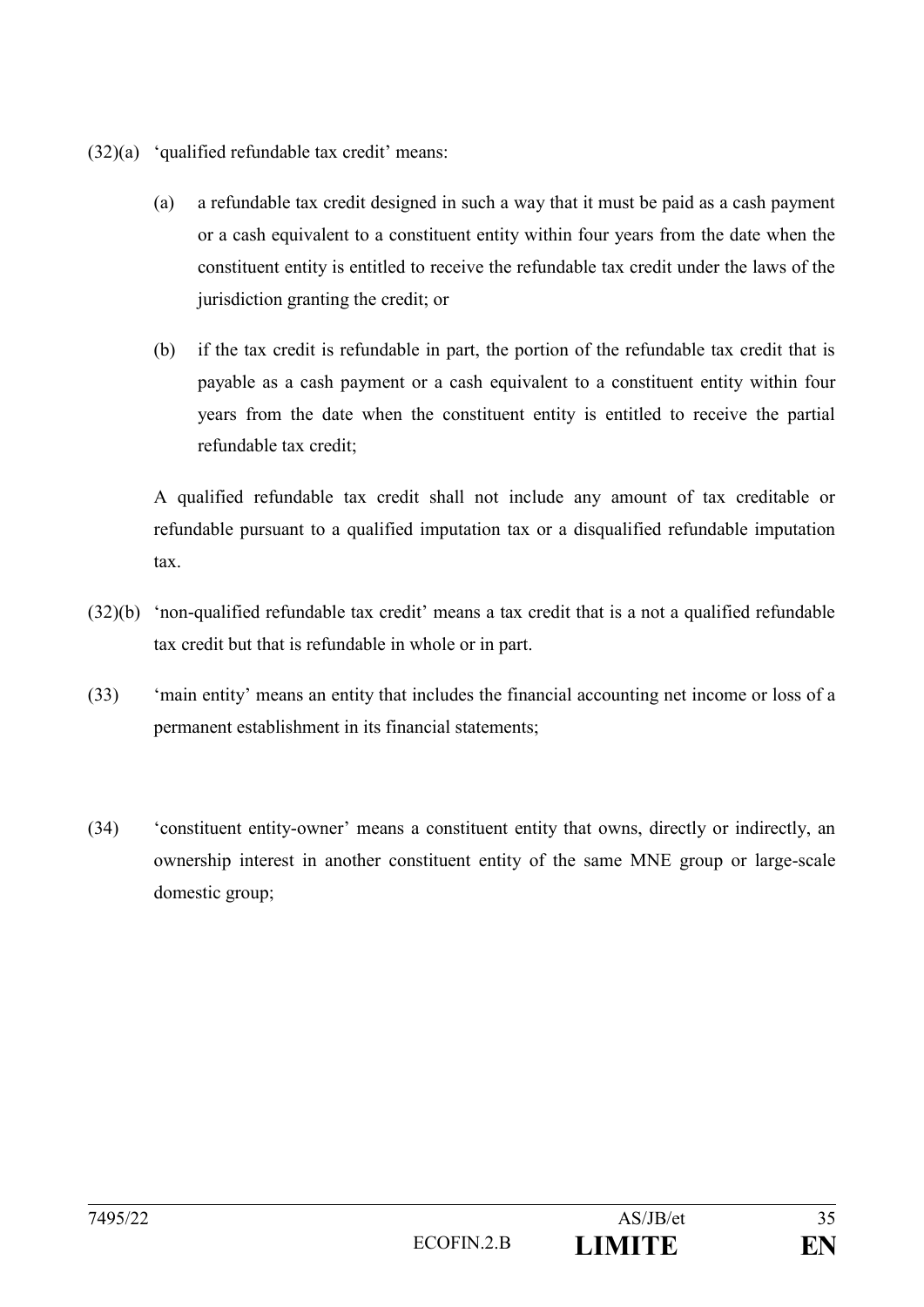(32)(a) 'qualified refundable tax credit' means:

(a) a refundable tax credit designed in such a way that it must be paid as a cash payment or a cash equivalent to a constituent entity within four years from the date when the constituent entity is entitled to receive the refundable tax credit under the laws of the jurisdiction granting the credit; or

(b) if the tax credit is refundable in part, the portion of the refundable tax credit that is payable as a cash payment or a cash equivalent to a constituent entity within four years from the date when the constituent entity is entitled to receive the partial refundable tax credit;

A qualified refundable tax credit shall not include any amount of tax creditable or refundable pursuant to a qualified imputation tax or a disqualified refundable imputation tax.

(32)(b) 'non-qualified refundable tax credit' means a tax credit that is a not a qualified refundable tax credit but that is refundable in whole or in part.

(33) 'main entity' means an entity that includes the financial accounting net income or loss of a permanent establishment in its financial statements;

(34) 'constituent entity-owner' means a constituent entity that owns, directly or indirectly, an ownership interest in another constituent entity of the same MNE group or large-scale domestic group;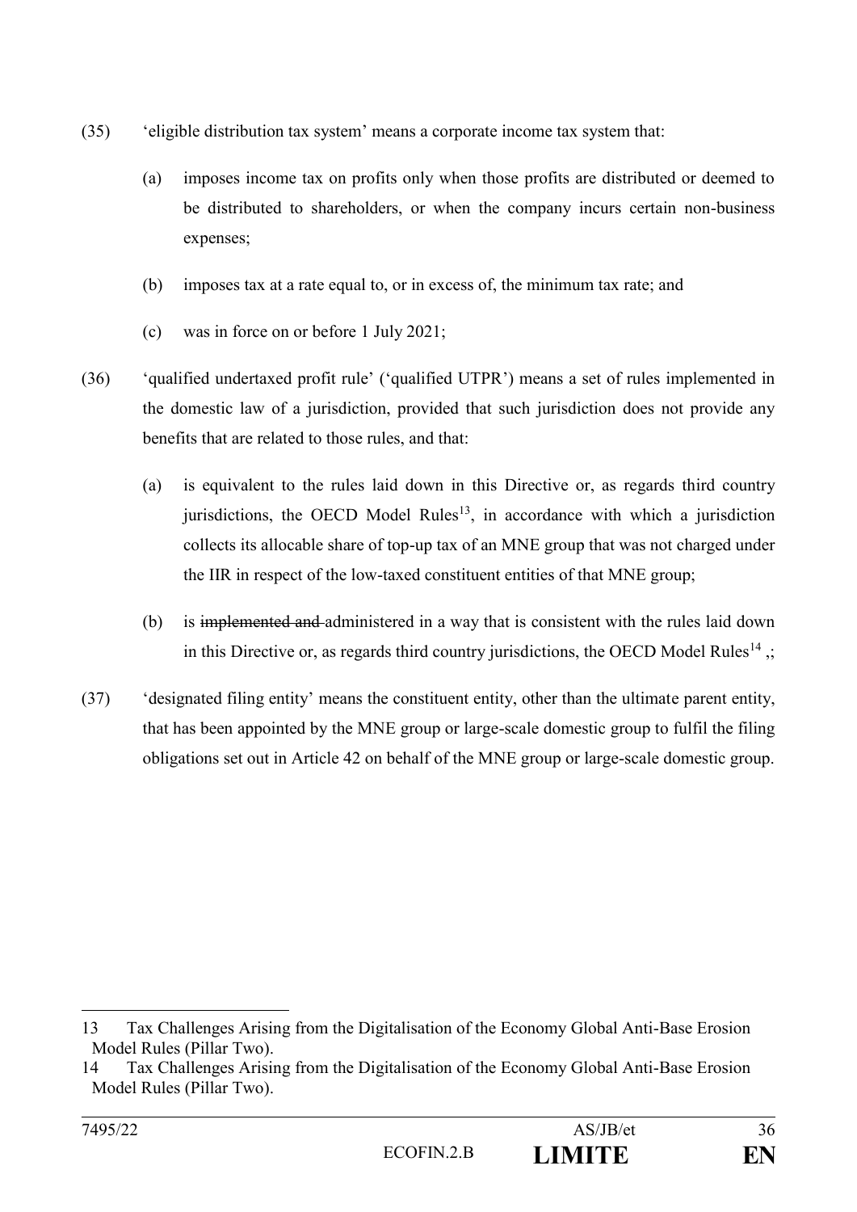(35) 'eligible distribution tax system' means a corporate income tax system that:

(a) imposes income tax on profits only when those profits are distributed or deemed to be distributed to shareholders, or when the company incurs certain non-business expenses;

(b) imposes tax at a rate equal to, or in excess of, the minimum tax rate; and

(c) was in force on or before 1 July 2021;

(36) 'qualified undertaxed profit rule' ('qualified UTPR') means a set of rules implemented in the domestic law of a jurisdiction, provided that such jurisdiction does not provide any benefits that are related to those rules, and that:

(a) is equivalent to the rules laid down in this Directive or, as regards third country jurisdictions, the OECD Model Rules[13], in accordance with which a jurisdiction collects its allocable share of top-up tax of an MNE group that was not charged under the IIR in respect of the low-taxed constituent entities of that MNE group;

(b) is ~~implemented and~~ administered in a way that is consistent with the rules laid down in this Directive or, as regards third country jurisdictions, the OECD Model Rules[14] ,;

(37) 'designated filing entity' means the constituent entity, other than the ultimate parent entity, that has been appointed by the MNE group or large-scale domestic group to fulfil the filing obligations set out in Article 42 on behalf of the MNE group or large-scale domestic group.

---

13 Tax Challenges Arising from the Digitalisation of the Economy Global Anti-Base Erosion Model Rules (Pillar Two).

14 Tax Challenges Arising from the Digitalisation of the Economy Global Anti-Base Erosion Model Rules (Pillar Two).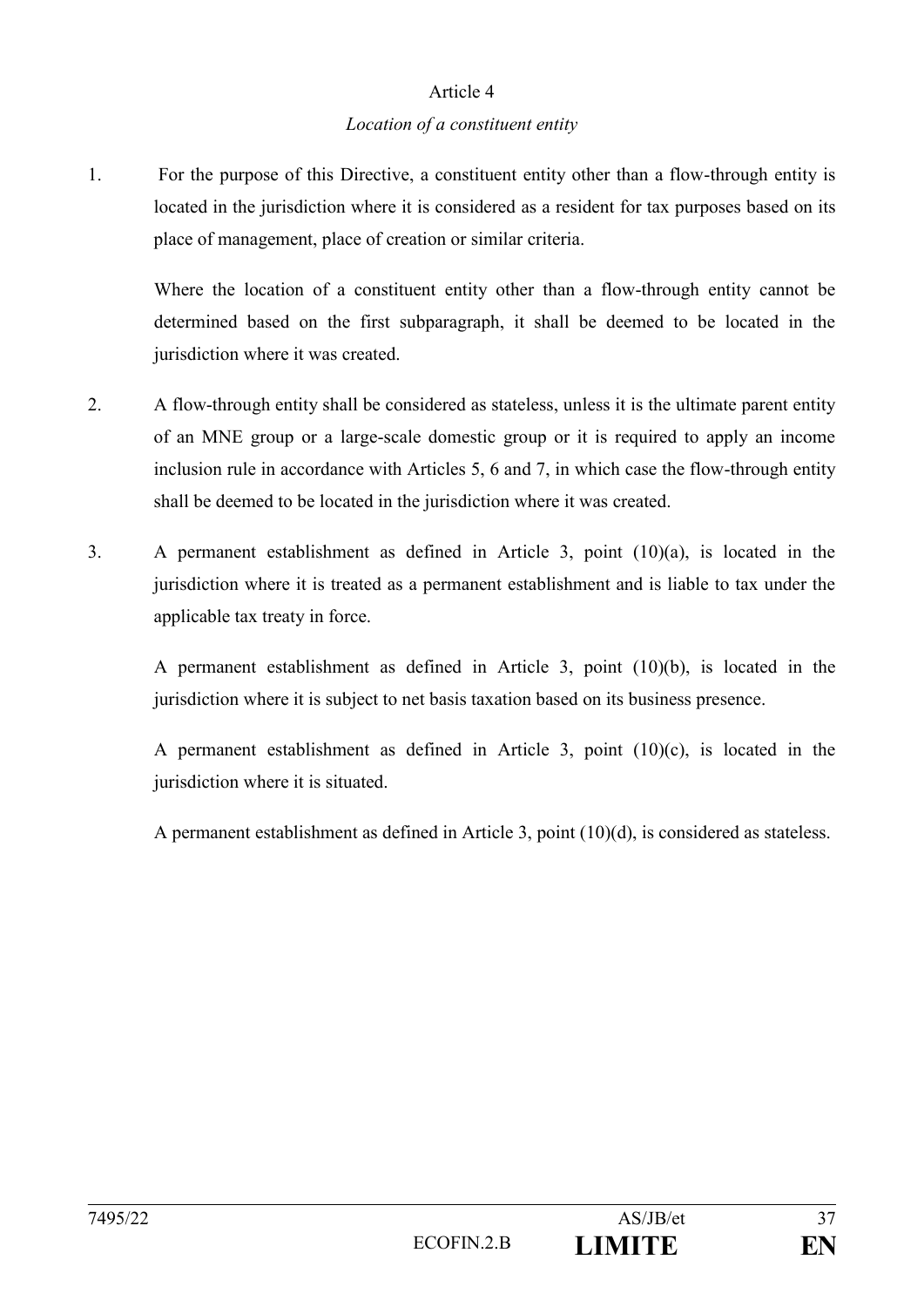Article 4

*Location of a constituent entity*

1. For the purpose of this Directive, a constituent entity other than a flow-through entity is located in the jurisdiction where it is considered as a resident for tax purposes based on its place of management, place of creation or similar criteria.

   Where the location of a constituent entity other than a flow-through entity cannot be determined based on the first subparagraph, it shall be deemed to be located in the jurisdiction where it was created.

2. A flow-through entity shall be considered as stateless, unless it is the ultimate parent entity of an MNE group or a large-scale domestic group or it is required to apply an income inclusion rule in accordance with Articles 5, 6 and 7, in which case the flow-through entity shall be deemed to be located in the jurisdiction where it was created.

3. A permanent establishment as defined in Article 3, point (10)(a), is located in the jurisdiction where it is treated as a permanent establishment and is liable to tax under the applicable tax treaty in force.

   A permanent establishment as defined in Article 3, point (10)(b), is located in the jurisdiction where it is subject to net basis taxation based on its business presence.

   A permanent establishment as defined in Article 3, point (10)(c), is located in the jurisdiction where it is situated.

   A permanent establishment as defined in Article 3, point (10)(d), is considered as stateless.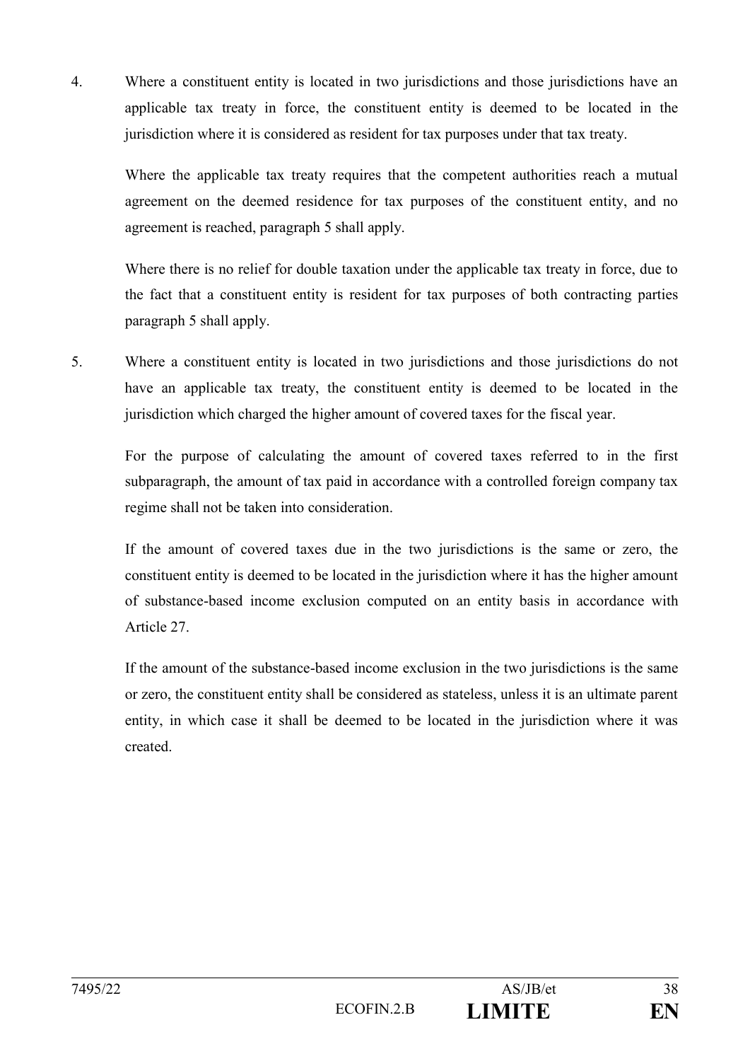4. Where a constituent entity is located in two jurisdictions and those jurisdictions have an applicable tax treaty in force, the constituent entity is deemed to be located in the jurisdiction where it is considered as resident for tax purposes under that tax treaty.

   Where the applicable tax treaty requires that the competent authorities reach a mutual agreement on the deemed residence for tax purposes of the constituent entity, and no agreement is reached, paragraph 5 shall apply.

   Where there is no relief for double taxation under the applicable tax treaty in force, due to the fact that a constituent entity is resident for tax purposes of both contracting parties paragraph 5 shall apply.

5. Where a constituent entity is located in two jurisdictions and those jurisdictions do not have an applicable tax treaty, the constituent entity is deemed to be located in the jurisdiction which charged the higher amount of covered taxes for the fiscal year.

   For the purpose of calculating the amount of covered taxes referred to in the first subparagraph, the amount of tax paid in accordance with a controlled foreign company tax regime shall not be taken into consideration.

   If the amount of covered taxes due in the two jurisdictions is the same or zero, the constituent entity is deemed to be located in the jurisdiction where it has the higher amount of substance-based income exclusion computed on an entity basis in accordance with Article 27.

   If the amount of the substance-based income exclusion in the two jurisdictions is the same or zero, the constituent entity shall be considered as stateless, unless it is an ultimate parent entity, in which case it shall be deemed to be located in the jurisdiction where it was created.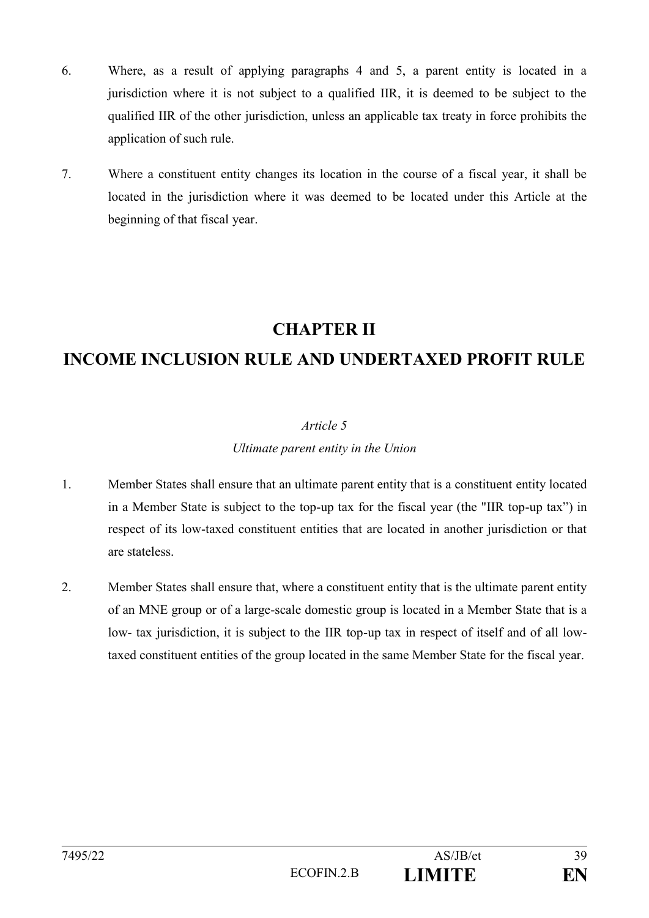6. Where, as a result of applying paragraphs 4 and 5, a parent entity is located in a jurisdiction where it is not subject to a qualified IIR, it is deemed to be subject to the qualified IIR of the other jurisdiction, unless an applicable tax treaty in force prohibits the application of such rule.

7. Where a constituent entity changes its location in the course of a fiscal year, it shall be located in the jurisdiction where it was deemed to be located under this Article at the beginning of that fiscal year.

# CHAPTER II

# INCOME INCLUSION RULE AND UNDERTAXED PROFIT RULE

*Article 5*

*Ultimate parent entity in the Union*

1. Member States shall ensure that an ultimate parent entity that is a constituent entity located in a Member State is subject to the top-up tax for the fiscal year (the "IIR top-up tax") in respect of its low-taxed constituent entities that are located in another jurisdiction or that are stateless.

2. Member States shall ensure that, where a constituent entity that is the ultimate parent entity of an MNE group or of a large-scale domestic group is located in a Member State that is a low- tax jurisdiction, it is subject to the IIR top-up tax in respect of itself and of all low-taxed constituent entities of the group located in the same Member State for the fiscal year.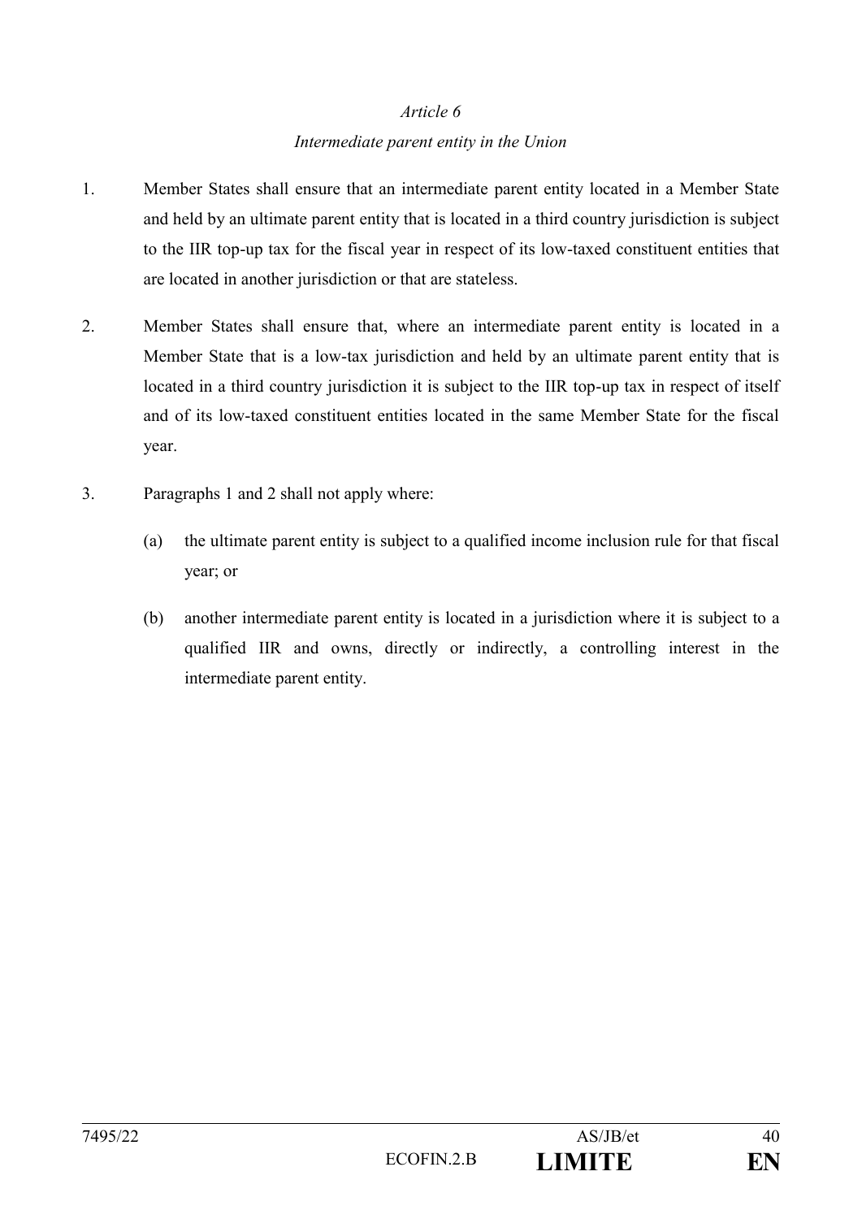*Article 6*

*Intermediate parent entity in the Union*

1. Member States shall ensure that an intermediate parent entity located in a Member State and held by an ultimate parent entity that is located in a third country jurisdiction is subject to the IIR top-up tax for the fiscal year in respect of its low-taxed constituent entities that are located in another jurisdiction or that are stateless.

2. Member States shall ensure that, where an intermediate parent entity is located in a Member State that is a low-tax jurisdiction and held by an ultimate parent entity that is located in a third country jurisdiction it is subject to the IIR top-up tax in respect of itself and of its low-taxed constituent entities located in the same Member State for the fiscal year.

3. Paragraphs 1 and 2 shall not apply where:

   (a) the ultimate parent entity is subject to a qualified income inclusion rule for that fiscal year; or

   (b) another intermediate parent entity is located in a jurisdiction where it is subject to a qualified IIR and owns, directly or indirectly, a controlling interest in the intermediate parent entity.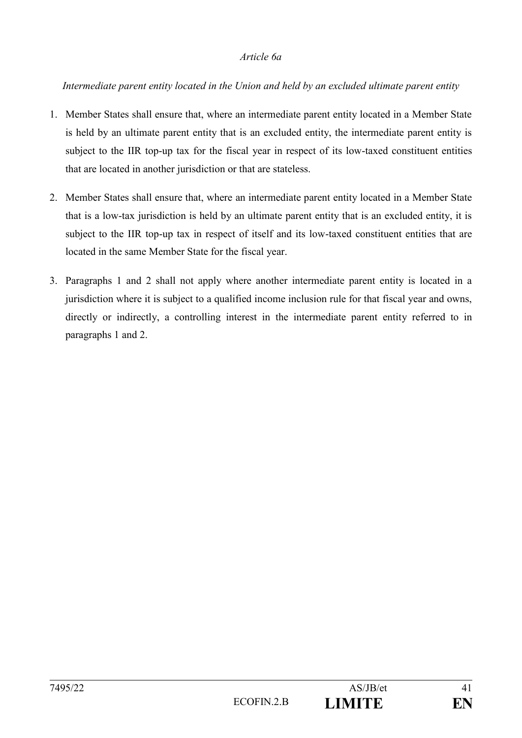*Article 6a*

*Intermediate parent entity located in the Union and held by an excluded ultimate parent entity*

1. Member States shall ensure that, where an intermediate parent entity located in a Member State is held by an ultimate parent entity that is an excluded entity, the intermediate parent entity is subject to the IIR top-up tax for the fiscal year in respect of its low-taxed constituent entities that are located in another jurisdiction or that are stateless.

2. Member States shall ensure that, where an intermediate parent entity located in a Member State that is a low-tax jurisdiction is held by an ultimate parent entity that is an excluded entity, it is subject to the IIR top-up tax in respect of itself and its low-taxed constituent entities that are located in the same Member State for the fiscal year.

3. Paragraphs 1 and 2 shall not apply where another intermediate parent entity is located in a jurisdiction where it is subject to a qualified income inclusion rule for that fiscal year and owns, directly or indirectly, a controlling interest in the intermediate parent entity referred to in paragraphs 1 and 2.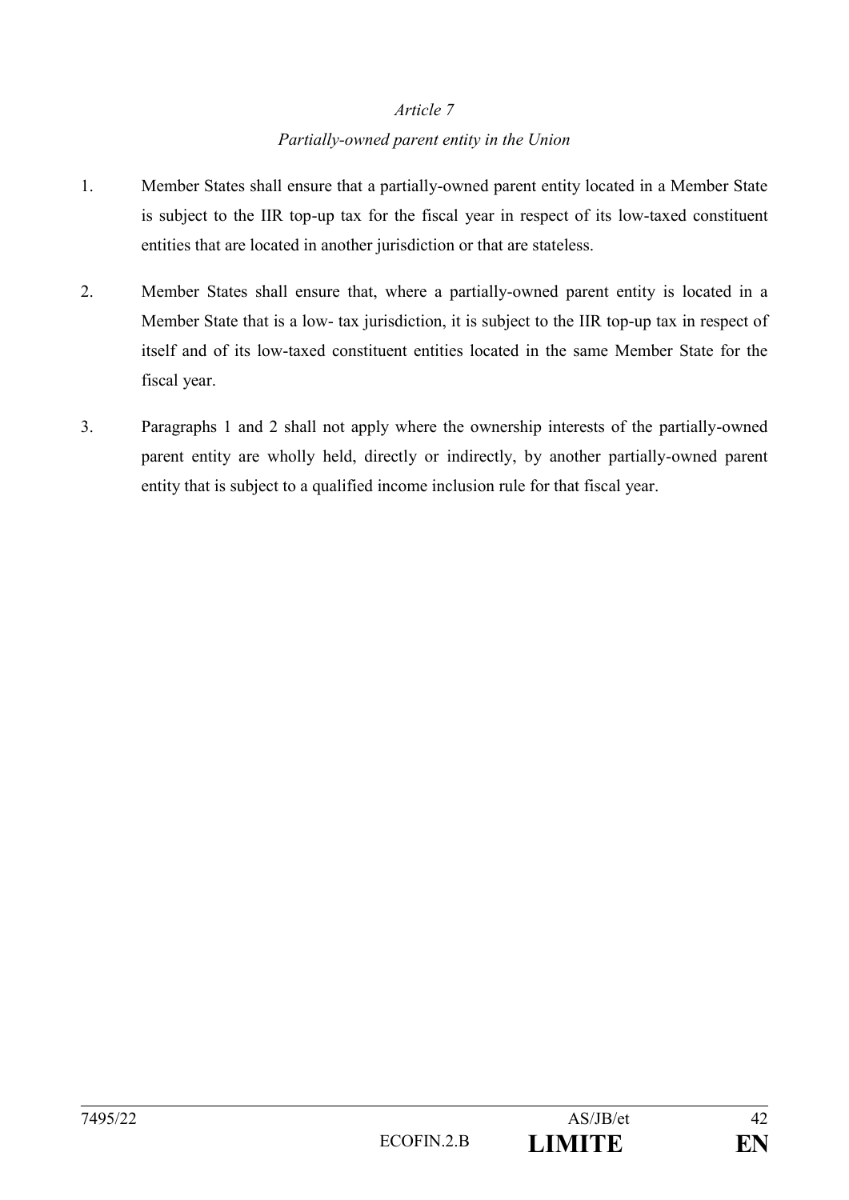*Article 7*

*Partially-owned parent entity in the Union*

1. Member States shall ensure that a partially-owned parent entity located in a Member State is subject to the IIR top-up tax for the fiscal year in respect of its low-taxed constituent entities that are located in another jurisdiction or that are stateless.

2. Member States shall ensure that, where a partially-owned parent entity is located in a Member State that is a low- tax jurisdiction, it is subject to the IIR top-up tax in respect of itself and of its low-taxed constituent entities located in the same Member State for the fiscal year.

3. Paragraphs 1 and 2 shall not apply where the ownership interests of the partially-owned parent entity are wholly held, directly or indirectly, by another partially-owned parent entity that is subject to a qualified income inclusion rule for that fiscal year.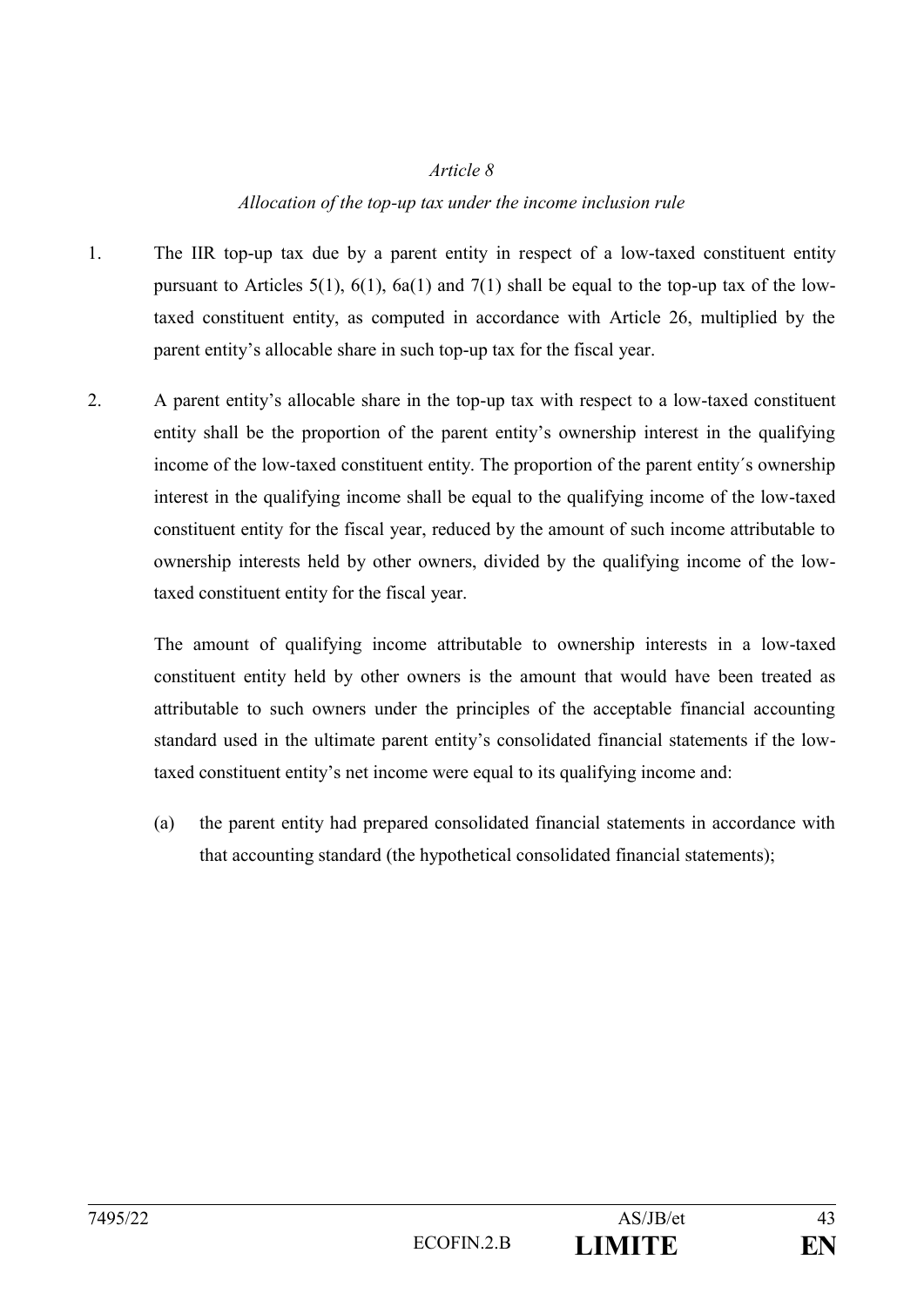*Article 8*

*Allocation of the top-up tax under the income inclusion rule*

1. The IIR top-up tax due by a parent entity in respect of a low-taxed constituent entity pursuant to Articles 5(1), 6(1), 6a(1) and 7(1) shall be equal to the top-up tax of the low-taxed constituent entity, as computed in accordance with Article 26, multiplied by the parent entity's allocable share in such top-up tax for the fiscal year.

2. A parent entity's allocable share in the top-up tax with respect to a low-taxed constituent entity shall be the proportion of the parent entity's ownership interest in the qualifying income of the low-taxed constituent entity. The proportion of the parent entity´s ownership interest in the qualifying income shall be equal to the qualifying income of the low-taxed constituent entity for the fiscal year, reduced by the amount of such income attributable to ownership interests held by other owners, divided by the qualifying income of the low-taxed constituent entity for the fiscal year.

   The amount of qualifying income attributable to ownership interests in a low-taxed constituent entity held by other owners is the amount that would have been treated as attributable to such owners under the principles of the acceptable financial accounting standard used in the ultimate parent entity's consolidated financial statements if the low-taxed constituent entity's net income were equal to its qualifying income and:

   (a) the parent entity had prepared consolidated financial statements in accordance with that accounting standard (the hypothetical consolidated financial statements);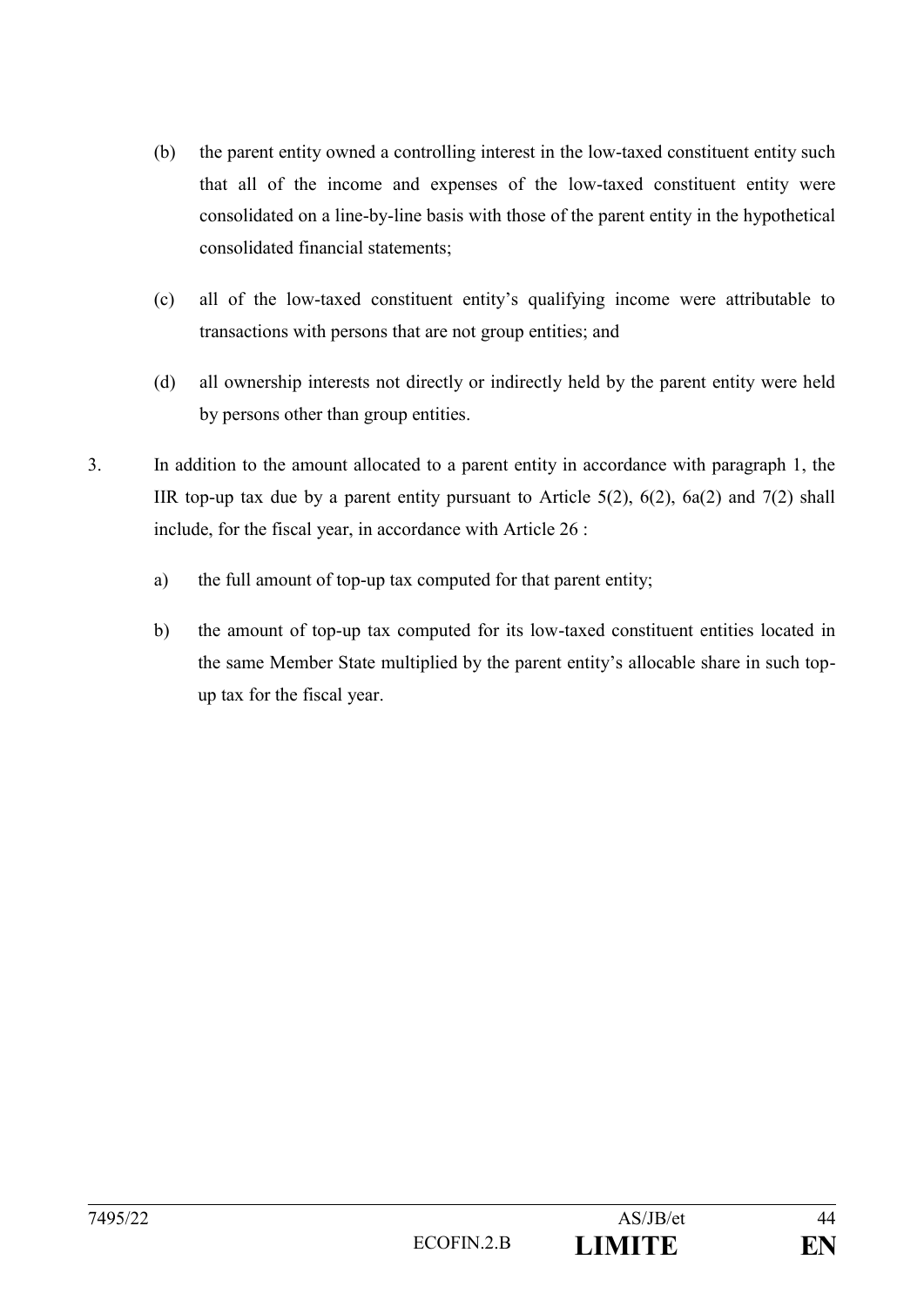(b) the parent entity owned a controlling interest in the low-taxed constituent entity such that all of the income and expenses of the low-taxed constituent entity were consolidated on a line-by-line basis with those of the parent entity in the hypothetical consolidated financial statements;

(c) all of the low-taxed constituent entity's qualifying income were attributable to transactions with persons that are not group entities; and

(d) all ownership interests not directly or indirectly held by the parent entity were held by persons other than group entities.

3. In addition to the amount allocated to a parent entity in accordance with paragraph 1, the IIR top-up tax due by a parent entity pursuant to Article 5(2), 6(2), 6a(2) and 7(2) shall include, for the fiscal year, in accordance with Article 26 :

a) the full amount of top-up tax computed for that parent entity;

b) the amount of top-up tax computed for its low-taxed constituent entities located in the same Member State multiplied by the parent entity's allocable share in such top-up tax for the fiscal year.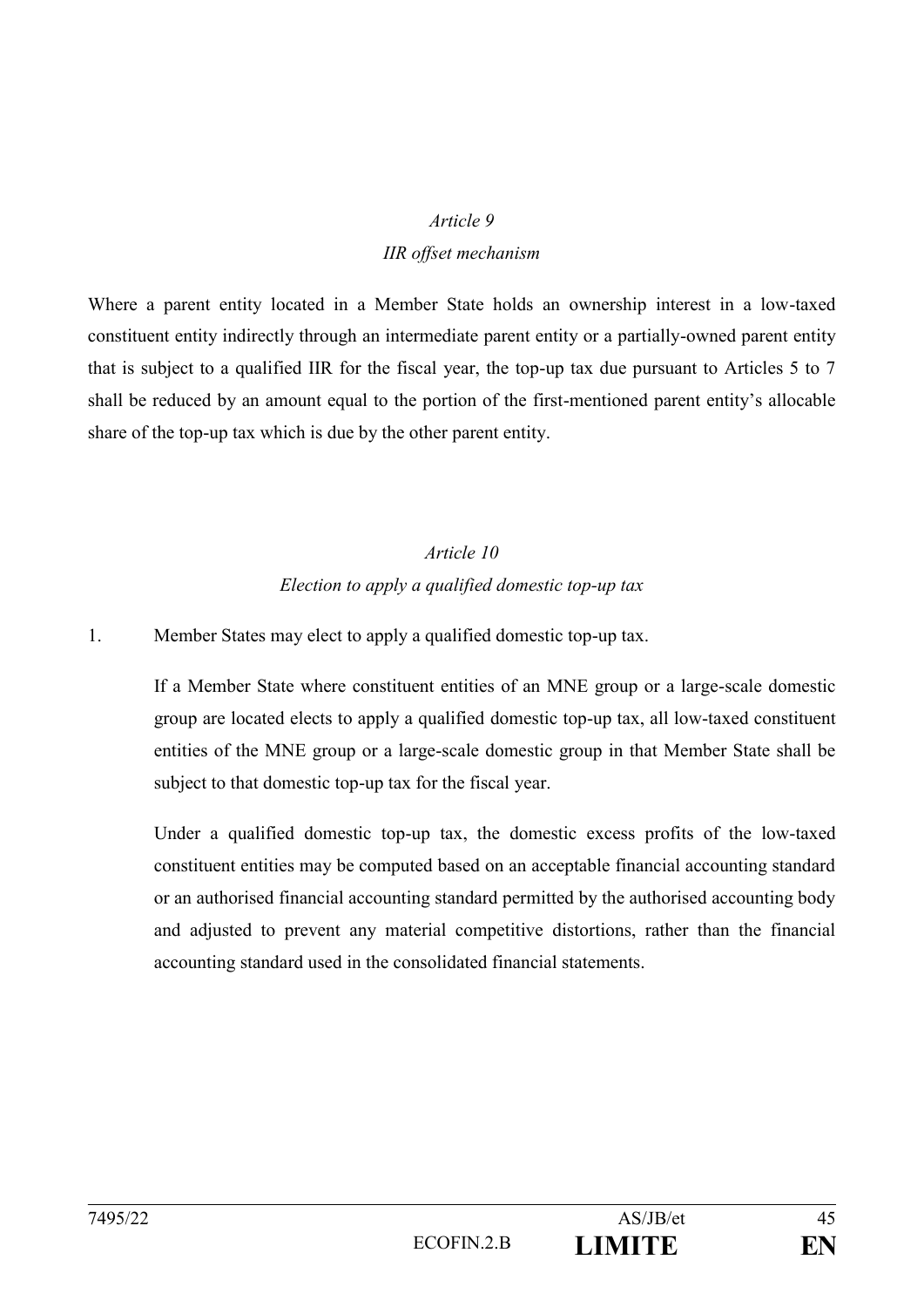*Article 9*

*IIR offset mechanism*

Where a parent entity located in a Member State holds an ownership interest in a low-taxed constituent entity indirectly through an intermediate parent entity or a partially-owned parent entity that is subject to a qualified IIR for the fiscal year, the top-up tax due pursuant to Articles 5 to 7 shall be reduced by an amount equal to the portion of the first-mentioned parent entity's allocable share of the top-up tax which is due by the other parent entity.

*Article 10*

*Election to apply a qualified domestic top-up tax*

1. Member States may elect to apply a qualified domestic top-up tax.

   If a Member State where constituent entities of an MNE group or a large-scale domestic group are located elects to apply a qualified domestic top-up tax, all low-taxed constituent entities of the MNE group or a large-scale domestic group in that Member State shall be subject to that domestic top-up tax for the fiscal year.

   Under a qualified domestic top-up tax, the domestic excess profits of the low-taxed constituent entities may be computed based on an acceptable financial accounting standard or an authorised financial accounting standard permitted by the authorised accounting body and adjusted to prevent any material competitive distortions, rather than the financial accounting standard used in the consolidated financial statements.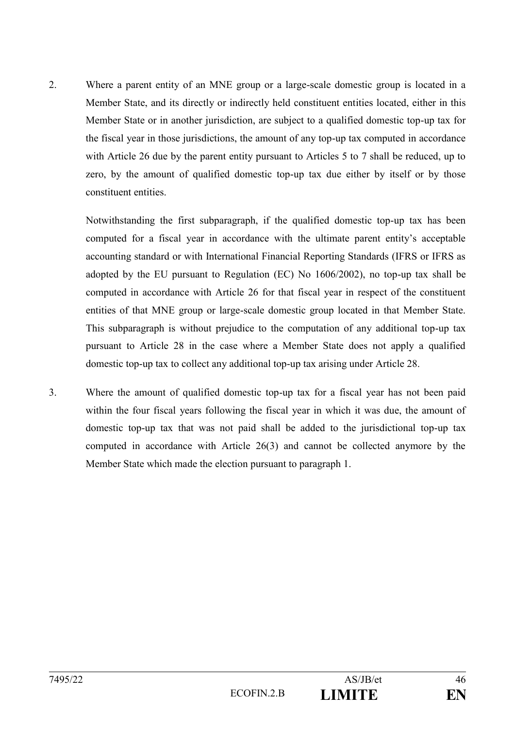2. Where a parent entity of an MNE group or a large-scale domestic group is located in a Member State, and its directly or indirectly held constituent entities located, either in this Member State or in another jurisdiction, are subject to a qualified domestic top-up tax for the fiscal year in those jurisdictions, the amount of any top-up tax computed in accordance with Article 26 due by the parent entity pursuant to Articles 5 to 7 shall be reduced, up to zero, by the amount of qualified domestic top-up tax due either by itself or by those constituent entities.

   Notwithstanding the first subparagraph, if the qualified domestic top-up tax has been computed for a fiscal year in accordance with the ultimate parent entity's acceptable accounting standard or with International Financial Reporting Standards (IFRS or IFRS as adopted by the EU pursuant to Regulation (EC) No 1606/2002), no top-up tax shall be computed in accordance with Article 26 for that fiscal year in respect of the constituent entities of that MNE group or large-scale domestic group located in that Member State. This subparagraph is without prejudice to the computation of any additional top-up tax pursuant to Article 28 in the case where a Member State does not apply a qualified domestic top-up tax to collect any additional top-up tax arising under Article 28.

3. Where the amount of qualified domestic top-up tax for a fiscal year has not been paid within the four fiscal years following the fiscal year in which it was due, the amount of domestic top-up tax that was not paid shall be added to the jurisdictional top-up tax computed in accordance with Article 26(3) and cannot be collected anymore by the Member State which made the election pursuant to paragraph 1.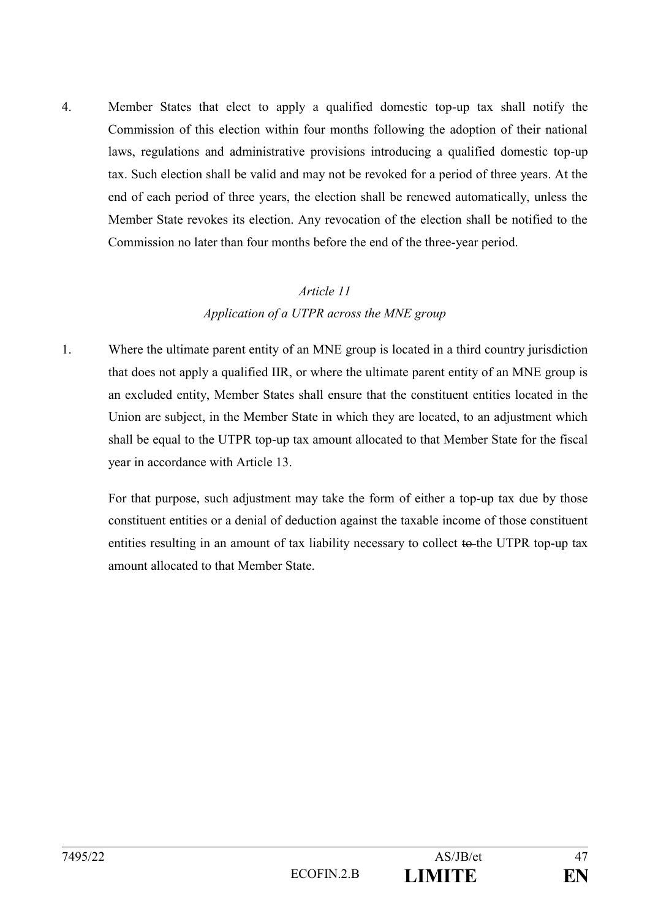4. Member States that elect to apply a qualified domestic top-up tax shall notify the Commission of this election within four months following the adoption of their national laws, regulations and administrative provisions introducing a qualified domestic top-up tax. Such election shall be valid and may not be revoked for a period of three years. At the end of each period of three years, the election shall be renewed automatically, unless the Member State revokes its election. Any revocation of the election shall be notified to the Commission no later than four months before the end of the three-year period.

*Article 11*

*Application of a UTPR across the MNE group*

1. Where the ultimate parent entity of an MNE group is located in a third country jurisdiction that does not apply a qualified IIR, or where the ultimate parent entity of an MNE group is an excluded entity, Member States shall ensure that the constituent entities located in the Union are subject, in the Member State in which they are located, to an adjustment which shall be equal to the UTPR top-up tax amount allocated to that Member State for the fiscal year in accordance with Article 13.

   For that purpose, such adjustment may take the form of either a top-up tax due by those constituent entities or a denial of deduction against the taxable income of those constituent entities resulting in an amount of tax liability necessary to collect ~~to~~ the UTPR top-up tax amount allocated to that Member State.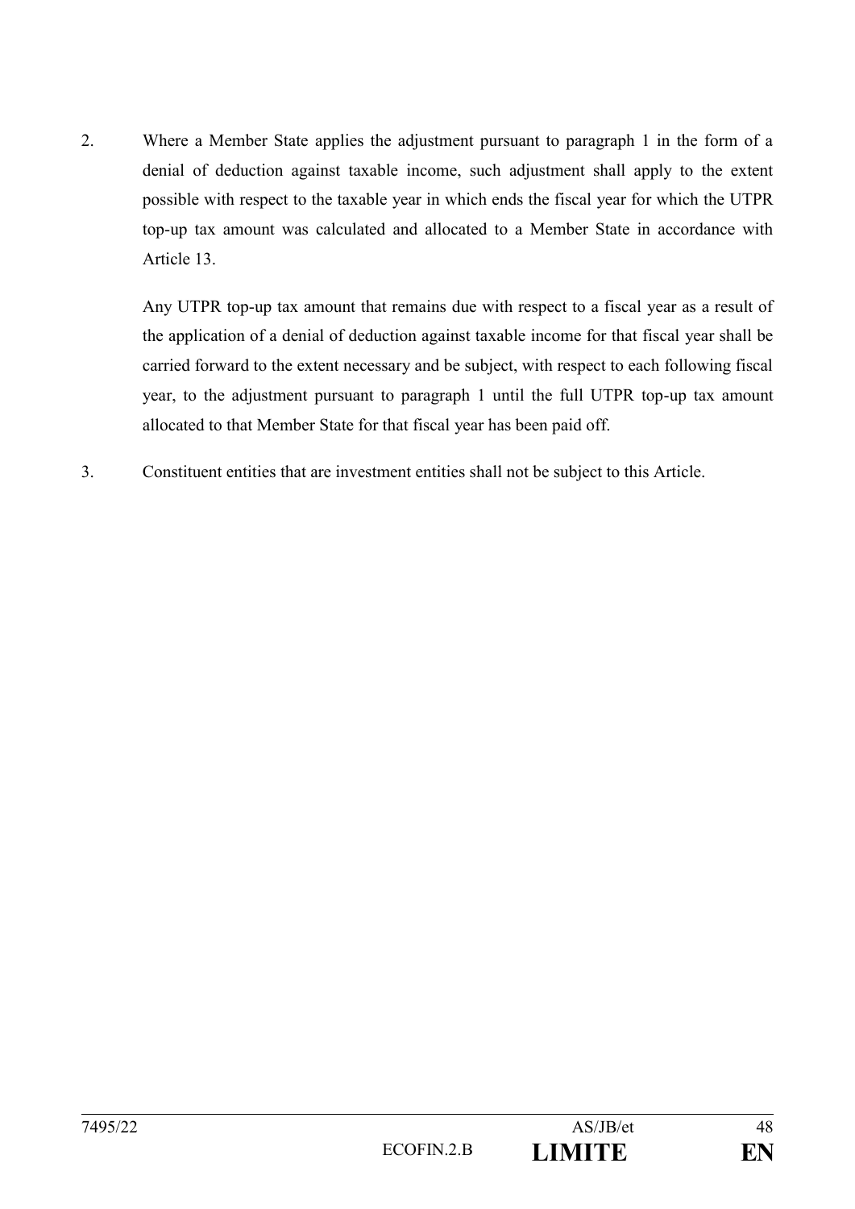2. Where a Member State applies the adjustment pursuant to paragraph 1 in the form of a denial of deduction against taxable income, such adjustment shall apply to the extent possible with respect to the taxable year in which ends the fiscal year for which the UTPR top-up tax amount was calculated and allocated to a Member State in accordance with Article 13.

   Any UTPR top-up tax amount that remains due with respect to a fiscal year as a result of the application of a denial of deduction against taxable income for that fiscal year shall be carried forward to the extent necessary and be subject, with respect to each following fiscal year, to the adjustment pursuant to paragraph 1 until the full UTPR top-up tax amount allocated to that Member State for that fiscal year has been paid off.

3. Constituent entities that are investment entities shall not be subject to this Article.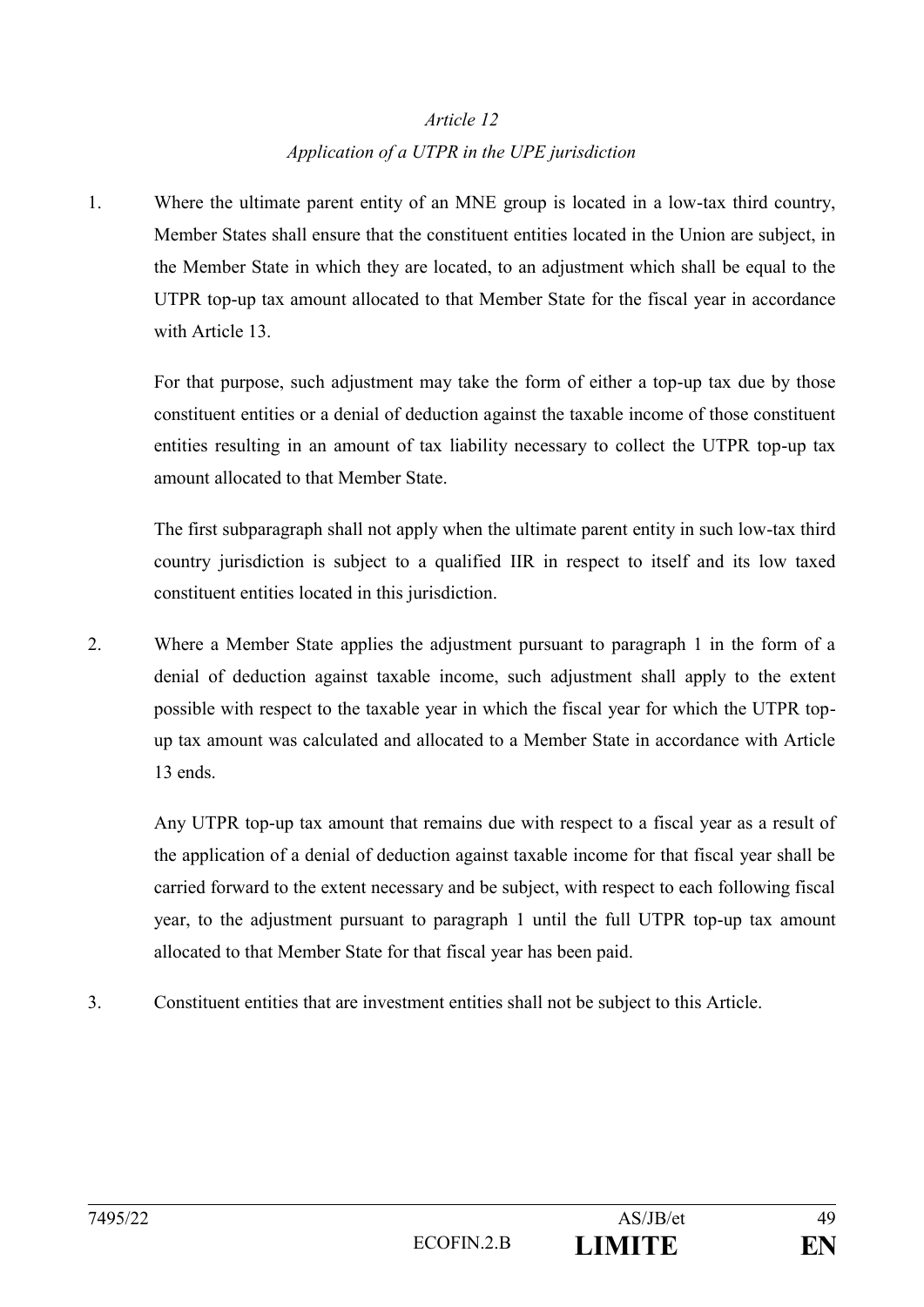*Article 12*

*Application of a UTPR in the UPE jurisdiction*

1. Where the ultimate parent entity of an MNE group is located in a low-tax third country, Member States shall ensure that the constituent entities located in the Union are subject, in the Member State in which they are located, to an adjustment which shall be equal to the UTPR top-up tax amount allocated to that Member State for the fiscal year in accordance with Article 13.

   For that purpose, such adjustment may take the form of either a top-up tax due by those constituent entities or a denial of deduction against the taxable income of those constituent entities resulting in an amount of tax liability necessary to collect the UTPR top-up tax amount allocated to that Member State.

   The first subparagraph shall not apply when the ultimate parent entity in such low-tax third country jurisdiction is subject to a qualified IIR in respect to itself and its low taxed constituent entities located in this jurisdiction.

2. Where a Member State applies the adjustment pursuant to paragraph 1 in the form of a denial of deduction against taxable income, such adjustment shall apply to the extent possible with respect to the taxable year in which the fiscal year for which the UTPR top-up tax amount was calculated and allocated to a Member State in accordance with Article 13 ends.

   Any UTPR top-up tax amount that remains due with respect to a fiscal year as a result of the application of a denial of deduction against taxable income for that fiscal year shall be carried forward to the extent necessary and be subject, with respect to each following fiscal year, to the adjustment pursuant to paragraph 1 until the full UTPR top-up tax amount allocated to that Member State for that fiscal year has been paid.

3. Constituent entities that are investment entities shall not be subject to this Article.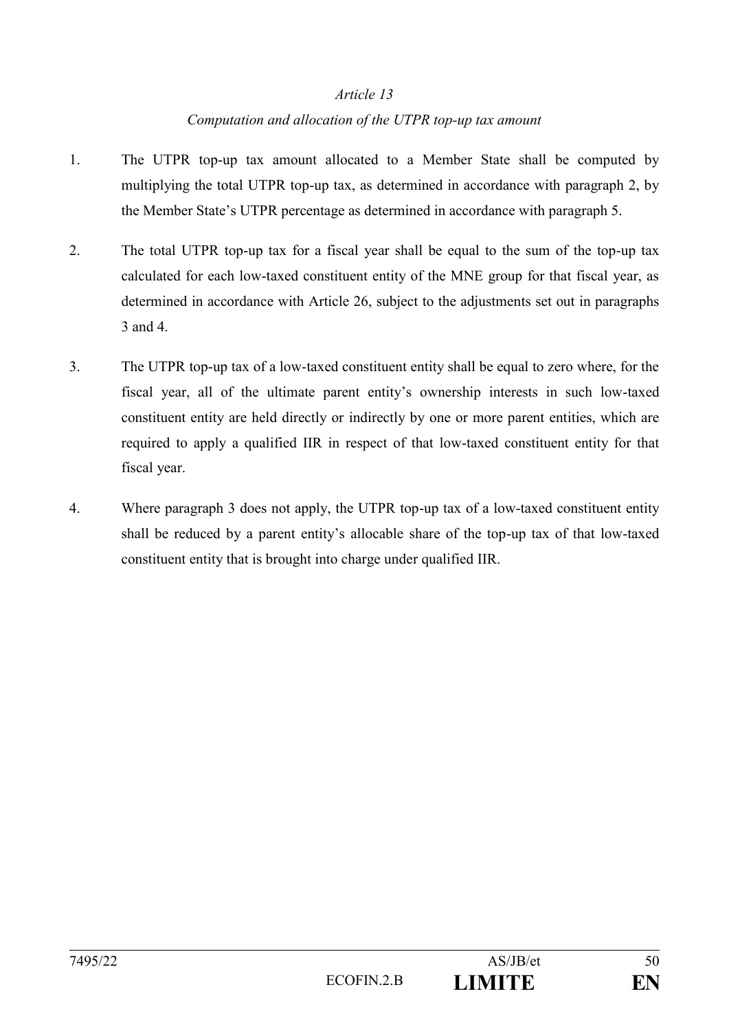*Article 13*

*Computation and allocation of the UTPR top-up tax amount*

1. The UTPR top-up tax amount allocated to a Member State shall be computed by multiplying the total UTPR top-up tax, as determined in accordance with paragraph 2, by the Member State's UTPR percentage as determined in accordance with paragraph 5.

2. The total UTPR top-up tax for a fiscal year shall be equal to the sum of the top-up tax calculated for each low-taxed constituent entity of the MNE group for that fiscal year, as determined in accordance with Article 26, subject to the adjustments set out in paragraphs 3 and 4.

3. The UTPR top-up tax of a low-taxed constituent entity shall be equal to zero where, for the fiscal year, all of the ultimate parent entity's ownership interests in such low-taxed constituent entity are held directly or indirectly by one or more parent entities, which are required to apply a qualified IIR in respect of that low-taxed constituent entity for that fiscal year.

4. Where paragraph 3 does not apply, the UTPR top-up tax of a low-taxed constituent entity shall be reduced by a parent entity's allocable share of the top-up tax of that low-taxed constituent entity that is brought into charge under qualified IIR.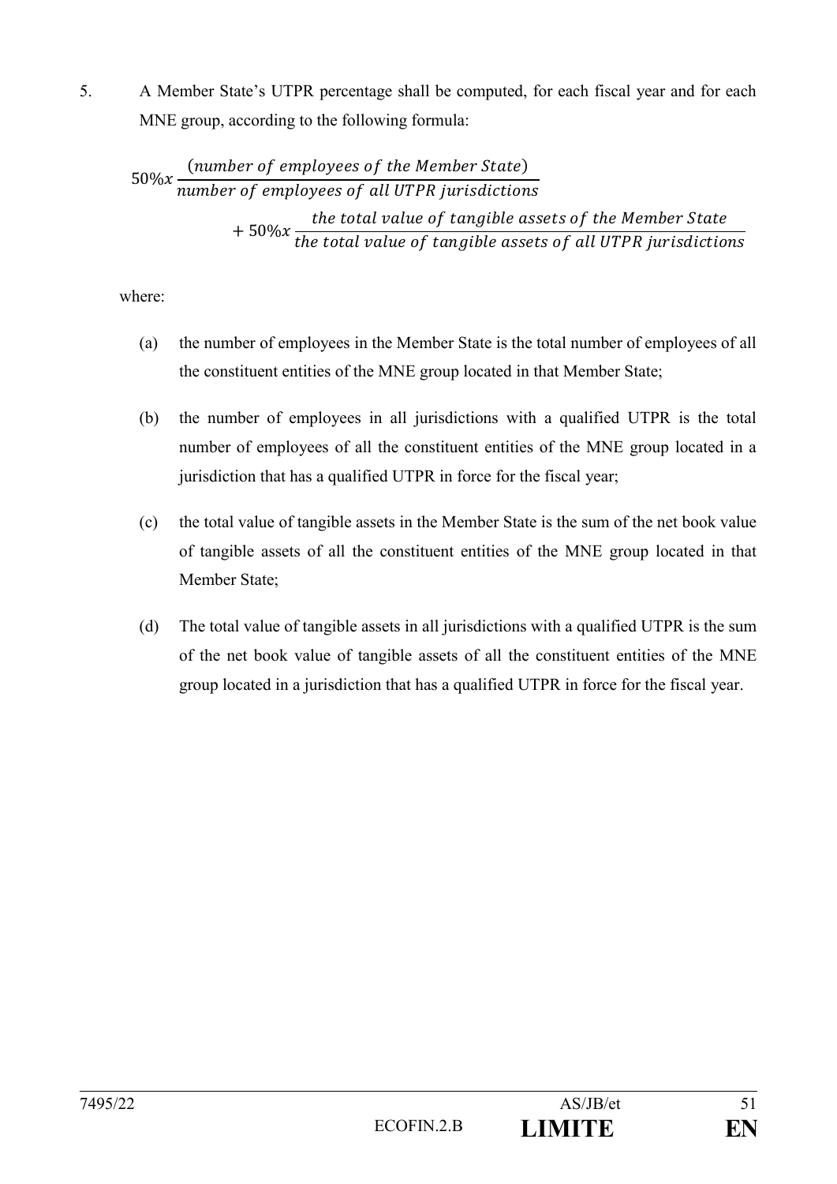5. A Member State's UTPR percentage shall be computed, for each fiscal year and for each MNE group, according to the following formula:

$$50\% x \frac{(number\ of\ employees\ of\ the\ Member\ State)}{number\ of\ employees\ of\ all\ UTPR\ jurisdictions} + 50\% x \frac{the\ total\ value\ of\ tangible\ assets\ of\ the\ Member\ State}{the\ total\ value\ of\ tangible\ assets\ of\ all\ UTPR\ jurisdictions}$$

where:

(a) the number of employees in the Member State is the total number of employees of all the constituent entities of the MNE group located in that Member State;

(b) the number of employees in all jurisdictions with a qualified UTPR is the total number of employees of all the constituent entities of the MNE group located in a jurisdiction that has a qualified UTPR in force for the fiscal year;

(c) the total value of tangible assets in the Member State is the sum of the net book value of tangible assets of all the constituent entities of the MNE group located in that Member State;

(d) The total value of tangible assets in all jurisdictions with a qualified UTPR is the sum of the net book value of tangible assets of all the constituent entities of the MNE group located in a jurisdiction that has a qualified UTPR in force for the fiscal year.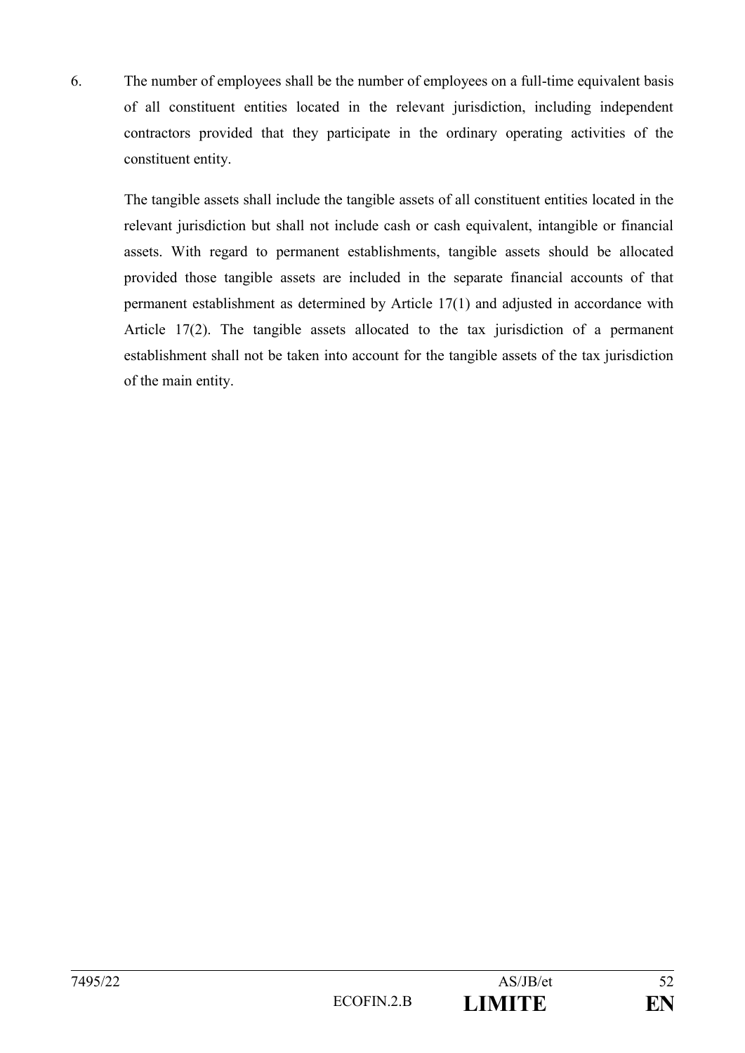6. The number of employees shall be the number of employees on a full-time equivalent basis of all constituent entities located in the relevant jurisdiction, including independent contractors provided that they participate in the ordinary operating activities of the constituent entity.

   The tangible assets shall include the tangible assets of all constituent entities located in the relevant jurisdiction but shall not include cash or cash equivalent, intangible or financial assets. With regard to permanent establishments, tangible assets should be allocated provided those tangible assets are included in the separate financial accounts of that permanent establishment as determined by Article 17(1) and adjusted in accordance with Article 17(2). The tangible assets allocated to the tax jurisdiction of a permanent establishment shall not be taken into account for the tangible assets of the tax jurisdiction of the main entity.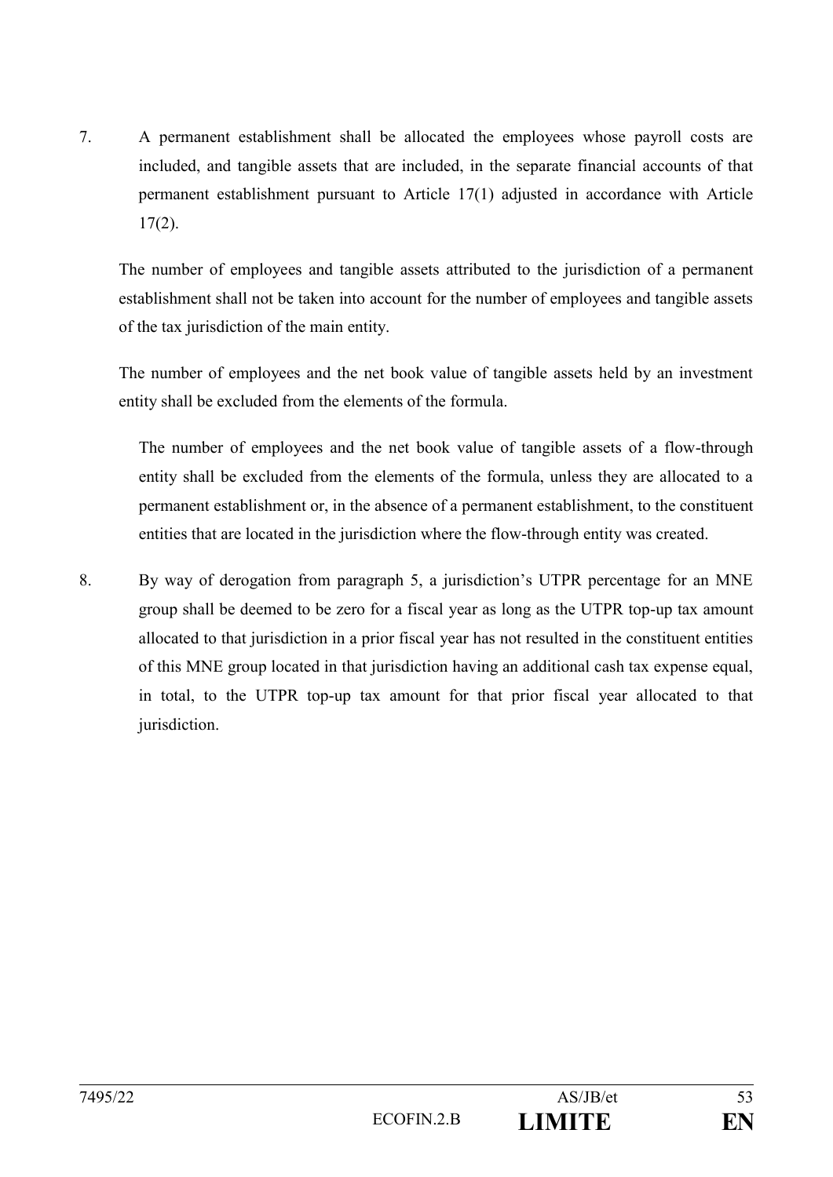7. A permanent establishment shall be allocated the employees whose payroll costs are included, and tangible assets that are included, in the separate financial accounts of that permanent establishment pursuant to Article 17(1) adjusted in accordance with Article 17(2).

   The number of employees and tangible assets attributed to the jurisdiction of a permanent establishment shall not be taken into account for the number of employees and tangible assets of the tax jurisdiction of the main entity.

   The number of employees and the net book value of tangible assets held by an investment entity shall be excluded from the elements of the formula.

   The number of employees and the net book value of tangible assets of a flow-through entity shall be excluded from the elements of the formula, unless they are allocated to a permanent establishment or, in the absence of a permanent establishment, to the constituent entities that are located in the jurisdiction where the flow-through entity was created.

8. By way of derogation from paragraph 5, a jurisdiction's UTPR percentage for an MNE group shall be deemed to be zero for a fiscal year as long as the UTPR top-up tax amount allocated to that jurisdiction in a prior fiscal year has not resulted in the constituent entities of this MNE group located in that jurisdiction having an additional cash tax expense equal, in total, to the UTPR top-up tax amount for that prior fiscal year allocated to that jurisdiction.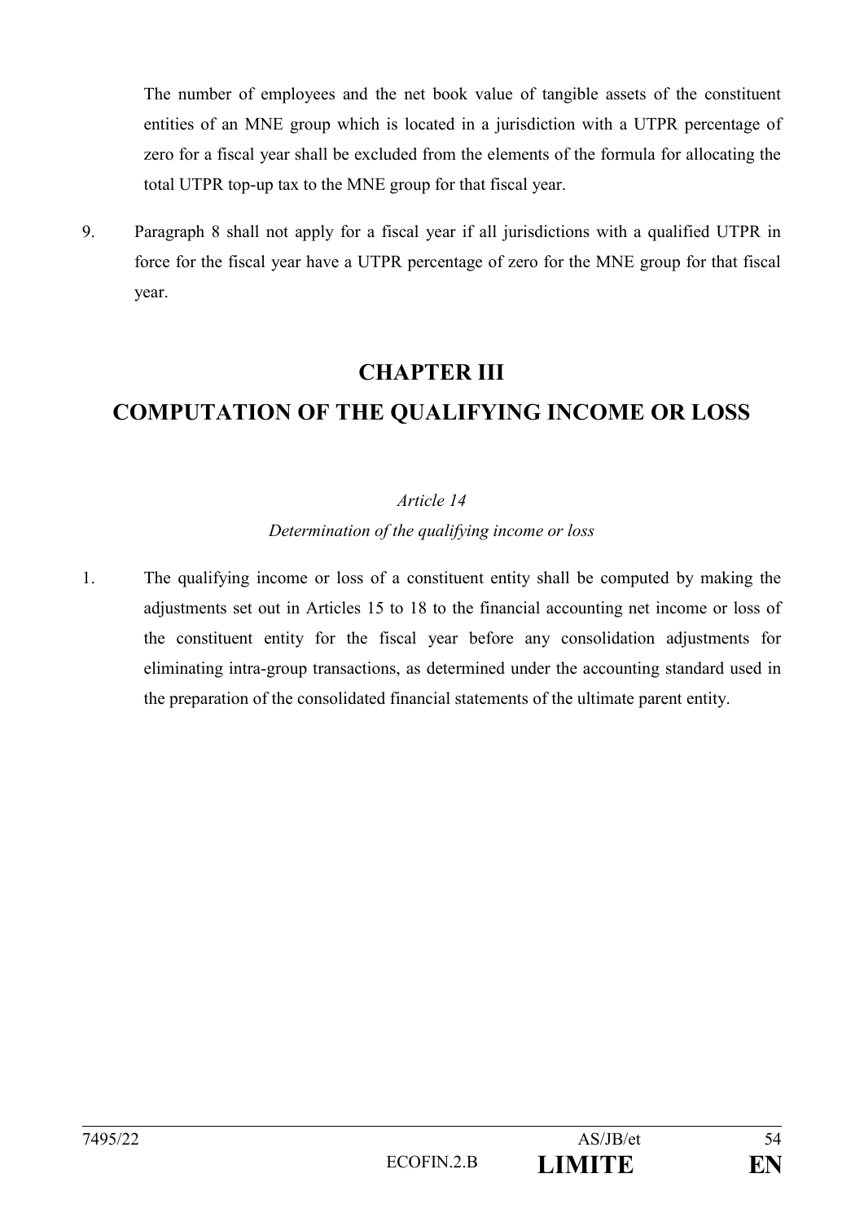The number of employees and the net book value of tangible assets of the constituent entities of an MNE group which is located in a jurisdiction with a UTPR percentage of zero for a fiscal year shall be excluded from the elements of the formula for allocating the total UTPR top-up tax to the MNE group for that fiscal year.

9. Paragraph 8 shall not apply for a fiscal year if all jurisdictions with a qualified UTPR in force for the fiscal year have a UTPR percentage of zero for the MNE group for that fiscal year.

# CHAPTER III

# COMPUTATION OF THE QUALIFYING INCOME OR LOSS

*Article 14*

*Determination of the qualifying income or loss*

1. The qualifying income or loss of a constituent entity shall be computed by making the adjustments set out in Articles 15 to 18 to the financial accounting net income or loss of the constituent entity for the fiscal year before any consolidation adjustments for eliminating intra-group transactions, as determined under the accounting standard used in the preparation of the consolidated financial statements of the ultimate parent entity.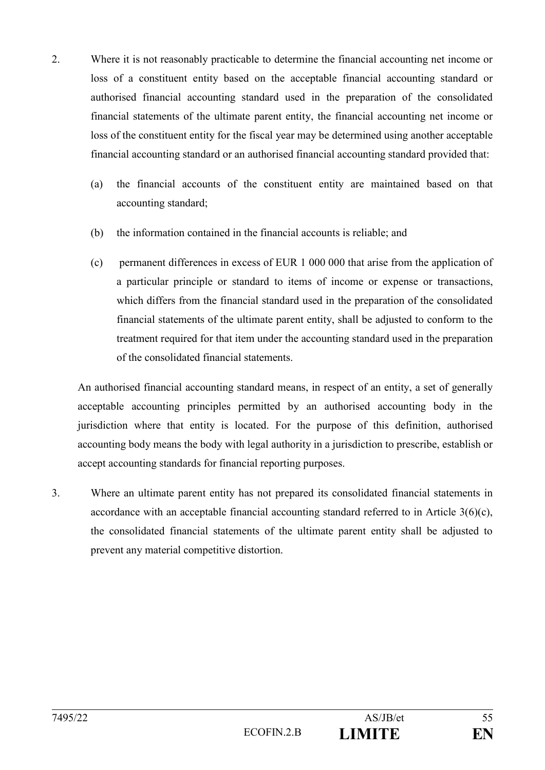2. Where it is not reasonably practicable to determine the financial accounting net income or loss of a constituent entity based on the acceptable financial accounting standard or authorised financial accounting standard used in the preparation of the consolidated financial statements of the ultimate parent entity, the financial accounting net income or loss of the constituent entity for the fiscal year may be determined using another acceptable financial accounting standard or an authorised financial accounting standard provided that:

   (a) the financial accounts of the constituent entity are maintained based on that accounting standard;

   (b) the information contained in the financial accounts is reliable; and

   (c) permanent differences in excess of EUR 1 000 000 that arise from the application of a particular principle or standard to items of income or expense or transactions, which differs from the financial standard used in the preparation of the consolidated financial statements of the ultimate parent entity, shall be adjusted to conform to the treatment required for that item under the accounting standard used in the preparation of the consolidated financial statements.

   An authorised financial accounting standard means, in respect of an entity, a set of generally acceptable accounting principles permitted by an authorised accounting body in the jurisdiction where that entity is located. For the purpose of this definition, authorised accounting body means the body with legal authority in a jurisdiction to prescribe, establish or accept accounting standards for financial reporting purposes.

3. Where an ultimate parent entity has not prepared its consolidated financial statements in accordance with an acceptable financial accounting standard referred to in Article 3(6)(c), the consolidated financial statements of the ultimate parent entity shall be adjusted to prevent any material competitive distortion.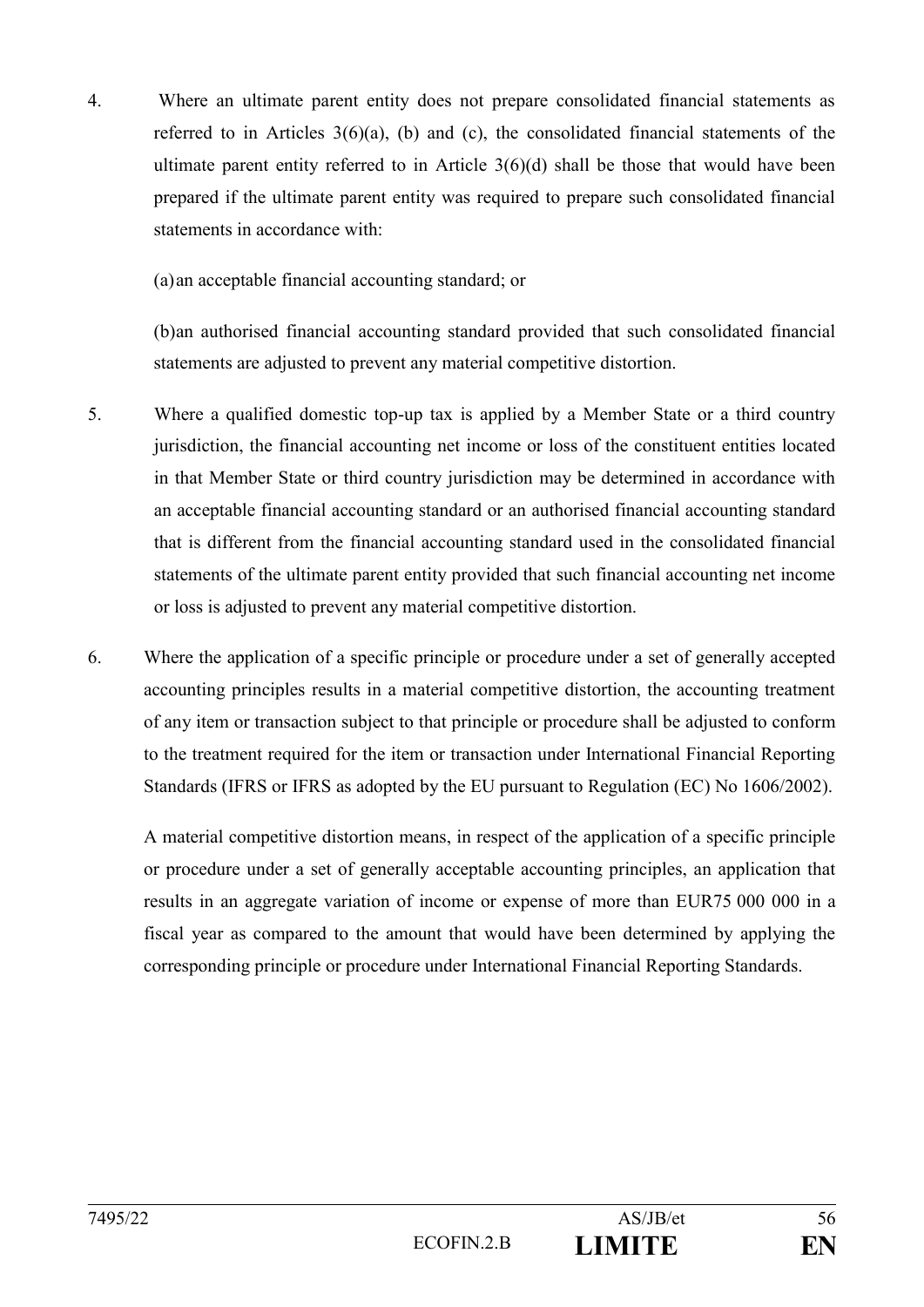4. Where an ultimate parent entity does not prepare consolidated financial statements as referred to in Articles 3(6)(a), (b) and (c), the consolidated financial statements of the ultimate parent entity referred to in Article 3(6)(d) shall be those that would have been prepared if the ultimate parent entity was required to prepare such consolidated financial statements in accordance with:

   (a) an acceptable financial accounting standard; or

   (b) an authorised financial accounting standard provided that such consolidated financial statements are adjusted to prevent any material competitive distortion.

5. Where a qualified domestic top-up tax is applied by a Member State or a third country jurisdiction, the financial accounting net income or loss of the constituent entities located in that Member State or third country jurisdiction may be determined in accordance with an acceptable financial accounting standard or an authorised financial accounting standard that is different from the financial accounting standard used in the consolidated financial statements of the ultimate parent entity provided that such financial accounting net income or loss is adjusted to prevent any material competitive distortion.

6. Where the application of a specific principle or procedure under a set of generally accepted accounting principles results in a material competitive distortion, the accounting treatment of any item or transaction subject to that principle or procedure shall be adjusted to conform to the treatment required for the item or transaction under International Financial Reporting Standards (IFRS or IFRS as adopted by the EU pursuant to Regulation (EC) No 1606/2002).

   A material competitive distortion means, in respect of the application of a specific principle or procedure under a set of generally acceptable accounting principles, an application that results in an aggregate variation of income or expense of more than EUR75 000 000 in a fiscal year as compared to the amount that would have been determined by applying the corresponding principle or procedure under International Financial Reporting Standards.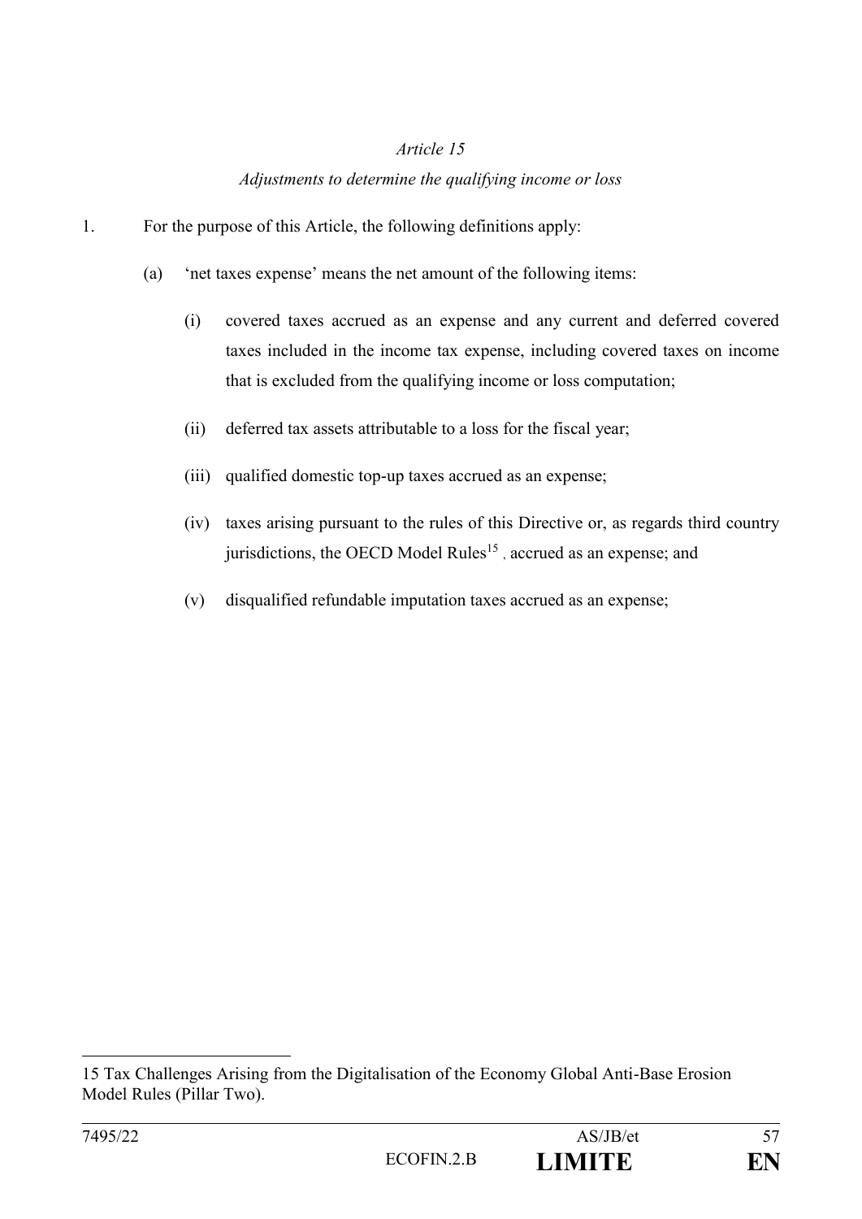*Article 15*

*Adjustments to determine the qualifying income or loss*

1. For the purpose of this Article, the following definitions apply:

   (a) 'net taxes expense' means the net amount of the following items:

      (i) covered taxes accrued as an expense and any current and deferred covered taxes included in the income tax expense, including covered taxes on income that is excluded from the qualifying income or loss computation;

      (ii) deferred tax assets attributable to a loss for the fiscal year;

      (iii) qualified domestic top-up taxes accrued as an expense;

      (iv) taxes arising pursuant to the rules of this Directive or, as regards third country jurisdictions, the OECD Model Rules[15] , accrued as an expense; and

      (v) disqualified refundable imputation taxes accrued as an expense;

---

[15] Tax Challenges Arising from the Digitalisation of the Economy Global Anti-Base Erosion Model Rules (Pillar Two).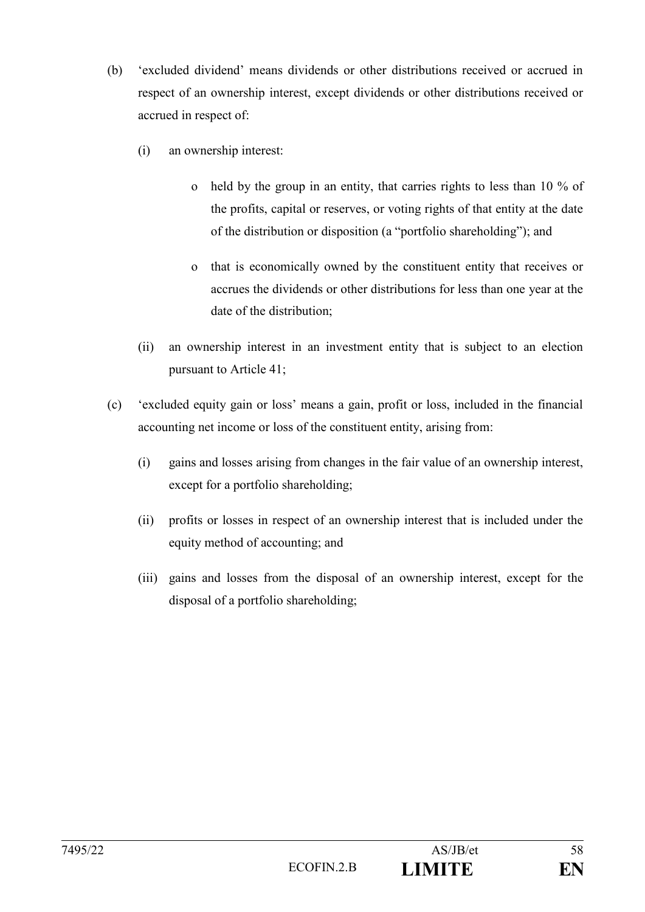(b) 'excluded dividend' means dividends or other distributions received or accrued in respect of an ownership interest, except dividends or other distributions received or accrued in respect of:

   (i) an ownership interest:

      o held by the group in an entity, that carries rights to less than 10 % of the profits, capital or reserves, or voting rights of that entity at the date of the distribution or disposition (a "portfolio shareholding"); and

      o that is economically owned by the constituent entity that receives or accrues the dividends or other distributions for less than one year at the date of the distribution;

   (ii) an ownership interest in an investment entity that is subject to an election pursuant to Article 41;

(c) 'excluded equity gain or loss' means a gain, profit or loss, included in the financial accounting net income or loss of the constituent entity, arising from:

   (i) gains and losses arising from changes in the fair value of an ownership interest, except for a portfolio shareholding;

   (ii) profits or losses in respect of an ownership interest that is included under the equity method of accounting; and

   (iii) gains and losses from the disposal of an ownership interest, except for the disposal of a portfolio shareholding;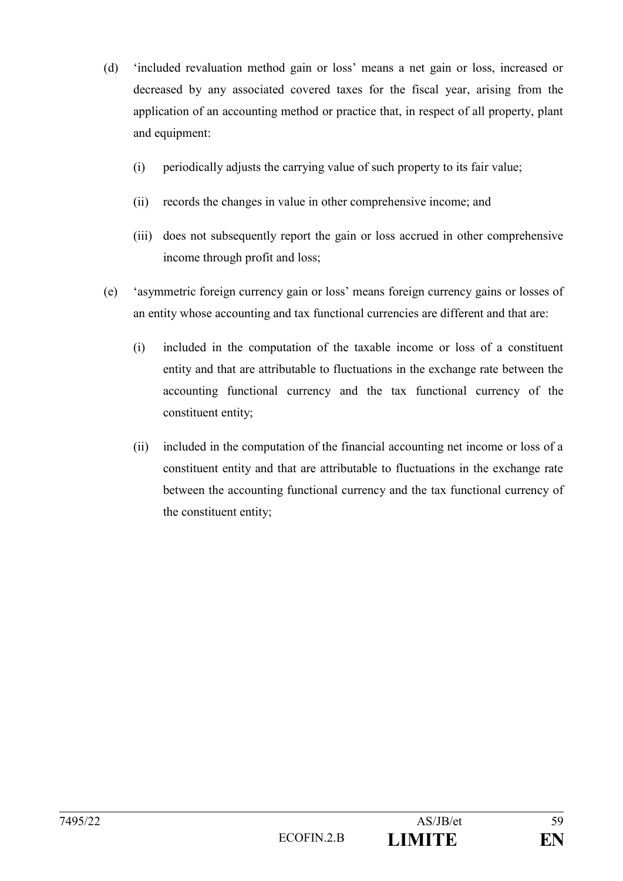(d) 'included revaluation method gain or loss' means a net gain or loss, increased or decreased by any associated covered taxes for the fiscal year, arising from the application of an accounting method or practice that, in respect of all property, plant and equipment:

   (i) periodically adjusts the carrying value of such property to its fair value;

   (ii) records the changes in value in other comprehensive income; and

   (iii) does not subsequently report the gain or loss accrued in other comprehensive income through profit and loss;

(e) 'asymmetric foreign currency gain or loss' means foreign currency gains or losses of an entity whose accounting and tax functional currencies are different and that are:

   (i) included in the computation of the taxable income or loss of a constituent entity and that are attributable to fluctuations in the exchange rate between the accounting functional currency and the tax functional currency of the constituent entity;

   (ii) included in the computation of the financial accounting net income or loss of a constituent entity and that are attributable to fluctuations in the exchange rate between the accounting functional currency and the tax functional currency of the constituent entity;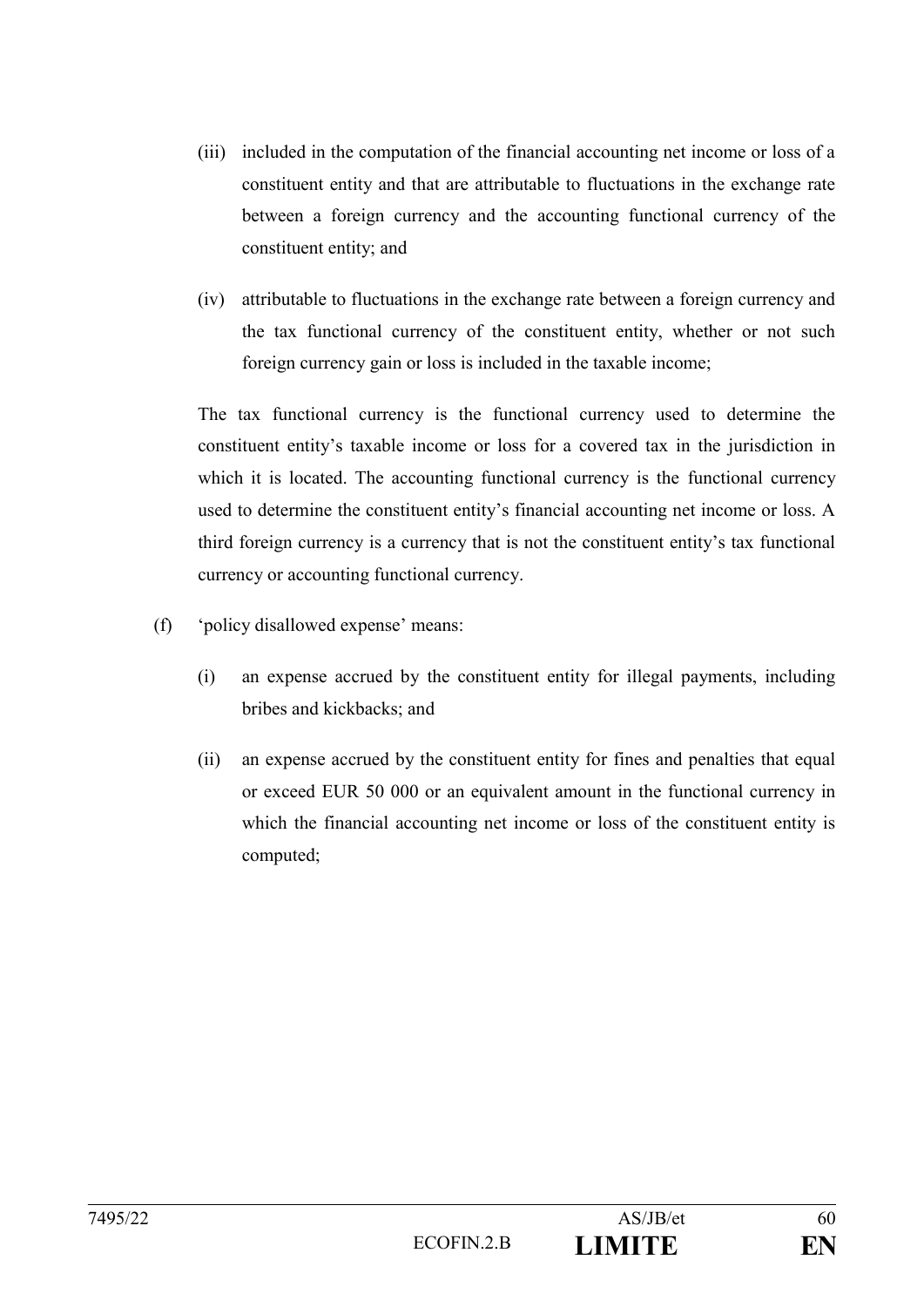(iii) included in the computation of the financial accounting net income or loss of a constituent entity and that are attributable to fluctuations in the exchange rate between a foreign currency and the accounting functional currency of the constituent entity; and

(iv) attributable to fluctuations in the exchange rate between a foreign currency and the tax functional currency of the constituent entity, whether or not such foreign currency gain or loss is included in the taxable income;

The tax functional currency is the functional currency used to determine the constituent entity's taxable income or loss for a covered tax in the jurisdiction in which it is located. The accounting functional currency is the functional currency used to determine the constituent entity's financial accounting net income or loss. A third foreign currency is a currency that is not the constituent entity's tax functional currency or accounting functional currency.

(f) 'policy disallowed expense' means:

(i) an expense accrued by the constituent entity for illegal payments, including bribes and kickbacks; and

(ii) an expense accrued by the constituent entity for fines and penalties that equal or exceed EUR 50 000 or an equivalent amount in the functional currency in which the financial accounting net income or loss of the constituent entity is computed;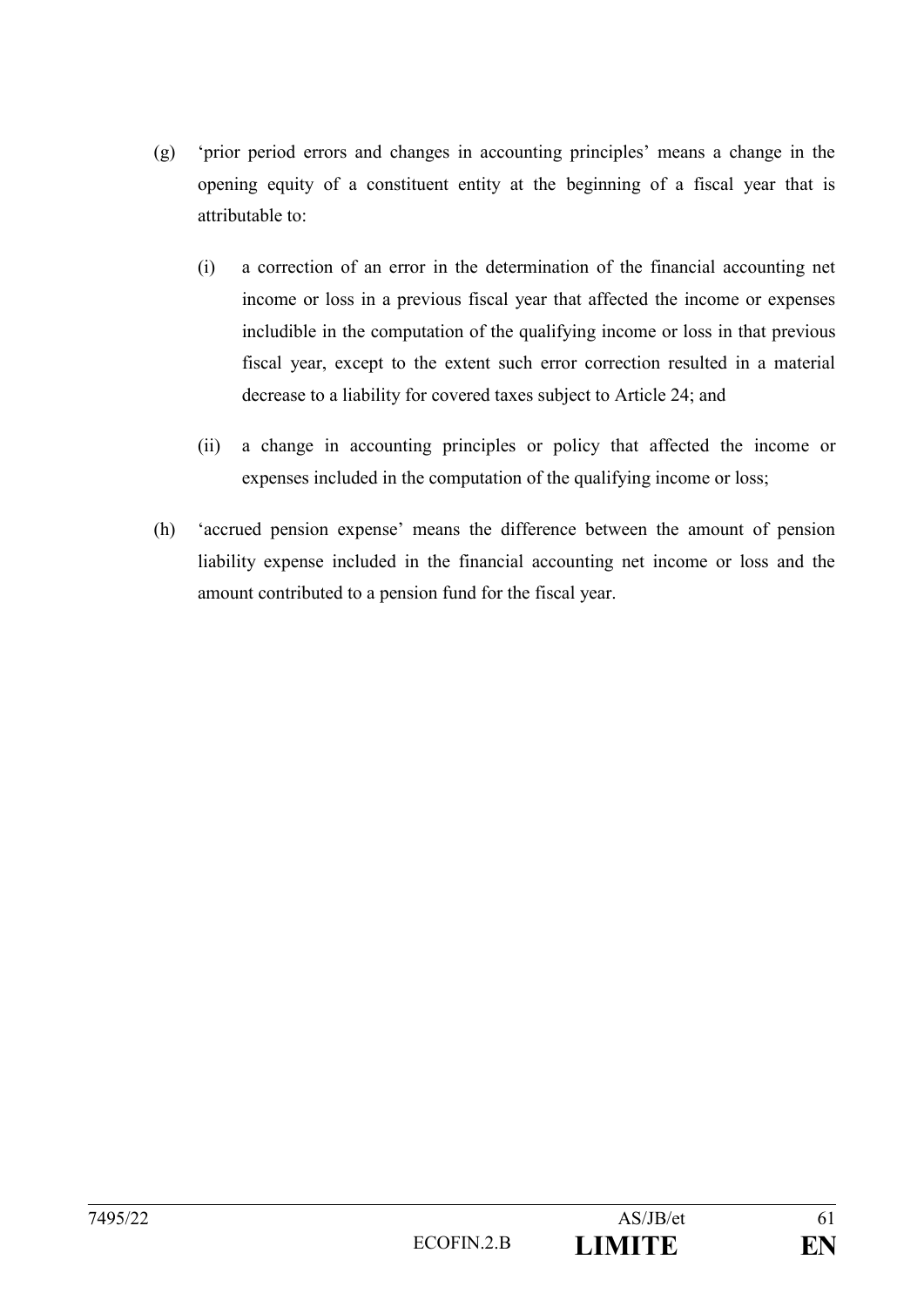(g) 'prior period errors and changes in accounting principles' means a change in the opening equity of a constituent entity at the beginning of a fiscal year that is attributable to:

  (i) a correction of an error in the determination of the financial accounting net income or loss in a previous fiscal year that affected the income or expenses includible in the computation of the qualifying income or loss in that previous fiscal year, except to the extent such error correction resulted in a material decrease to a liability for covered taxes subject to Article 24; and

  (ii) a change in accounting principles or policy that affected the income or expenses included in the computation of the qualifying income or loss;

(h) 'accrued pension expense' means the difference between the amount of pension liability expense included in the financial accounting net income or loss and the amount contributed to a pension fund for the fiscal year.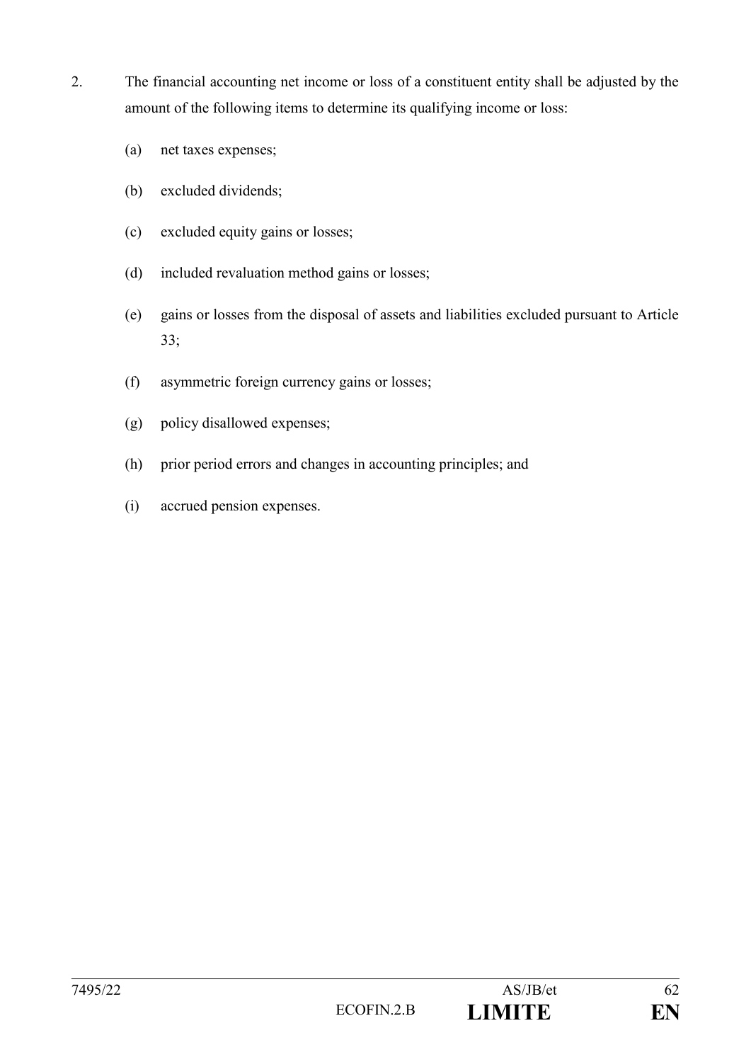2. The financial accounting net income or loss of a constituent entity shall be adjusted by the amount of the following items to determine its qualifying income or loss:

   (a) net taxes expenses;

   (b) excluded dividends;

   (c) excluded equity gains or losses;

   (d) included revaluation method gains or losses;

   (e) gains or losses from the disposal of assets and liabilities excluded pursuant to Article 33;

   (f) asymmetric foreign currency gains or losses;

   (g) policy disallowed expenses;

   (h) prior period errors and changes in accounting principles; and

   (i) accrued pension expenses.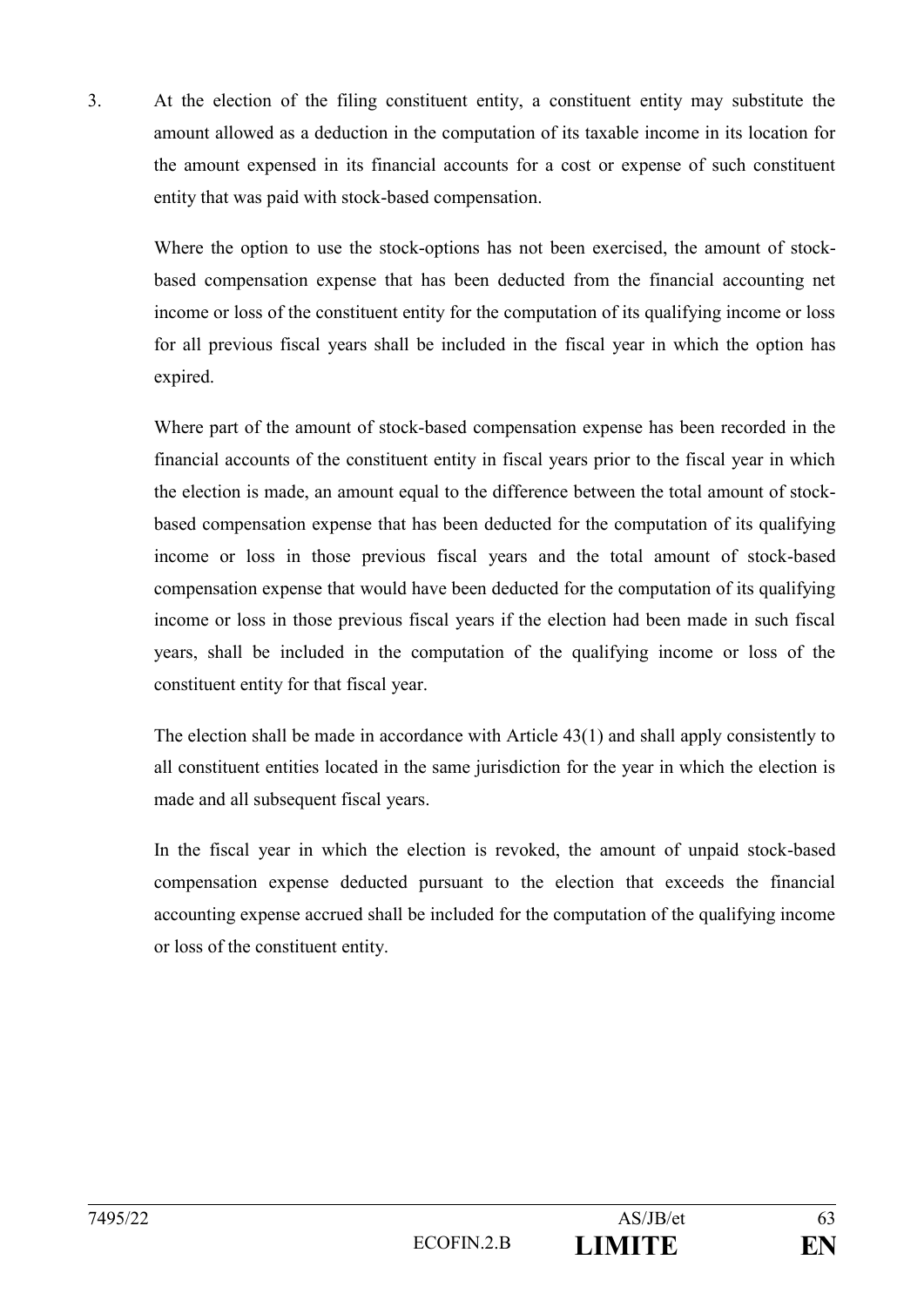3. At the election of the filing constituent entity, a constituent entity may substitute the amount allowed as a deduction in the computation of its taxable income in its location for the amount expensed in its financial accounts for a cost or expense of such constituent entity that was paid with stock-based compensation.

   Where the option to use the stock-options has not been exercised, the amount of stock-based compensation expense that has been deducted from the financial accounting net income or loss of the constituent entity for the computation of its qualifying income or loss for all previous fiscal years shall be included in the fiscal year in which the option has expired.

   Where part of the amount of stock-based compensation expense has been recorded in the financial accounts of the constituent entity in fiscal years prior to the fiscal year in which the election is made, an amount equal to the difference between the total amount of stock-based compensation expense that has been deducted for the computation of its qualifying income or loss in those previous fiscal years and the total amount of stock-based compensation expense that would have been deducted for the computation of its qualifying income or loss in those previous fiscal years if the election had been made in such fiscal years, shall be included in the computation of the qualifying income or loss of the constituent entity for that fiscal year.

   The election shall be made in accordance with Article 43(1) and shall apply consistently to all constituent entities located in the same jurisdiction for the year in which the election is made and all subsequent fiscal years.

   In the fiscal year in which the election is revoked, the amount of unpaid stock-based compensation expense deducted pursuant to the election that exceeds the financial accounting expense accrued shall be included for the computation of the qualifying income or loss of the constituent entity.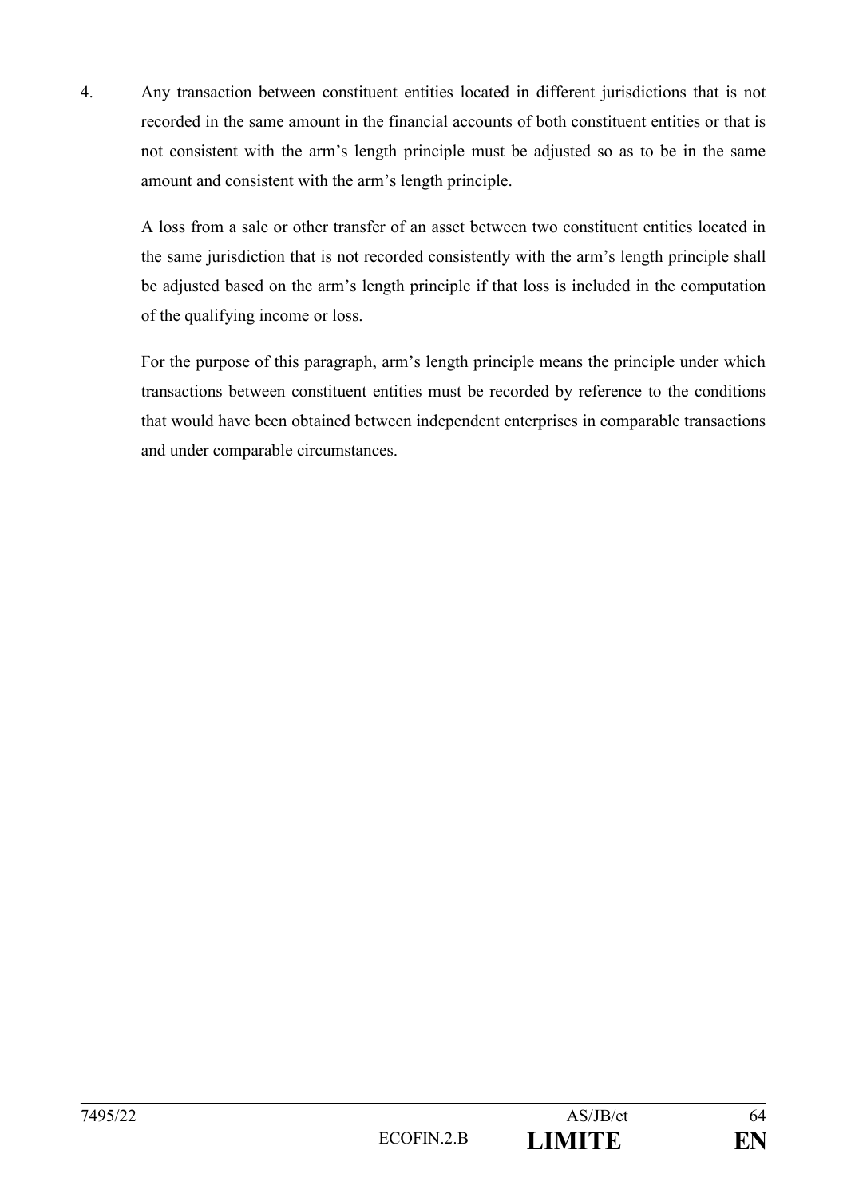4. Any transaction between constituent entities located in different jurisdictions that is not recorded in the same amount in the financial accounts of both constituent entities or that is not consistent with the arm's length principle must be adjusted so as to be in the same amount and consistent with the arm's length principle.

   A loss from a sale or other transfer of an asset between two constituent entities located in the same jurisdiction that is not recorded consistently with the arm's length principle shall be adjusted based on the arm's length principle if that loss is included in the computation of the qualifying income or loss.

   For the purpose of this paragraph, arm's length principle means the principle under which transactions between constituent entities must be recorded by reference to the conditions that would have been obtained between independent enterprises in comparable transactions and under comparable circumstances.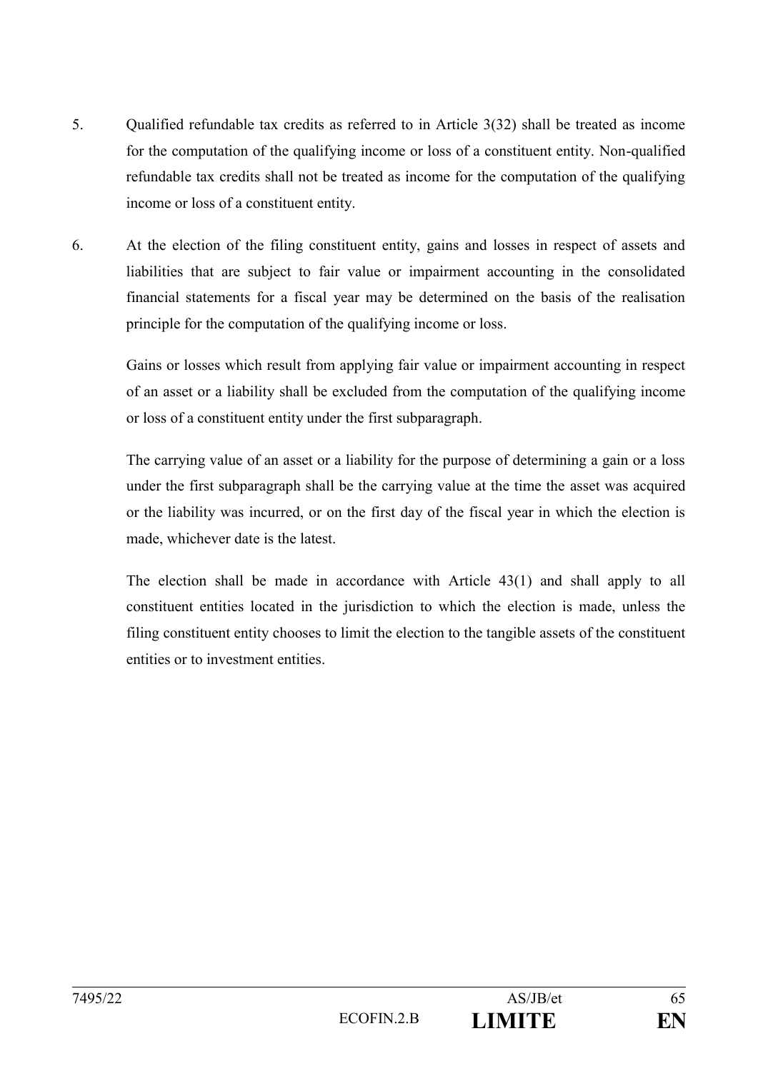5. Qualified refundable tax credits as referred to in Article 3(32) shall be treated as income for the computation of the qualifying income or loss of a constituent entity. Non-qualified refundable tax credits shall not be treated as income for the computation of the qualifying income or loss of a constituent entity.

6. At the election of the filing constituent entity, gains and losses in respect of assets and liabilities that are subject to fair value or impairment accounting in the consolidated financial statements for a fiscal year may be determined on the basis of the realisation principle for the computation of the qualifying income or loss.

   Gains or losses which result from applying fair value or impairment accounting in respect of an asset or a liability shall be excluded from the computation of the qualifying income or loss of a constituent entity under the first subparagraph.

   The carrying value of an asset or a liability for the purpose of determining a gain or a loss under the first subparagraph shall be the carrying value at the time the asset was acquired or the liability was incurred, or on the first day of the fiscal year in which the election is made, whichever date is the latest.

   The election shall be made in accordance with Article 43(1) and shall apply to all constituent entities located in the jurisdiction to which the election is made, unless the filing constituent entity chooses to limit the election to the tangible assets of the constituent entities or to investment entities.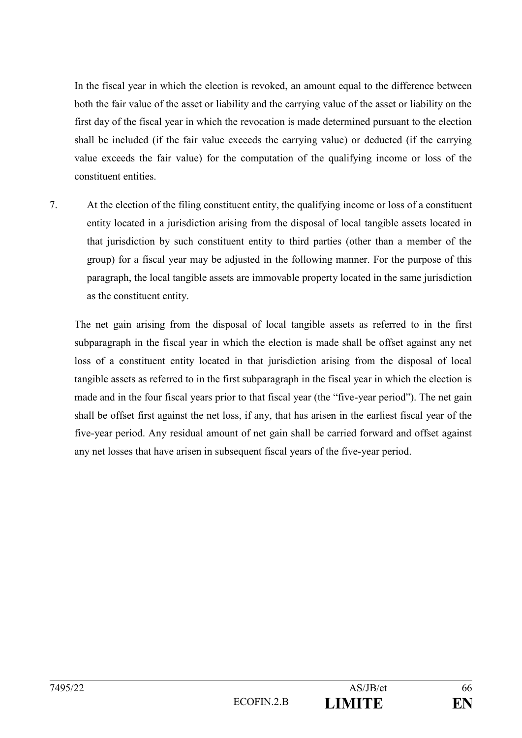In the fiscal year in which the election is revoked, an amount equal to the difference between both the fair value of the asset or liability and the carrying value of the asset or liability on the first day of the fiscal year in which the revocation is made determined pursuant to the election shall be included (if the fair value exceeds the carrying value) or deducted (if the carrying value exceeds the fair value) for the computation of the qualifying income or loss of the constituent entities.

7. At the election of the filing constituent entity, the qualifying income or loss of a constituent entity located in a jurisdiction arising from the disposal of local tangible assets located in that jurisdiction by such constituent entity to third parties (other than a member of the group) for a fiscal year may be adjusted in the following manner. For the purpose of this paragraph, the local tangible assets are immovable property located in the same jurisdiction as the constituent entity.

The net gain arising from the disposal of local tangible assets as referred to in the first subparagraph in the fiscal year in which the election is made shall be offset against any net loss of a constituent entity located in that jurisdiction arising from the disposal of local tangible assets as referred to in the first subparagraph in the fiscal year in which the election is made and in the four fiscal years prior to that fiscal year (the "five-year period"). The net gain shall be offset first against the net loss, if any, that has arisen in the earliest fiscal year of the five-year period. Any residual amount of net gain shall be carried forward and offset against any net losses that have arisen in subsequent fiscal years of the five-year period.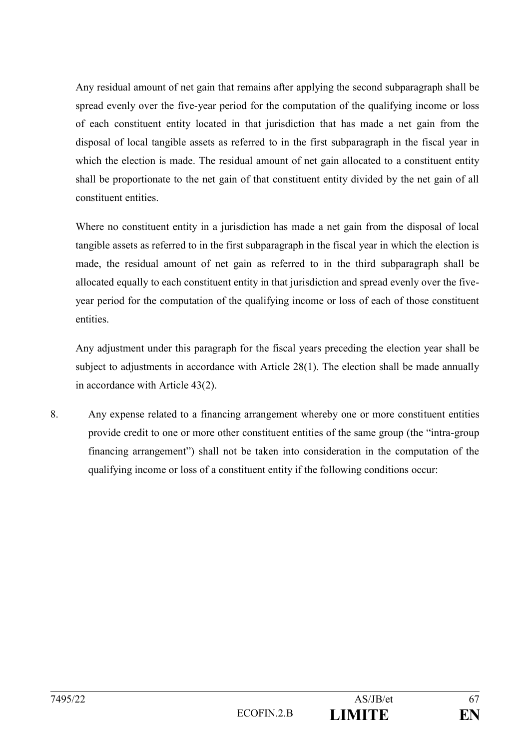Any residual amount of net gain that remains after applying the second subparagraph shall be spread evenly over the five-year period for the computation of the qualifying income or loss of each constituent entity located in that jurisdiction that has made a net gain from the disposal of local tangible assets as referred to in the first subparagraph in the fiscal year in which the election is made. The residual amount of net gain allocated to a constituent entity shall be proportionate to the net gain of that constituent entity divided by the net gain of all constituent entities.

Where no constituent entity in a jurisdiction has made a net gain from the disposal of local tangible assets as referred to in the first subparagraph in the fiscal year in which the election is made, the residual amount of net gain as referred to in the third subparagraph shall be allocated equally to each constituent entity in that jurisdiction and spread evenly over the five-year period for the computation of the qualifying income or loss of each of those constituent entities.

Any adjustment under this paragraph for the fiscal years preceding the election year shall be subject to adjustments in accordance with Article 28(1). The election shall be made annually in accordance with Article 43(2).

8. Any expense related to a financing arrangement whereby one or more constituent entities provide credit to one or more other constituent entities of the same group (the "intra-group financing arrangement") shall not be taken into consideration in the computation of the qualifying income or loss of a constituent entity if the following conditions occur: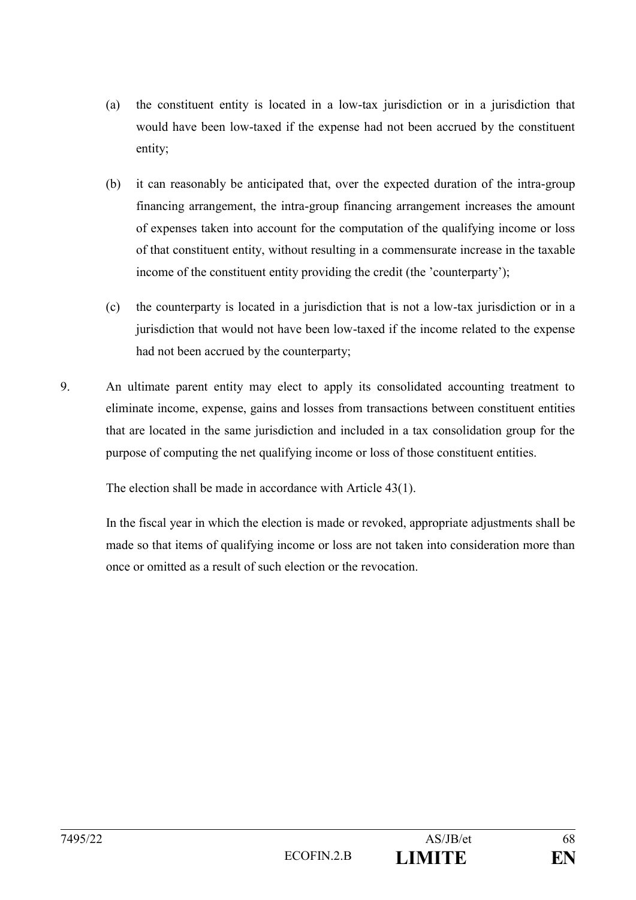(a) the constituent entity is located in a low-tax jurisdiction or in a jurisdiction that would have been low-taxed if the expense had not been accrued by the constituent entity;

(b) it can reasonably be anticipated that, over the expected duration of the intra-group financing arrangement, the intra-group financing arrangement increases the amount of expenses taken into account for the computation of the qualifying income or loss of that constituent entity, without resulting in a commensurate increase in the taxable income of the constituent entity providing the credit (the 'counterparty');

(c) the counterparty is located in a jurisdiction that is not a low-tax jurisdiction or in a jurisdiction that would not have been low-taxed if the income related to the expense had not been accrued by the counterparty;

9. An ultimate parent entity may elect to apply its consolidated accounting treatment to eliminate income, expense, gains and losses from transactions between constituent entities that are located in the same jurisdiction and included in a tax consolidation group for the purpose of computing the net qualifying income or loss of those constituent entities.

The election shall be made in accordance with Article 43(1).

In the fiscal year in which the election is made or revoked, appropriate adjustments shall be made so that items of qualifying income or loss are not taken into consideration more than once or omitted as a result of such election or the revocation.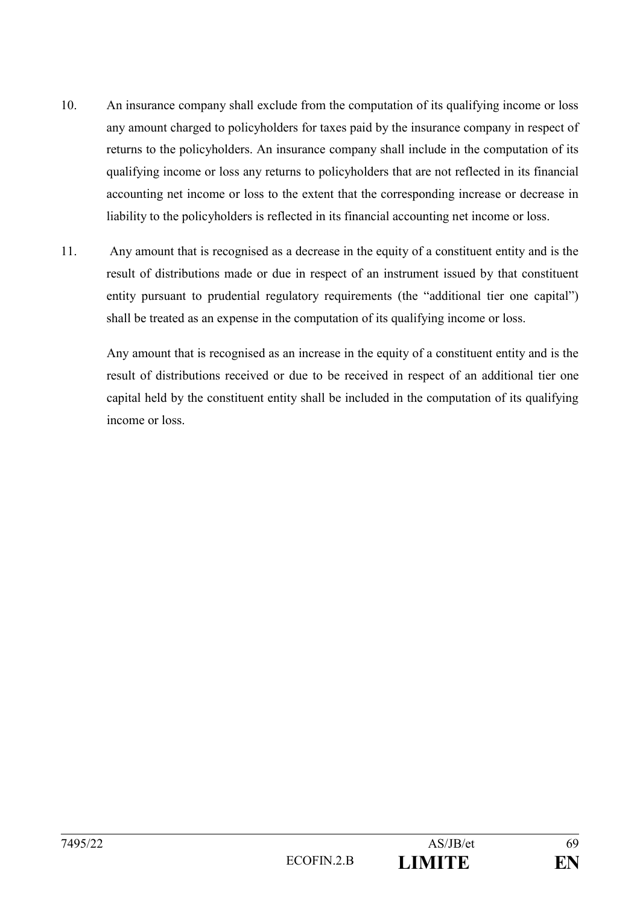10. An insurance company shall exclude from the computation of its qualifying income or loss any amount charged to policyholders for taxes paid by the insurance company in respect of returns to the policyholders. An insurance company shall include in the computation of its qualifying income or loss any returns to policyholders that are not reflected in its financial accounting net income or loss to the extent that the corresponding increase or decrease in liability to the policyholders is reflected in its financial accounting net income or loss.

11. Any amount that is recognised as a decrease in the equity of a constituent entity and is the result of distributions made or due in respect of an instrument issued by that constituent entity pursuant to prudential regulatory requirements (the "additional tier one capital") shall be treated as an expense in the computation of its qualifying income or loss.

    Any amount that is recognised as an increase in the equity of a constituent entity and is the result of distributions received or due to be received in respect of an additional tier one capital held by the constituent entity shall be included in the computation of its qualifying income or loss.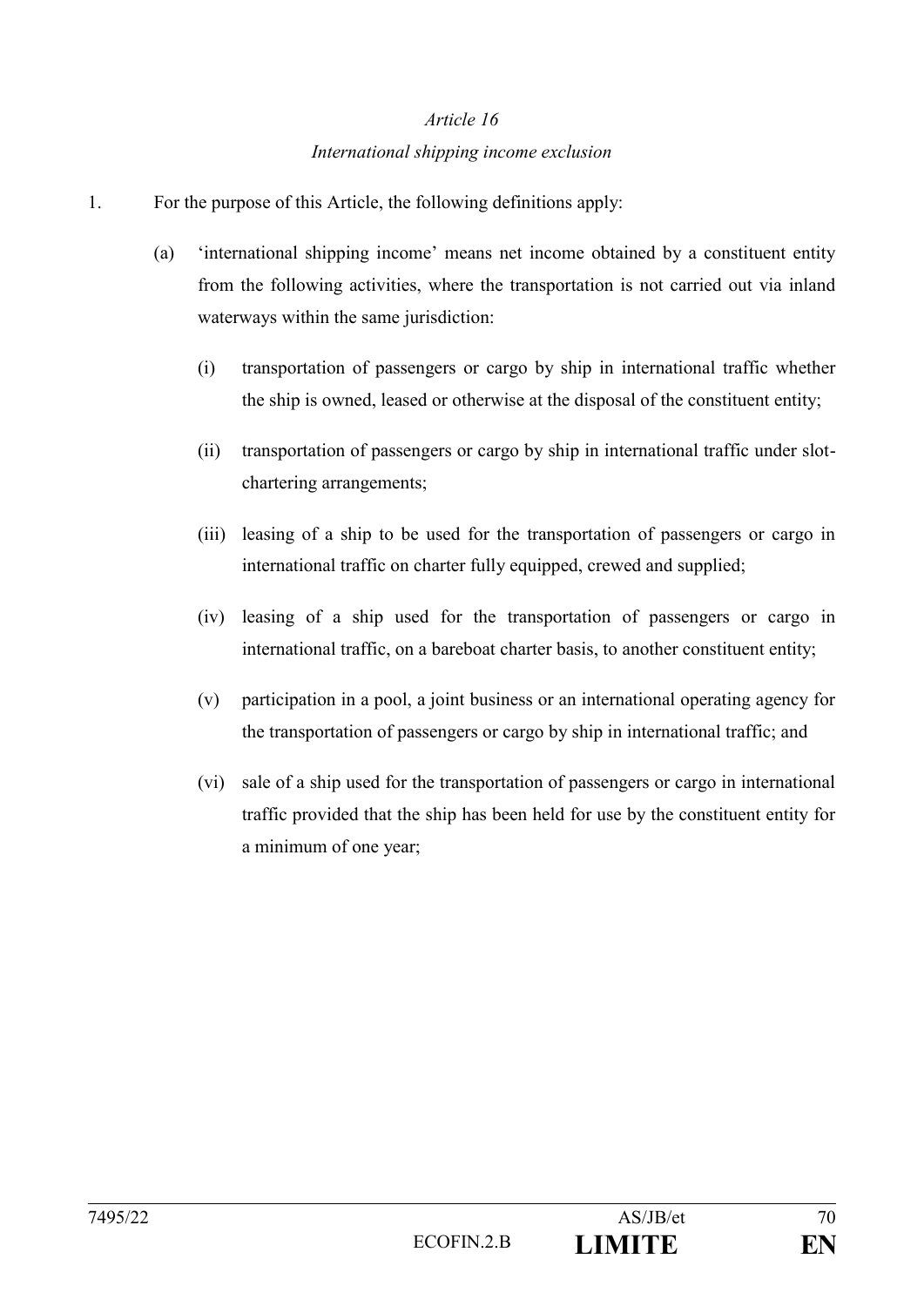*Article 16*

*International shipping income exclusion*

1. For the purpose of this Article, the following definitions apply:

   (a) 'international shipping income' means net income obtained by a constituent entity from the following activities, where the transportation is not carried out via inland waterways within the same jurisdiction:

      (i) transportation of passengers or cargo by ship in international traffic whether the ship is owned, leased or otherwise at the disposal of the constituent entity;

      (ii) transportation of passengers or cargo by ship in international traffic under slot-chartering arrangements;

      (iii) leasing of a ship to be used for the transportation of passengers or cargo in international traffic on charter fully equipped, crewed and supplied;

      (iv) leasing of a ship used for the transportation of passengers or cargo in international traffic, on a bareboat charter basis, to another constituent entity;

      (v) participation in a pool, a joint business or an international operating agency for the transportation of passengers or cargo by ship in international traffic; and

      (vi) sale of a ship used for the transportation of passengers or cargo in international traffic provided that the ship has been held for use by the constituent entity for a minimum of one year;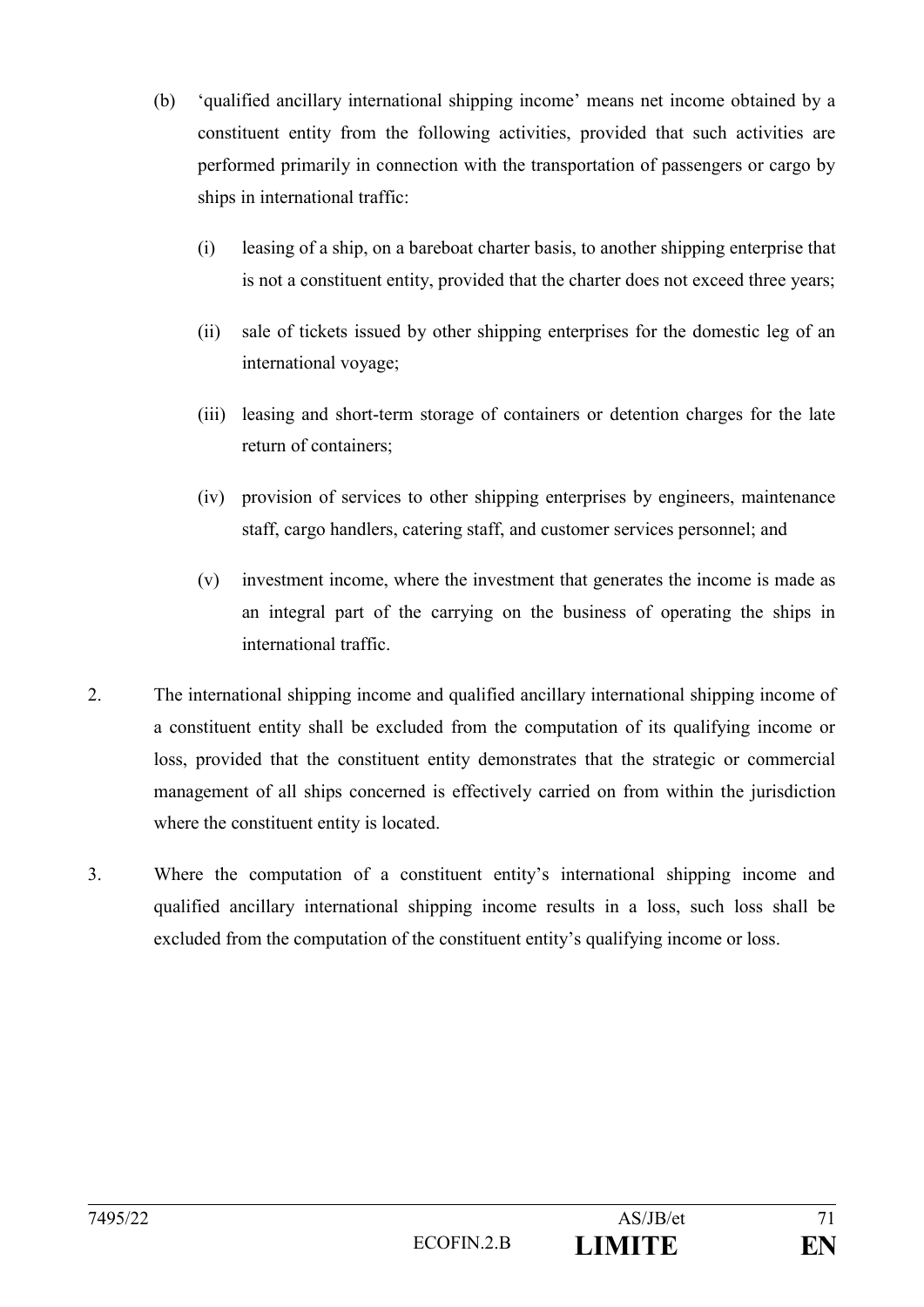(b) 'qualified ancillary international shipping income' means net income obtained by a constituent entity from the following activities, provided that such activities are performed primarily in connection with the transportation of passengers or cargo by ships in international traffic:

   (i) leasing of a ship, on a bareboat charter basis, to another shipping enterprise that is not a constituent entity, provided that the charter does not exceed three years;

   (ii) sale of tickets issued by other shipping enterprises for the domestic leg of an international voyage;

   (iii) leasing and short-term storage of containers or detention charges for the late return of containers;

   (iv) provision of services to other shipping enterprises by engineers, maintenance staff, cargo handlers, catering staff, and customer services personnel; and

   (v) investment income, where the investment that generates the income is made as an integral part of the carrying on the business of operating the ships in international traffic.

2. The international shipping income and qualified ancillary international shipping income of a constituent entity shall be excluded from the computation of its qualifying income or loss, provided that the constituent entity demonstrates that the strategic or commercial management of all ships concerned is effectively carried on from within the jurisdiction where the constituent entity is located.

3. Where the computation of a constituent entity's international shipping income and qualified ancillary international shipping income results in a loss, such loss shall be excluded from the computation of the constituent entity's qualifying income or loss.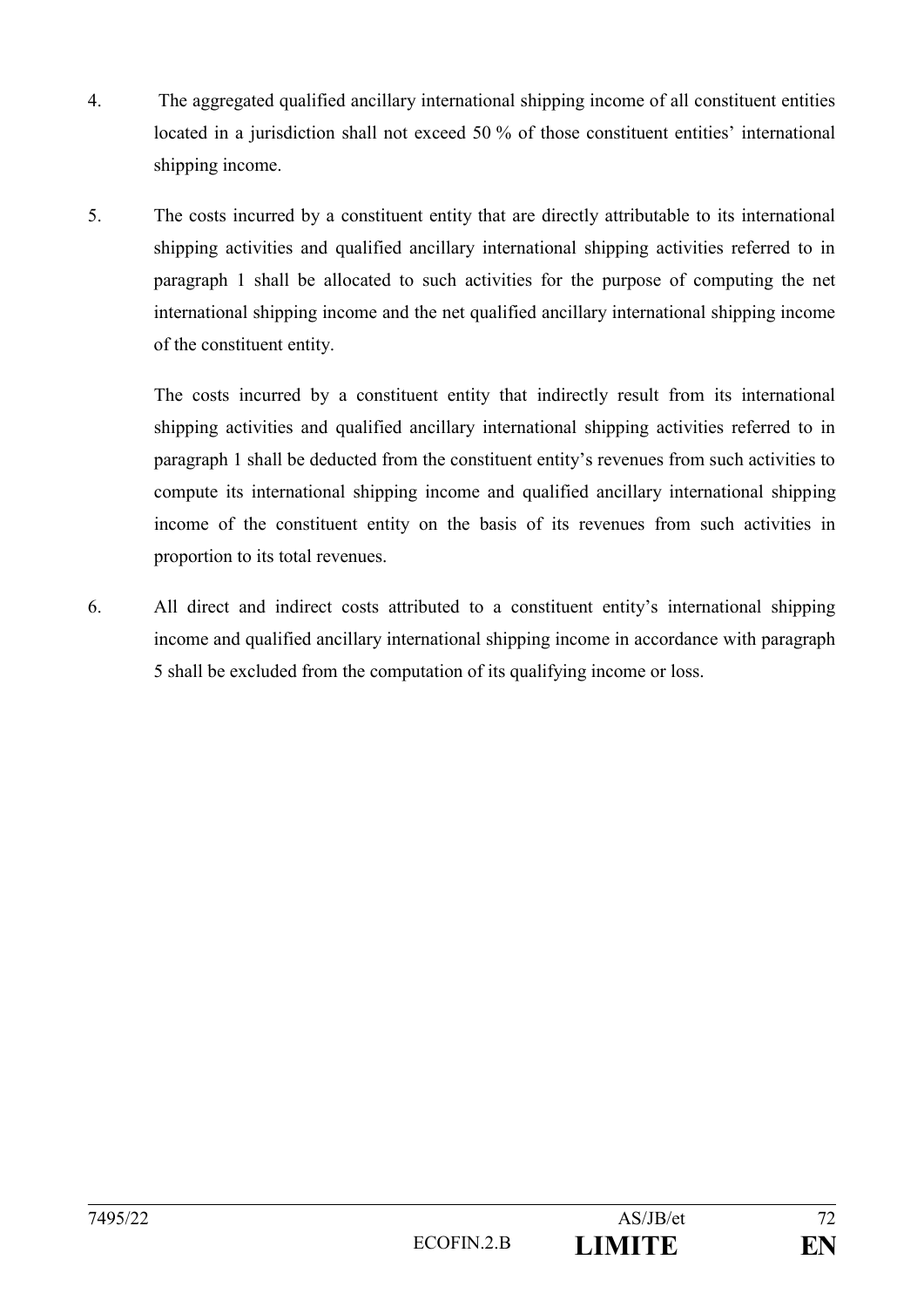4. The aggregated qualified ancillary international shipping income of all constituent entities located in a jurisdiction shall not exceed 50 % of those constituent entities' international shipping income.

5. The costs incurred by a constituent entity that are directly attributable to its international shipping activities and qualified ancillary international shipping activities referred to in paragraph 1 shall be allocated to such activities for the purpose of computing the net international shipping income and the net qualified ancillary international shipping income of the constituent entity.

   The costs incurred by a constituent entity that indirectly result from its international shipping activities and qualified ancillary international shipping activities referred to in paragraph 1 shall be deducted from the constituent entity's revenues from such activities to compute its international shipping income and qualified ancillary international shipping income of the constituent entity on the basis of its revenues from such activities in proportion to its total revenues.

6. All direct and indirect costs attributed to a constituent entity's international shipping income and qualified ancillary international shipping income in accordance with paragraph 5 shall be excluded from the computation of its qualifying income or loss.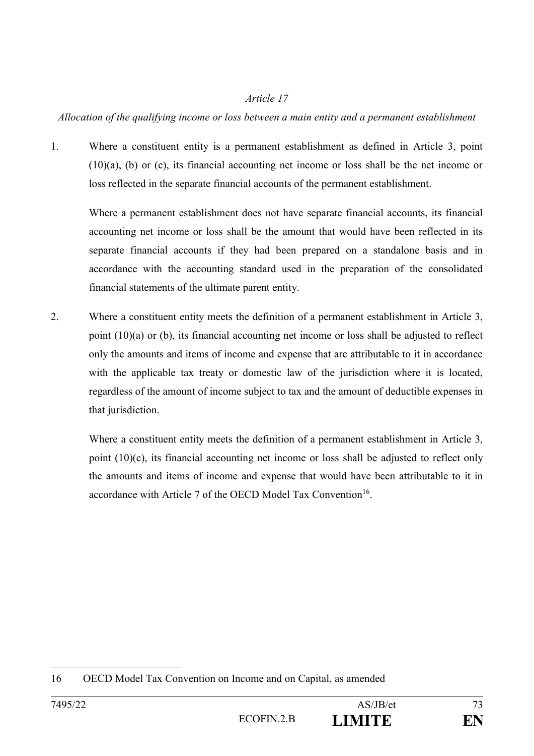*Article 17*

*Allocation of the qualifying income or loss between a main entity and a permanent establishment*

1. Where a constituent entity is a permanent establishment as defined in Article 3, point (10)(a), (b) or (c), its financial accounting net income or loss shall be the net income or loss reflected in the separate financial accounts of the permanent establishment.

   Where a permanent establishment does not have separate financial accounts, its financial accounting net income or loss shall be the amount that would have been reflected in its separate financial accounts if they had been prepared on a standalone basis and in accordance with the accounting standard used in the preparation of the consolidated financial statements of the ultimate parent entity.

2. Where a constituent entity meets the definition of a permanent establishment in Article 3, point (10)(a) or (b), its financial accounting net income or loss shall be adjusted to reflect only the amounts and items of income and expense that are attributable to it in accordance with the applicable tax treaty or domestic law of the jurisdiction where it is located, regardless of the amount of income subject to tax and the amount of deductible expenses in that jurisdiction.

   Where a constituent entity meets the definition of a permanent establishment in Article 3, point (10)(c), its financial accounting net income or loss shall be adjusted to reflect only the amounts and items of income and expense that would have been attributable to it in accordance with Article 7 of the OECD Model Tax Convention[16].

---

16 OECD Model Tax Convention on Income and on Capital, as amended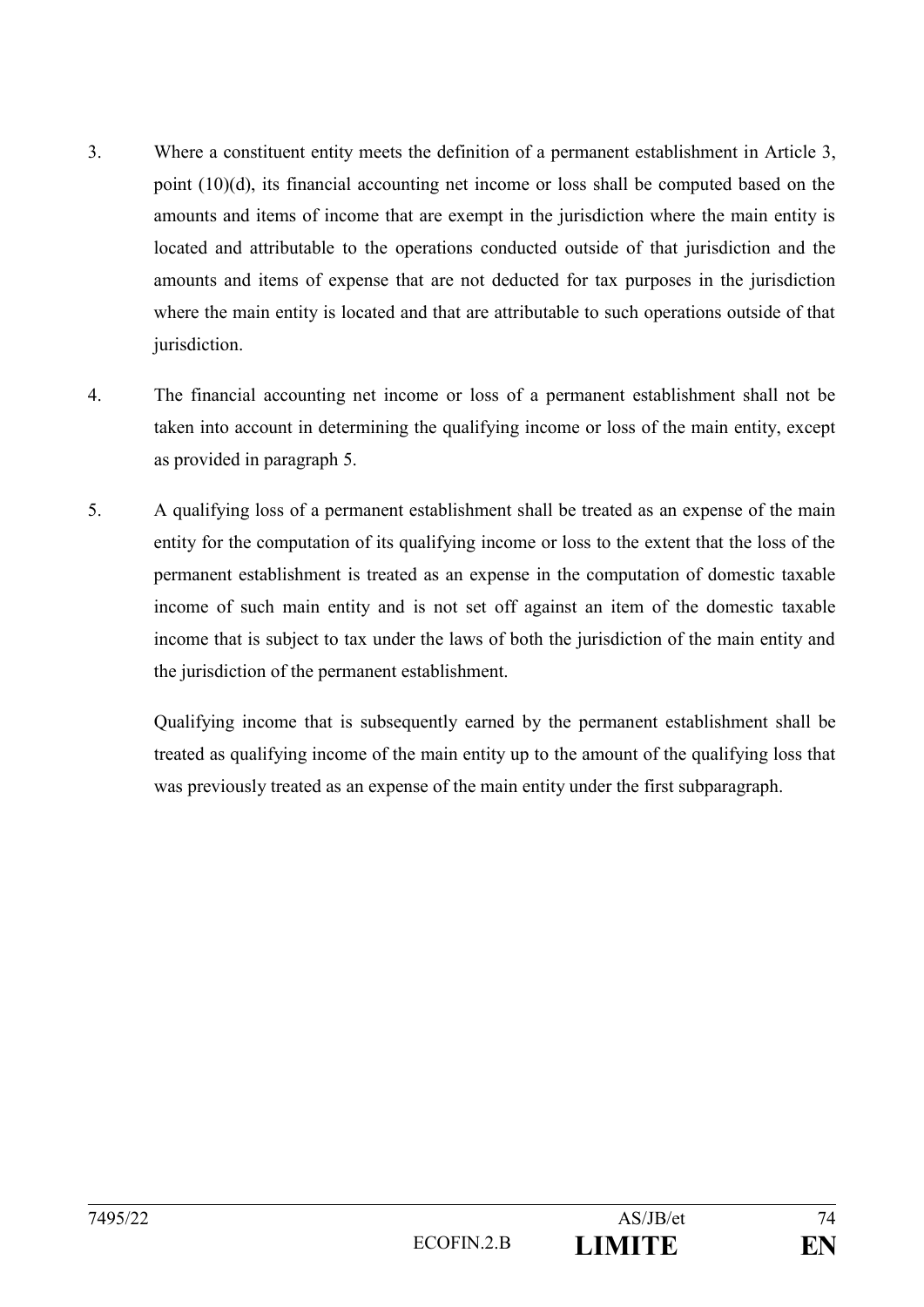3. Where a constituent entity meets the definition of a permanent establishment in Article 3, point (10)(d), its financial accounting net income or loss shall be computed based on the amounts and items of income that are exempt in the jurisdiction where the main entity is located and attributable to the operations conducted outside of that jurisdiction and the amounts and items of expense that are not deducted for tax purposes in the jurisdiction where the main entity is located and that are attributable to such operations outside of that jurisdiction.

4. The financial accounting net income or loss of a permanent establishment shall not be taken into account in determining the qualifying income or loss of the main entity, except as provided in paragraph 5.

5. A qualifying loss of a permanent establishment shall be treated as an expense of the main entity for the computation of its qualifying income or loss to the extent that the loss of the permanent establishment is treated as an expense in the computation of domestic taxable income of such main entity and is not set off against an item of the domestic taxable income that is subject to tax under the laws of both the jurisdiction of the main entity and the jurisdiction of the permanent establishment.

   Qualifying income that is subsequently earned by the permanent establishment shall be treated as qualifying income of the main entity up to the amount of the qualifying loss that was previously treated as an expense of the main entity under the first subparagraph.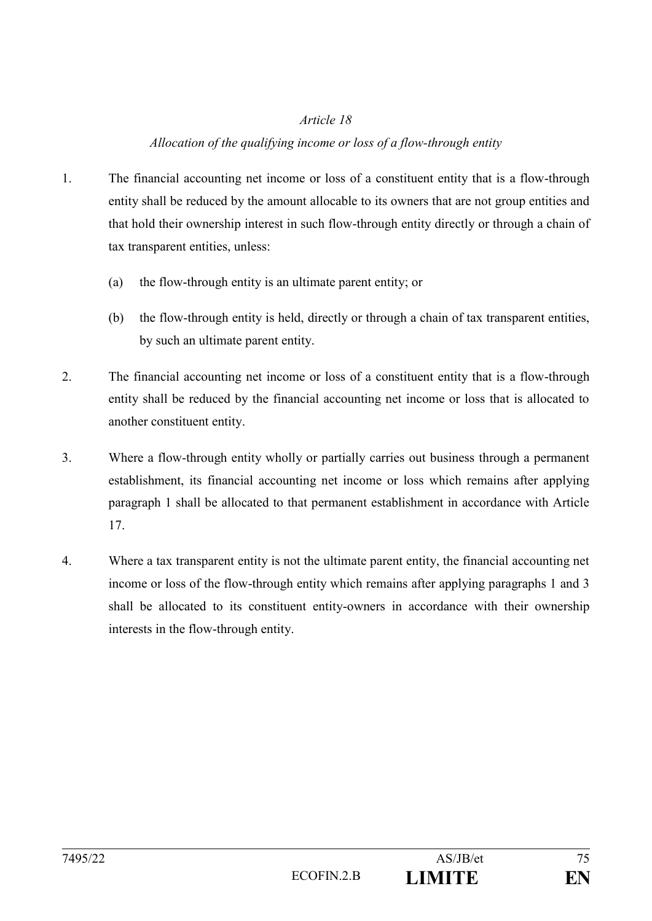*Article 18*

*Allocation of the qualifying income or loss of a flow-through entity*

1. The financial accounting net income or loss of a constituent entity that is a flow-through entity shall be reduced by the amount allocable to its owners that are not group entities and that hold their ownership interest in such flow-through entity directly or through a chain of tax transparent entities, unless:

   (a) the flow-through entity is an ultimate parent entity; or

   (b) the flow-through entity is held, directly or through a chain of tax transparent entities, by such an ultimate parent entity.

2. The financial accounting net income or loss of a constituent entity that is a flow-through entity shall be reduced by the financial accounting net income or loss that is allocated to another constituent entity.

3. Where a flow-through entity wholly or partially carries out business through a permanent establishment, its financial accounting net income or loss which remains after applying paragraph 1 shall be allocated to that permanent establishment in accordance with Article 17.

4. Where a tax transparent entity is not the ultimate parent entity, the financial accounting net income or loss of the flow-through entity which remains after applying paragraphs 1 and 3 shall be allocated to its constituent entity-owners in accordance with their ownership interests in the flow-through entity.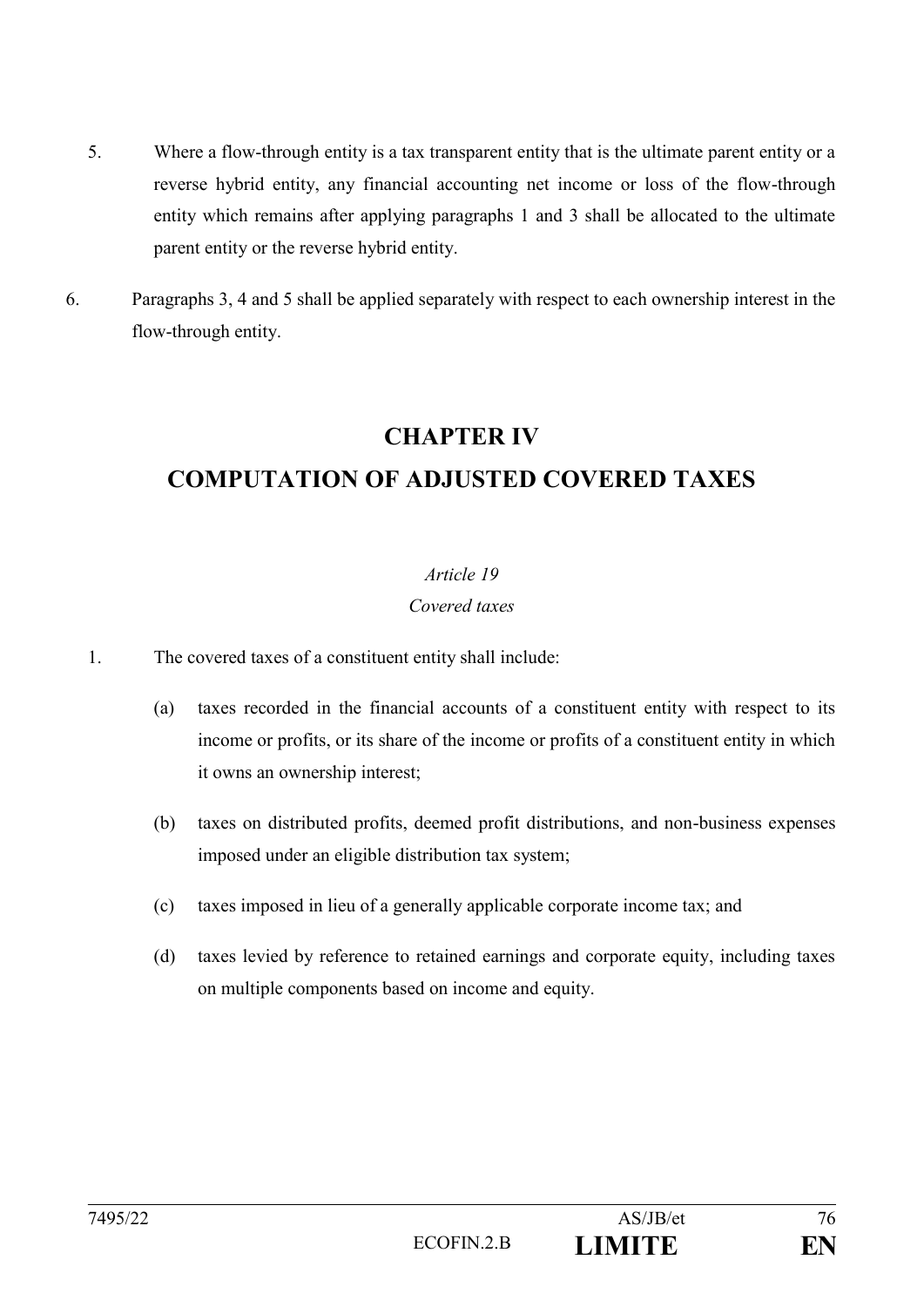5. Where a flow-through entity is a tax transparent entity that is the ultimate parent entity or a reverse hybrid entity, any financial accounting net income or loss of the flow-through entity which remains after applying paragraphs 1 and 3 shall be allocated to the ultimate parent entity or the reverse hybrid entity.

6. Paragraphs 3, 4 and 5 shall be applied separately with respect to each ownership interest in the flow-through entity.

# CHAPTER IV

# COMPUTATION OF ADJUSTED COVERED TAXES

*Article 19*

*Covered taxes*

1. The covered taxes of a constituent entity shall include:

   (a) taxes recorded in the financial accounts of a constituent entity with respect to its income or profits, or its share of the income or profits of a constituent entity in which it owns an ownership interest;

   (b) taxes on distributed profits, deemed profit distributions, and non-business expenses imposed under an eligible distribution tax system;

   (c) taxes imposed in lieu of a generally applicable corporate income tax; and

   (d) taxes levied by reference to retained earnings and corporate equity, including taxes on multiple components based on income and equity.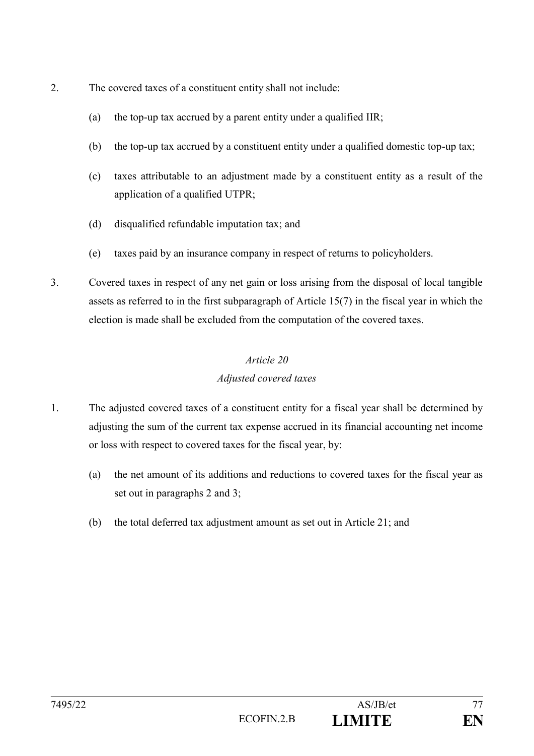2. The covered taxes of a constituent entity shall not include:

   (a) the top-up tax accrued by a parent entity under a qualified IIR;

   (b) the top-up tax accrued by a constituent entity under a qualified domestic top-up tax;

   (c) taxes attributable to an adjustment made by a constituent entity as a result of the application of a qualified UTPR;

   (d) disqualified refundable imputation tax; and

   (e) taxes paid by an insurance company in respect of returns to policyholders.

3. Covered taxes in respect of any net gain or loss arising from the disposal of local tangible assets as referred to in the first subparagraph of Article 15(7) in the fiscal year in which the election is made shall be excluded from the computation of the covered taxes.

*Article 20*

*Adjusted covered taxes*

1. The adjusted covered taxes of a constituent entity for a fiscal year shall be determined by adjusting the sum of the current tax expense accrued in its financial accounting net income or loss with respect to covered taxes for the fiscal year, by:

   (a) the net amount of its additions and reductions to covered taxes for the fiscal year as set out in paragraphs 2 and 3;

   (b) the total deferred tax adjustment amount as set out in Article 21; and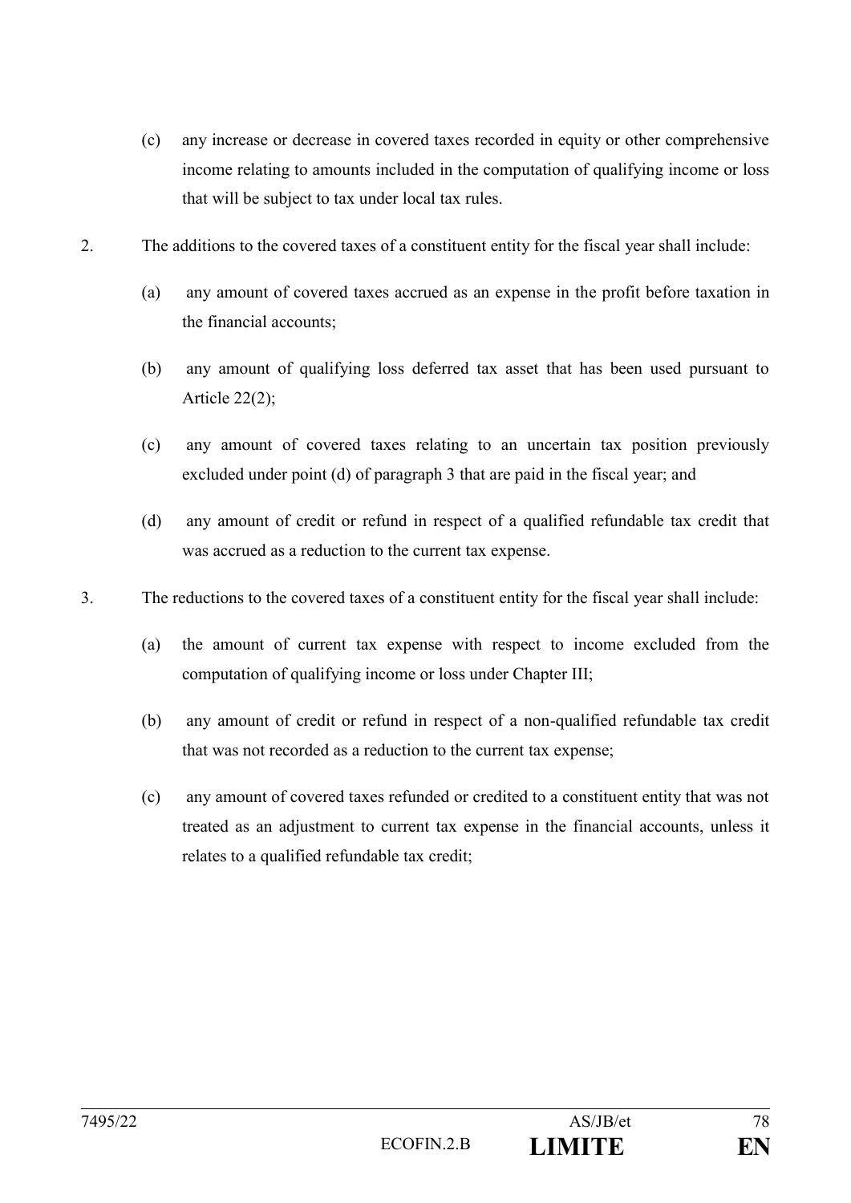(c) any increase or decrease in covered taxes recorded in equity or other comprehensive income relating to amounts included in the computation of qualifying income or loss that will be subject to tax under local tax rules.

2. The additions to the covered taxes of a constituent entity for the fiscal year shall include:

(a) any amount of covered taxes accrued as an expense in the profit before taxation in the financial accounts;

(b) any amount of qualifying loss deferred tax asset that has been used pursuant to Article 22(2);

(c) any amount of covered taxes relating to an uncertain tax position previously excluded under point (d) of paragraph 3 that are paid in the fiscal year; and

(d) any amount of credit or refund in respect of a qualified refundable tax credit that was accrued as a reduction to the current tax expense.

3. The reductions to the covered taxes of a constituent entity for the fiscal year shall include:

(a) the amount of current tax expense with respect to income excluded from the computation of qualifying income or loss under Chapter III;

(b) any amount of credit or refund in respect of a non-qualified refundable tax credit that was not recorded as a reduction to the current tax expense;

(c) any amount of covered taxes refunded or credited to a constituent entity that was not treated as an adjustment to current tax expense in the financial accounts, unless it relates to a qualified refundable tax credit;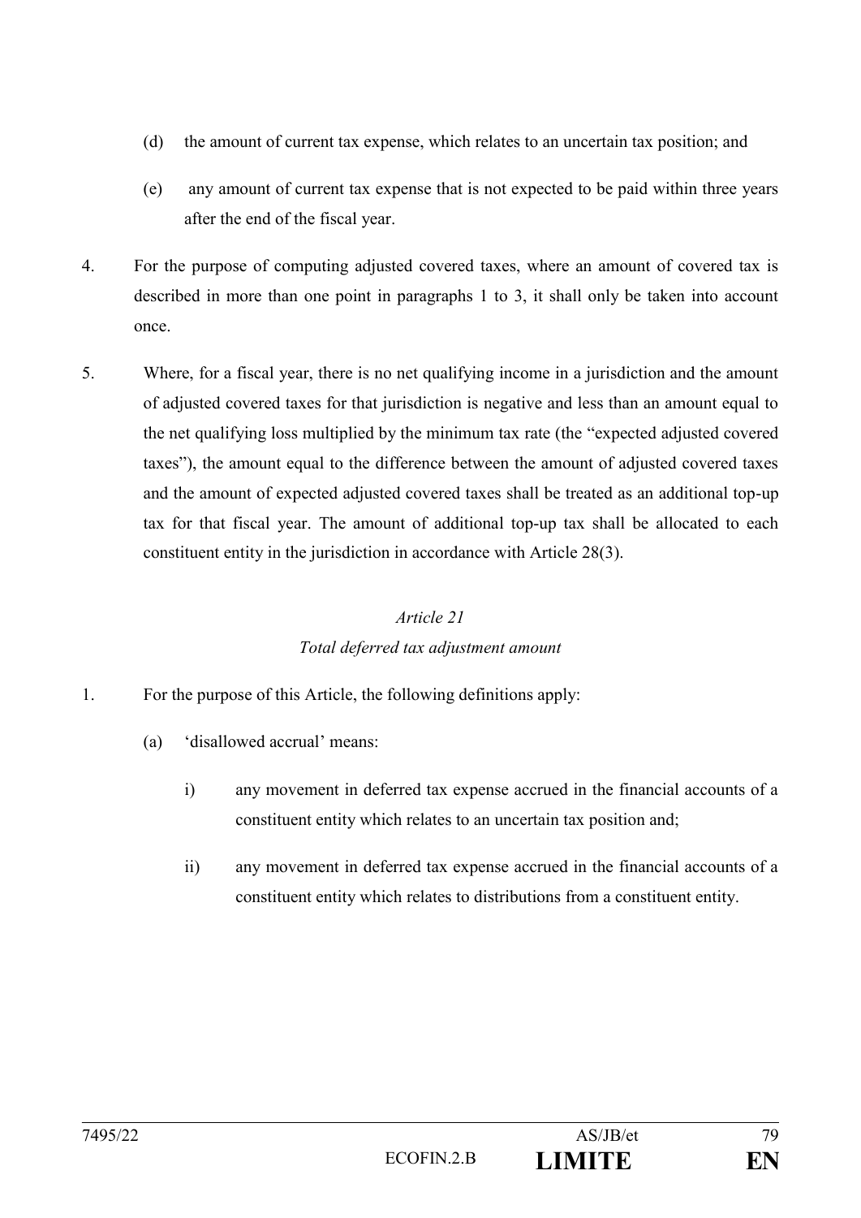(d) the amount of current tax expense, which relates to an uncertain tax position; and

(e) any amount of current tax expense that is not expected to be paid within three years after the end of the fiscal year.

4. For the purpose of computing adjusted covered taxes, where an amount of covered tax is described in more than one point in paragraphs 1 to 3, it shall only be taken into account once.

5. Where, for a fiscal year, there is no net qualifying income in a jurisdiction and the amount of adjusted covered taxes for that jurisdiction is negative and less than an amount equal to the net qualifying loss multiplied by the minimum tax rate (the "expected adjusted covered taxes"), the amount equal to the difference between the amount of adjusted covered taxes and the amount of expected adjusted covered taxes shall be treated as an additional top-up tax for that fiscal year. The amount of additional top-up tax shall be allocated to each constituent entity in the jurisdiction in accordance with Article 28(3).

## *Article 21*

## *Total deferred tax adjustment amount*

1. For the purpose of this Article, the following definitions apply:

(a) 'disallowed accrual' means:

i) any movement in deferred tax expense accrued in the financial accounts of a constituent entity which relates to an uncertain tax position and;

ii) any movement in deferred tax expense accrued in the financial accounts of a constituent entity which relates to distributions from a constituent entity.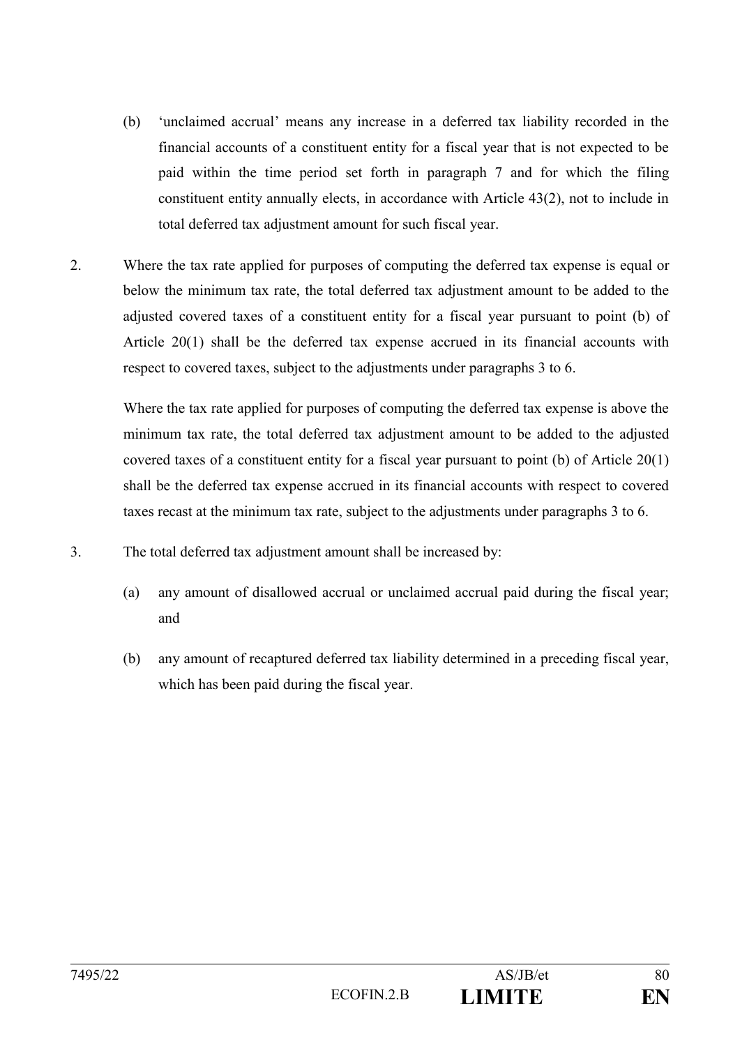(b) 'unclaimed accrual' means any increase in a deferred tax liability recorded in the financial accounts of a constituent entity for a fiscal year that is not expected to be paid within the time period set forth in paragraph 7 and for which the filing constituent entity annually elects, in accordance with Article 43(2), not to include in total deferred tax adjustment amount for such fiscal year.

2. Where the tax rate applied for purposes of computing the deferred tax expense is equal or below the minimum tax rate, the total deferred tax adjustment amount to be added to the adjusted covered taxes of a constituent entity for a fiscal year pursuant to point (b) of Article 20(1) shall be the deferred tax expense accrued in its financial accounts with respect to covered taxes, subject to the adjustments under paragraphs 3 to 6.

Where the tax rate applied for purposes of computing the deferred tax expense is above the minimum tax rate, the total deferred tax adjustment amount to be added to the adjusted covered taxes of a constituent entity for a fiscal year pursuant to point (b) of Article 20(1) shall be the deferred tax expense accrued in its financial accounts with respect to covered taxes recast at the minimum tax rate, subject to the adjustments under paragraphs 3 to 6.

3. The total deferred tax adjustment amount shall be increased by:

(a) any amount of disallowed accrual or unclaimed accrual paid during the fiscal year; and

(b) any amount of recaptured deferred tax liability determined in a preceding fiscal year, which has been paid during the fiscal year.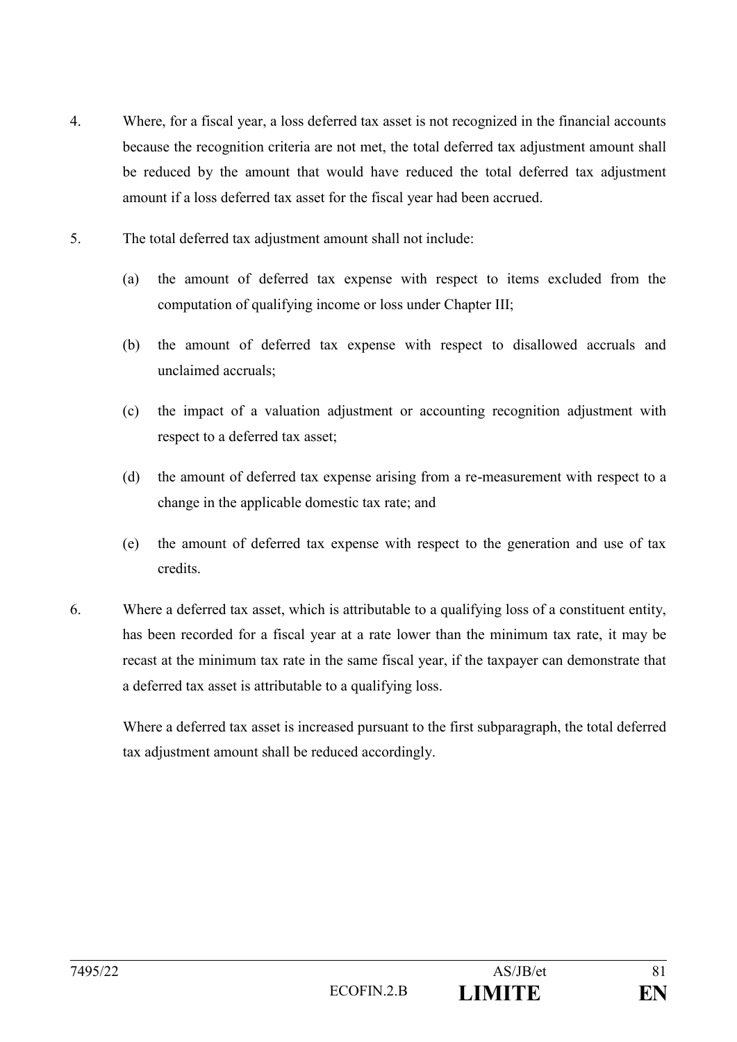4. Where, for a fiscal year, a loss deferred tax asset is not recognized in the financial accounts because the recognition criteria are not met, the total deferred tax adjustment amount shall be reduced by the amount that would have reduced the total deferred tax adjustment amount if a loss deferred tax asset for the fiscal year had been accrued.

5. The total deferred tax adjustment amount shall not include:

   (a) the amount of deferred tax expense with respect to items excluded from the computation of qualifying income or loss under Chapter III;

   (b) the amount of deferred tax expense with respect to disallowed accruals and unclaimed accruals;

   (c) the impact of a valuation adjustment or accounting recognition adjustment with respect to a deferred tax asset;

   (d) the amount of deferred tax expense arising from a re-measurement with respect to a change in the applicable domestic tax rate; and

   (e) the amount of deferred tax expense with respect to the generation and use of tax credits.

6. Where a deferred tax asset, which is attributable to a qualifying loss of a constituent entity, has been recorded for a fiscal year at a rate lower than the minimum tax rate, it may be recast at the minimum tax rate in the same fiscal year, if the taxpayer can demonstrate that a deferred tax asset is attributable to a qualifying loss.

   Where a deferred tax asset is increased pursuant to the first subparagraph, the total deferred tax adjustment amount shall be reduced accordingly.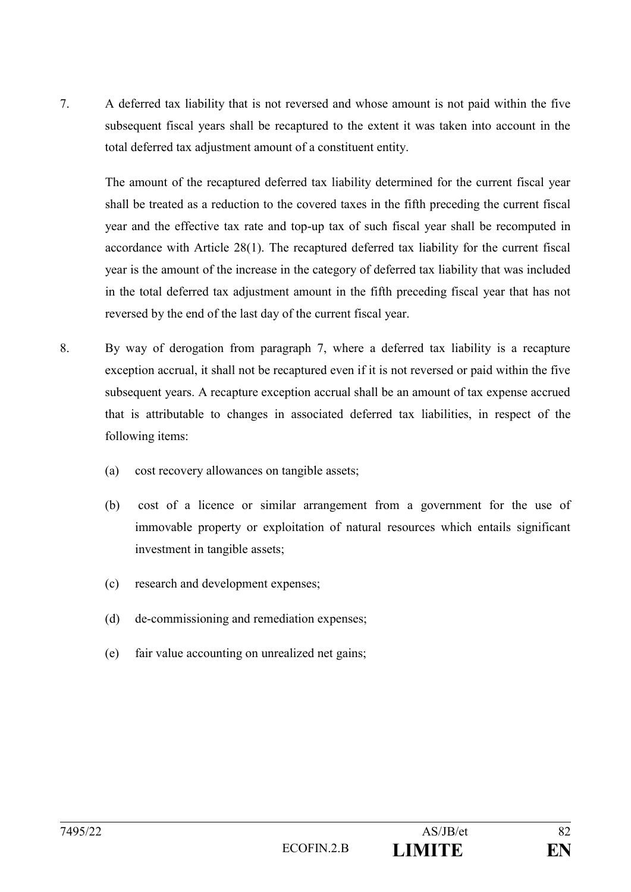7. A deferred tax liability that is not reversed and whose amount is not paid within the five subsequent fiscal years shall be recaptured to the extent it was taken into account in the total deferred tax adjustment amount of a constituent entity.

   The amount of the recaptured deferred tax liability determined for the current fiscal year shall be treated as a reduction to the covered taxes in the fifth preceding the current fiscal year and the effective tax rate and top-up tax of such fiscal year shall be recomputed in accordance with Article 28(1). The recaptured deferred tax liability for the current fiscal year is the amount of the increase in the category of deferred tax liability that was included in the total deferred tax adjustment amount in the fifth preceding fiscal year that has not reversed by the end of the last day of the current fiscal year.

8. By way of derogation from paragraph 7, where a deferred tax liability is a recapture exception accrual, it shall not be recaptured even if it is not reversed or paid within the five subsequent years. A recapture exception accrual shall be an amount of tax expense accrued that is attributable to changes in associated deferred tax liabilities, in respect of the following items:

   (a) cost recovery allowances on tangible assets;

   (b) cost of a licence or similar arrangement from a government for the use of immovable property or exploitation of natural resources which entails significant investment in tangible assets;

   (c) research and development expenses;

   (d) de-commissioning and remediation expenses;

   (e) fair value accounting on unrealized net gains;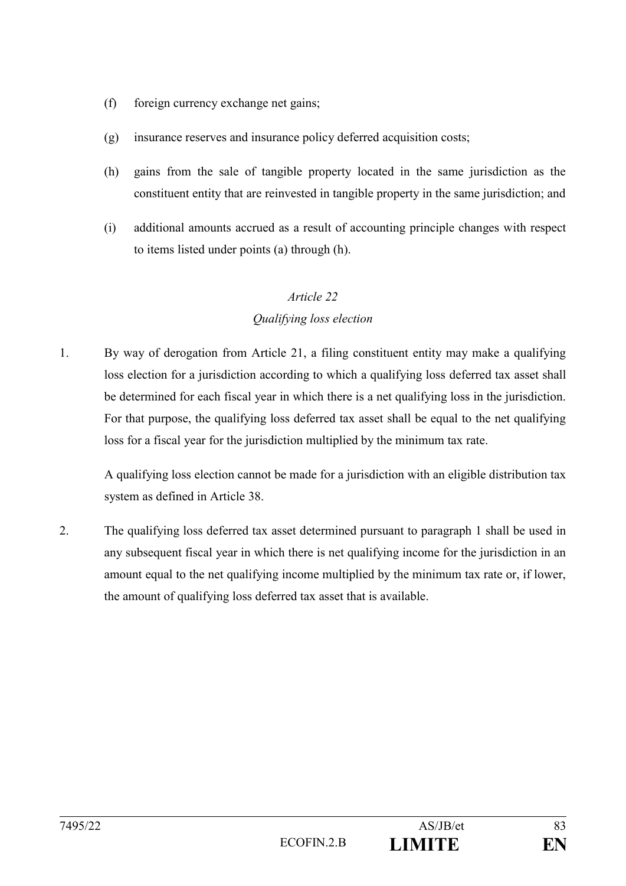(f) foreign currency exchange net gains;

(g) insurance reserves and insurance policy deferred acquisition costs;

(h) gains from the sale of tangible property located in the same jurisdiction as the constituent entity that are reinvested in tangible property in the same jurisdiction; and

(i) additional amounts accrued as a result of accounting principle changes with respect to items listed under points (a) through (h).

*Article 22*

*Qualifying loss election*

1. By way of derogation from Article 21, a filing constituent entity may make a qualifying loss election for a jurisdiction according to which a qualifying loss deferred tax asset shall be determined for each fiscal year in which there is a net qualifying loss in the jurisdiction. For that purpose, the qualifying loss deferred tax asset shall be equal to the net qualifying loss for a fiscal year for the jurisdiction multiplied by the minimum tax rate.

   A qualifying loss election cannot be made for a jurisdiction with an eligible distribution tax system as defined in Article 38.

2. The qualifying loss deferred tax asset determined pursuant to paragraph 1 shall be used in any subsequent fiscal year in which there is net qualifying income for the jurisdiction in an amount equal to the net qualifying income multiplied by the minimum tax rate or, if lower, the amount of qualifying loss deferred tax asset that is available.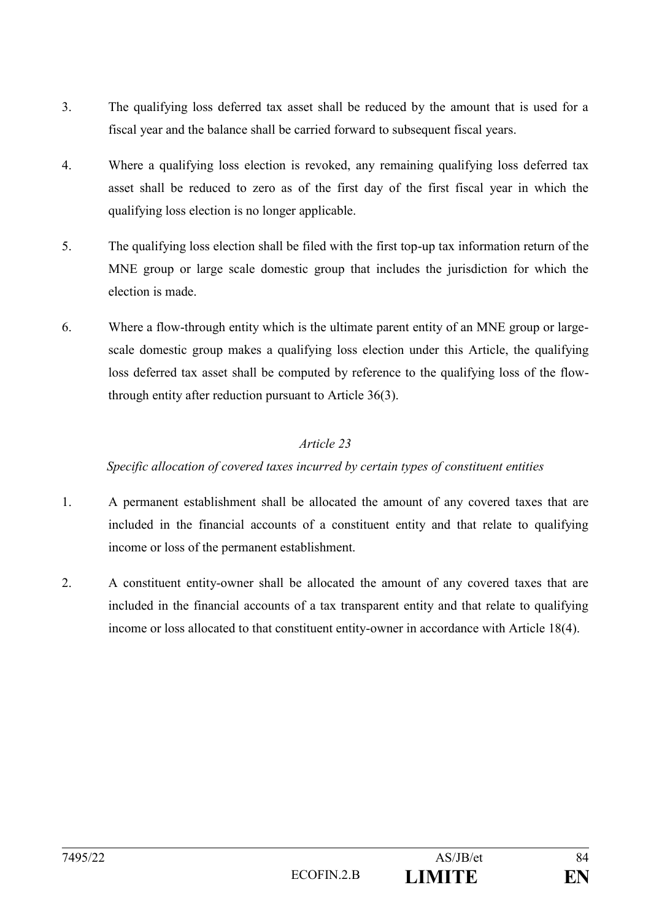3. The qualifying loss deferred tax asset shall be reduced by the amount that is used for a fiscal year and the balance shall be carried forward to subsequent fiscal years.

4. Where a qualifying loss election is revoked, any remaining qualifying loss deferred tax asset shall be reduced to zero as of the first day of the first fiscal year in which the qualifying loss election is no longer applicable.

5. The qualifying loss election shall be filed with the first top-up tax information return of the MNE group or large scale domestic group that includes the jurisdiction for which the election is made.

6. Where a flow-through entity which is the ultimate parent entity of an MNE group or large-scale domestic group makes a qualifying loss election under this Article, the qualifying loss deferred tax asset shall be computed by reference to the qualifying loss of the flow-through entity after reduction pursuant to Article 36(3).

*Article 23*

*Specific allocation of covered taxes incurred by certain types of constituent entities*

1. A permanent establishment shall be allocated the amount of any covered taxes that are included in the financial accounts of a constituent entity and that relate to qualifying income or loss of the permanent establishment.

2. A constituent entity-owner shall be allocated the amount of any covered taxes that are included in the financial accounts of a tax transparent entity and that relate to qualifying income or loss allocated to that constituent entity-owner in accordance with Article 18(4).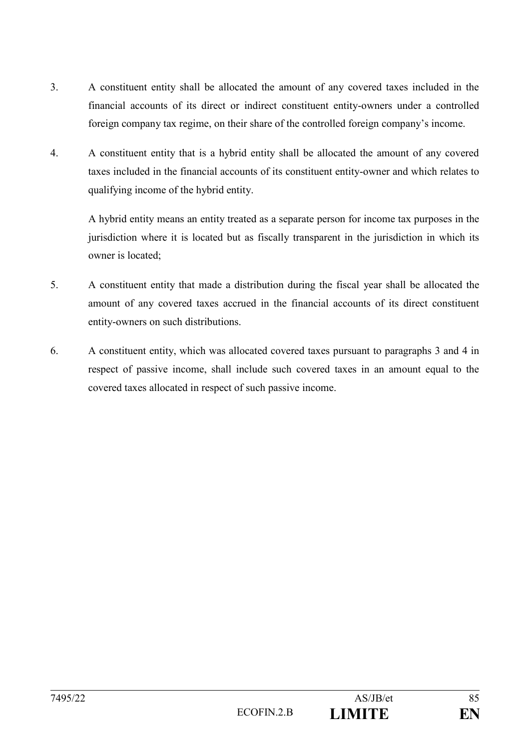3. A constituent entity shall be allocated the amount of any covered taxes included in the financial accounts of its direct or indirect constituent entity-owners under a controlled foreign company tax regime, on their share of the controlled foreign company's income.

4. A constituent entity that is a hybrid entity shall be allocated the amount of any covered taxes included in the financial accounts of its constituent entity-owner and which relates to qualifying income of the hybrid entity.

   A hybrid entity means an entity treated as a separate person for income tax purposes in the jurisdiction where it is located but as fiscally transparent in the jurisdiction in which its owner is located;

5. A constituent entity that made a distribution during the fiscal year shall be allocated the amount of any covered taxes accrued in the financial accounts of its direct constituent entity-owners on such distributions.

6. A constituent entity, which was allocated covered taxes pursuant to paragraphs 3 and 4 in respect of passive income, shall include such covered taxes in an amount equal to the covered taxes allocated in respect of such passive income.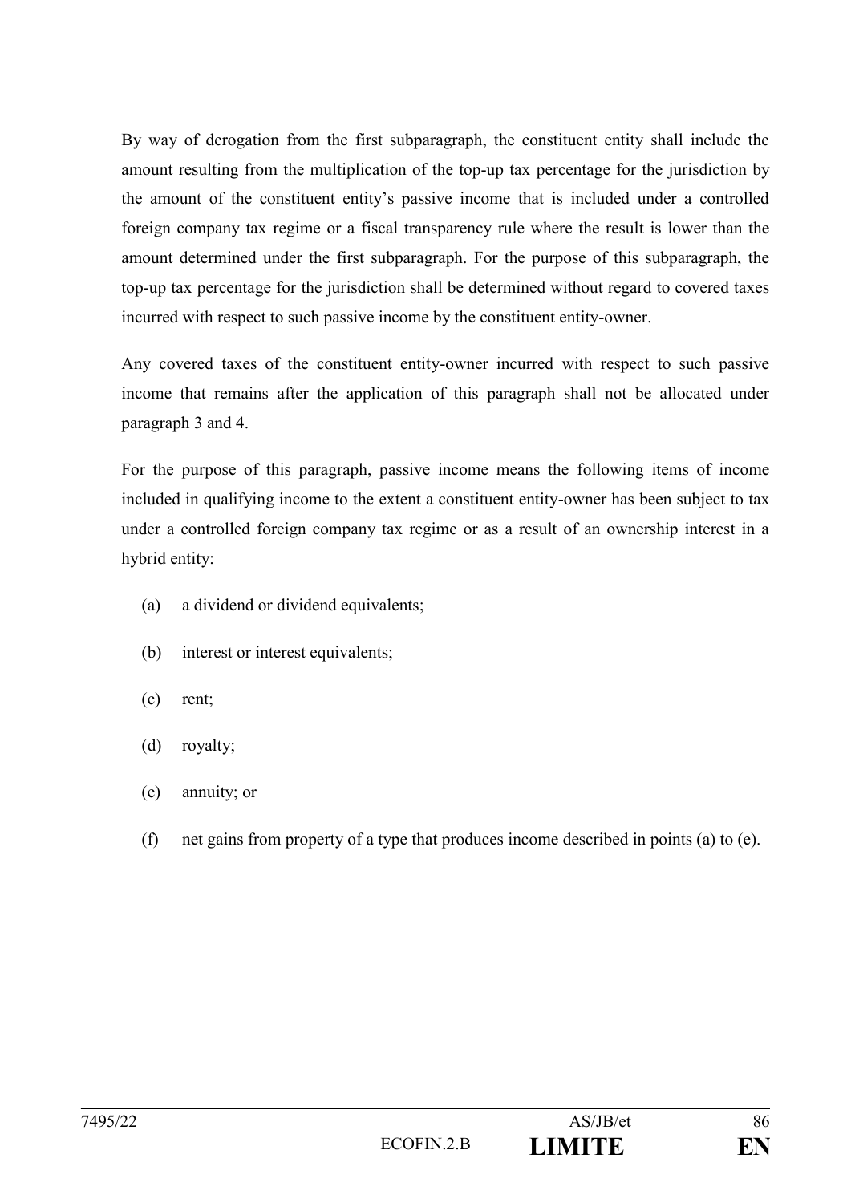By way of derogation from the first subparagraph, the constituent entity shall include the amount resulting from the multiplication of the top-up tax percentage for the jurisdiction by the amount of the constituent entity's passive income that is included under a controlled foreign company tax regime or a fiscal transparency rule where the result is lower than the amount determined under the first subparagraph. For the purpose of this subparagraph, the top-up tax percentage for the jurisdiction shall be determined without regard to covered taxes incurred with respect to such passive income by the constituent entity-owner.

Any covered taxes of the constituent entity-owner incurred with respect to such passive income that remains after the application of this paragraph shall not be allocated under paragraph 3 and 4.

For the purpose of this paragraph, passive income means the following items of income included in qualifying income to the extent a constituent entity-owner has been subject to tax under a controlled foreign company tax regime or as a result of an ownership interest in a hybrid entity:

(a) a dividend or dividend equivalents;

(b) interest or interest equivalents;

(c) rent;

(d) royalty;

(e) annuity; or

(f) net gains from property of a type that produces income described in points (a) to (e).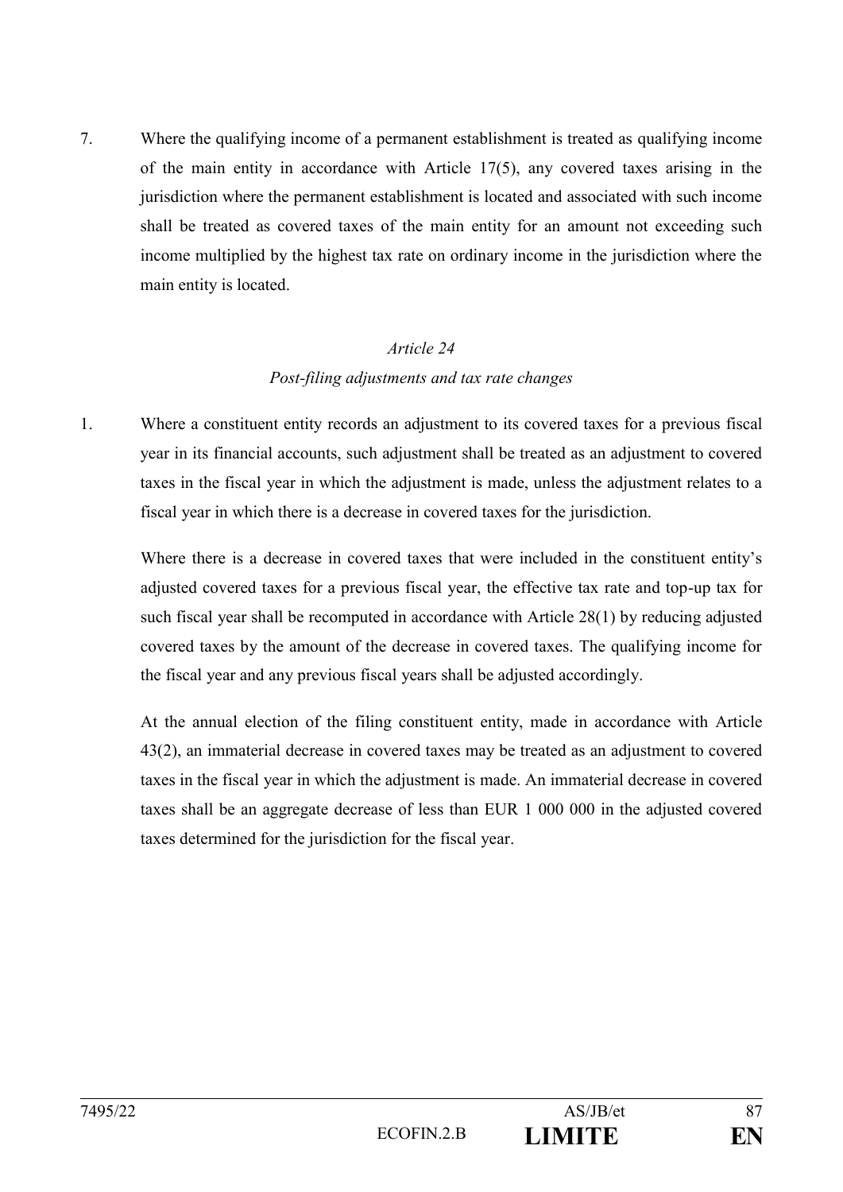7. Where the qualifying income of a permanent establishment is treated as qualifying income of the main entity in accordance with Article 17(5), any covered taxes arising in the jurisdiction where the permanent establishment is located and associated with such income shall be treated as covered taxes of the main entity for an amount not exceeding such income multiplied by the highest tax rate on ordinary income in the jurisdiction where the main entity is located.

*Article 24*

*Post-filing adjustments and tax rate changes*

1. Where a constituent entity records an adjustment to its covered taxes for a previous fiscal year in its financial accounts, such adjustment shall be treated as an adjustment to covered taxes in the fiscal year in which the adjustment is made, unless the adjustment relates to a fiscal year in which there is a decrease in covered taxes for the jurisdiction.

   Where there is a decrease in covered taxes that were included in the constituent entity's adjusted covered taxes for a previous fiscal year, the effective tax rate and top-up tax for such fiscal year shall be recomputed in accordance with Article 28(1) by reducing adjusted covered taxes by the amount of the decrease in covered taxes. The qualifying income for the fiscal year and any previous fiscal years shall be adjusted accordingly.

   At the annual election of the filing constituent entity, made in accordance with Article 43(2), an immaterial decrease in covered taxes may be treated as an adjustment to covered taxes in the fiscal year in which the adjustment is made. An immaterial decrease in covered taxes shall be an aggregate decrease of less than EUR 1 000 000 in the adjusted covered taxes determined for the jurisdiction for the fiscal year.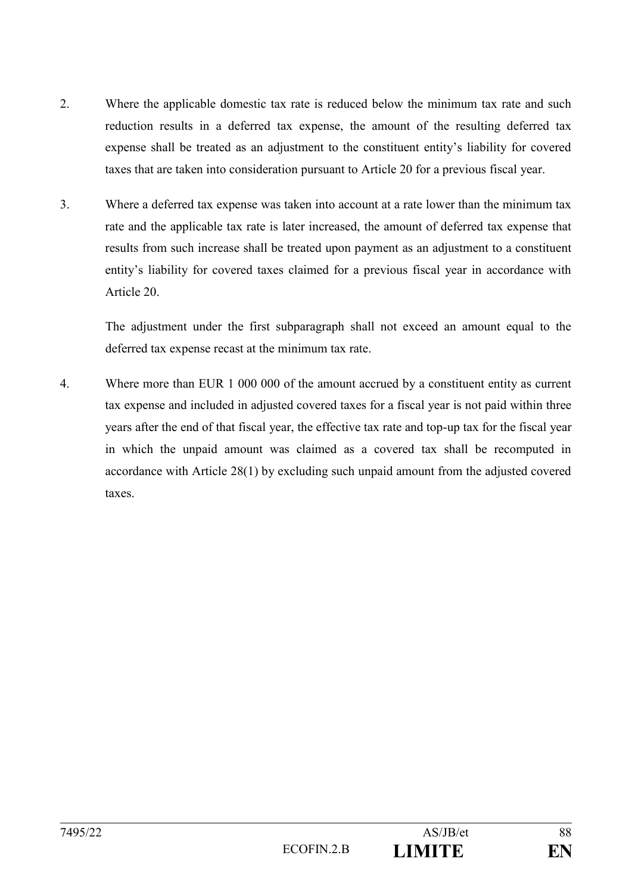2. Where the applicable domestic tax rate is reduced below the minimum tax rate and such reduction results in a deferred tax expense, the amount of the resulting deferred tax expense shall be treated as an adjustment to the constituent entity's liability for covered taxes that are taken into consideration pursuant to Article 20 for a previous fiscal year.

3. Where a deferred tax expense was taken into account at a rate lower than the minimum tax rate and the applicable tax rate is later increased, the amount of deferred tax expense that results from such increase shall be treated upon payment as an adjustment to a constituent entity's liability for covered taxes claimed for a previous fiscal year in accordance with Article 20.

   The adjustment under the first subparagraph shall not exceed an amount equal to the deferred tax expense recast at the minimum tax rate.

4. Where more than EUR 1 000 000 of the amount accrued by a constituent entity as current tax expense and included in adjusted covered taxes for a fiscal year is not paid within three years after the end of that fiscal year, the effective tax rate and top-up tax for the fiscal year in which the unpaid amount was claimed as a covered tax shall be recomputed in accordance with Article 28(1) by excluding such unpaid amount from the adjusted covered taxes.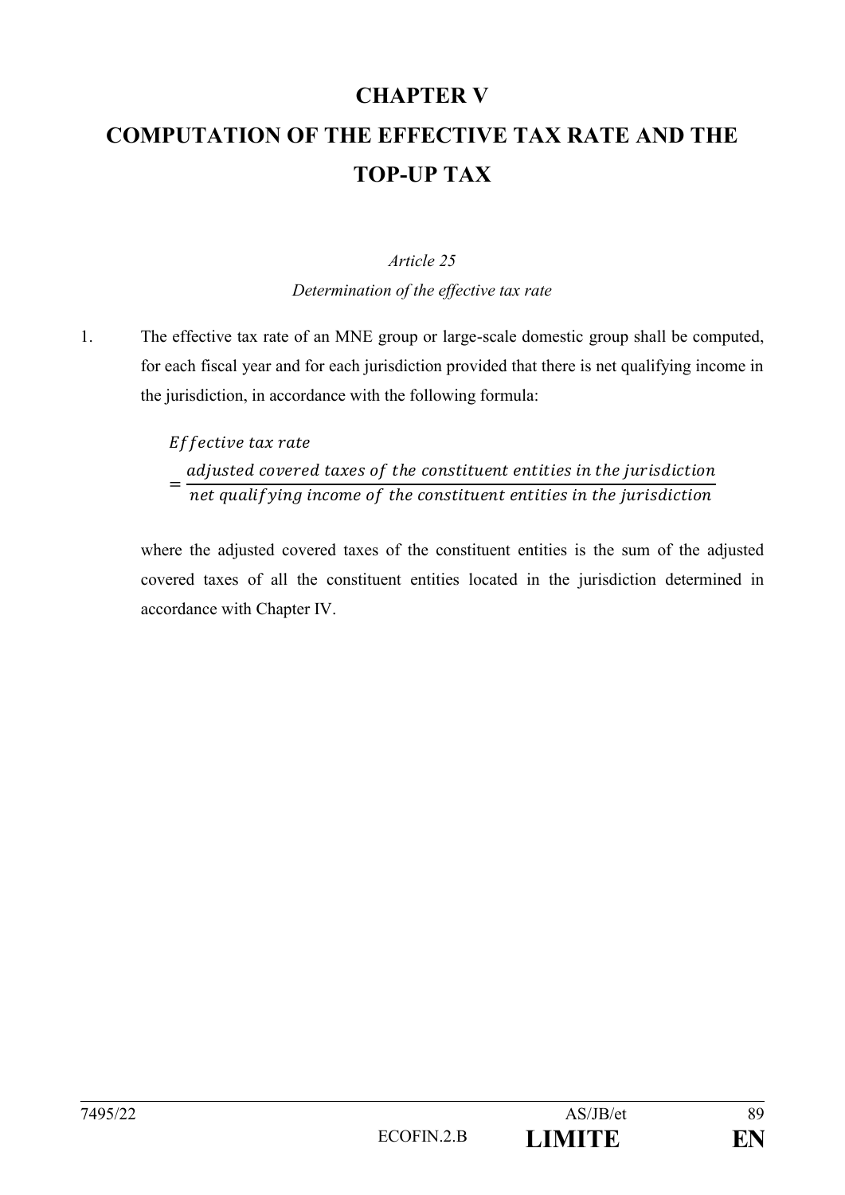# CHAPTER V

# COMPUTATION OF THE EFFECTIVE TAX RATE AND THE TOP-UP TAX

*Article 25*

*Determination of the effective tax rate*

1. The effective tax rate of an MNE group or large-scale domestic group shall be computed, for each fiscal year and for each jurisdiction provided that there is net qualifying income in the jurisdiction, in accordance with the following formula:

$$Effective\ tax\ rate = \frac{adjusted\ covered\ taxes\ of\ the\ constituent\ entities\ in\ the\ jurisdiction}{net\ qualifying\ income\ of\ the\ constituent\ entities\ in\ the\ jurisdiction}$$

where the adjusted covered taxes of the constituent entities is the sum of the adjusted covered taxes of all the constituent entities located in the jurisdiction determined in accordance with Chapter IV.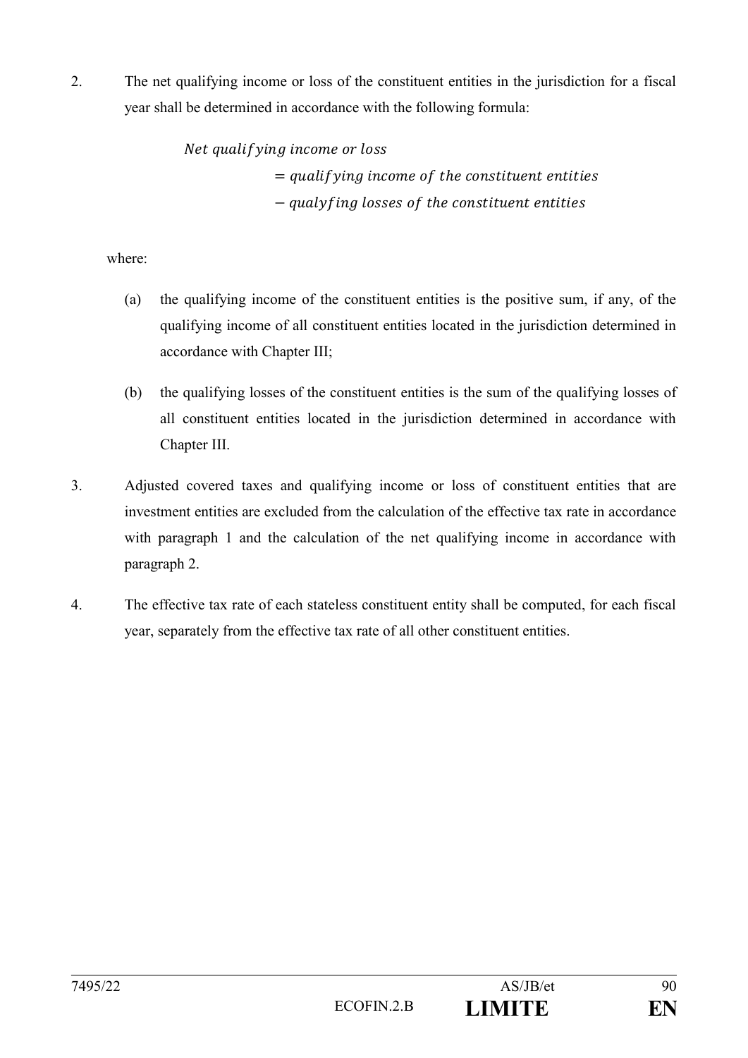2. The net qualifying income or loss of the constituent entities in the jurisdiction for a fiscal year shall be determined in accordance with the following formula:

$$\begin{aligned} &Net\ qualifying\ income\ or\ loss \\ &\qquad = qualifying\ income\ of\ the\ constituent\ entities \\ &\qquad - qualyfing\ losses\ of\ the\ constituent\ entities \end{aligned}$$

where:

(a) the qualifying income of the constituent entities is the positive sum, if any, of the qualifying income of all constituent entities located in the jurisdiction determined in accordance with Chapter III;

(b) the qualifying losses of the constituent entities is the sum of the qualifying losses of all constituent entities located in the jurisdiction determined in accordance with Chapter III.

3. Adjusted covered taxes and qualifying income or loss of constituent entities that are investment entities are excluded from the calculation of the effective tax rate in accordance with paragraph 1 and the calculation of the net qualifying income in accordance with paragraph 2.

4. The effective tax rate of each stateless constituent entity shall be computed, for each fiscal year, separately from the effective tax rate of all other constituent entities.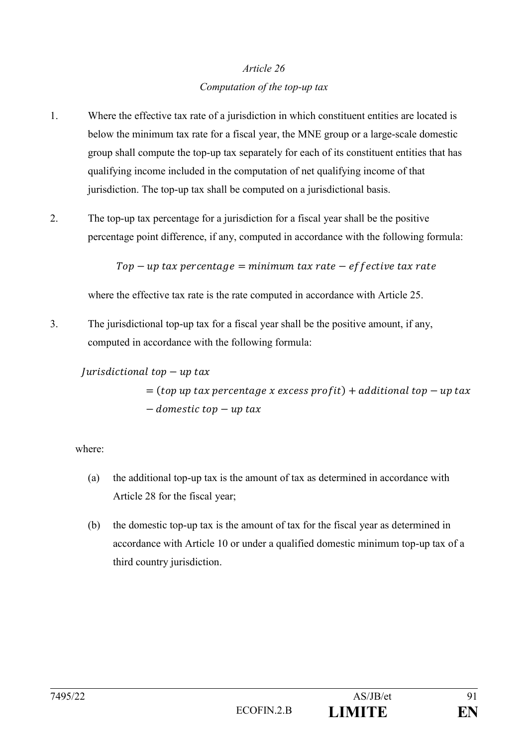*Article 26*

*Computation of the top-up tax*

1. Where the effective tax rate of a jurisdiction in which constituent entities are located is below the minimum tax rate for a fiscal year, the MNE group or a large-scale domestic group shall compute the top-up tax separately for each of its constituent entities that has qualifying income included in the computation of net qualifying income of that jurisdiction. The top-up tax shall be computed on a jurisdictional basis.

2. The top-up tax percentage for a jurisdiction for a fiscal year shall be the positive percentage point difference, if any, computed in accordance with the following formula:

$$Top - up\ tax\ percentage = minimum\ tax\ rate - effective\ tax\ rate$$

where the effective tax rate is the rate computed in accordance with Article 25.

3. The jurisdictional top-up tax for a fiscal year shall be the positive amount, if any, computed in accordance with the following formula:

$$Jurisdictional\ top - up\ tax = (top\ up\ tax\ percentage\ x\ excess\ profit) + additional\ top - up\ tax - domestic\ top - up\ tax$$

where:

(a) the additional top-up tax is the amount of tax as determined in accordance with Article 28 for the fiscal year;

(b) the domestic top-up tax is the amount of tax for the fiscal year as determined in accordance with Article 10 or under a qualified domestic minimum top-up tax of a third country jurisdiction.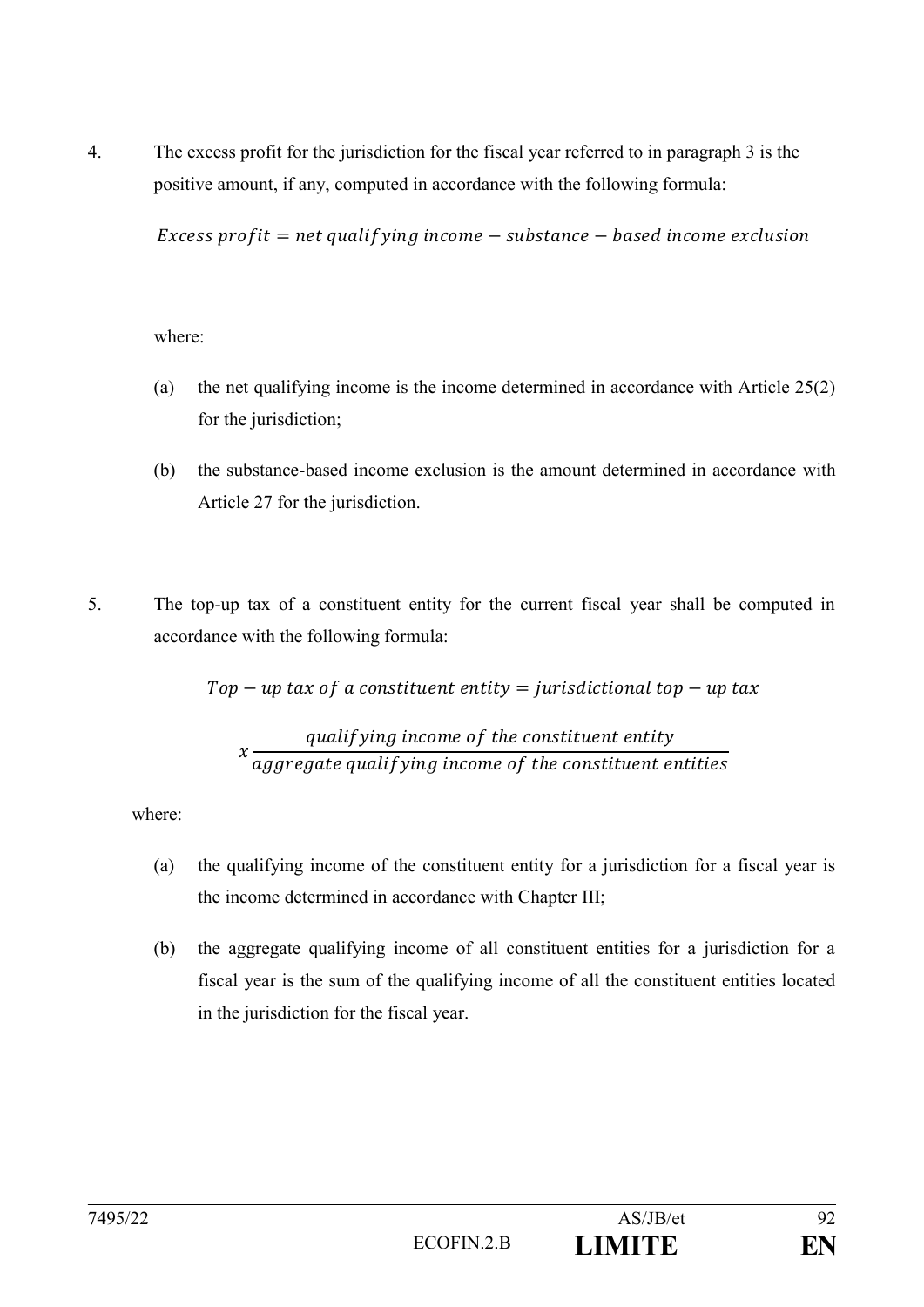4. The excess profit for the jurisdiction for the fiscal year referred to in paragraph 3 is the positive amount, if any, computed in accordance with the following formula:

$$Excess\ profit = net\ qualifying\ income - substance - based\ income\ exclusion$$

where:

(a) the net qualifying income is the income determined in accordance with Article 25(2) for the jurisdiction;

(b) the substance-based income exclusion is the amount determined in accordance with Article 27 for the jurisdiction.

5. The top-up tax of a constituent entity for the current fiscal year shall be computed in accordance with the following formula:

$$Top - up\ tax\ of\ a\ constituent\ entity = jurisdictional\ top - up\ tax$$

$$x \frac{qualifying\ income\ of\ the\ constituent\ entity}{aggregate\ qualifying\ income\ of\ the\ constituent\ entities}$$

where:

(a) the qualifying income of the constituent entity for a jurisdiction for a fiscal year is the income determined in accordance with Chapter III;

(b) the aggregate qualifying income of all constituent entities for a jurisdiction for a fiscal year is the sum of the qualifying income of all the constituent entities located in the jurisdiction for the fiscal year.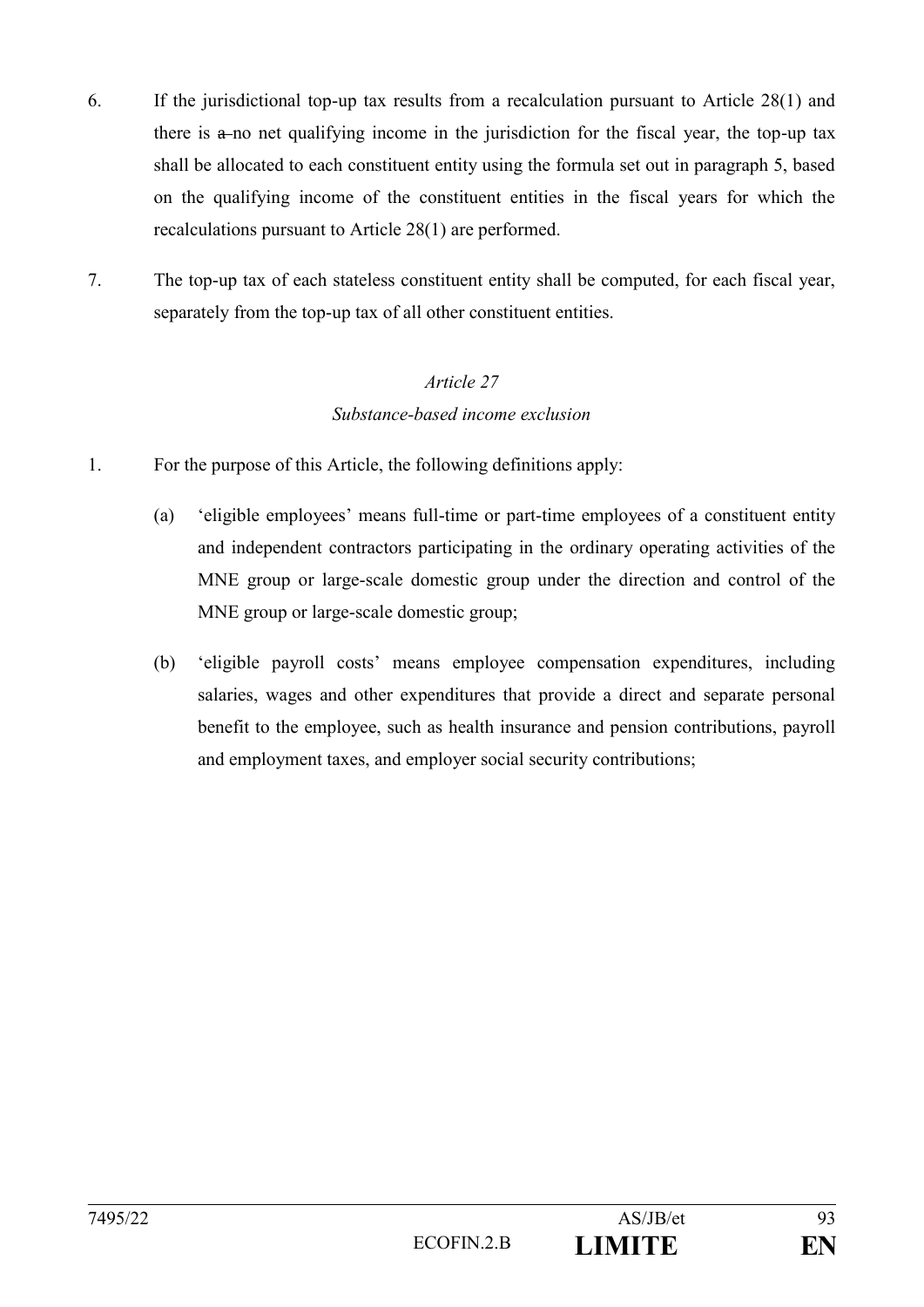6. If the jurisdictional top-up tax results from a recalculation pursuant to Article 28(1) and there is ~~a~~ no net qualifying income in the jurisdiction for the fiscal year, the top-up tax shall be allocated to each constituent entity using the formula set out in paragraph 5, based on the qualifying income of the constituent entities in the fiscal years for which the recalculations pursuant to Article 28(1) are performed.

7. The top-up tax of each stateless constituent entity shall be computed, for each fiscal year, separately from the top-up tax of all other constituent entities.

*Article 27*

*Substance-based income exclusion*

1. For the purpose of this Article, the following definitions apply:

   (a) 'eligible employees' means full-time or part-time employees of a constituent entity and independent contractors participating in the ordinary operating activities of the MNE group or large-scale domestic group under the direction and control of the MNE group or large-scale domestic group;

   (b) 'eligible payroll costs' means employee compensation expenditures, including salaries, wages and other expenditures that provide a direct and separate personal benefit to the employee, such as health insurance and pension contributions, payroll and employment taxes, and employer social security contributions;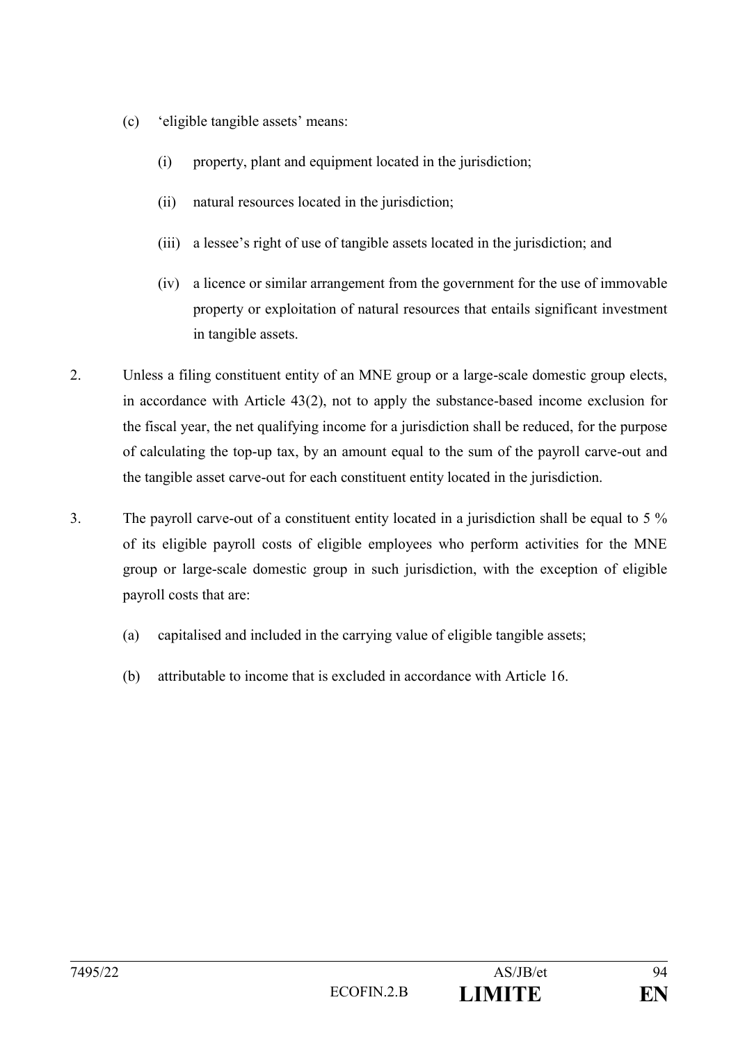(c) ‘eligible tangible assets’ means:

   (i) property, plant and equipment located in the jurisdiction;

   (ii) natural resources located in the jurisdiction;

   (iii) a lessee’s right of use of tangible assets located in the jurisdiction; and

   (iv) a licence or similar arrangement from the government for the use of immovable property or exploitation of natural resources that entails significant investment in tangible assets.

2. Unless a filing constituent entity of an MNE group or a large-scale domestic group elects, in accordance with Article 43(2), not to apply the substance-based income exclusion for the fiscal year, the net qualifying income for a jurisdiction shall be reduced, for the purpose of calculating the top-up tax, by an amount equal to the sum of the payroll carve-out and the tangible asset carve-out for each constituent entity located in the jurisdiction.

3. The payroll carve-out of a constituent entity located in a jurisdiction shall be equal to 5 % of its eligible payroll costs of eligible employees who perform activities for the MNE group or large-scale domestic group in such jurisdiction, with the exception of eligible payroll costs that are:

   (a) capitalised and included in the carrying value of eligible tangible assets;

   (b) attributable to income that is excluded in accordance with Article 16.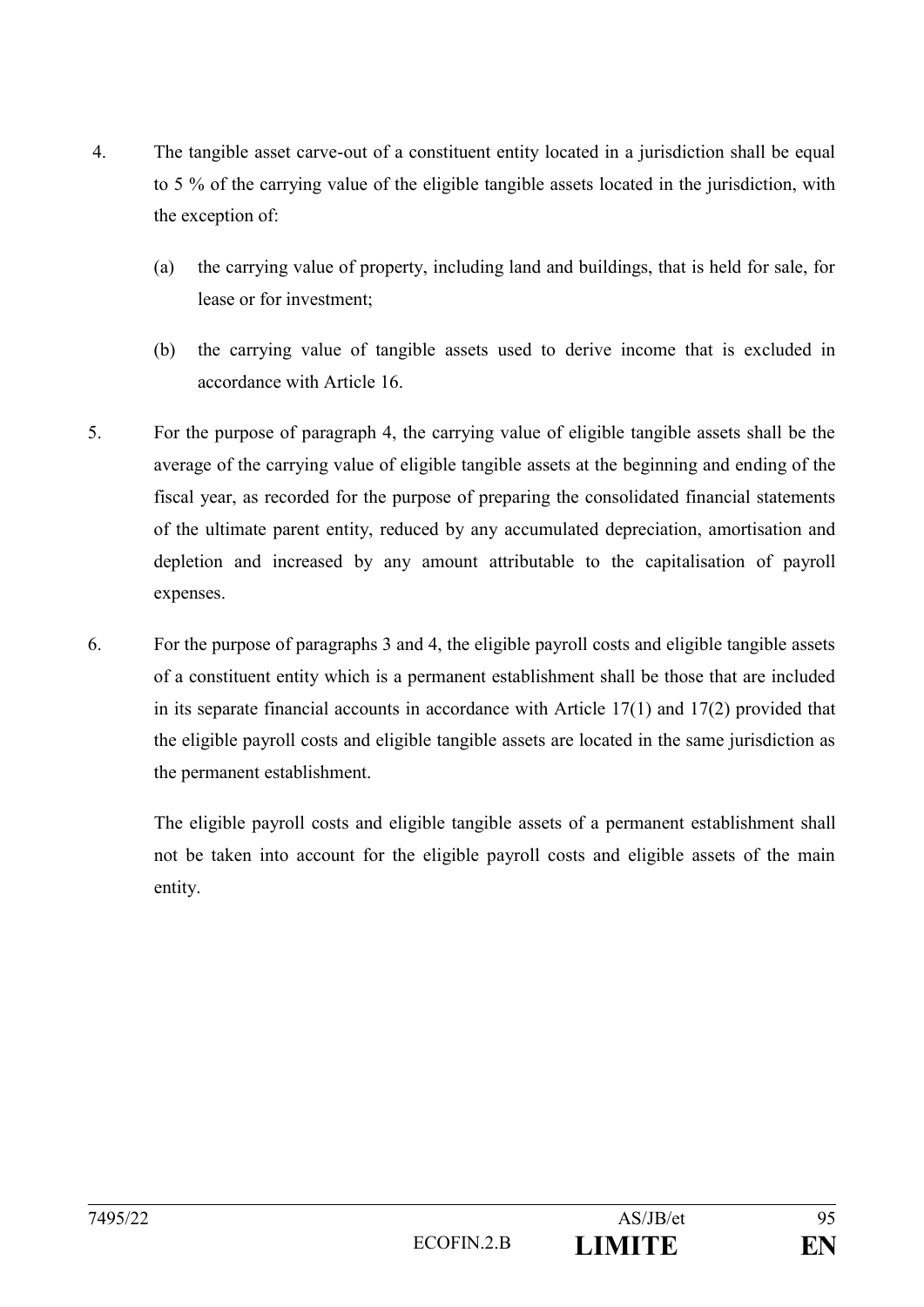4. The tangible asset carve-out of a constituent entity located in a jurisdiction shall be equal to 5 % of the carrying value of the eligible tangible assets located in the jurisdiction, with the exception of:

   (a) the carrying value of property, including land and buildings, that is held for sale, for lease or for investment;

   (b) the carrying value of tangible assets used to derive income that is excluded in accordance with Article 16.

5. For the purpose of paragraph 4, the carrying value of eligible tangible assets shall be the average of the carrying value of eligible tangible assets at the beginning and ending of the fiscal year, as recorded for the purpose of preparing the consolidated financial statements of the ultimate parent entity, reduced by any accumulated depreciation, amortisation and depletion and increased by any amount attributable to the capitalisation of payroll expenses.

6. For the purpose of paragraphs 3 and 4, the eligible payroll costs and eligible tangible assets of a constituent entity which is a permanent establishment shall be those that are included in its separate financial accounts in accordance with Article 17(1) and 17(2) provided that the eligible payroll costs and eligible tangible assets are located in the same jurisdiction as the permanent establishment.

   The eligible payroll costs and eligible tangible assets of a permanent establishment shall not be taken into account for the eligible payroll costs and eligible assets of the main entity.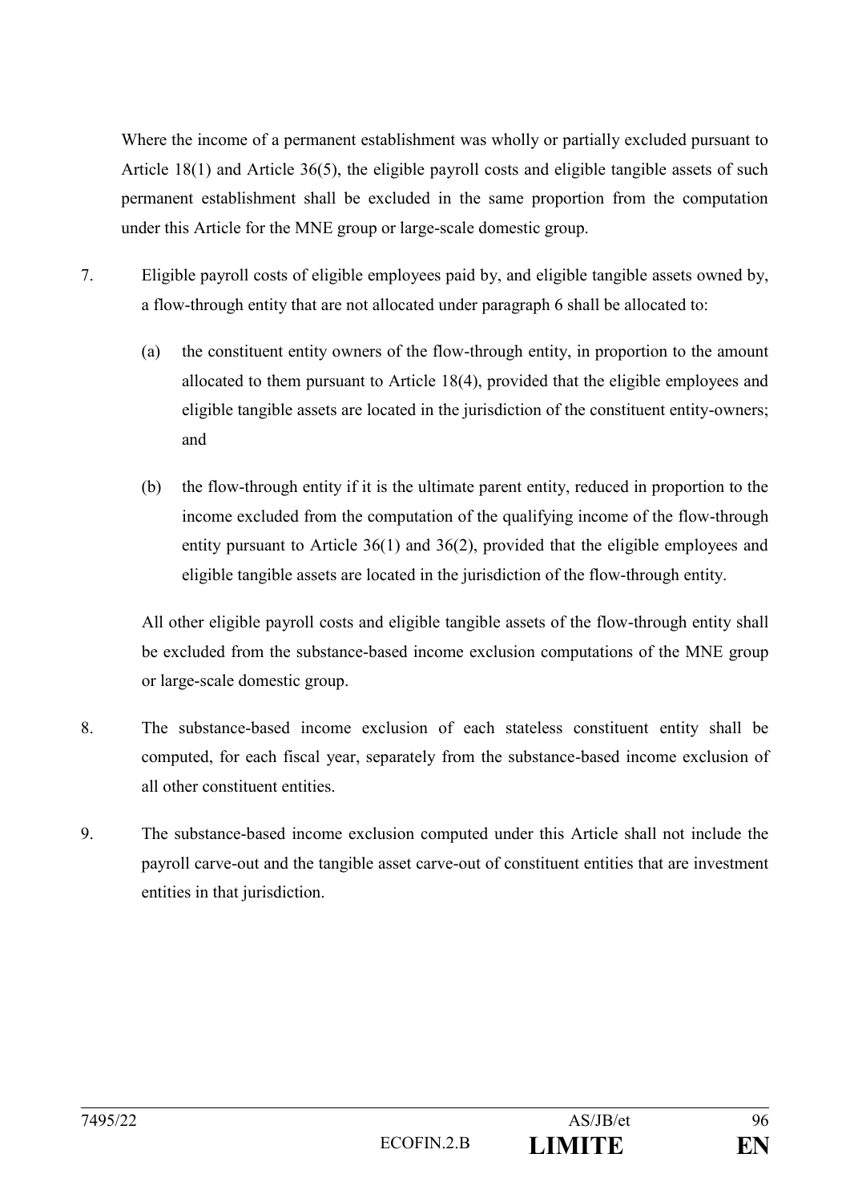Where the income of a permanent establishment was wholly or partially excluded pursuant to Article 18(1) and Article 36(5), the eligible payroll costs and eligible tangible assets of such permanent establishment shall be excluded in the same proportion from the computation under this Article for the MNE group or large-scale domestic group.

7. Eligible payroll costs of eligible employees paid by, and eligible tangible assets owned by, a flow-through entity that are not allocated under paragraph 6 shall be allocated to:

   (a) the constituent entity owners of the flow-through entity, in proportion to the amount allocated to them pursuant to Article 18(4), provided that the eligible employees and eligible tangible assets are located in the jurisdiction of the constituent entity-owners; and

   (b) the flow-through entity if it is the ultimate parent entity, reduced in proportion to the income excluded from the computation of the qualifying income of the flow-through entity pursuant to Article 36(1) and 36(2), provided that the eligible employees and eligible tangible assets are located in the jurisdiction of the flow-through entity.

   All other eligible payroll costs and eligible tangible assets of the flow-through entity shall be excluded from the substance-based income exclusion computations of the MNE group or large-scale domestic group.

8. The substance-based income exclusion of each stateless constituent entity shall be computed, for each fiscal year, separately from the substance-based income exclusion of all other constituent entities.

9. The substance-based income exclusion computed under this Article shall not include the payroll carve-out and the tangible asset carve-out of constituent entities that are investment entities in that jurisdiction.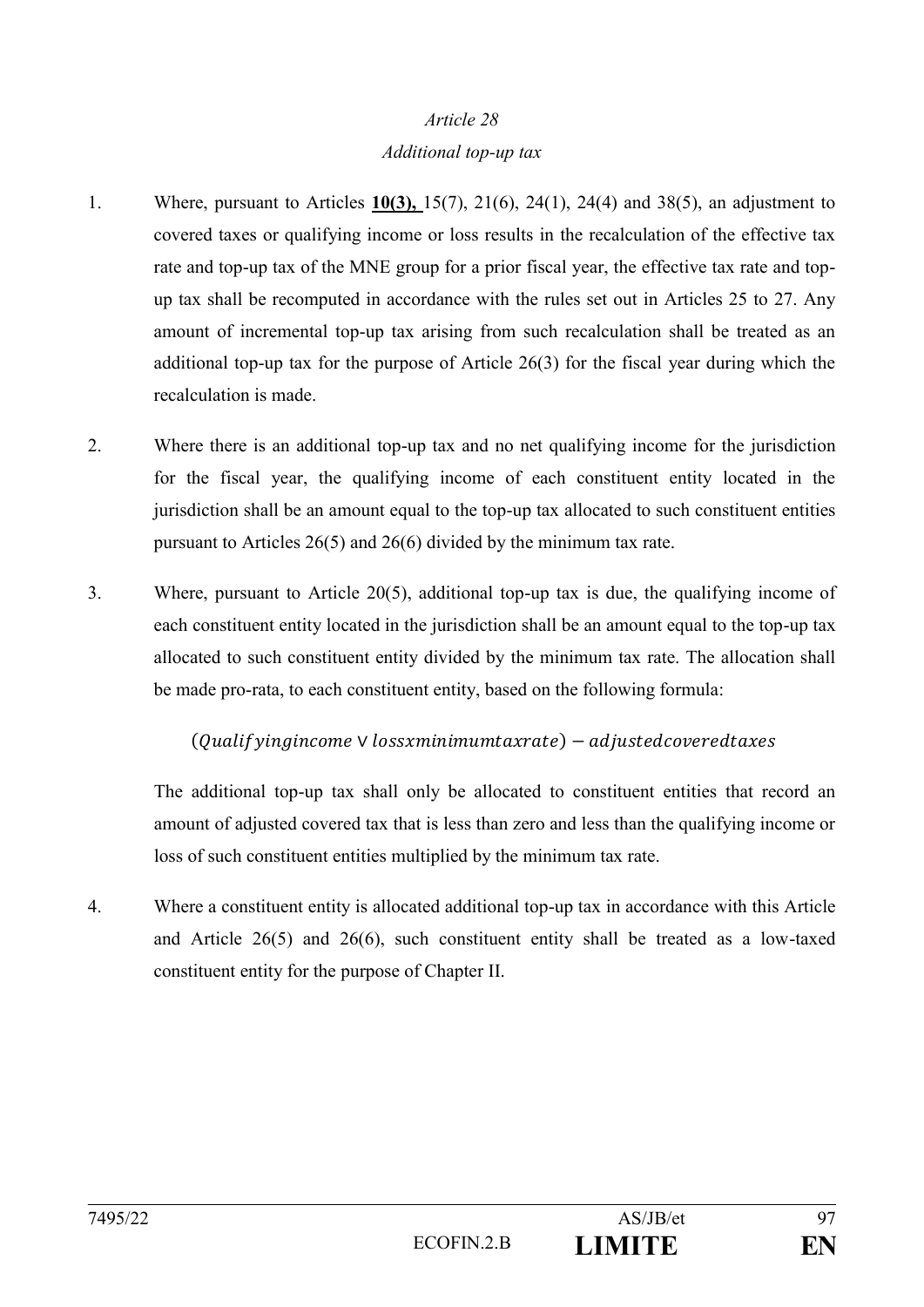*Article 28*

*Additional top-up tax*

1. Where, pursuant to Articles **10(3),** 15(7), 21(6), 24(1), 24(4) and 38(5), an adjustment to covered taxes or qualifying income or loss results in the recalculation of the effective tax rate and top-up tax of the MNE group for a prior fiscal year, the effective tax rate and top-up tax shall be recomputed in accordance with the rules set out in Articles 25 to 27. Any amount of incremental top-up tax arising from such recalculation shall be treated as an additional top-up tax for the purpose of Article 26(3) for the fiscal year during which the recalculation is made.

2. Where there is an additional top-up tax and no net qualifying income for the jurisdiction for the fiscal year, the qualifying income of each constituent entity located in the jurisdiction shall be an amount equal to the top-up tax allocated to such constituent entities pursuant to Articles 26(5) and 26(6) divided by the minimum tax rate.

3. Where, pursuant to Article 20(5), additional top-up tax is due, the qualifying income of each constituent entity located in the jurisdiction shall be an amount equal to the top-up tax allocated to such constituent entity divided by the minimum tax rate. The allocation shall be made pro-rata, to each constituent entity, based on the following formula:

$$(Qualifyingincome \vee lossxminimumtaxrate) - adjustedcoveredtaxes$$

The additional top-up tax shall only be allocated to constituent entities that record an amount of adjusted covered tax that is less than zero and less than the qualifying income or loss of such constituent entities multiplied by the minimum tax rate.

4. Where a constituent entity is allocated additional top-up tax in accordance with this Article and Article 26(5) and 26(6), such constituent entity shall be treated as a low-taxed constituent entity for the purpose of Chapter II.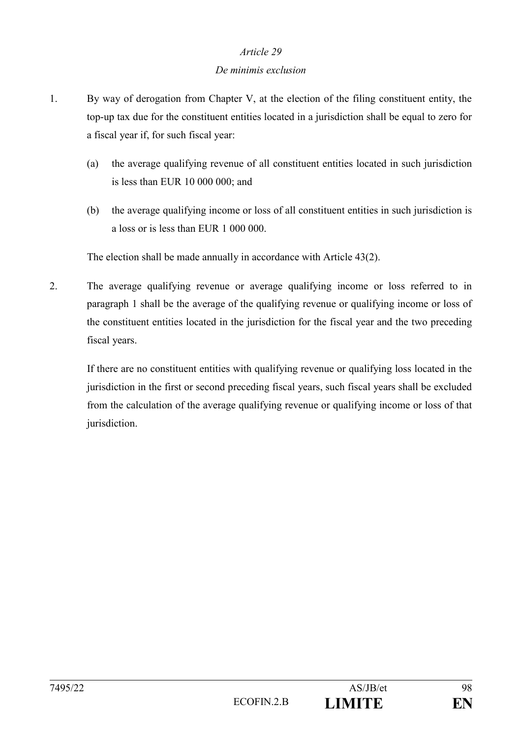*Article 29*

*De minimis exclusion*

1. By way of derogation from Chapter V, at the election of the filing constituent entity, the top-up tax due for the constituent entities located in a jurisdiction shall be equal to zero for a fiscal year if, for such fiscal year:

   (a) the average qualifying revenue of all constituent entities located in such jurisdiction is less than EUR 10 000 000; and

   (b) the average qualifying income or loss of all constituent entities in such jurisdiction is a loss or is less than EUR 1 000 000.

   The election shall be made annually in accordance with Article 43(2).

2. The average qualifying revenue or average qualifying income or loss referred to in paragraph 1 shall be the average of the qualifying revenue or qualifying income or loss of the constituent entities located in the jurisdiction for the fiscal year and the two preceding fiscal years.

   If there are no constituent entities with qualifying revenue or qualifying loss located in the jurisdiction in the first or second preceding fiscal years, such fiscal years shall be excluded from the calculation of the average qualifying revenue or qualifying income or loss of that jurisdiction.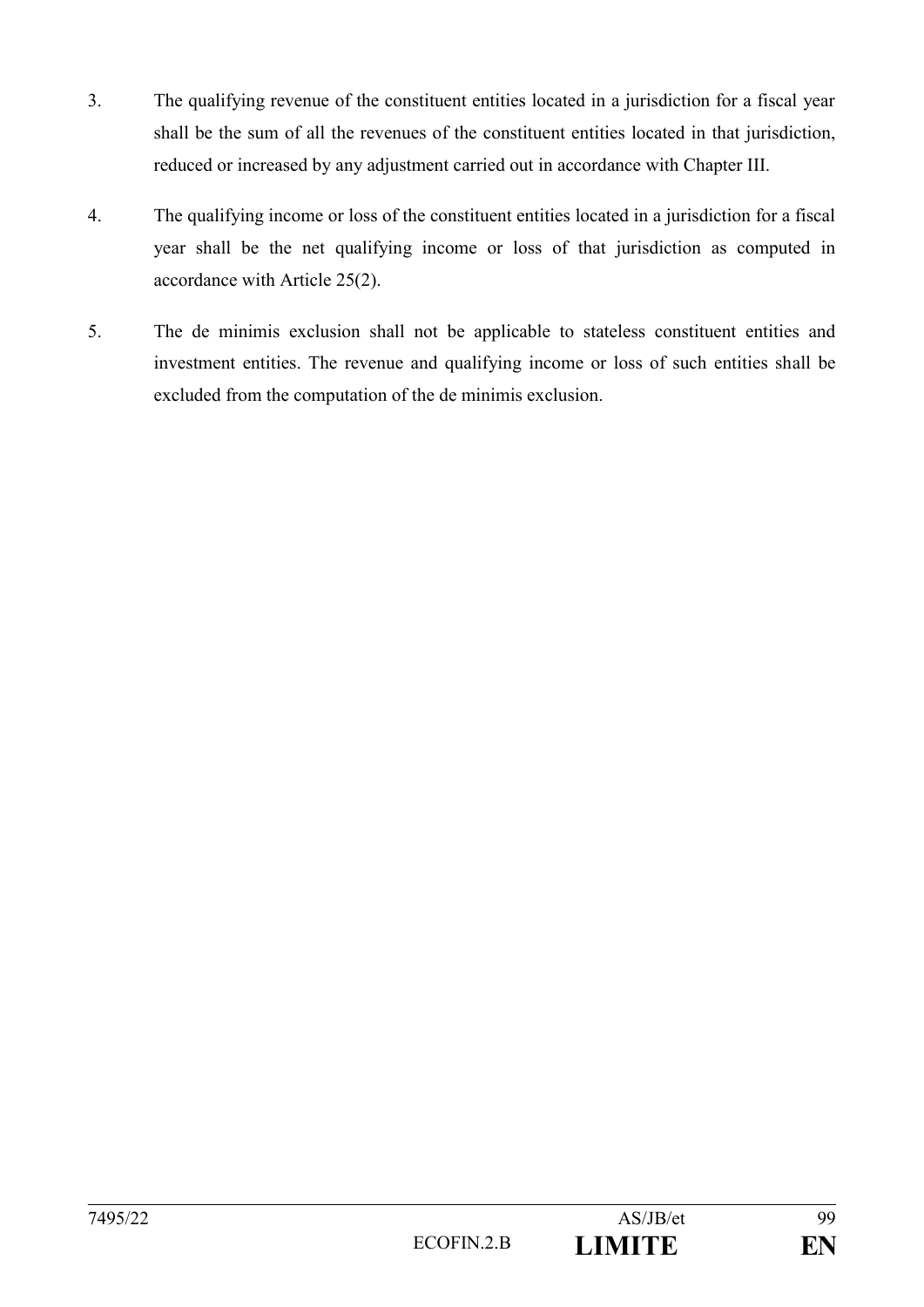3. The qualifying revenue of the constituent entities located in a jurisdiction for a fiscal year shall be the sum of all the revenues of the constituent entities located in that jurisdiction, reduced or increased by any adjustment carried out in accordance with Chapter III.

4. The qualifying income or loss of the constituent entities located in a jurisdiction for a fiscal year shall be the net qualifying income or loss of that jurisdiction as computed in accordance with Article 25(2).

5. The de minimis exclusion shall not be applicable to stateless constituent entities and investment entities. The revenue and qualifying income or loss of such entities shall be excluded from the computation of the de minimis exclusion.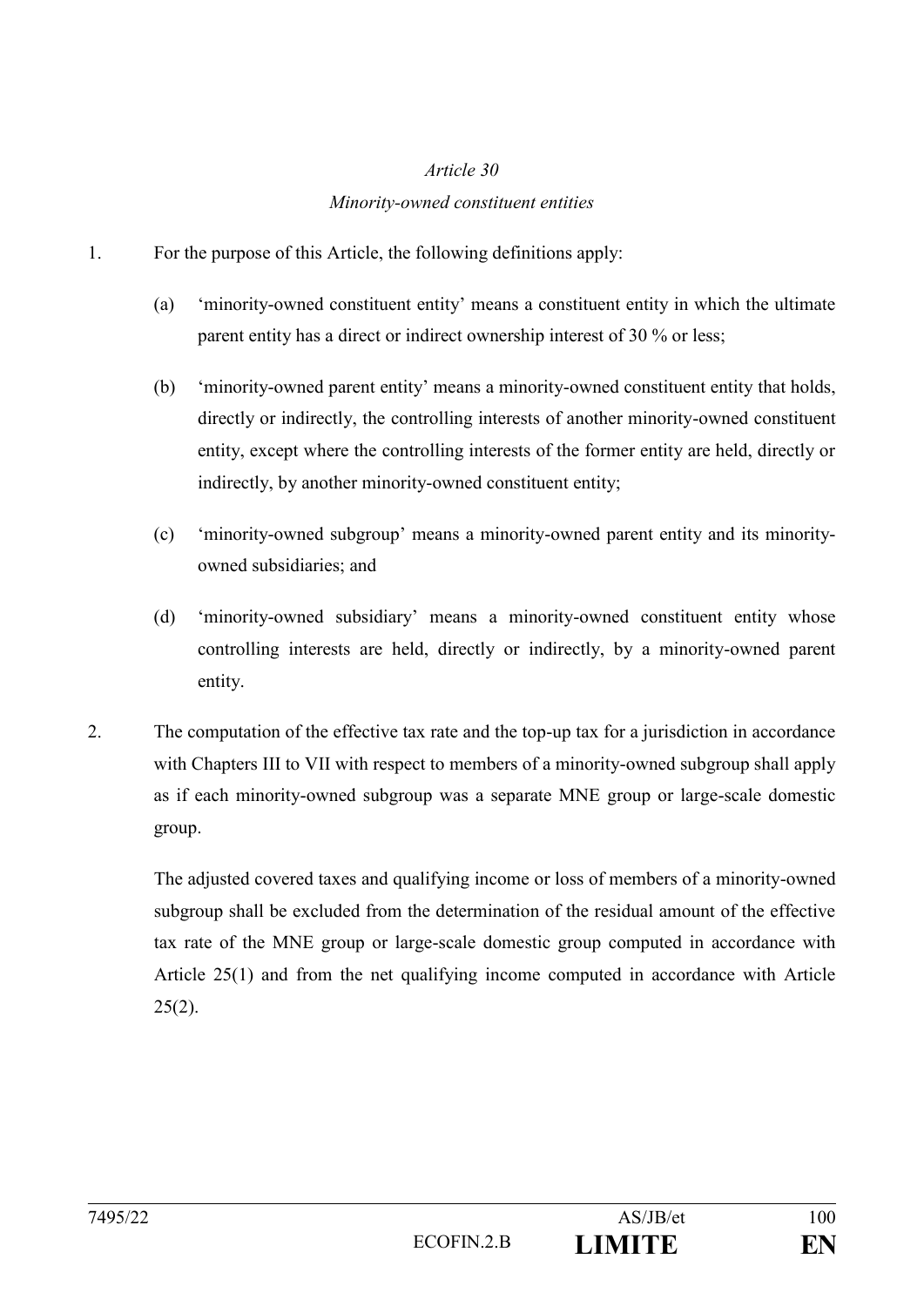*Article 30*

*Minority-owned constituent entities*

1. For the purpose of this Article, the following definitions apply:

   (a) 'minority-owned constituent entity' means a constituent entity in which the ultimate parent entity has a direct or indirect ownership interest of 30 % or less;

   (b) 'minority-owned parent entity' means a minority-owned constituent entity that holds, directly or indirectly, the controlling interests of another minority-owned constituent entity, except where the controlling interests of the former entity are held, directly or indirectly, by another minority-owned constituent entity;

   (c) 'minority-owned subgroup' means a minority-owned parent entity and its minority-owned subsidiaries; and

   (d) 'minority-owned subsidiary' means a minority-owned constituent entity whose controlling interests are held, directly or indirectly, by a minority-owned parent entity.

2. The computation of the effective tax rate and the top-up tax for a jurisdiction in accordance with Chapters III to VII with respect to members of a minority-owned subgroup shall apply as if each minority-owned subgroup was a separate MNE group or large-scale domestic group.

   The adjusted covered taxes and qualifying income or loss of members of a minority-owned subgroup shall be excluded from the determination of the residual amount of the effective tax rate of the MNE group or large-scale domestic group computed in accordance with Article 25(1) and from the net qualifying income computed in accordance with Article 25(2).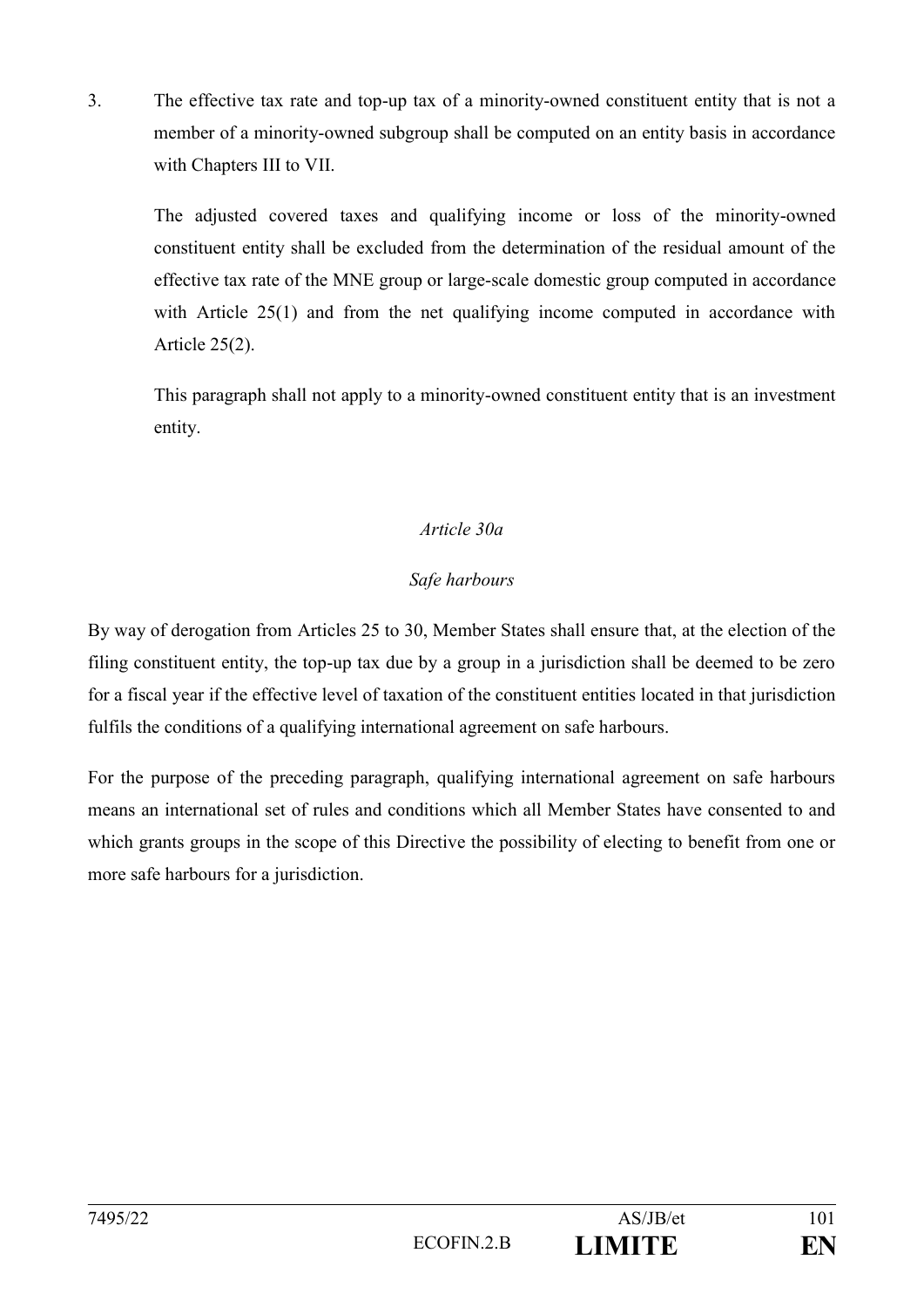3. The effective tax rate and top-up tax of a minority-owned constituent entity that is not a member of a minority-owned subgroup shall be computed on an entity basis in accordance with Chapters III to VII.

   The adjusted covered taxes and qualifying income or loss of the minority-owned constituent entity shall be excluded from the determination of the residual amount of the effective tax rate of the MNE group or large-scale domestic group computed in accordance with Article 25(1) and from the net qualifying income computed in accordance with Article 25(2).

   This paragraph shall not apply to a minority-owned constituent entity that is an investment entity.

*Article 30a*

*Safe harbours*

By way of derogation from Articles 25 to 30, Member States shall ensure that, at the election of the filing constituent entity, the top-up tax due by a group in a jurisdiction shall be deemed to be zero for a fiscal year if the effective level of taxation of the constituent entities located in that jurisdiction fulfils the conditions of a qualifying international agreement on safe harbours.

For the purpose of the preceding paragraph, qualifying international agreement on safe harbours means an international set of rules and conditions which all Member States have consented to and which grants groups in the scope of this Directive the possibility of electing to benefit from one or more safe harbours for a jurisdiction.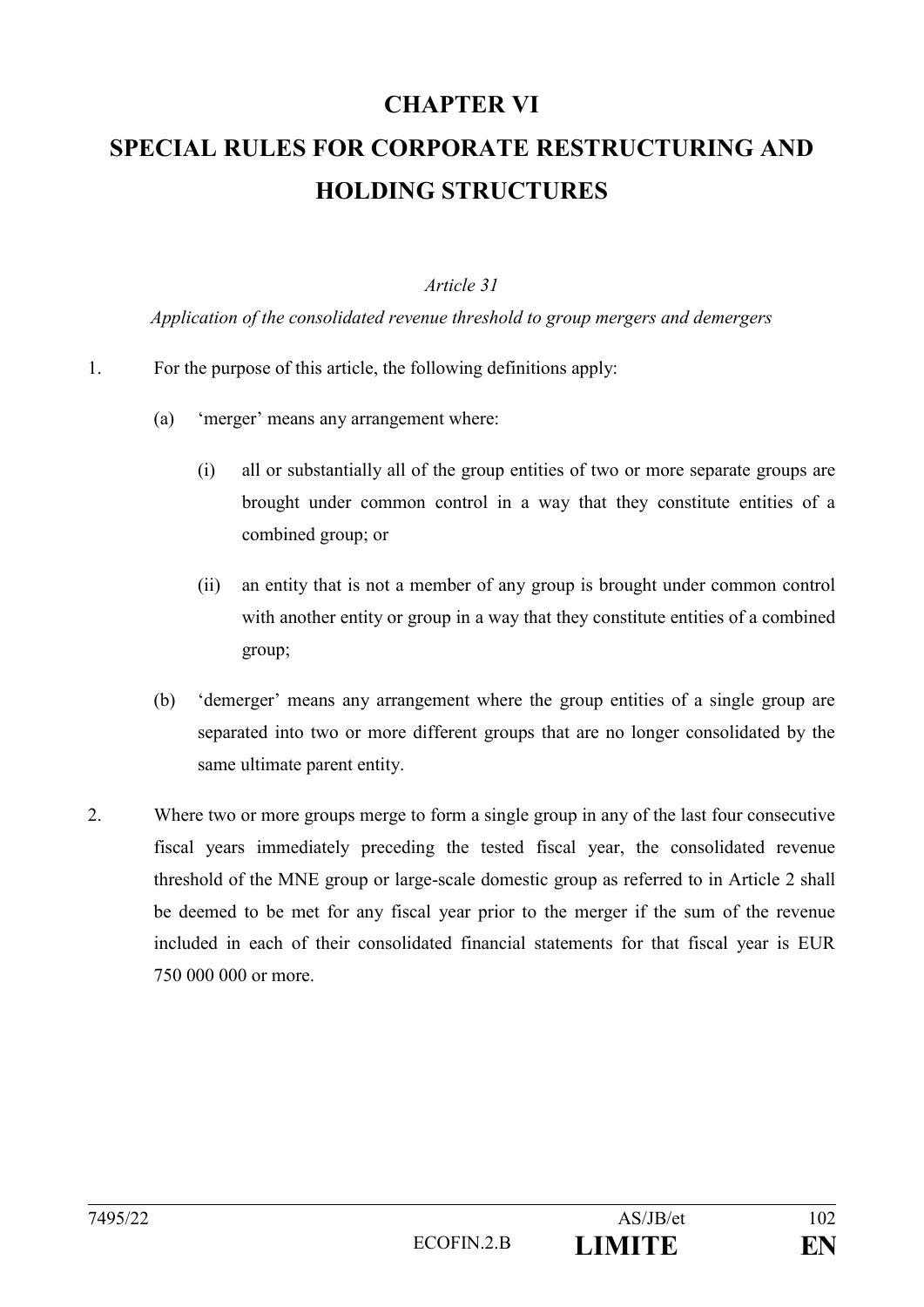# CHAPTER VI

# SPECIAL RULES FOR CORPORATE RESTRUCTURING AND HOLDING STRUCTURES

*Article 31*

*Application of the consolidated revenue threshold to group mergers and demergers*

1. For the purpose of this article, the following definitions apply:

   (a) 'merger' means any arrangement where:

      (i) all or substantially all of the group entities of two or more separate groups are brought under common control in a way that they constitute entities of a combined group; or

      (ii) an entity that is not a member of any group is brought under common control with another entity or group in a way that they constitute entities of a combined group;

   (b) 'demerger' means any arrangement where the group entities of a single group are separated into two or more different groups that are no longer consolidated by the same ultimate parent entity.

2. Where two or more groups merge to form a single group in any of the last four consecutive fiscal years immediately preceding the tested fiscal year, the consolidated revenue threshold of the MNE group or large-scale domestic group as referred to in Article 2 shall be deemed to be met for any fiscal year prior to the merger if the sum of the revenue included in each of their consolidated financial statements for that fiscal year is EUR 750 000 000 or more.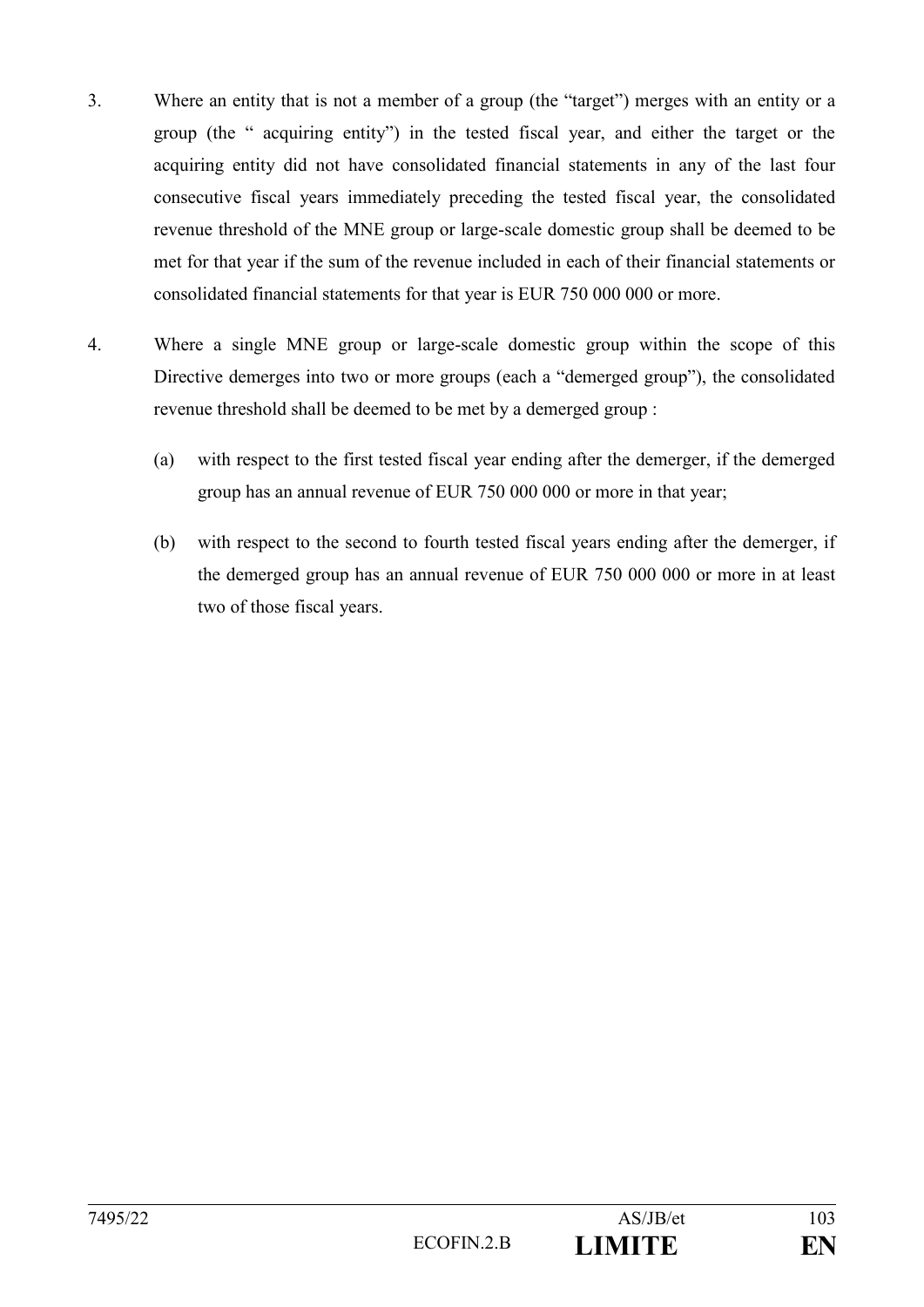3. Where an entity that is not a member of a group (the "target") merges with an entity or a group (the " acquiring entity") in the tested fiscal year, and either the target or the acquiring entity did not have consolidated financial statements in any of the last four consecutive fiscal years immediately preceding the tested fiscal year, the consolidated revenue threshold of the MNE group or large-scale domestic group shall be deemed to be met for that year if the sum of the revenue included in each of their financial statements or consolidated financial statements for that year is EUR 750 000 000 or more.

4. Where a single MNE group or large-scale domestic group within the scope of this Directive demerges into two or more groups (each a "demerged group"), the consolidated revenue threshold shall be deemed to be met by a demerged group :

   (a) with respect to the first tested fiscal year ending after the demerger, if the demerged group has an annual revenue of EUR 750 000 000 or more in that year;

   (b) with respect to the second to fourth tested fiscal years ending after the demerger, if the demerged group has an annual revenue of EUR 750 000 000 or more in at least two of those fiscal years.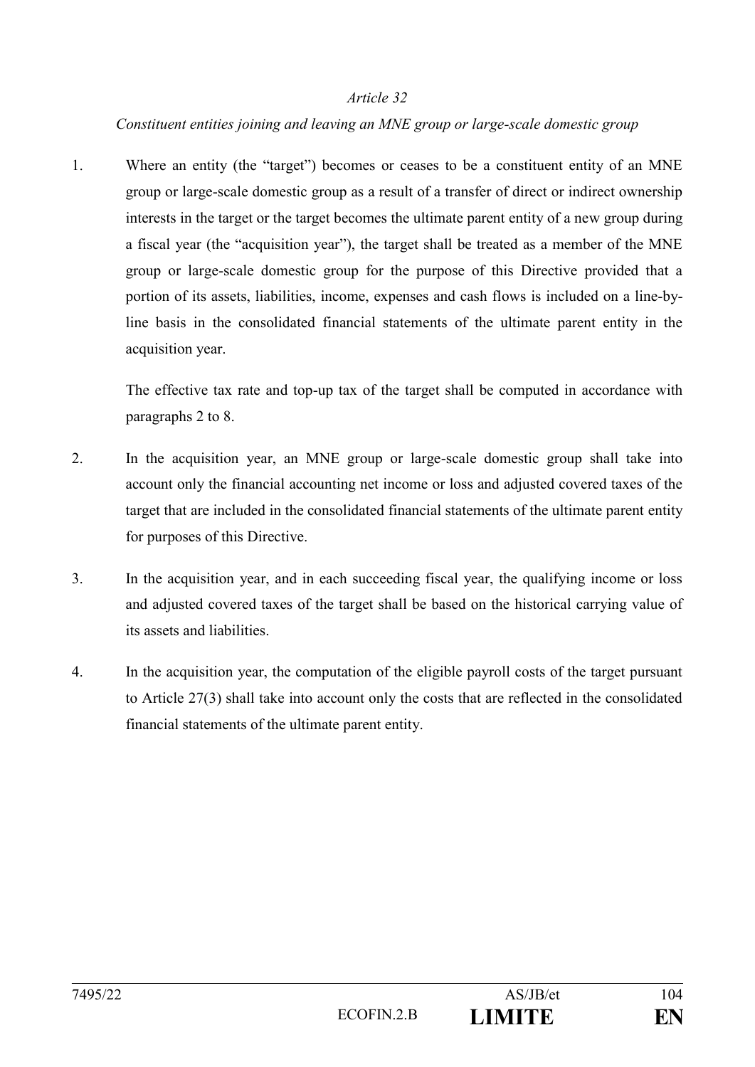*Article 32*

*Constituent entities joining and leaving an MNE group or large-scale domestic group*

1. Where an entity (the "target") becomes or ceases to be a constituent entity of an MNE group or large-scale domestic group as a result of a transfer of direct or indirect ownership interests in the target or the target becomes the ultimate parent entity of a new group during a fiscal year (the "acquisition year"), the target shall be treated as a member of the MNE group or large-scale domestic group for the purpose of this Directive provided that a portion of its assets, liabilities, income, expenses and cash flows is included on a line-by-line basis in the consolidated financial statements of the ultimate parent entity in the acquisition year.

   The effective tax rate and top-up tax of the target shall be computed in accordance with paragraphs 2 to 8.

2. In the acquisition year, an MNE group or large-scale domestic group shall take into account only the financial accounting net income or loss and adjusted covered taxes of the target that are included in the consolidated financial statements of the ultimate parent entity for purposes of this Directive.

3. In the acquisition year, and in each succeeding fiscal year, the qualifying income or loss and adjusted covered taxes of the target shall be based on the historical carrying value of its assets and liabilities.

4. In the acquisition year, the computation of the eligible payroll costs of the target pursuant to Article 27(3) shall take into account only the costs that are reflected in the consolidated financial statements of the ultimate parent entity.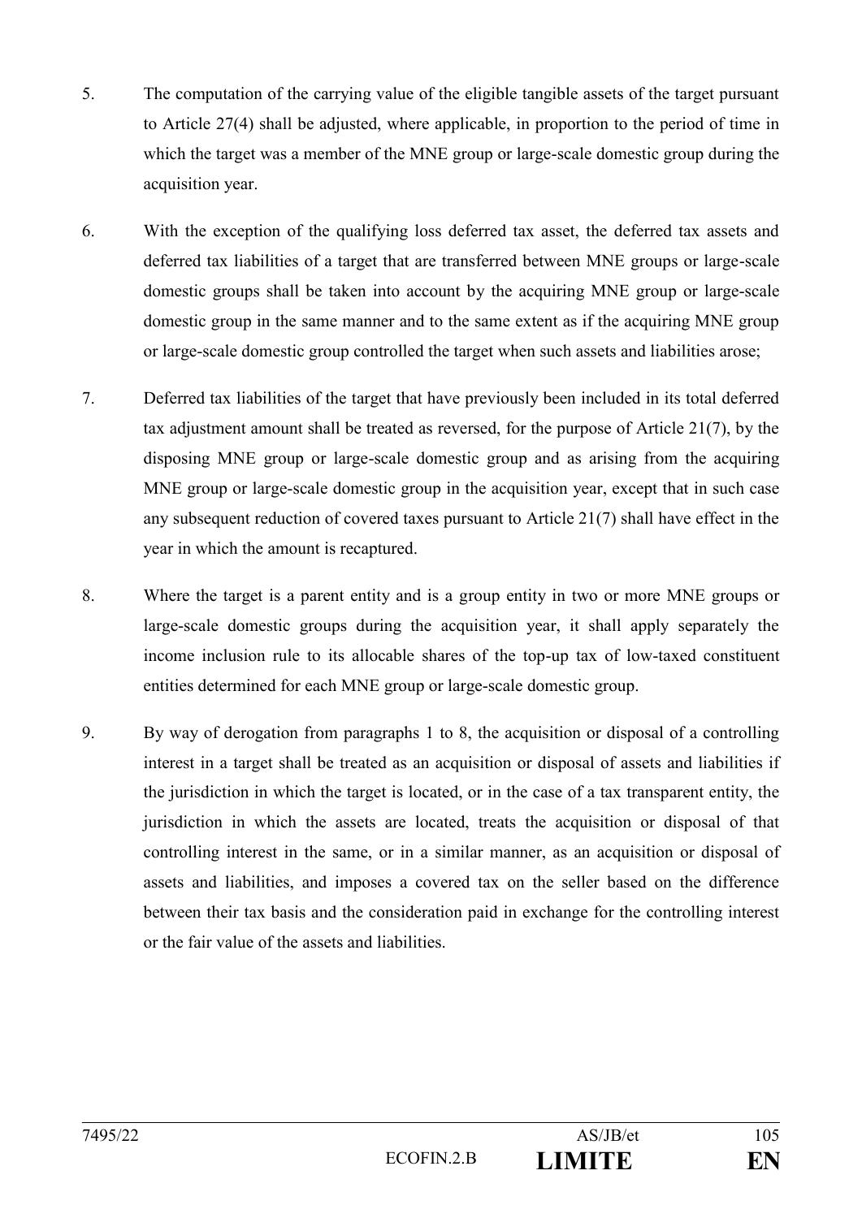5. The computation of the carrying value of the eligible tangible assets of the target pursuant to Article 27(4) shall be adjusted, where applicable, in proportion to the period of time in which the target was a member of the MNE group or large-scale domestic group during the acquisition year.

6. With the exception of the qualifying loss deferred tax asset, the deferred tax assets and deferred tax liabilities of a target that are transferred between MNE groups or large-scale domestic groups shall be taken into account by the acquiring MNE group or large-scale domestic group in the same manner and to the same extent as if the acquiring MNE group or large-scale domestic group controlled the target when such assets and liabilities arose;

7. Deferred tax liabilities of the target that have previously been included in its total deferred tax adjustment amount shall be treated as reversed, for the purpose of Article 21(7), by the disposing MNE group or large-scale domestic group and as arising from the acquiring MNE group or large-scale domestic group in the acquisition year, except that in such case any subsequent reduction of covered taxes pursuant to Article 21(7) shall have effect in the year in which the amount is recaptured.

8. Where the target is a parent entity and is a group entity in two or more MNE groups or large-scale domestic groups during the acquisition year, it shall apply separately the income inclusion rule to its allocable shares of the top-up tax of low-taxed constituent entities determined for each MNE group or large-scale domestic group.

9. By way of derogation from paragraphs 1 to 8, the acquisition or disposal of a controlling interest in a target shall be treated as an acquisition or disposal of assets and liabilities if the jurisdiction in which the target is located, or in the case of a tax transparent entity, the jurisdiction in which the assets are located, treats the acquisition or disposal of that controlling interest in the same, or in a similar manner, as an acquisition or disposal of assets and liabilities, and imposes a covered tax on the seller based on the difference between their tax basis and the consideration paid in exchange for the controlling interest or the fair value of the assets and liabilities.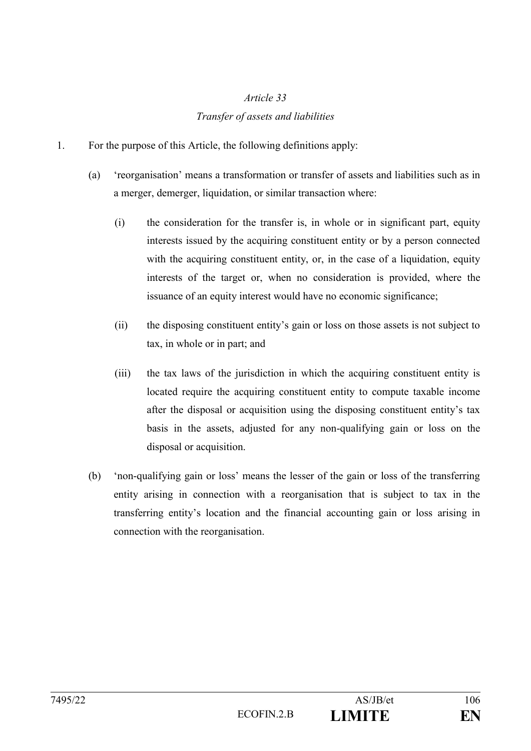## *Article 33*

## *Transfer of assets and liabilities*

1. For the purpose of this Article, the following definitions apply:

   (a) 'reorganisation' means a transformation or transfer of assets and liabilities such as in a merger, demerger, liquidation, or similar transaction where:

      (i) the consideration for the transfer is, in whole or in significant part, equity interests issued by the acquiring constituent entity or by a person connected with the acquiring constituent entity, or, in the case of a liquidation, equity interests of the target or, when no consideration is provided, where the issuance of an equity interest would have no economic significance;

      (ii) the disposing constituent entity's gain or loss on those assets is not subject to tax, in whole or in part; and

      (iii) the tax laws of the jurisdiction in which the acquiring constituent entity is located require the acquiring constituent entity to compute taxable income after the disposal or acquisition using the disposing constituent entity's tax basis in the assets, adjusted for any non-qualifying gain or loss on the disposal or acquisition.

   (b) 'non-qualifying gain or loss' means the lesser of the gain or loss of the transferring entity arising in connection with a reorganisation that is subject to tax in the transferring entity's location and the financial accounting gain or loss arising in connection with the reorganisation.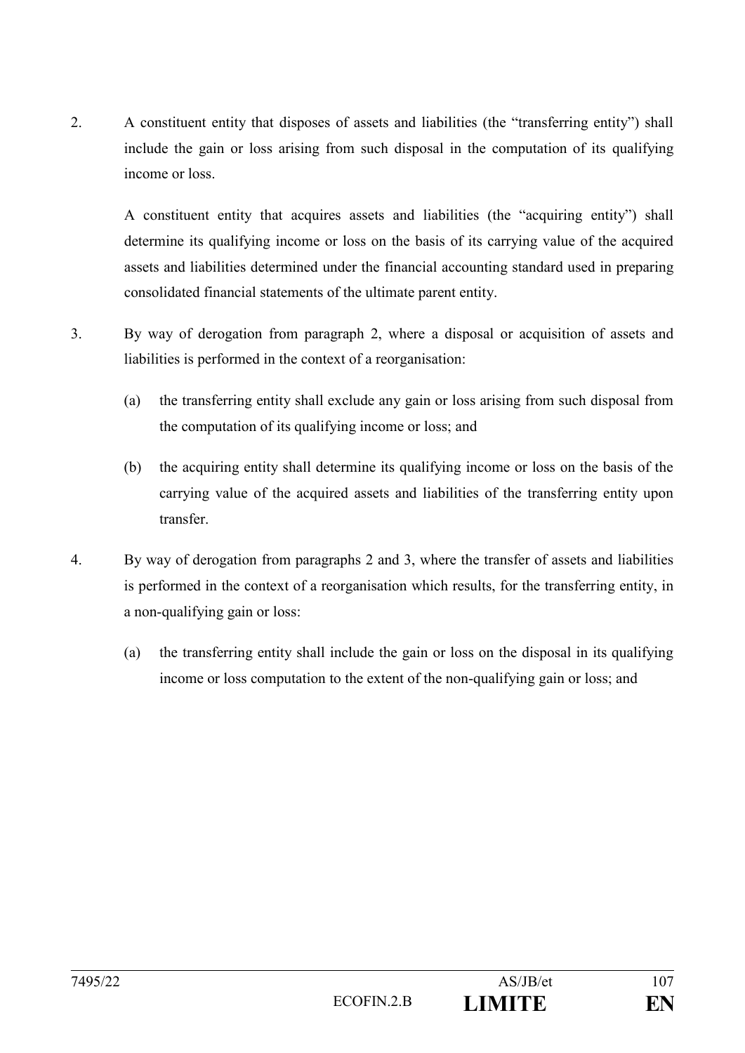2. A constituent entity that disposes of assets and liabilities (the "transferring entity") shall include the gain or loss arising from such disposal in the computation of its qualifying income or loss.

   A constituent entity that acquires assets and liabilities (the "acquiring entity") shall determine its qualifying income or loss on the basis of its carrying value of the acquired assets and liabilities determined under the financial accounting standard used in preparing consolidated financial statements of the ultimate parent entity.

3. By way of derogation from paragraph 2, where a disposal or acquisition of assets and liabilities is performed in the context of a reorganisation:

   (a) the transferring entity shall exclude any gain or loss arising from such disposal from the computation of its qualifying income or loss; and

   (b) the acquiring entity shall determine its qualifying income or loss on the basis of the carrying value of the acquired assets and liabilities of the transferring entity upon transfer.

4. By way of derogation from paragraphs 2 and 3, where the transfer of assets and liabilities is performed in the context of a reorganisation which results, for the transferring entity, in a non-qualifying gain or loss:

   (a) the transferring entity shall include the gain or loss on the disposal in its qualifying income or loss computation to the extent of the non-qualifying gain or loss; and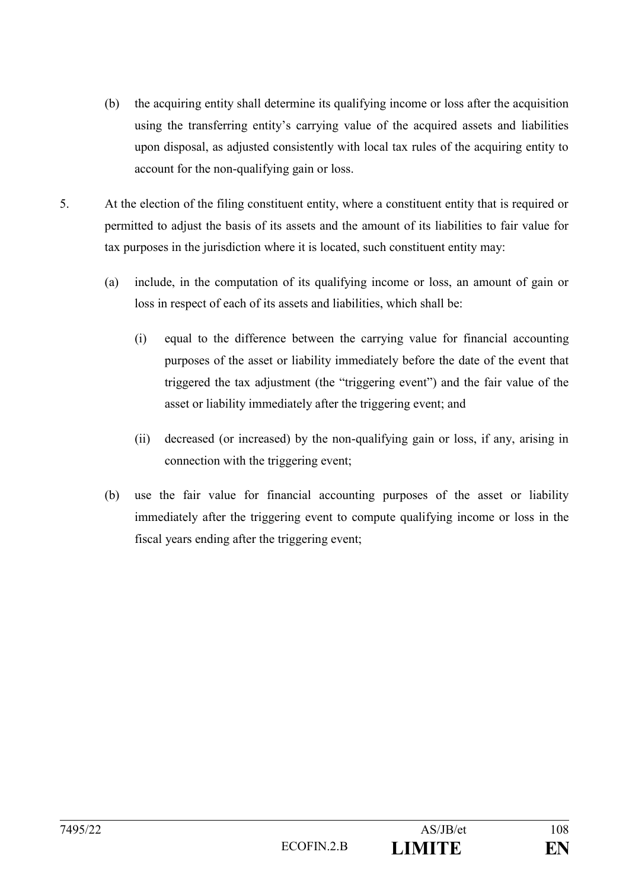(b) the acquiring entity shall determine its qualifying income or loss after the acquisition using the transferring entity's carrying value of the acquired assets and liabilities upon disposal, as adjusted consistently with local tax rules of the acquiring entity to account for the non-qualifying gain or loss.

5. At the election of the filing constituent entity, where a constituent entity that is required or permitted to adjust the basis of its assets and the amount of its liabilities to fair value for tax purposes in the jurisdiction where it is located, such constituent entity may:

   (a) include, in the computation of its qualifying income or loss, an amount of gain or loss in respect of each of its assets and liabilities, which shall be:

      (i) equal to the difference between the carrying value for financial accounting purposes of the asset or liability immediately before the date of the event that triggered the tax adjustment (the "triggering event") and the fair value of the asset or liability immediately after the triggering event; and

      (ii) decreased (or increased) by the non-qualifying gain or loss, if any, arising in connection with the triggering event;

   (b) use the fair value for financial accounting purposes of the asset or liability immediately after the triggering event to compute qualifying income or loss in the fiscal years ending after the triggering event;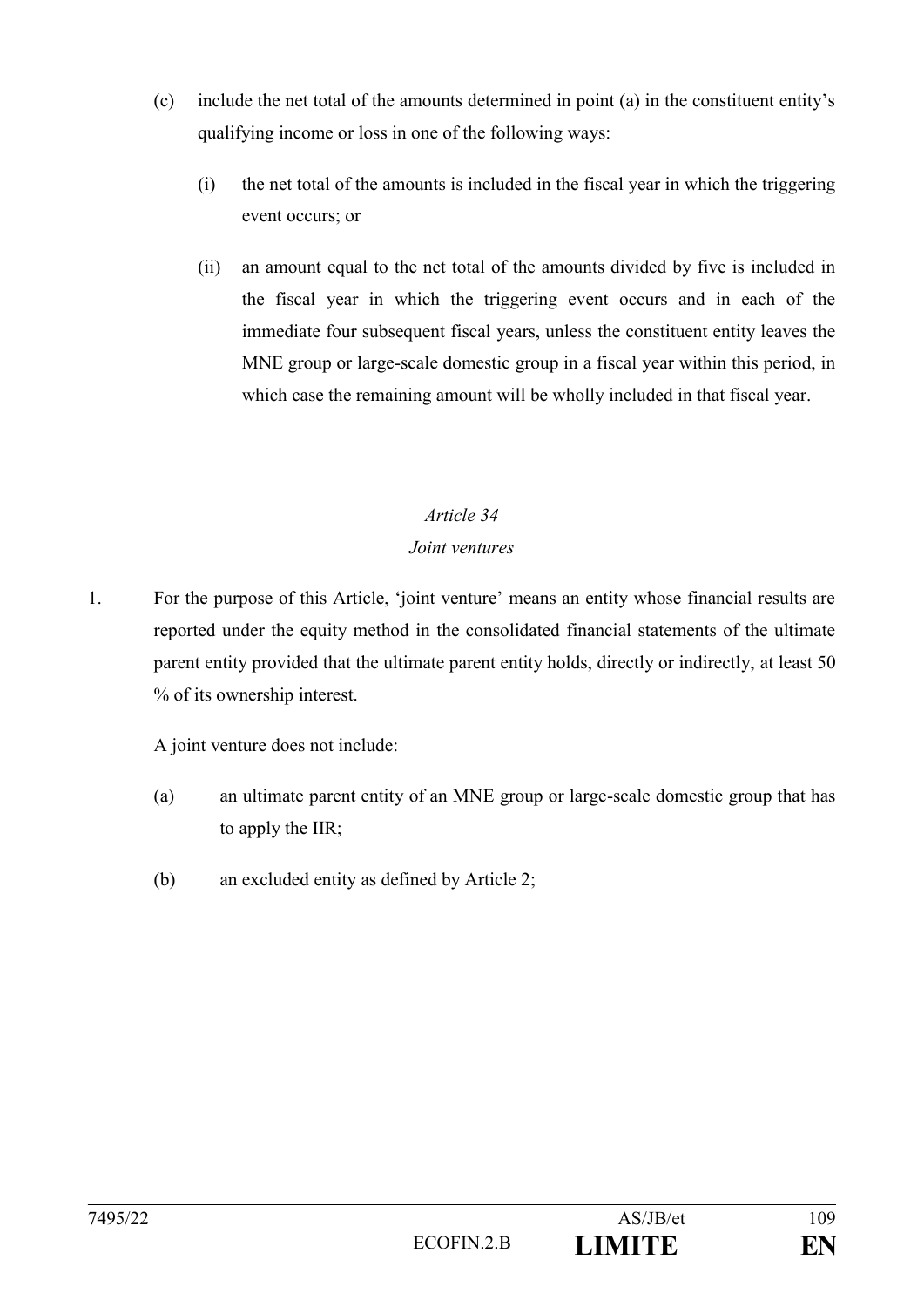(c) include the net total of the amounts determined in point (a) in the constituent entity's qualifying income or loss in one of the following ways:

(i) the net total of the amounts is included in the fiscal year in which the triggering event occurs; or

(ii) an amount equal to the net total of the amounts divided by five is included in the fiscal year in which the triggering event occurs and in each of the immediate four subsequent fiscal years, unless the constituent entity leaves the MNE group or large-scale domestic group in a fiscal year within this period, in which case the remaining amount will be wholly included in that fiscal year.

*Article 34*

*Joint ventures*

1. For the purpose of this Article, 'joint venture' means an entity whose financial results are reported under the equity method in the consolidated financial statements of the ultimate parent entity provided that the ultimate parent entity holds, directly or indirectly, at least 50 % of its ownership interest.

A joint venture does not include:

(a) an ultimate parent entity of an MNE group or large-scale domestic group that has to apply the IIR;

(b) an excluded entity as defined by Article 2;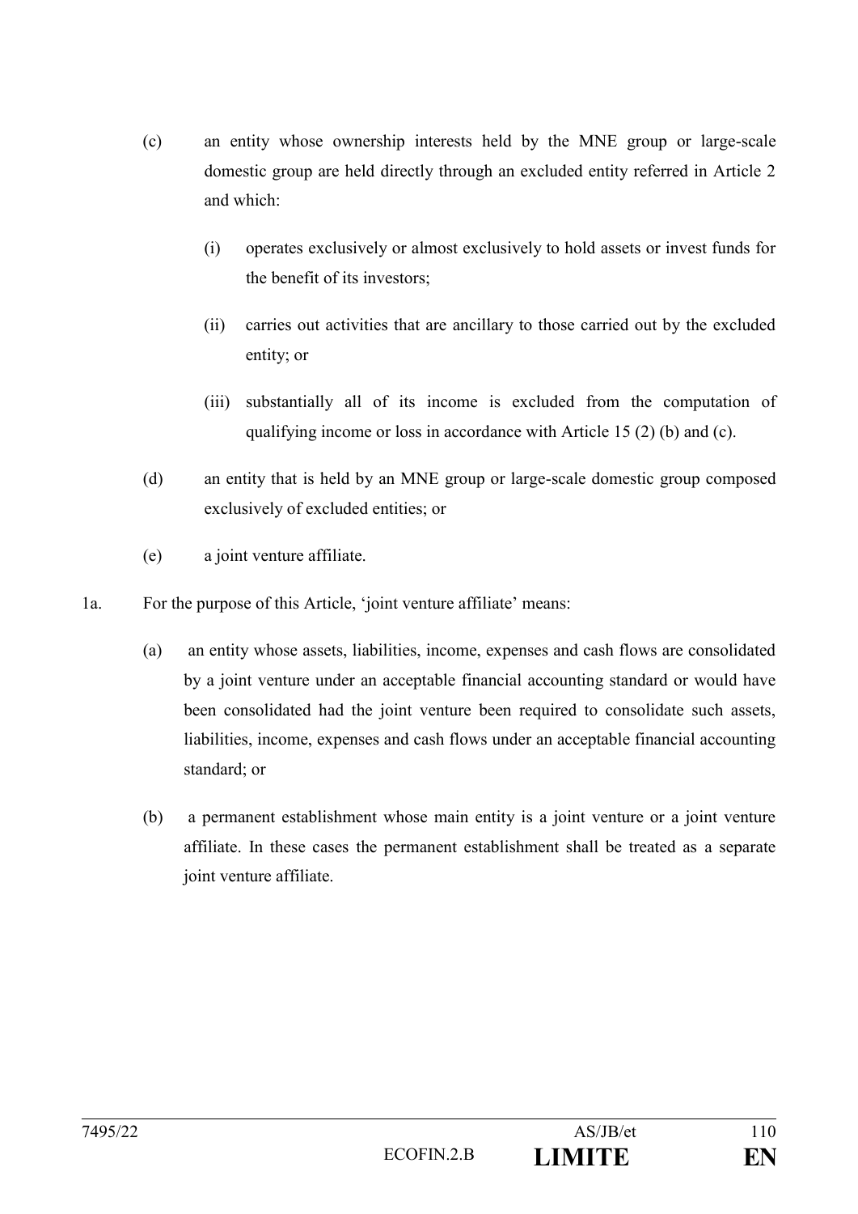(c) an entity whose ownership interests held by the MNE group or large-scale domestic group are held directly through an excluded entity referred in Article 2 and which:

  (i) operates exclusively or almost exclusively to hold assets or invest funds for the benefit of its investors;

  (ii) carries out activities that are ancillary to those carried out by the excluded entity; or

  (iii) substantially all of its income is excluded from the computation of qualifying income or loss in accordance with Article 15 (2) (b) and (c).

(d) an entity that is held by an MNE group or large-scale domestic group composed exclusively of excluded entities; or

(e) a joint venture affiliate.

1a. For the purpose of this Article, 'joint venture affiliate' means:

  (a) an entity whose assets, liabilities, income, expenses and cash flows are consolidated by a joint venture under an acceptable financial accounting standard or would have been consolidated had the joint venture been required to consolidate such assets, liabilities, income, expenses and cash flows under an acceptable financial accounting standard; or

  (b) a permanent establishment whose main entity is a joint venture or a joint venture affiliate. In these cases the permanent establishment shall be treated as a separate joint venture affiliate.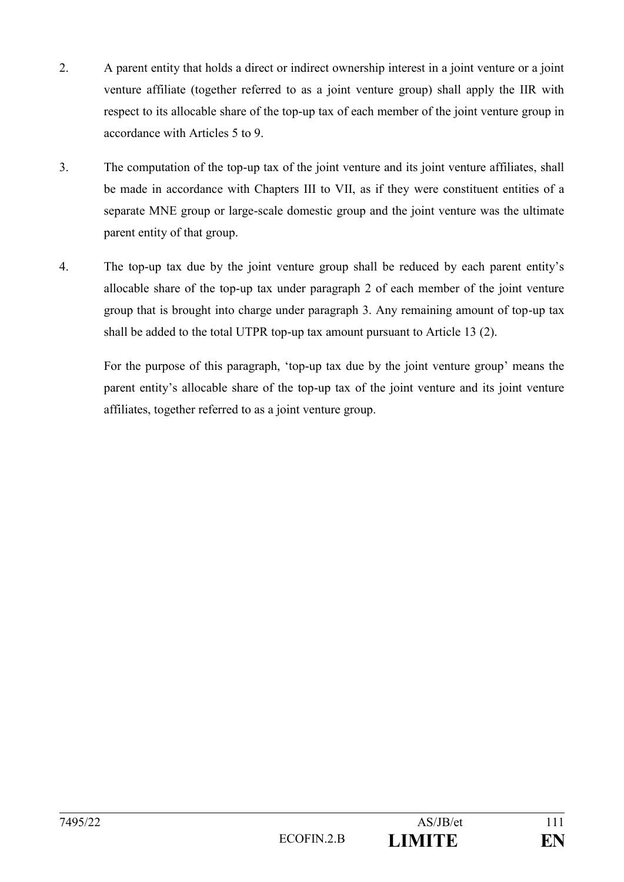2. A parent entity that holds a direct or indirect ownership interest in a joint venture or a joint venture affiliate (together referred to as a joint venture group) shall apply the IIR with respect to its allocable share of the top-up tax of each member of the joint venture group in accordance with Articles 5 to 9.

3. The computation of the top-up tax of the joint venture and its joint venture affiliates, shall be made in accordance with Chapters III to VII, as if they were constituent entities of a separate MNE group or large-scale domestic group and the joint venture was the ultimate parent entity of that group.

4. The top-up tax due by the joint venture group shall be reduced by each parent entity's allocable share of the top-up tax under paragraph 2 of each member of the joint venture group that is brought into charge under paragraph 3. Any remaining amount of top-up tax shall be added to the total UTPR top-up tax amount pursuant to Article 13 (2).

   For the purpose of this paragraph, 'top-up tax due by the joint venture group' means the parent entity's allocable share of the top-up tax of the joint venture and its joint venture affiliates, together referred to as a joint venture group.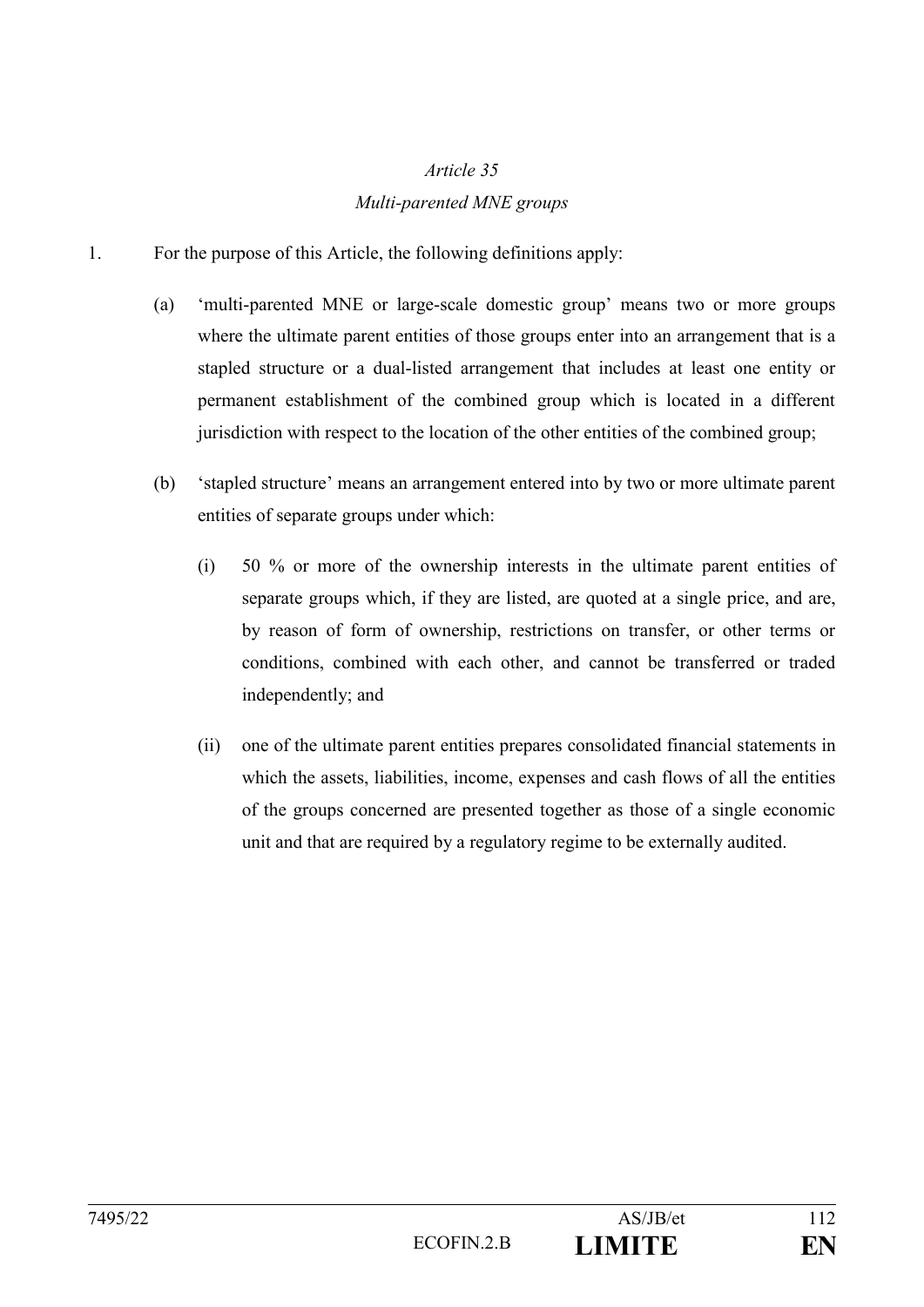*Article 35*

*Multi-parented MNE groups*

1. For the purpose of this Article, the following definitions apply:

   (a) 'multi-parented MNE or large-scale domestic group' means two or more groups where the ultimate parent entities of those groups enter into an arrangement that is a stapled structure or a dual-listed arrangement that includes at least one entity or permanent establishment of the combined group which is located in a different jurisdiction with respect to the location of the other entities of the combined group;

   (b) 'stapled structure' means an arrangement entered into by two or more ultimate parent entities of separate groups under which:

      (i) 50 % or more of the ownership interests in the ultimate parent entities of separate groups which, if they are listed, are quoted at a single price, and are, by reason of form of ownership, restrictions on transfer, or other terms or conditions, combined with each other, and cannot be transferred or traded independently; and

      (ii) one of the ultimate parent entities prepares consolidated financial statements in which the assets, liabilities, income, expenses and cash flows of all the entities of the groups concerned are presented together as those of a single economic unit and that are required by a regulatory regime to be externally audited.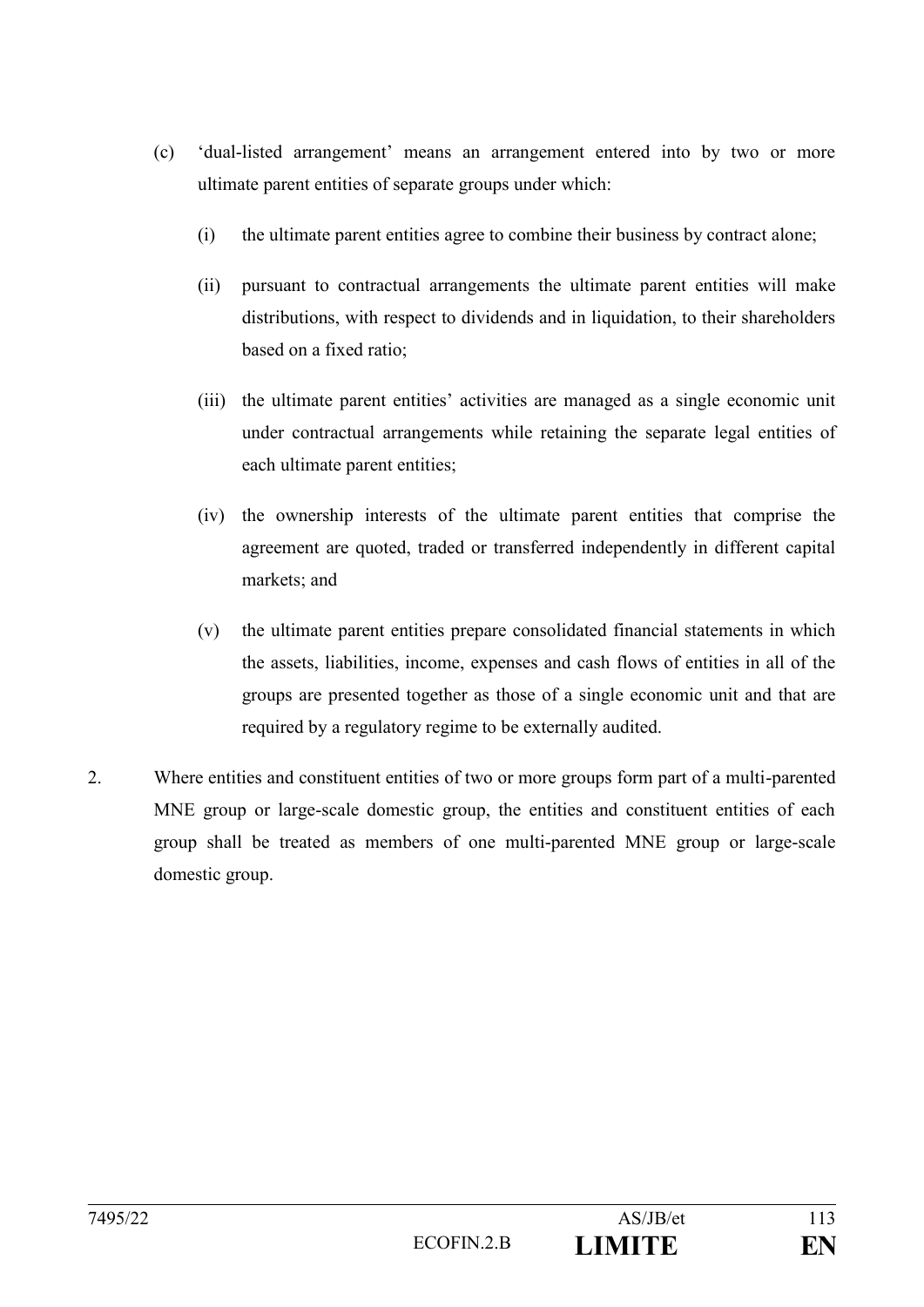(c) 'dual-listed arrangement' means an arrangement entered into by two or more ultimate parent entities of separate groups under which:

   (i) the ultimate parent entities agree to combine their business by contract alone;

   (ii) pursuant to contractual arrangements the ultimate parent entities will make distributions, with respect to dividends and in liquidation, to their shareholders based on a fixed ratio;

   (iii) the ultimate parent entities' activities are managed as a single economic unit under contractual arrangements while retaining the separate legal entities of each ultimate parent entities;

   (iv) the ownership interests of the ultimate parent entities that comprise the agreement are quoted, traded or transferred independently in different capital markets; and

   (v) the ultimate parent entities prepare consolidated financial statements in which the assets, liabilities, income, expenses and cash flows of entities in all of the groups are presented together as those of a single economic unit and that are required by a regulatory regime to be externally audited.

2. Where entities and constituent entities of two or more groups form part of a multi-parented MNE group or large-scale domestic group, the entities and constituent entities of each group shall be treated as members of one multi-parented MNE group or large-scale domestic group.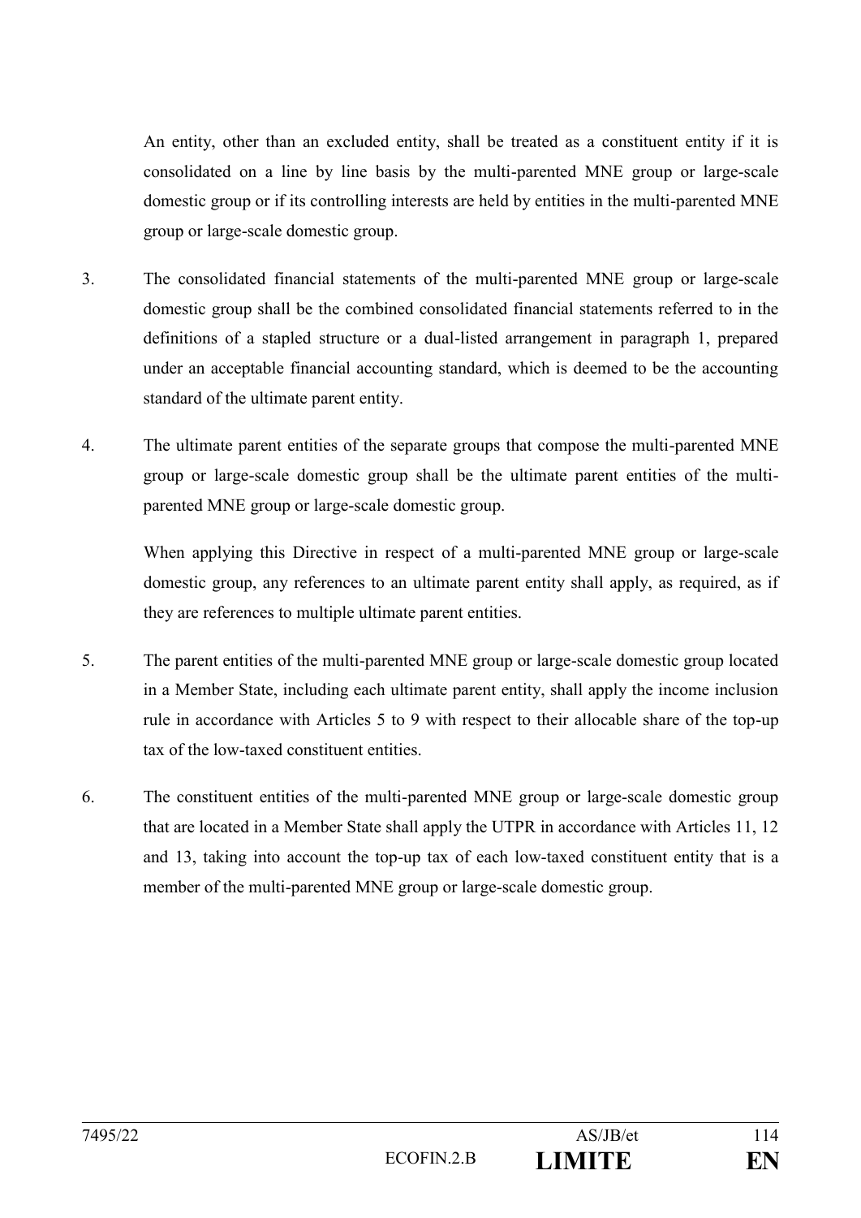An entity, other than an excluded entity, shall be treated as a constituent entity if it is consolidated on a line by line basis by the multi-parented MNE group or large-scale domestic group or if its controlling interests are held by entities in the multi-parented MNE group or large-scale domestic group.

3. The consolidated financial statements of the multi-parented MNE group or large-scale domestic group shall be the combined consolidated financial statements referred to in the definitions of a stapled structure or a dual-listed arrangement in paragraph 1, prepared under an acceptable financial accounting standard, which is deemed to be the accounting standard of the ultimate parent entity.

4. The ultimate parent entities of the separate groups that compose the multi-parented MNE group or large-scale domestic group shall be the ultimate parent entities of the multi-parented MNE group or large-scale domestic group.

   When applying this Directive in respect of a multi-parented MNE group or large-scale domestic group, any references to an ultimate parent entity shall apply, as required, as if they are references to multiple ultimate parent entities.

5. The parent entities of the multi-parented MNE group or large-scale domestic group located in a Member State, including each ultimate parent entity, shall apply the income inclusion rule in accordance with Articles 5 to 9 with respect to their allocable share of the top-up tax of the low-taxed constituent entities.

6. The constituent entities of the multi-parented MNE group or large-scale domestic group that are located in a Member State shall apply the UTPR in accordance with Articles 11, 12 and 13, taking into account the top-up tax of each low-taxed constituent entity that is a member of the multi-parented MNE group or large-scale domestic group.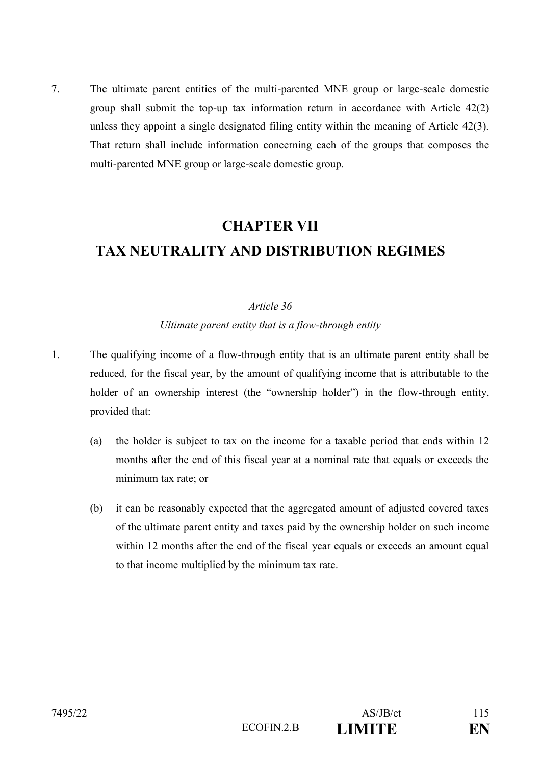7. The ultimate parent entities of the multi-parented MNE group or large-scale domestic group shall submit the top-up tax information return in accordance with Article 42(2) unless they appoint a single designated filing entity within the meaning of Article 42(3). That return shall include information concerning each of the groups that composes the multi-parented MNE group or large-scale domestic group.

# CHAPTER VII
# TAX NEUTRALITY AND DISTRIBUTION REGIMES

*Article 36*

*Ultimate parent entity that is a flow-through entity*

1. The qualifying income of a flow-through entity that is an ultimate parent entity shall be reduced, for the fiscal year, by the amount of qualifying income that is attributable to the holder of an ownership interest (the "ownership holder") in the flow-through entity, provided that:

   (a) the holder is subject to tax on the income for a taxable period that ends within 12 months after the end of this fiscal year at a nominal rate that equals or exceeds the minimum tax rate; or

   (b) it can be reasonably expected that the aggregated amount of adjusted covered taxes of the ultimate parent entity and taxes paid by the ownership holder on such income within 12 months after the end of the fiscal year equals or exceeds an amount equal to that income multiplied by the minimum tax rate.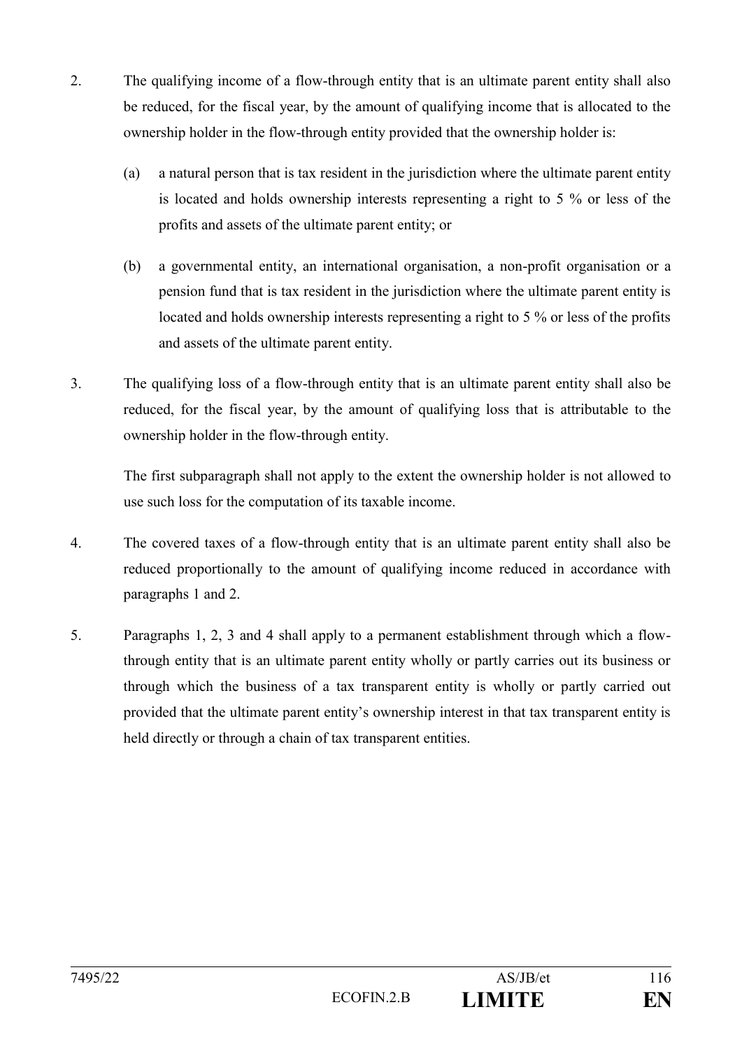2. The qualifying income of a flow-through entity that is an ultimate parent entity shall also be reduced, for the fiscal year, by the amount of qualifying income that is allocated to the ownership holder in the flow-through entity provided that the ownership holder is:

   (a) a natural person that is tax resident in the jurisdiction where the ultimate parent entity is located and holds ownership interests representing a right to 5 % or less of the profits and assets of the ultimate parent entity; or

   (b) a governmental entity, an international organisation, a non-profit organisation or a pension fund that is tax resident in the jurisdiction where the ultimate parent entity is located and holds ownership interests representing a right to 5 % or less of the profits and assets of the ultimate parent entity.

3. The qualifying loss of a flow-through entity that is an ultimate parent entity shall also be reduced, for the fiscal year, by the amount of qualifying loss that is attributable to the ownership holder in the flow-through entity.

   The first subparagraph shall not apply to the extent the ownership holder is not allowed to use such loss for the computation of its taxable income.

4. The covered taxes of a flow-through entity that is an ultimate parent entity shall also be reduced proportionally to the amount of qualifying income reduced in accordance with paragraphs 1 and 2.

5. Paragraphs 1, 2, 3 and 4 shall apply to a permanent establishment through which a flow-through entity that is an ultimate parent entity wholly or partly carries out its business or through which the business of a tax transparent entity is wholly or partly carried out provided that the ultimate parent entity's ownership interest in that tax transparent entity is held directly or through a chain of tax transparent entities.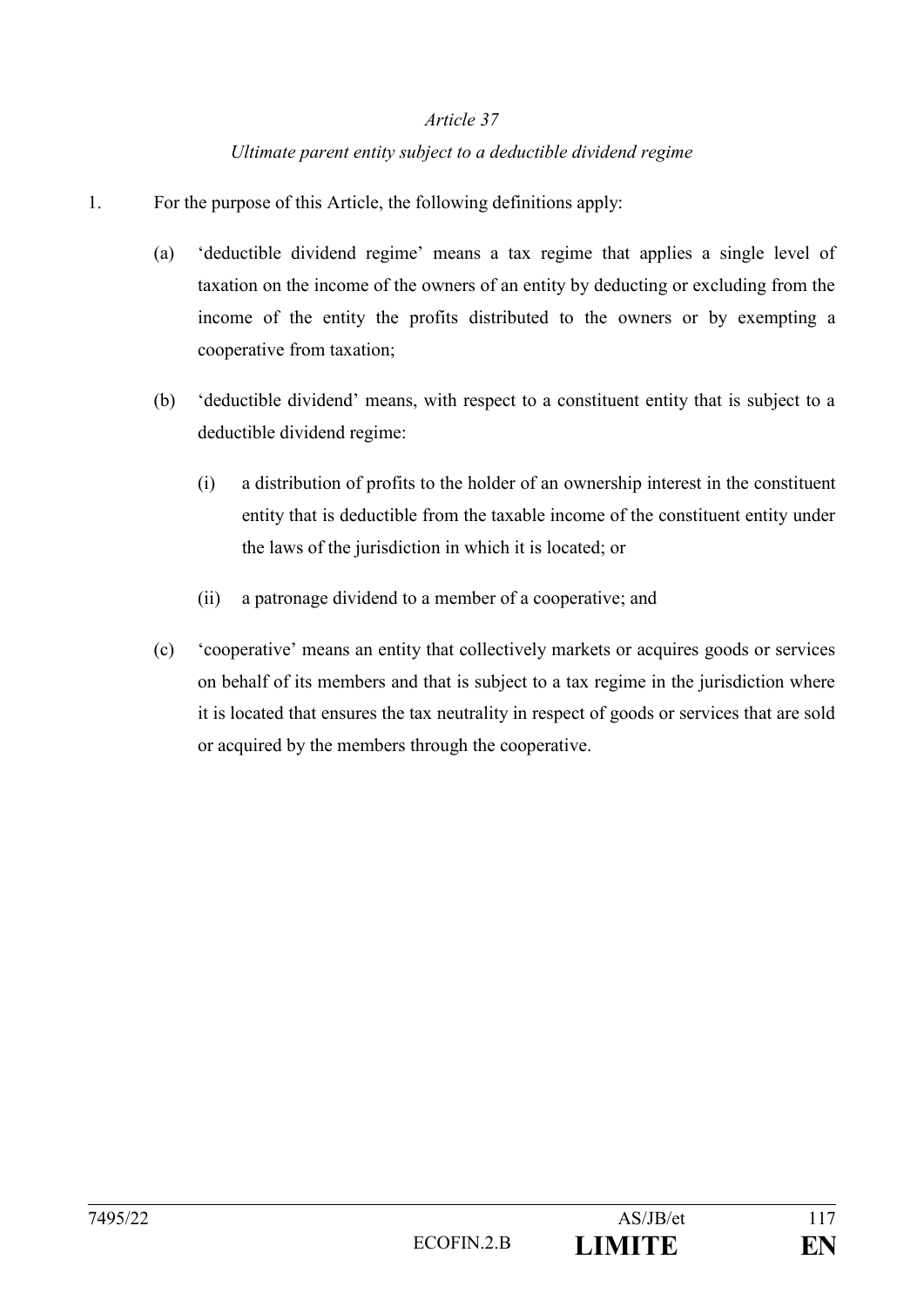*Article 37*

*Ultimate parent entity subject to a deductible dividend regime*

1. For the purpose of this Article, the following definitions apply:

   (a) 'deductible dividend regime' means a tax regime that applies a single level of taxation on the income of the owners of an entity by deducting or excluding from the income of the entity the profits distributed to the owners or by exempting a cooperative from taxation;

   (b) 'deductible dividend' means, with respect to a constituent entity that is subject to a deductible dividend regime:

      (i) a distribution of profits to the holder of an ownership interest in the constituent entity that is deductible from the taxable income of the constituent entity under the laws of the jurisdiction in which it is located; or

      (ii) a patronage dividend to a member of a cooperative; and

   (c) 'cooperative' means an entity that collectively markets or acquires goods or services on behalf of its members and that is subject to a tax regime in the jurisdiction where it is located that ensures the tax neutrality in respect of goods or services that are sold or acquired by the members through the cooperative.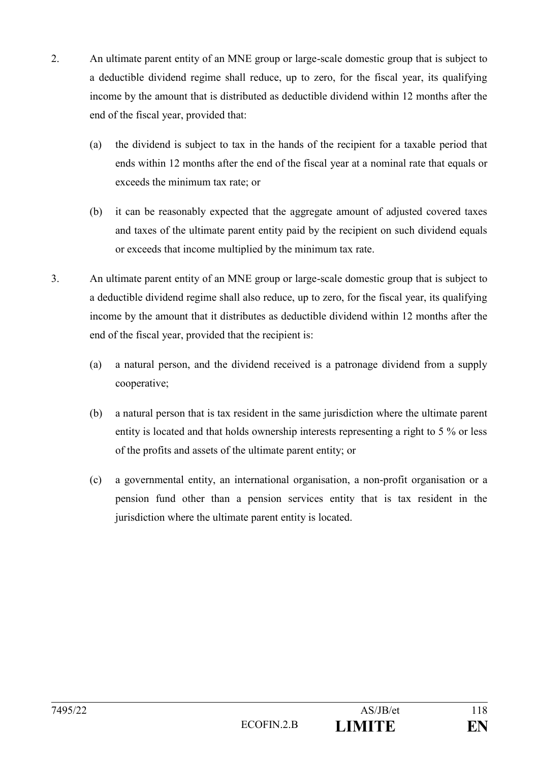2. An ultimate parent entity of an MNE group or large-scale domestic group that is subject to a deductible dividend regime shall reduce, up to zero, for the fiscal year, its qualifying income by the amount that is distributed as deductible dividend within 12 months after the end of the fiscal year, provided that:

   (a) the dividend is subject to tax in the hands of the recipient for a taxable period that ends within 12 months after the end of the fiscal year at a nominal rate that equals or exceeds the minimum tax rate; or

   (b) it can be reasonably expected that the aggregate amount of adjusted covered taxes and taxes of the ultimate parent entity paid by the recipient on such dividend equals or exceeds that income multiplied by the minimum tax rate.

3. An ultimate parent entity of an MNE group or large-scale domestic group that is subject to a deductible dividend regime shall also reduce, up to zero, for the fiscal year, its qualifying income by the amount that it distributes as deductible dividend within 12 months after the end of the fiscal year, provided that the recipient is:

   (a) a natural person, and the dividend received is a patronage dividend from a supply cooperative;

   (b) a natural person that is tax resident in the same jurisdiction where the ultimate parent entity is located and that holds ownership interests representing a right to 5 % or less of the profits and assets of the ultimate parent entity; or

   (c) a governmental entity, an international organisation, a non-profit organisation or a pension fund other than a pension services entity that is tax resident in the jurisdiction where the ultimate parent entity is located.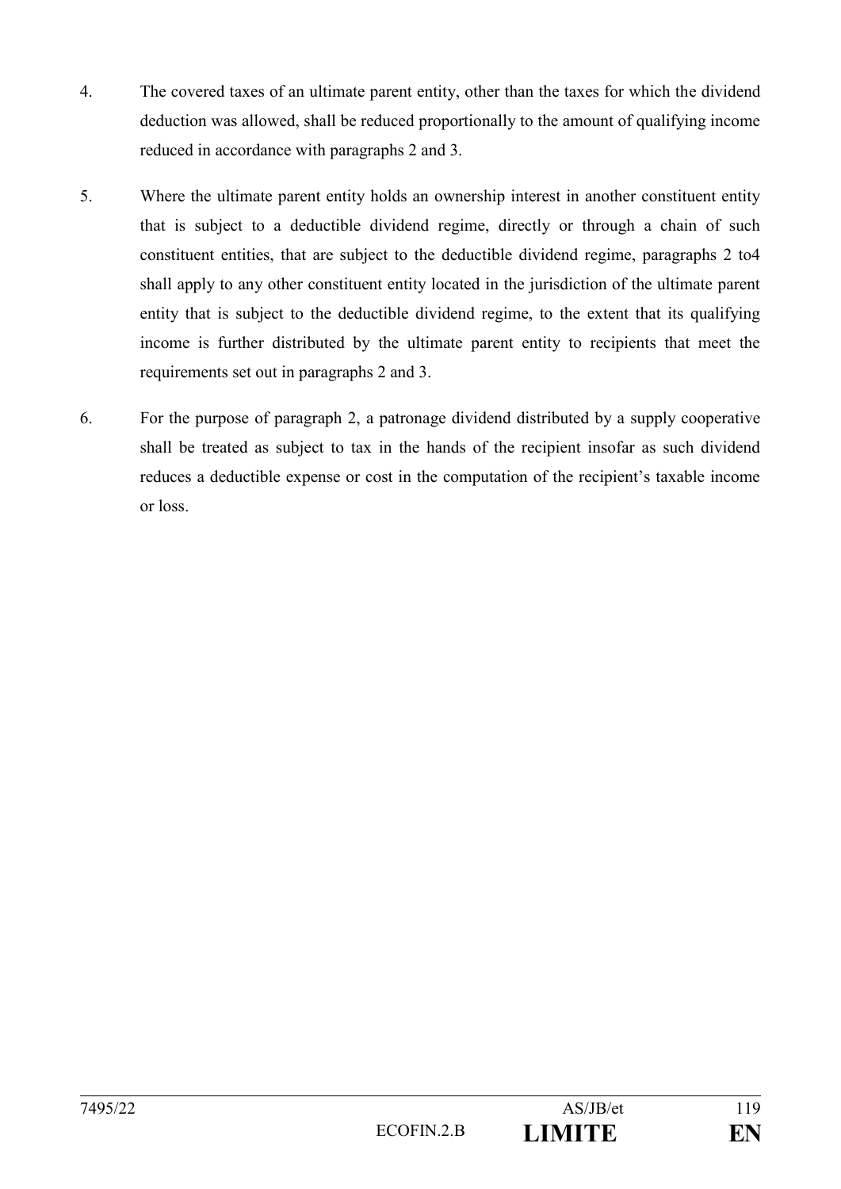4. The covered taxes of an ultimate parent entity, other than the taxes for which the dividend deduction was allowed, shall be reduced proportionally to the amount of qualifying income reduced in accordance with paragraphs 2 and 3.

5. Where the ultimate parent entity holds an ownership interest in another constituent entity that is subject to a deductible dividend regime, directly or through a chain of such constituent entities, that are subject to the deductible dividend regime, paragraphs 2 to4 shall apply to any other constituent entity located in the jurisdiction of the ultimate parent entity that is subject to the deductible dividend regime, to the extent that its qualifying income is further distributed by the ultimate parent entity to recipients that meet the requirements set out in paragraphs 2 and 3.

6. For the purpose of paragraph 2, a patronage dividend distributed by a supply cooperative shall be treated as subject to tax in the hands of the recipient insofar as such dividend reduces a deductible expense or cost in the computation of the recipient's taxable income or loss.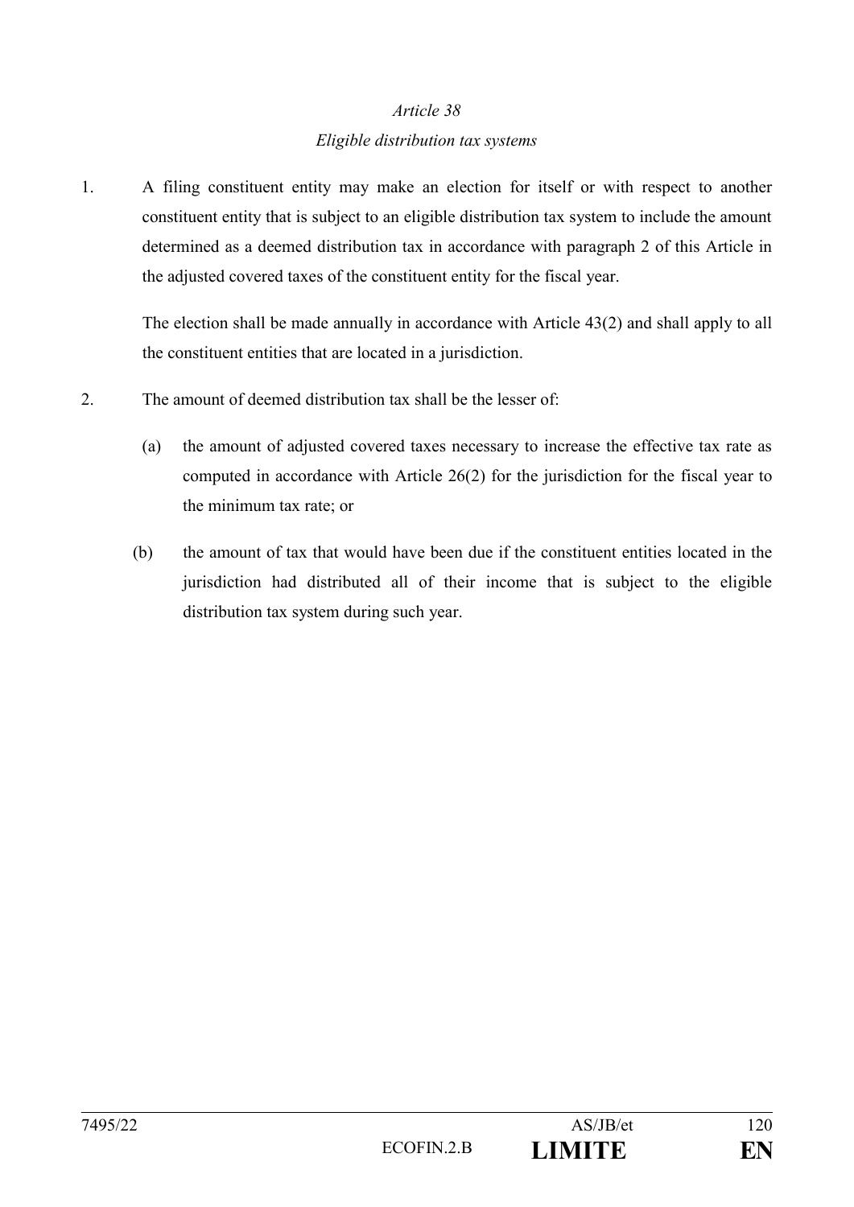*Article 38*

*Eligible distribution tax systems*

1. A filing constituent entity may make an election for itself or with respect to another constituent entity that is subject to an eligible distribution tax system to include the amount determined as a deemed distribution tax in accordance with paragraph 2 of this Article in the adjusted covered taxes of the constituent entity for the fiscal year.

   The election shall be made annually in accordance with Article 43(2) and shall apply to all the constituent entities that are located in a jurisdiction.

2. The amount of deemed distribution tax shall be the lesser of:

   (a) the amount of adjusted covered taxes necessary to increase the effective tax rate as computed in accordance with Article 26(2) for the jurisdiction for the fiscal year to the minimum tax rate; or

   (b) the amount of tax that would have been due if the constituent entities located in the jurisdiction had distributed all of their income that is subject to the eligible distribution tax system during such year.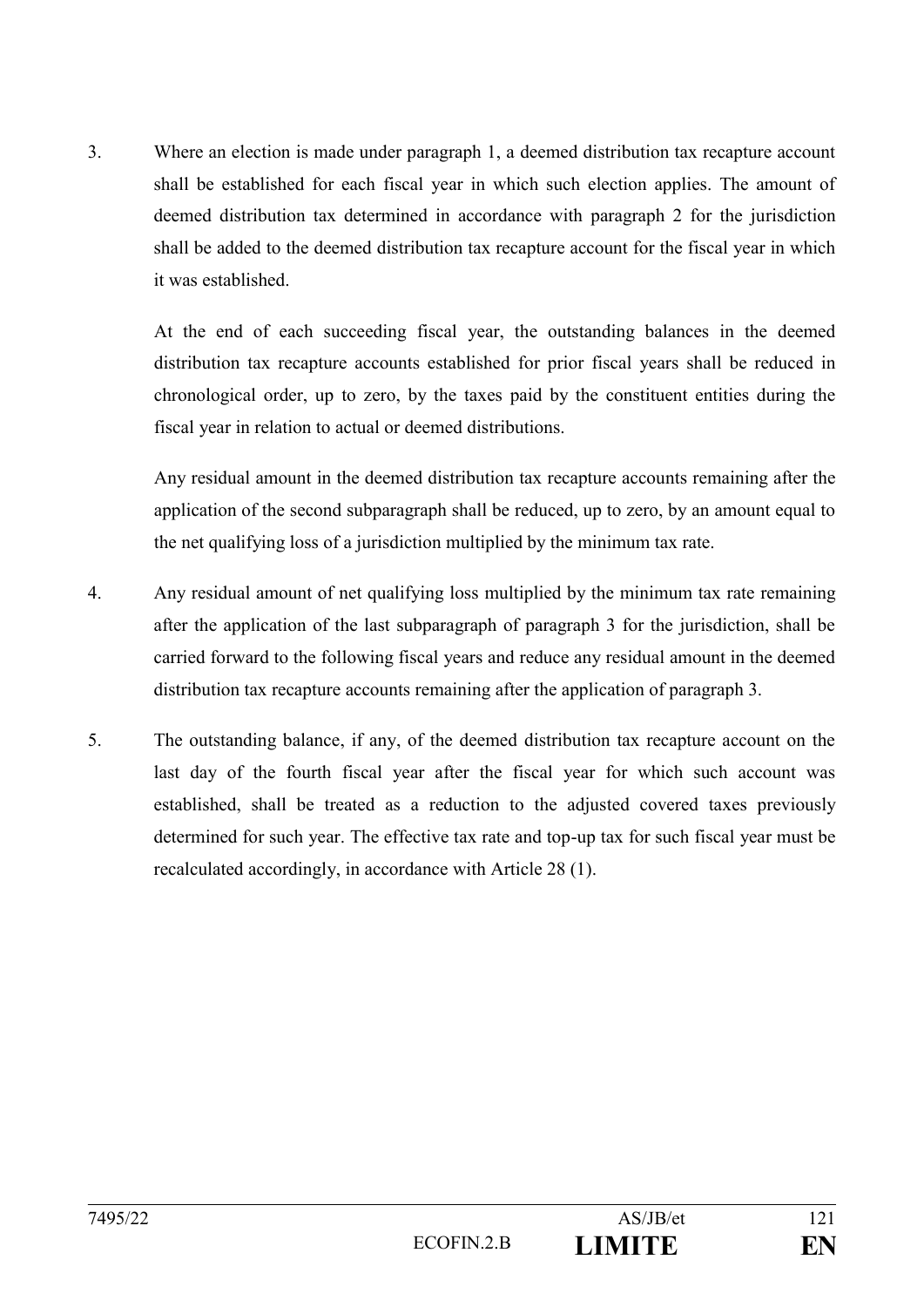3. Where an election is made under paragraph 1, a deemed distribution tax recapture account shall be established for each fiscal year in which such election applies. The amount of deemed distribution tax determined in accordance with paragraph 2 for the jurisdiction shall be added to the deemed distribution tax recapture account for the fiscal year in which it was established.

   At the end of each succeeding fiscal year, the outstanding balances in the deemed distribution tax recapture accounts established for prior fiscal years shall be reduced in chronological order, up to zero, by the taxes paid by the constituent entities during the fiscal year in relation to actual or deemed distributions.

   Any residual amount in the deemed distribution tax recapture accounts remaining after the application of the second subparagraph shall be reduced, up to zero, by an amount equal to the net qualifying loss of a jurisdiction multiplied by the minimum tax rate.

4. Any residual amount of net qualifying loss multiplied by the minimum tax rate remaining after the application of the last subparagraph of paragraph 3 for the jurisdiction, shall be carried forward to the following fiscal years and reduce any residual amount in the deemed distribution tax recapture accounts remaining after the application of paragraph 3.

5. The outstanding balance, if any, of the deemed distribution tax recapture account on the last day of the fourth fiscal year after the fiscal year for which such account was established, shall be treated as a reduction to the adjusted covered taxes previously determined for such year. The effective tax rate and top-up tax for such fiscal year must be recalculated accordingly, in accordance with Article 28 (1).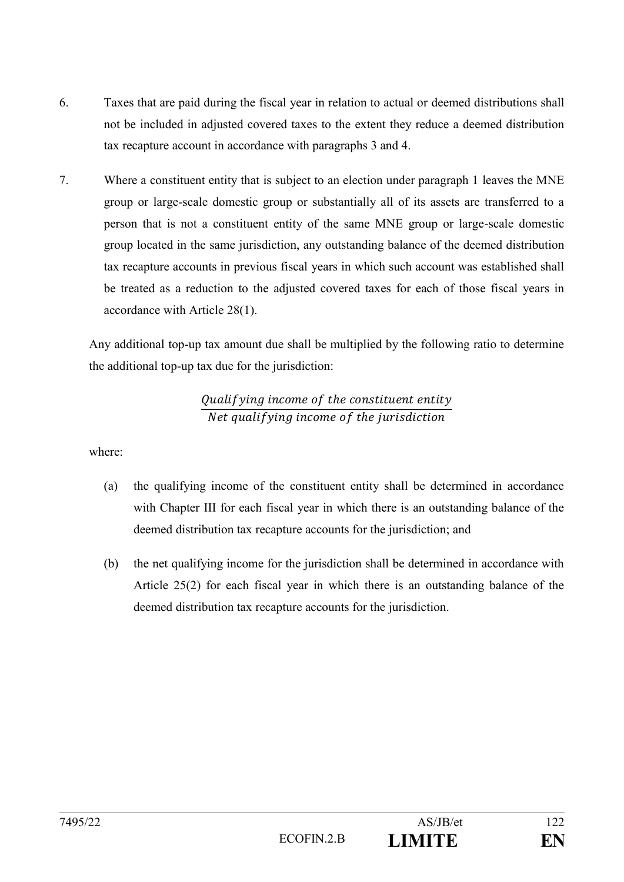6. Taxes that are paid during the fiscal year in relation to actual or deemed distributions shall not be included in adjusted covered taxes to the extent they reduce a deemed distribution tax recapture account in accordance with paragraphs 3 and 4.

7. Where a constituent entity that is subject to an election under paragraph 1 leaves the MNE group or large-scale domestic group or substantially all of its assets are transferred to a person that is not a constituent entity of the same MNE group or large-scale domestic group located in the same jurisdiction, any outstanding balance of the deemed distribution tax recapture accounts in previous fiscal years in which such account was established shall be treated as a reduction to the adjusted covered taxes for each of those fiscal years in accordance with Article 28(1).

   Any additional top-up tax amount due shall be multiplied by the following ratio to determine the additional top-up tax due for the jurisdiction:

$$\frac{\textit{Qualifying income of the constituent entity}}{\textit{Net qualifying income of the jurisdiction}}$$

   where:

   (a) the qualifying income of the constituent entity shall be determined in accordance with Chapter III for each fiscal year in which there is an outstanding balance of the deemed distribution tax recapture accounts for the jurisdiction; and

   (b) the net qualifying income for the jurisdiction shall be determined in accordance with Article 25(2) for each fiscal year in which there is an outstanding balance of the deemed distribution tax recapture accounts for the jurisdiction.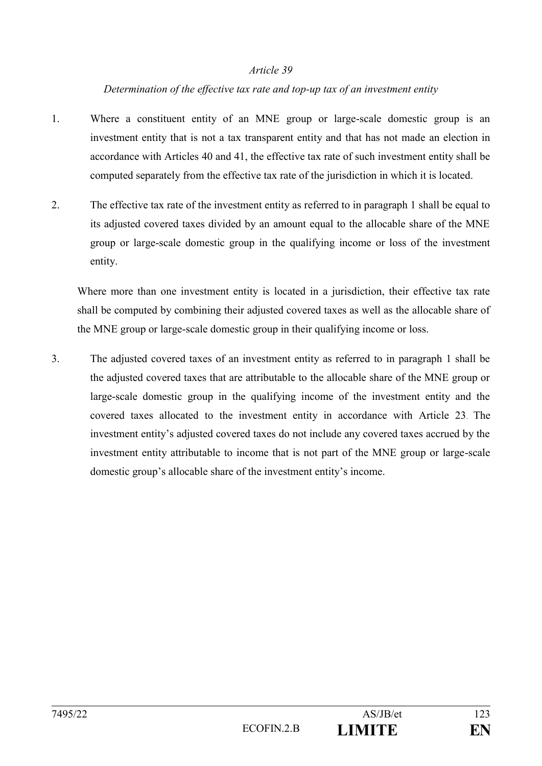*Article 39*

*Determination of the effective tax rate and top-up tax of an investment entity*

1. Where a constituent entity of an MNE group or large-scale domestic group is an investment entity that is not a tax transparent entity and that has not made an election in accordance with Articles 40 and 41, the effective tax rate of such investment entity shall be computed separately from the effective tax rate of the jurisdiction in which it is located.

2. The effective tax rate of the investment entity as referred to in paragraph 1 shall be equal to its adjusted covered taxes divided by an amount equal to the allocable share of the MNE group or large-scale domestic group in the qualifying income or loss of the investment entity.

   Where more than one investment entity is located in a jurisdiction, their effective tax rate shall be computed by combining their adjusted covered taxes as well as the allocable share of the MNE group or large-scale domestic group in their qualifying income or loss.

3. The adjusted covered taxes of an investment entity as referred to in paragraph 1 shall be the adjusted covered taxes that are attributable to the allocable share of the MNE group or large-scale domestic group in the qualifying income of the investment entity and the covered taxes allocated to the investment entity in accordance with Article 23. The investment entity's adjusted covered taxes do not include any covered taxes accrued by the investment entity attributable to income that is not part of the MNE group or large-scale domestic group's allocable share of the investment entity's income.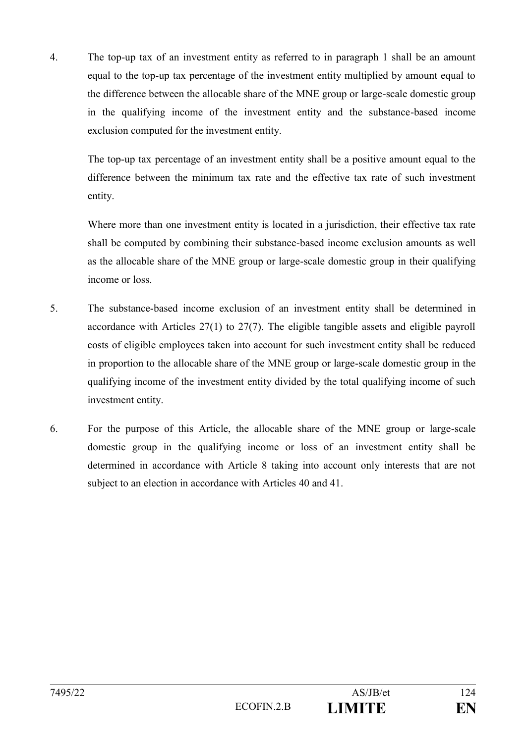4. The top-up tax of an investment entity as referred to in paragraph 1 shall be an amount equal to the top-up tax percentage of the investment entity multiplied by amount equal to the difference between the allocable share of the MNE group or large-scale domestic group in the qualifying income of the investment entity and the substance-based income exclusion computed for the investment entity.

   The top-up tax percentage of an investment entity shall be a positive amount equal to the difference between the minimum tax rate and the effective tax rate of such investment entity.

   Where more than one investment entity is located in a jurisdiction, their effective tax rate shall be computed by combining their substance-based income exclusion amounts as well as the allocable share of the MNE group or large-scale domestic group in their qualifying income or loss.

5. The substance-based income exclusion of an investment entity shall be determined in accordance with Articles 27(1) to 27(7). The eligible tangible assets and eligible payroll costs of eligible employees taken into account for such investment entity shall be reduced in proportion to the allocable share of the MNE group or large-scale domestic group in the qualifying income of the investment entity divided by the total qualifying income of such investment entity.

6. For the purpose of this Article, the allocable share of the MNE group or large-scale domestic group in the qualifying income or loss of an investment entity shall be determined in accordance with Article 8 taking into account only interests that are not subject to an election in accordance with Articles 40 and 41.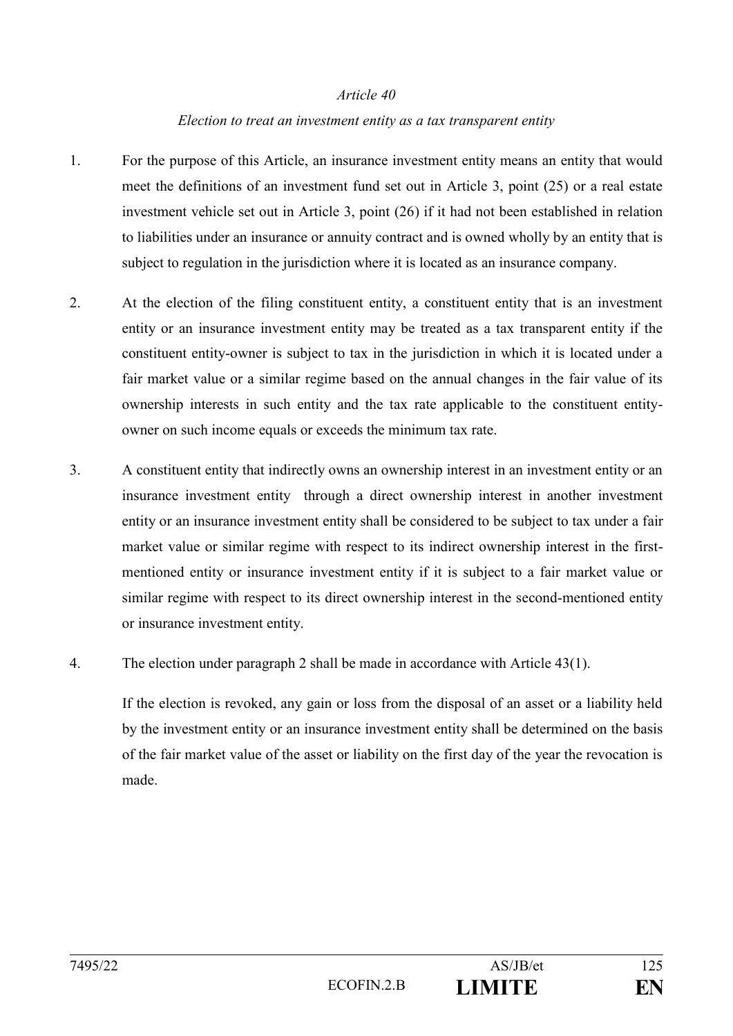*Article 40*

*Election to treat an investment entity as a tax transparent entity*

1. For the purpose of this Article, an insurance investment entity means an entity that would meet the definitions of an investment fund set out in Article 3, point (25) or a real estate investment vehicle set out in Article 3, point (26) if it had not been established in relation to liabilities under an insurance or annuity contract and is owned wholly by an entity that is subject to regulation in the jurisdiction where it is located as an insurance company.

2. At the election of the filing constituent entity, a constituent entity that is an investment entity or an insurance investment entity may be treated as a tax transparent entity if the constituent entity-owner is subject to tax in the jurisdiction in which it is located under a fair market value or a similar regime based on the annual changes in the fair value of its ownership interests in such entity and the tax rate applicable to the constituent entity-owner on such income equals or exceeds the minimum tax rate.

3. A constituent entity that indirectly owns an ownership interest in an investment entity or an insurance investment entity through a direct ownership interest in another investment entity or an insurance investment entity shall be considered to be subject to tax under a fair market value or similar regime with respect to its indirect ownership interest in the first-mentioned entity or insurance investment entity if it is subject to a fair market value or similar regime with respect to its direct ownership interest in the second-mentioned entity or insurance investment entity.

4. The election under paragraph 2 shall be made in accordance with Article 43(1).

   If the election is revoked, any gain or loss from the disposal of an asset or a liability held by the investment entity or an insurance investment entity shall be determined on the basis of the fair market value of the asset or liability on the first day of the year the revocation is made.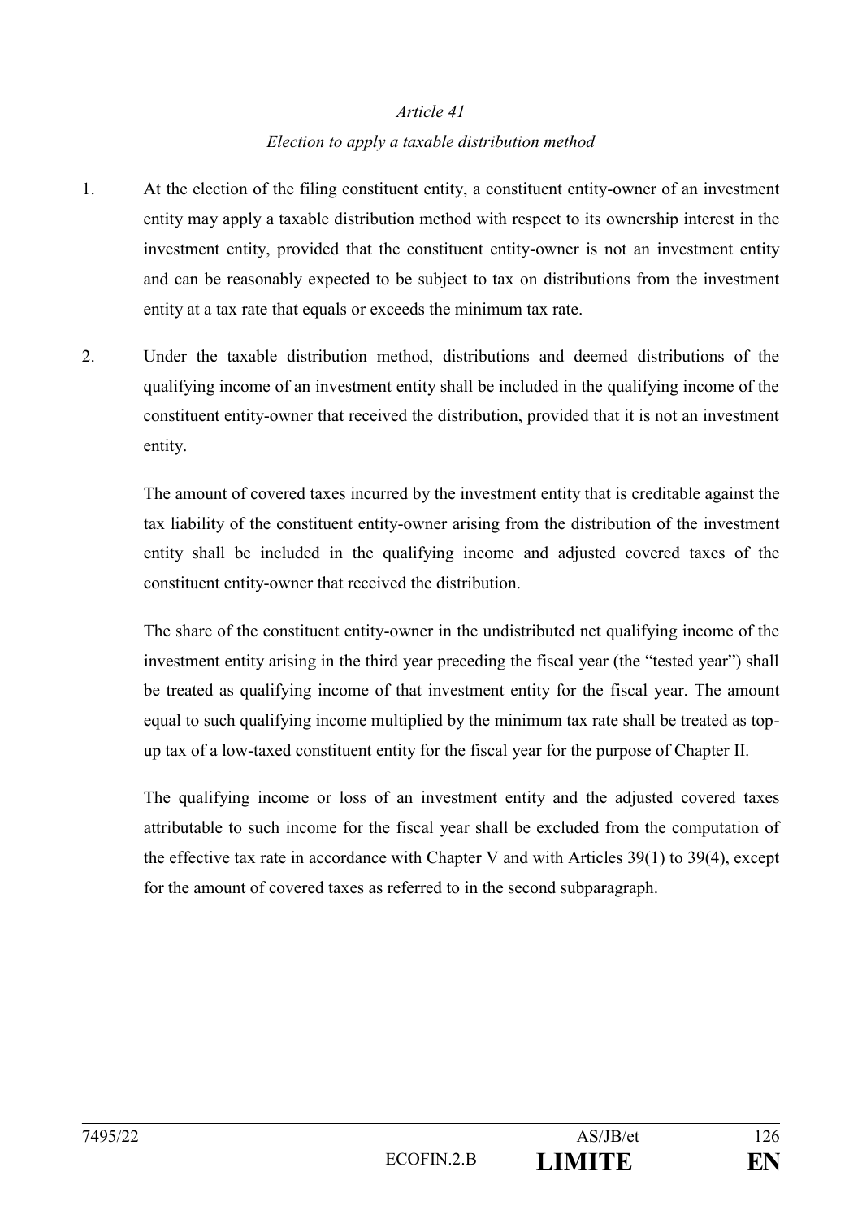*Article 41*

*Election to apply a taxable distribution method*

1. At the election of the filing constituent entity, a constituent entity-owner of an investment entity may apply a taxable distribution method with respect to its ownership interest in the investment entity, provided that the constituent entity-owner is not an investment entity and can be reasonably expected to be subject to tax on distributions from the investment entity at a tax rate that equals or exceeds the minimum tax rate.

2. Under the taxable distribution method, distributions and deemed distributions of the qualifying income of an investment entity shall be included in the qualifying income of the constituent entity-owner that received the distribution, provided that it is not an investment entity.

   The amount of covered taxes incurred by the investment entity that is creditable against the tax liability of the constituent entity-owner arising from the distribution of the investment entity shall be included in the qualifying income and adjusted covered taxes of the constituent entity-owner that received the distribution.

   The share of the constituent entity-owner in the undistributed net qualifying income of the investment entity arising in the third year preceding the fiscal year (the "tested year") shall be treated as qualifying income of that investment entity for the fiscal year. The amount equal to such qualifying income multiplied by the minimum tax rate shall be treated as top-up tax of a low-taxed constituent entity for the fiscal year for the purpose of Chapter II.

   The qualifying income or loss of an investment entity and the adjusted covered taxes attributable to such income for the fiscal year shall be excluded from the computation of the effective tax rate in accordance with Chapter V and with Articles 39(1) to 39(4), except for the amount of covered taxes as referred to in the second subparagraph.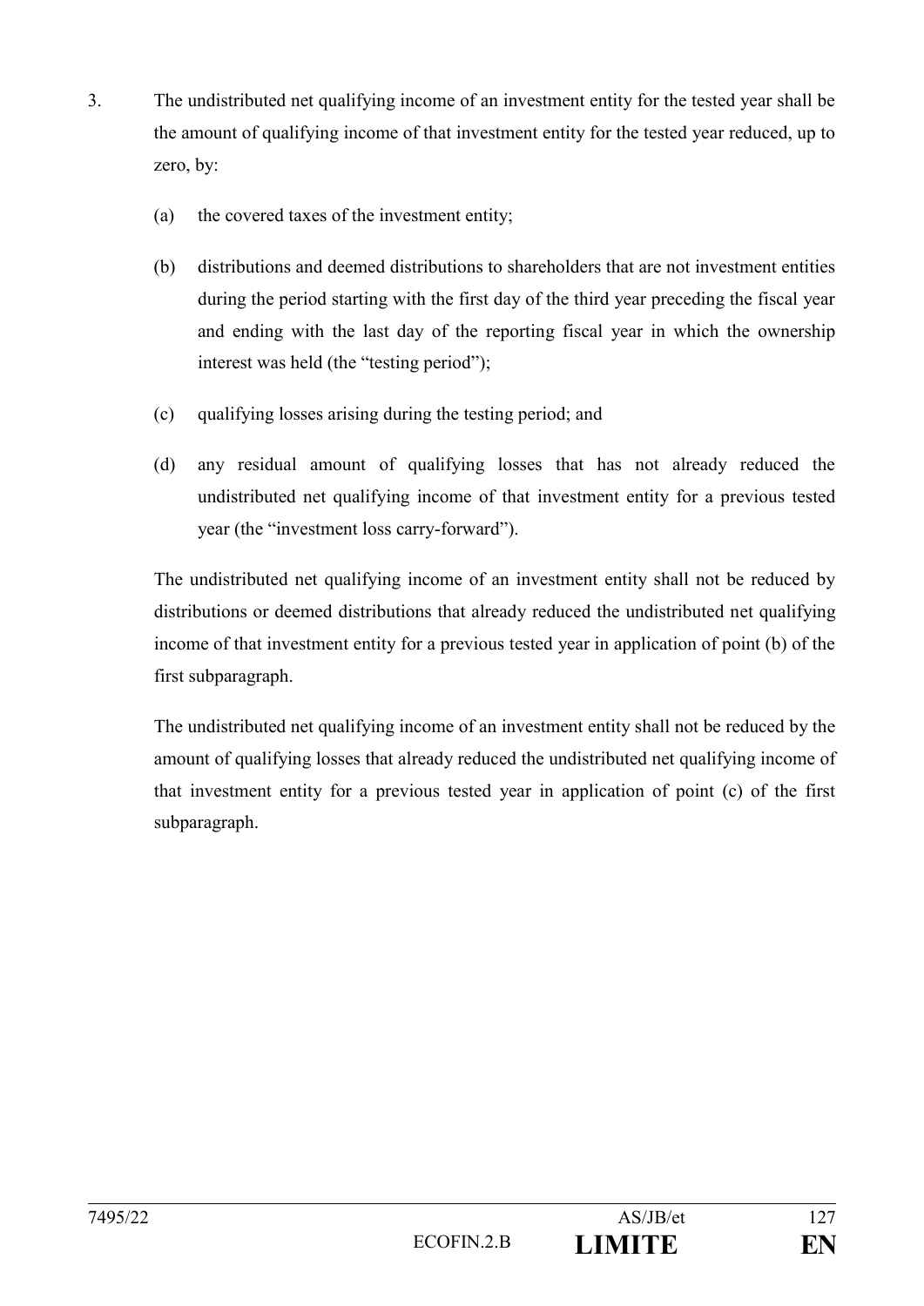3. The undistributed net qualifying income of an investment entity for the tested year shall be the amount of qualifying income of that investment entity for the tested year reduced, up to zero, by:

   (a) the covered taxes of the investment entity;

   (b) distributions and deemed distributions to shareholders that are not investment entities during the period starting with the first day of the third year preceding the fiscal year and ending with the last day of the reporting fiscal year in which the ownership interest was held (the "testing period");

   (c) qualifying losses arising during the testing period; and

   (d) any residual amount of qualifying losses that has not already reduced the undistributed net qualifying income of that investment entity for a previous tested year (the "investment loss carry-forward").

   The undistributed net qualifying income of an investment entity shall not be reduced by distributions or deemed distributions that already reduced the undistributed net qualifying income of that investment entity for a previous tested year in application of point (b) of the first subparagraph.

   The undistributed net qualifying income of an investment entity shall not be reduced by the amount of qualifying losses that already reduced the undistributed net qualifying income of that investment entity for a previous tested year in application of point (c) of the first subparagraph.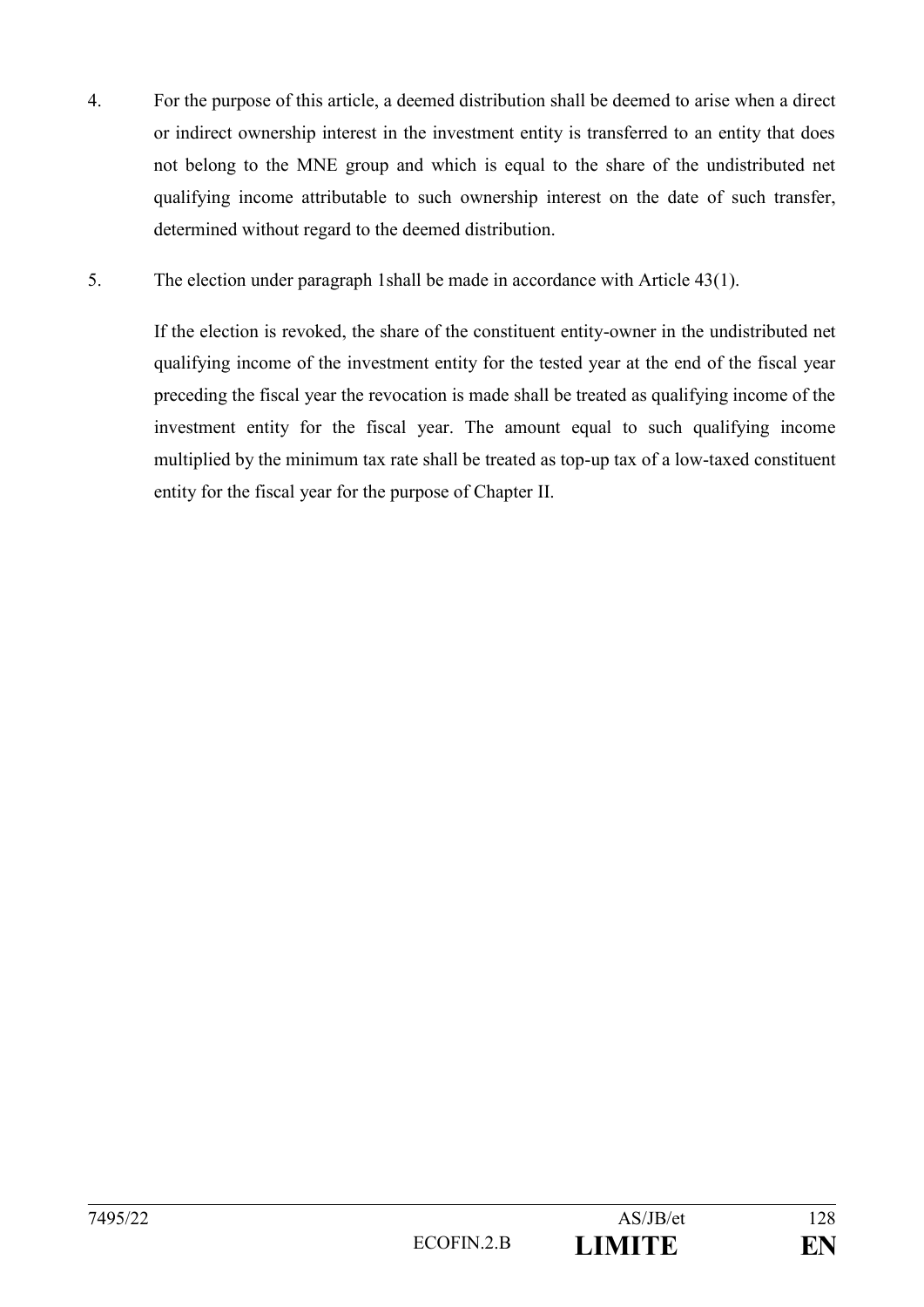4. For the purpose of this article, a deemed distribution shall be deemed to arise when a direct or indirect ownership interest in the investment entity is transferred to an entity that does not belong to the MNE group and which is equal to the share of the undistributed net qualifying income attributable to such ownership interest on the date of such transfer, determined without regard to the deemed distribution.

5. The election under paragraph 1shall be made in accordance with Article 43(1).

   If the election is revoked, the share of the constituent entity-owner in the undistributed net qualifying income of the investment entity for the tested year at the end of the fiscal year preceding the fiscal year the revocation is made shall be treated as qualifying income of the investment entity for the fiscal year. The amount equal to such qualifying income multiplied by the minimum tax rate shall be treated as top-up tax of a low-taxed constituent entity for the fiscal year for the purpose of Chapter II.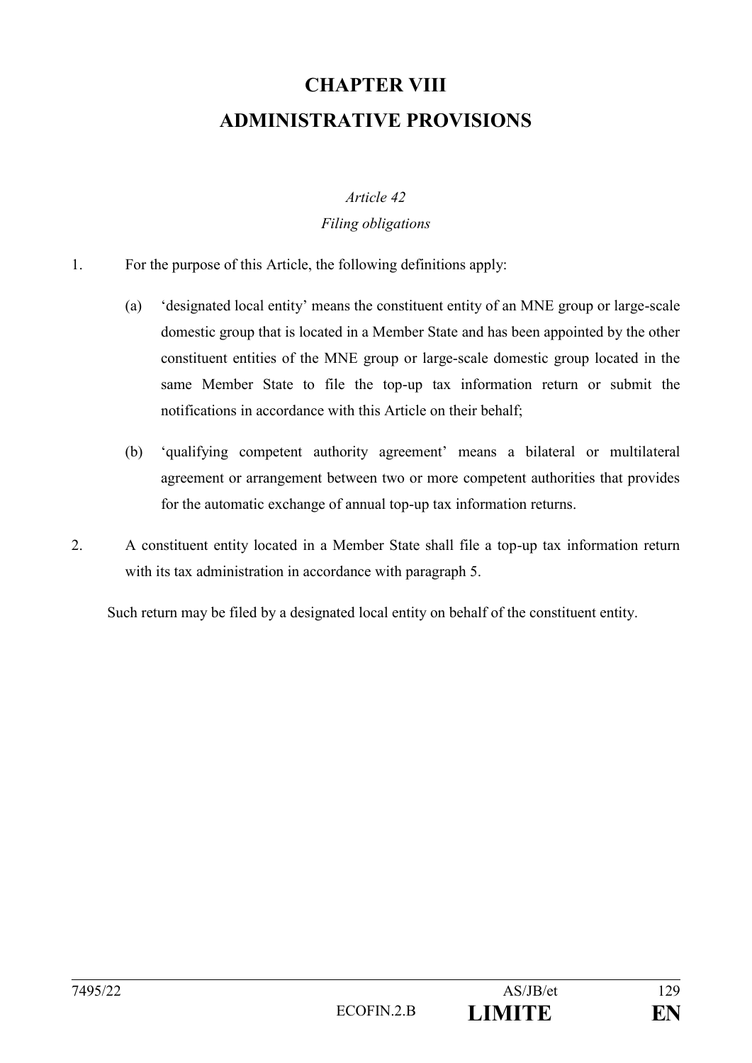# CHAPTER VIII
# ADMINISTRATIVE PROVISIONS

*Article 42*
*Filing obligations*

1. For the purpose of this Article, the following definitions apply:

   (a) 'designated local entity' means the constituent entity of an MNE group or large-scale domestic group that is located in a Member State and has been appointed by the other constituent entities of the MNE group or large-scale domestic group located in the same Member State to file the top-up tax information return or submit the notifications in accordance with this Article on their behalf;

   (b) 'qualifying competent authority agreement' means a bilateral or multilateral agreement or arrangement between two or more competent authorities that provides for the automatic exchange of annual top-up tax information returns.

2. A constituent entity located in a Member State shall file a top-up tax information return with its tax administration in accordance with paragraph 5.

Such return may be filed by a designated local entity on behalf of the constituent entity.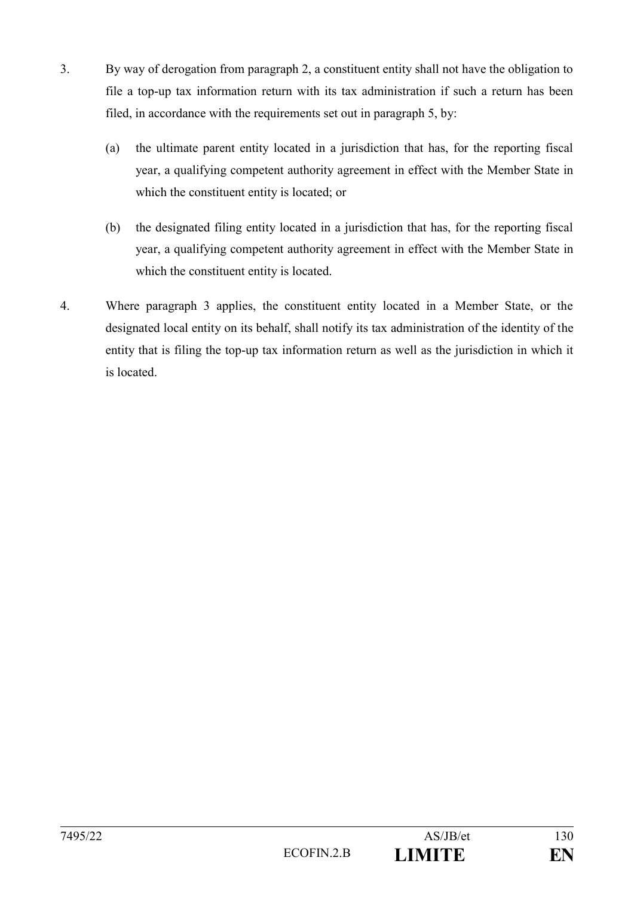3. By way of derogation from paragraph 2, a constituent entity shall not have the obligation to file a top-up tax information return with its tax administration if such a return has been filed, in accordance with the requirements set out in paragraph 5, by:

   (a) the ultimate parent entity located in a jurisdiction that has, for the reporting fiscal year, a qualifying competent authority agreement in effect with the Member State in which the constituent entity is located; or

   (b) the designated filing entity located in a jurisdiction that has, for the reporting fiscal year, a qualifying competent authority agreement in effect with the Member State in which the constituent entity is located.

4. Where paragraph 3 applies, the constituent entity located in a Member State, or the designated local entity on its behalf, shall notify its tax administration of the identity of the entity that is filing the top-up tax information return as well as the jurisdiction in which it is located.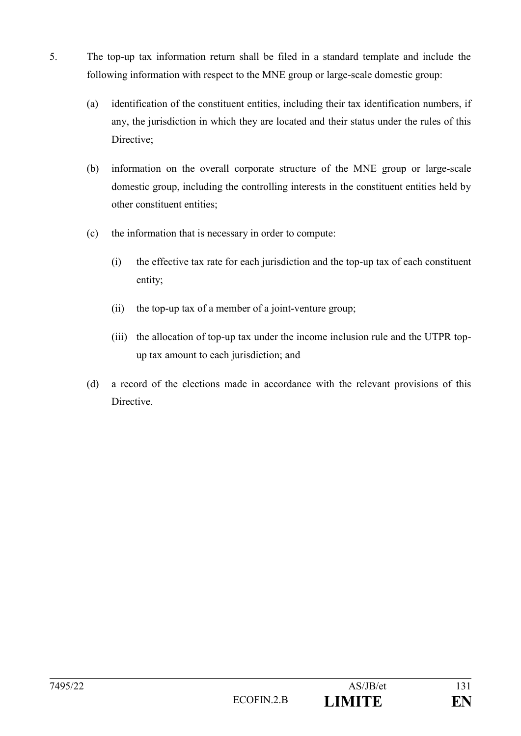5. The top-up tax information return shall be filed in a standard template and include the following information with respect to the MNE group or large-scale domestic group:

   (a) identification of the constituent entities, including their tax identification numbers, if any, the jurisdiction in which they are located and their status under the rules of this Directive;

   (b) information on the overall corporate structure of the MNE group or large-scale domestic group, including the controlling interests in the constituent entities held by other constituent entities;

   (c) the information that is necessary in order to compute:

      (i) the effective tax rate for each jurisdiction and the top-up tax of each constituent entity;

      (ii) the top-up tax of a member of a joint-venture group;

      (iii) the allocation of top-up tax under the income inclusion rule and the UTPR top-up tax amount to each jurisdiction; and

   (d) a record of the elections made in accordance with the relevant provisions of this Directive.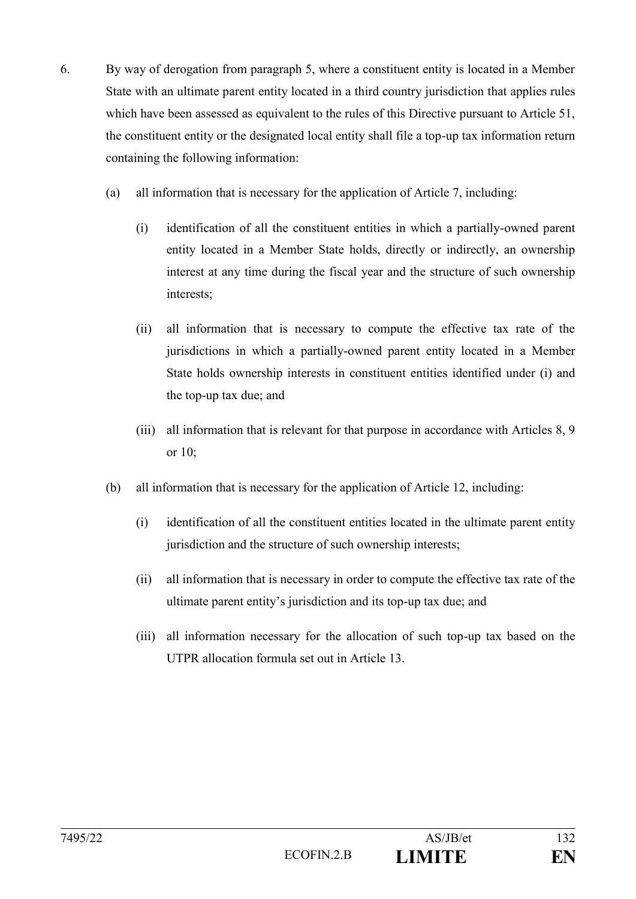6. By way of derogation from paragraph 5, where a constituent entity is located in a Member State with an ultimate parent entity located in a third country jurisdiction that applies rules which have been assessed as equivalent to the rules of this Directive pursuant to Article 51, the constituent entity or the designated local entity shall file a top-up tax information return containing the following information:

   (a) all information that is necessary for the application of Article 7, including:

      (i) identification of all the constituent entities in which a partially-owned parent entity located in a Member State holds, directly or indirectly, an ownership interest at any time during the fiscal year and the structure of such ownership interests;

      (ii) all information that is necessary to compute the effective tax rate of the jurisdictions in which a partially-owned parent entity located in a Member State holds ownership interests in constituent entities identified under (i) and the top-up tax due; and

      (iii) all information that is relevant for that purpose in accordance with Articles 8, 9 or 10;

   (b) all information that is necessary for the application of Article 12, including:

      (i) identification of all the constituent entities located in the ultimate parent entity jurisdiction and the structure of such ownership interests;

      (ii) all information that is necessary in order to compute the effective tax rate of the ultimate parent entity's jurisdiction and its top-up tax due; and

      (iii) all information necessary for the allocation of such top-up tax based on the UTPR allocation formula set out in Article 13.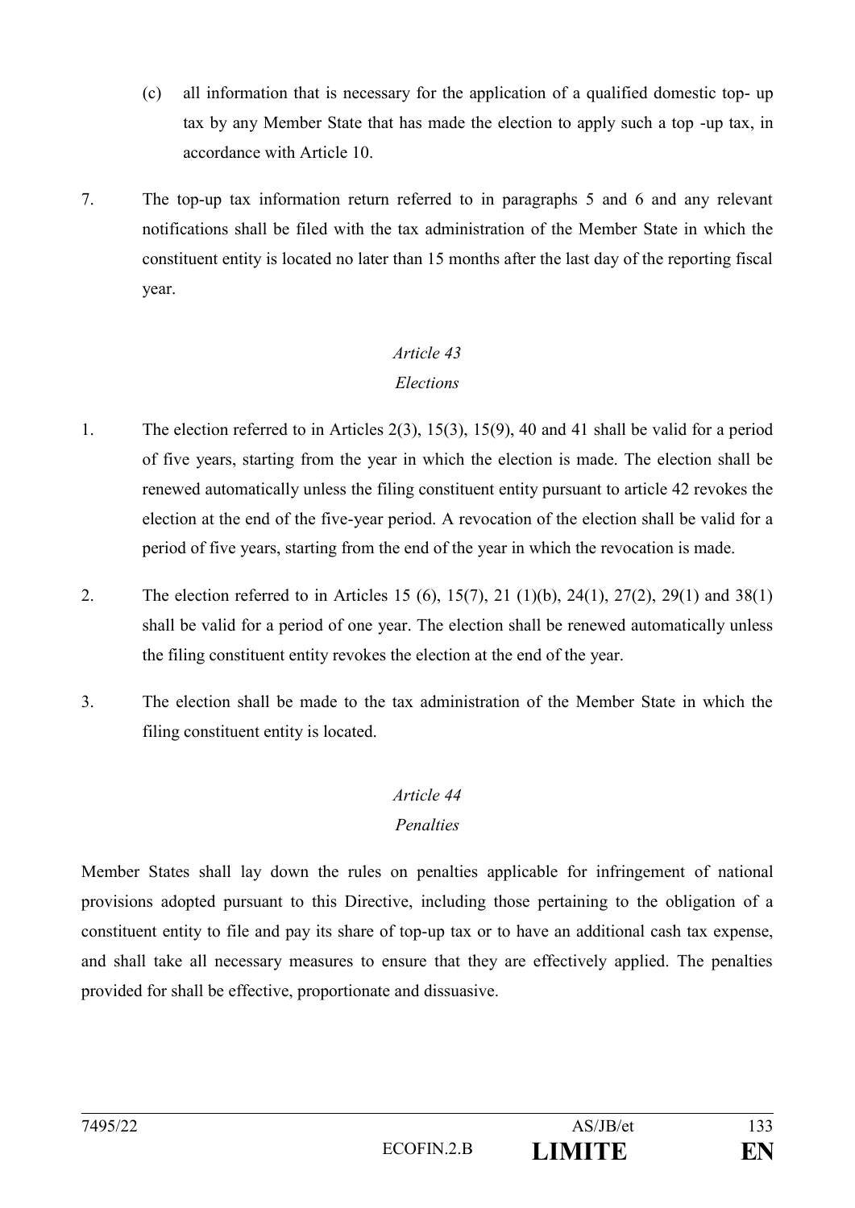(c) all information that is necessary for the application of a qualified domestic top- up tax by any Member State that has made the election to apply such a top -up tax, in accordance with Article 10.

7. The top-up tax information return referred to in paragraphs 5 and 6 and any relevant notifications shall be filed with the tax administration of the Member State in which the constituent entity is located no later than 15 months after the last day of the reporting fiscal year.

*Article 43*

*Elections*

1. The election referred to in Articles 2(3), 15(3), 15(9), 40 and 41 shall be valid for a period of five years, starting from the year in which the election is made. The election shall be renewed automatically unless the filing constituent entity pursuant to article 42 revokes the election at the end of the five-year period. A revocation of the election shall be valid for a period of five years, starting from the end of the year in which the revocation is made.

2. The election referred to in Articles 15 (6), 15(7), 21 (1)(b), 24(1), 27(2), 29(1) and 38(1) shall be valid for a period of one year. The election shall be renewed automatically unless the filing constituent entity revokes the election at the end of the year.

3. The election shall be made to the tax administration of the Member State in which the filing constituent entity is located.

*Article 44*

*Penalties*

Member States shall lay down the rules on penalties applicable for infringement of national provisions adopted pursuant to this Directive, including those pertaining to the obligation of a constituent entity to file and pay its share of top-up tax or to have an additional cash tax expense, and shall take all necessary measures to ensure that they are effectively applied. The penalties provided for shall be effective, proportionate and dissuasive.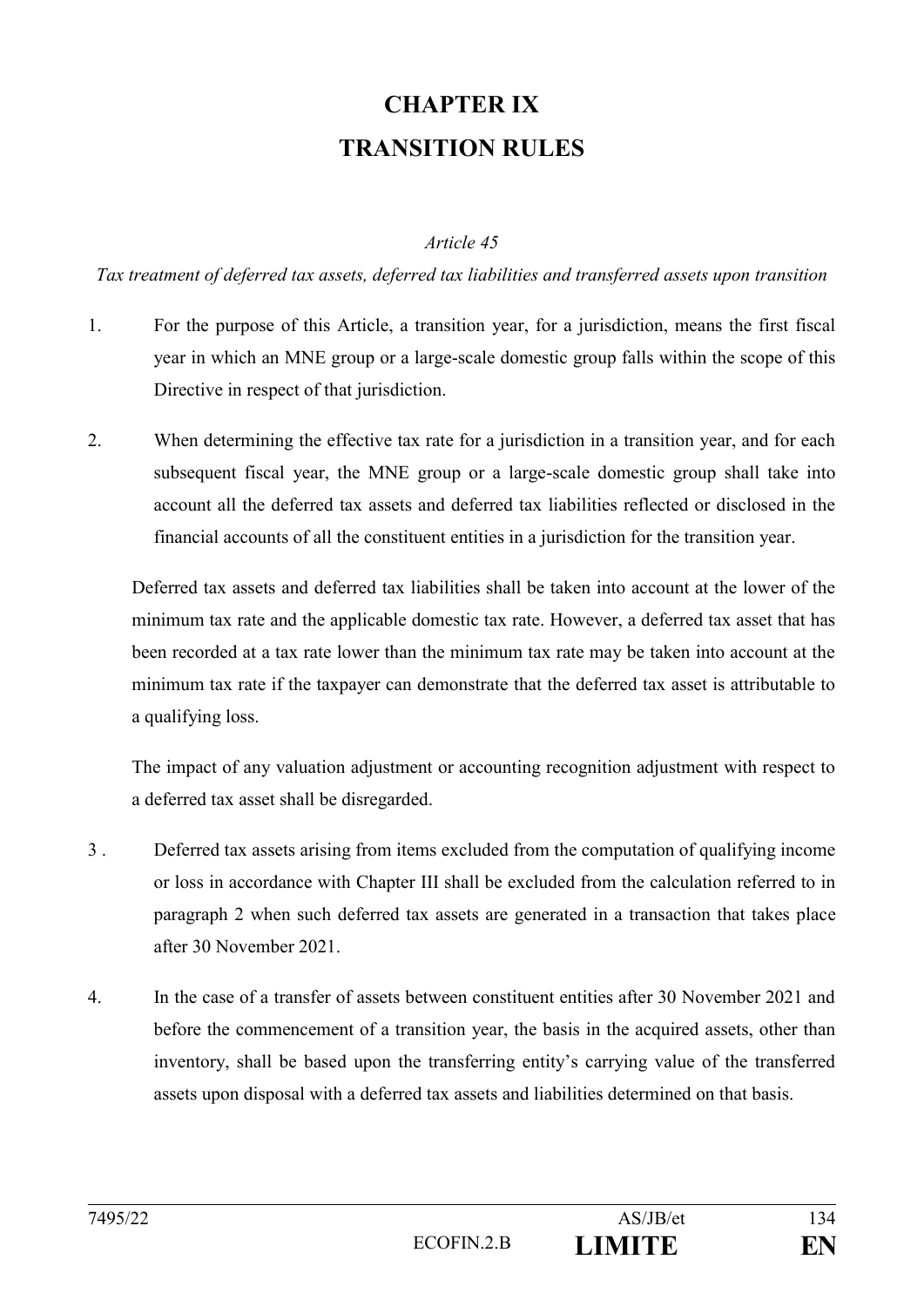# CHAPTER IX
# TRANSITION RULES

*Article 45*

*Tax treatment of deferred tax assets, deferred tax liabilities and transferred assets upon transition*

1. For the purpose of this Article, a transition year, for a jurisdiction, means the first fiscal year in which an MNE group or a large-scale domestic group falls within the scope of this Directive in respect of that jurisdiction.

2. When determining the effective tax rate for a jurisdiction in a transition year, and for each subsequent fiscal year, the MNE group or a large-scale domestic group shall take into account all the deferred tax assets and deferred tax liabilities reflected or disclosed in the financial accounts of all the constituent entities in a jurisdiction for the transition year.

   Deferred tax assets and deferred tax liabilities shall be taken into account at the lower of the minimum tax rate and the applicable domestic tax rate. However, a deferred tax asset that has been recorded at a tax rate lower than the minimum tax rate may be taken into account at the minimum tax rate if the taxpayer can demonstrate that the deferred tax asset is attributable to a qualifying loss.

   The impact of any valuation adjustment or accounting recognition adjustment with respect to a deferred tax asset shall be disregarded.

3. Deferred tax assets arising from items excluded from the computation of qualifying income or loss in accordance with Chapter III shall be excluded from the calculation referred to in paragraph 2 when such deferred tax assets are generated in a transaction that takes place after 30 November 2021.

4. In the case of a transfer of assets between constituent entities after 30 November 2021 and before the commencement of a transition year, the basis in the acquired assets, other than inventory, shall be based upon the transferring entity's carrying value of the transferred assets upon disposal with a deferred tax assets and liabilities determined on that basis.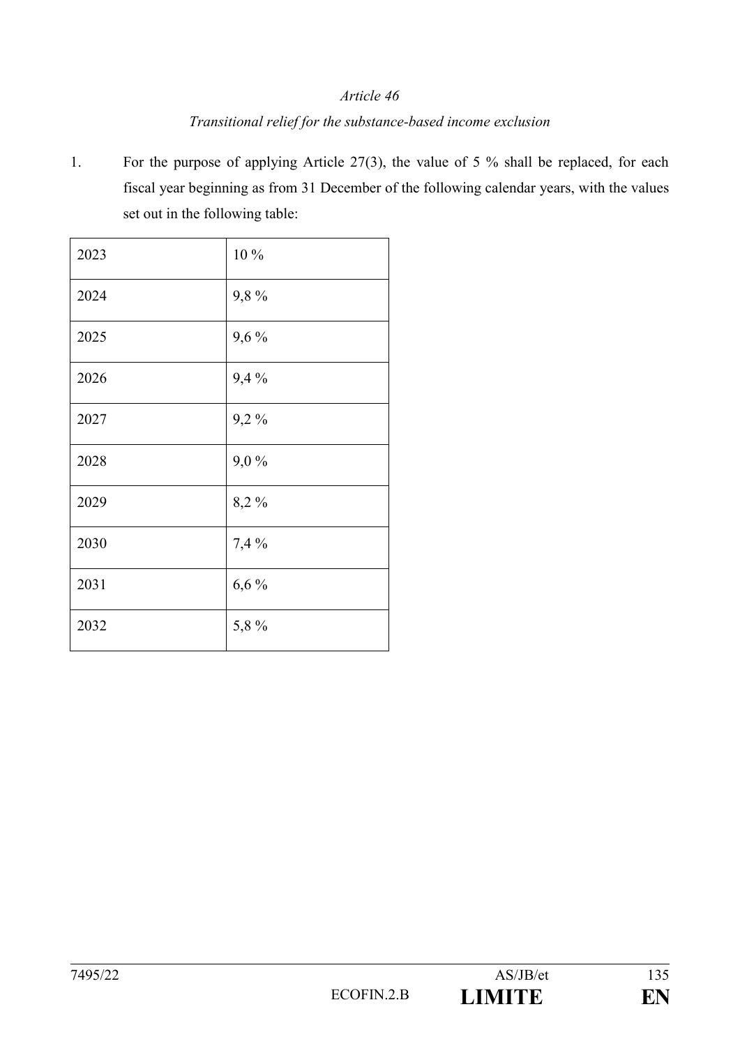*Article 46*

*Transitional relief for the substance-based income exclusion*

1. For the purpose of applying Article 27(3), the value of 5 % shall be replaced, for each fiscal year beginning as from 31 December of the following calendar years, with the values set out in the following table:

| | |
|---|---|
| 2023 | 10 % |
| 2024 | 9,8 % |
| 2025 | 9,6 % |
| 2026 | 9,4 % |
| 2027 | 9,2 % |
| 2028 | 9,0 % |
| 2029 | 8,2 % |
| 2030 | 7,4 % |
| 2031 | 6,6 % |
| 2032 | 5,8 % |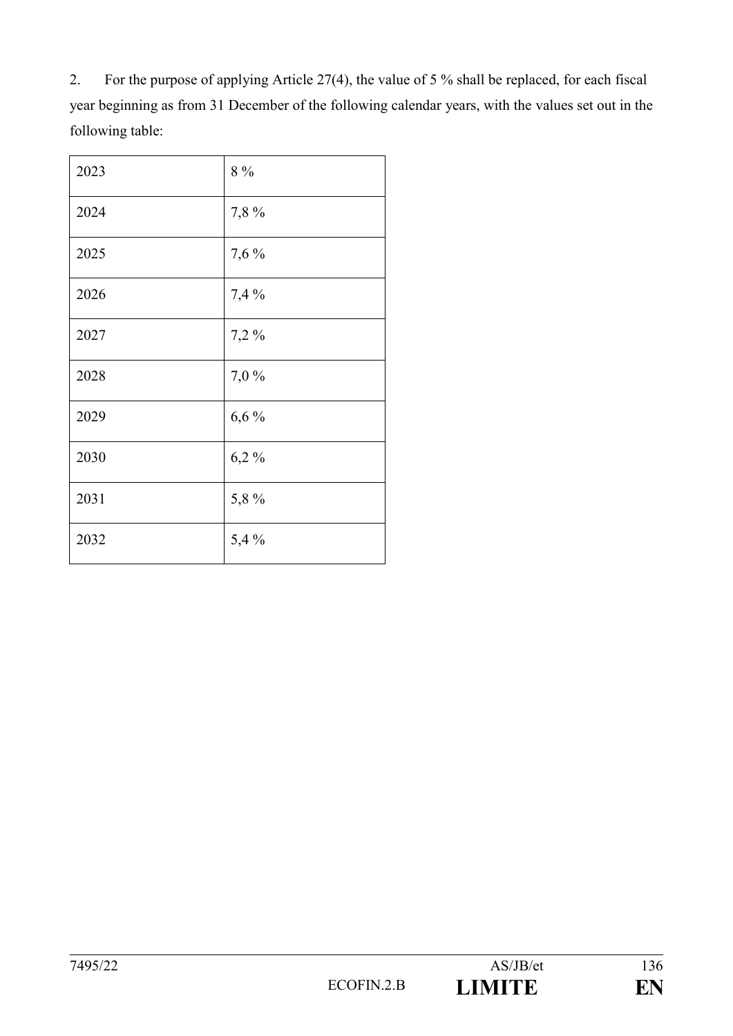2. For the purpose of applying Article 27(4), the value of 5 % shall be replaced, for each fiscal year beginning as from 31 December of the following calendar years, with the values set out in the following table:

| | |
|---|---|
| 2023 | 8 % |
| 2024 | 7,8 % |
| 2025 | 7,6 % |
| 2026 | 7,4 % |
| 2027 | 7,2 % |
| 2028 | 7,0 % |
| 2029 | 6,6 % |
| 2030 | 6,2 % |
| 2031 | 5,8 % |
| 2032 | 5,4 % |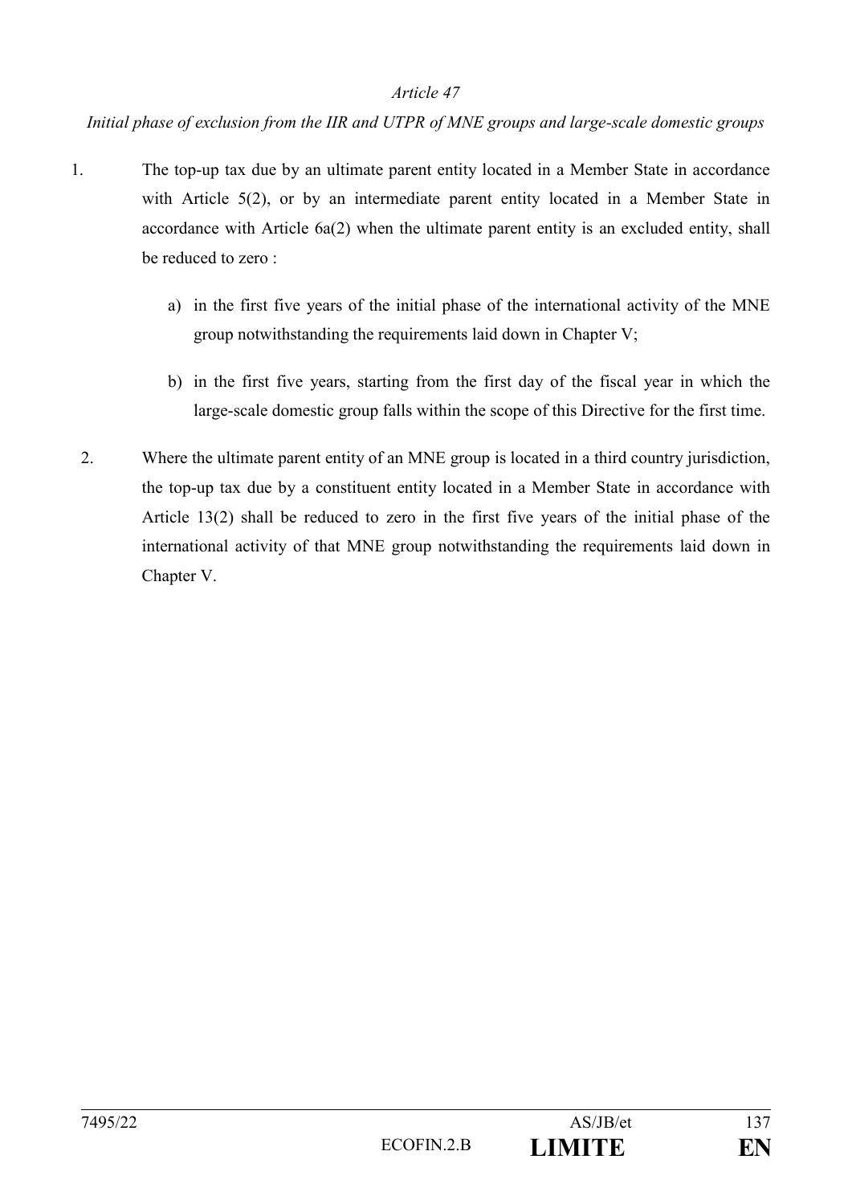*Article 47*

*Initial phase of exclusion from the IIR and UTPR of MNE groups and large-scale domestic groups*

1. The top-up tax due by an ultimate parent entity located in a Member State in accordance with Article 5(2), or by an intermediate parent entity located in a Member State in accordance with Article 6a(2) when the ultimate parent entity is an excluded entity, shall be reduced to zero :

   a) in the first five years of the initial phase of the international activity of the MNE group notwithstanding the requirements laid down in Chapter V;

   b) in the first five years, starting from the first day of the fiscal year in which the large-scale domestic group falls within the scope of this Directive for the first time.

2. Where the ultimate parent entity of an MNE group is located in a third country jurisdiction, the top-up tax due by a constituent entity located in a Member State in accordance with Article 13(2) shall be reduced to zero in the first five years of the initial phase of the international activity of that MNE group notwithstanding the requirements laid down in Chapter V.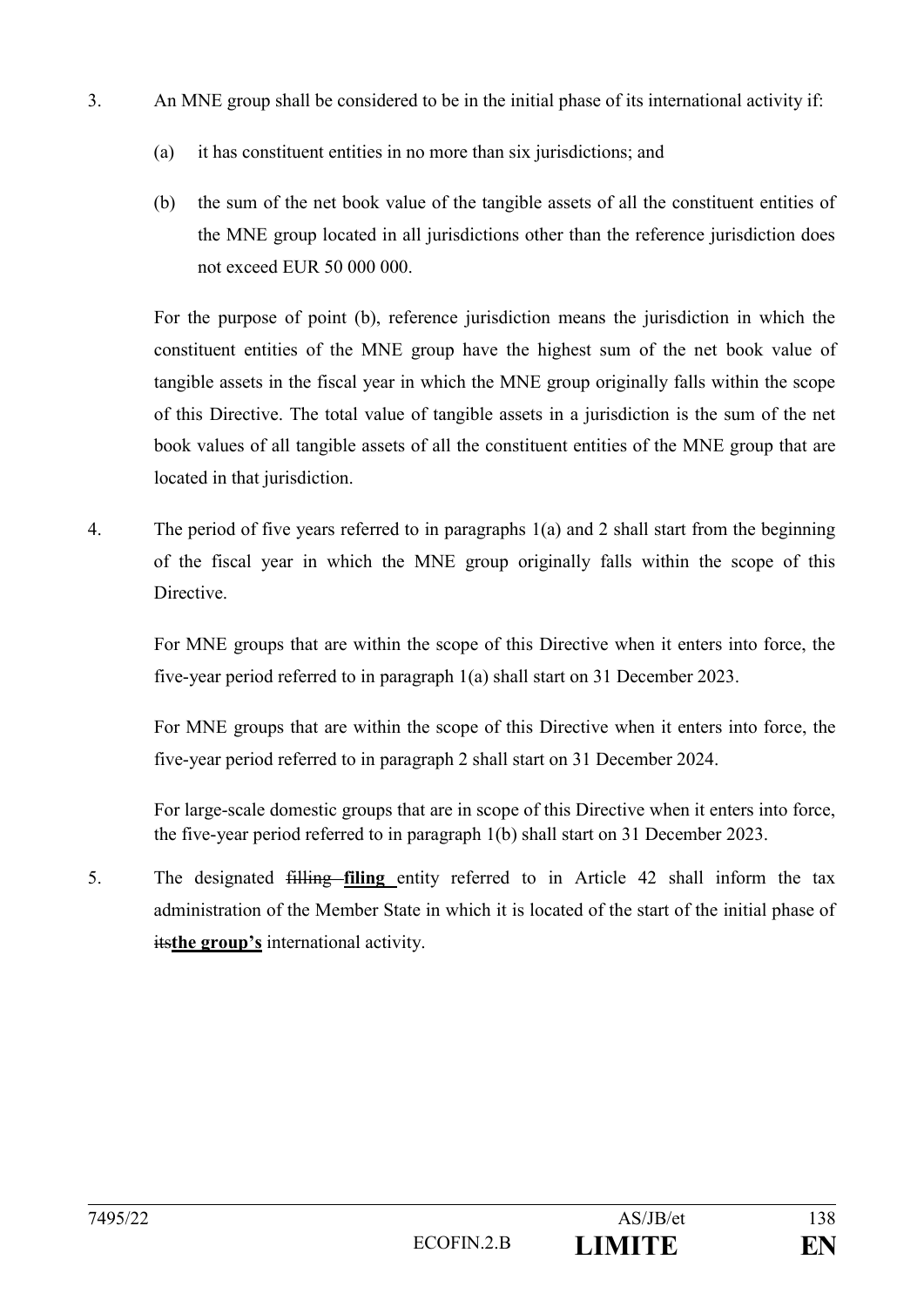3. An MNE group shall be considered to be in the initial phase of its international activity if:

   (a) it has constituent entities in no more than six jurisdictions; and

   (b) the sum of the net book value of the tangible assets of all the constituent entities of the MNE group located in all jurisdictions other than the reference jurisdiction does not exceed EUR 50 000 000.

   For the purpose of point (b), reference jurisdiction means the jurisdiction in which the constituent entities of the MNE group have the highest sum of the net book value of tangible assets in the fiscal year in which the MNE group originally falls within the scope of this Directive. The total value of tangible assets in a jurisdiction is the sum of the net book values of all tangible assets of all the constituent entities of the MNE group that are located in that jurisdiction.

4. The period of five years referred to in paragraphs 1(a) and 2 shall start from the beginning of the fiscal year in which the MNE group originally falls within the scope of this Directive.

   For MNE groups that are within the scope of this Directive when it enters into force, the five-year period referred to in paragraph 1(a) shall start on 31 December 2023.

   For MNE groups that are within the scope of this Directive when it enters into force, the five-year period referred to in paragraph 2 shall start on 31 December 2024.

   For large-scale domestic groups that are in scope of this Directive when it enters into force, the five-year period referred to in paragraph 1(b) shall start on 31 December 2023.

5. The designated ~~filling~~ **filing** entity referred to in Article 42 shall inform the tax administration of the Member State in which it is located of the start of the initial phase of ~~its~~**the group's** international activity.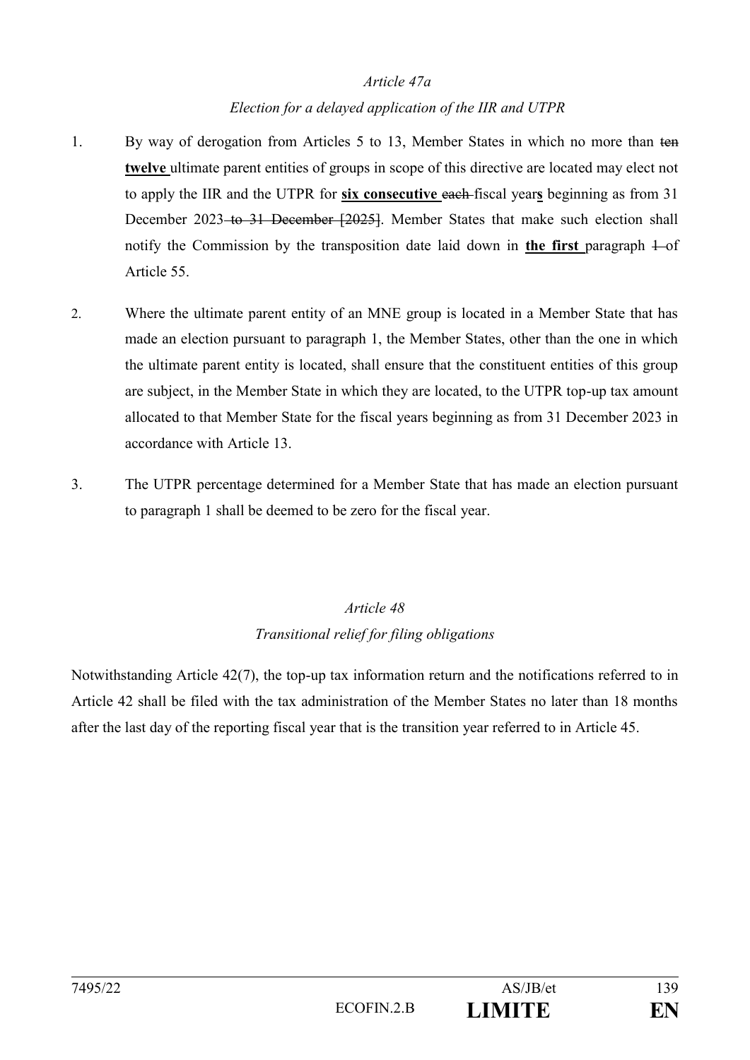*Article 47a*

*Election for a delayed application of the IIR and UTPR*

1. By way of derogation from Articles 5 to 13, Member States in which no more than ~~ten~~ **twelve** ultimate parent entities of groups in scope of this directive are located may elect not to apply the IIR and the UTPR for **six consecutive** ~~each~~ fiscal year**s** beginning as from 31 December 2023 ~~to 31 December [2025]~~. Member States that make such election shall notify the Commission by the transposition date laid down in **the first** paragraph ~~1~~ of Article 55.

2. Where the ultimate parent entity of an MNE group is located in a Member State that has made an election pursuant to paragraph 1, the Member States, other than the one in which the ultimate parent entity is located, shall ensure that the constituent entities of this group are subject, in the Member State in which they are located, to the UTPR top-up tax amount allocated to that Member State for the fiscal years beginning as from 31 December 2023 in accordance with Article 13.

3. The UTPR percentage determined for a Member State that has made an election pursuant to paragraph 1 shall be deemed to be zero for the fiscal year.

*Article 48*

*Transitional relief for filing obligations*

Notwithstanding Article 42(7), the top-up tax information return and the notifications referred to in Article 42 shall be filed with the tax administration of the Member States no later than 18 months after the last day of the reporting fiscal year that is the transition year referred to in Article 45.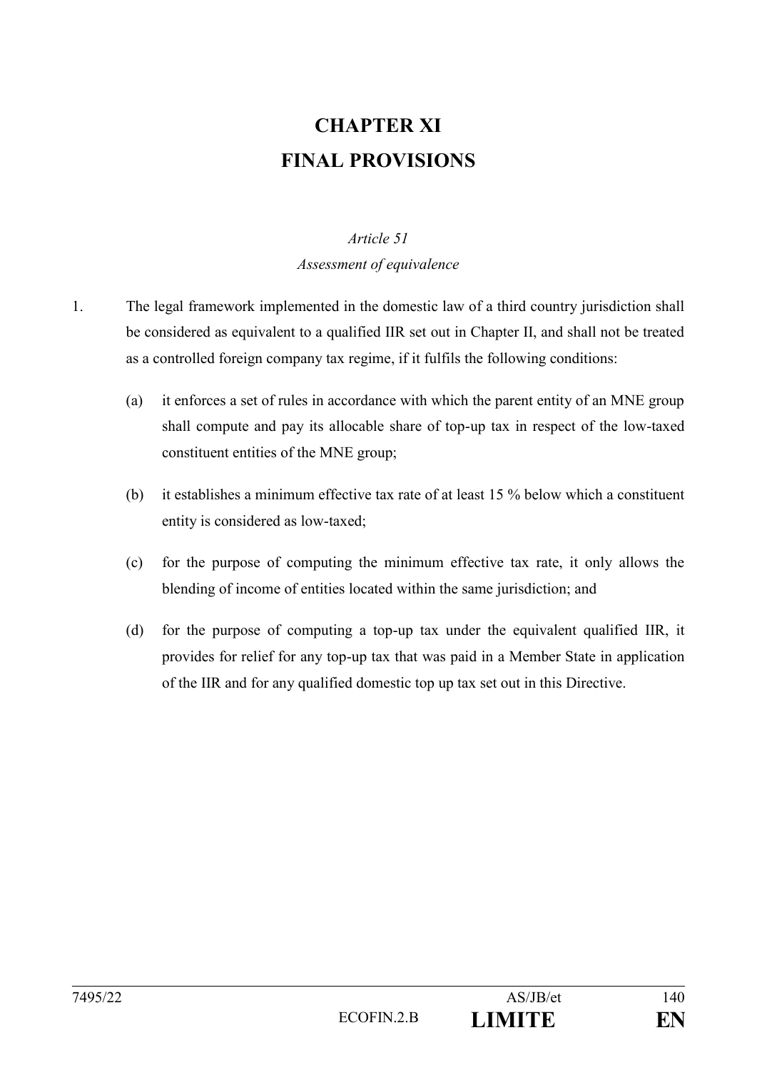# CHAPTER XI
# FINAL PROVISIONS

*Article 51*
*Assessment of equivalence*

1. The legal framework implemented in the domestic law of a third country jurisdiction shall be considered as equivalent to a qualified IIR set out in Chapter II, and shall not be treated as a controlled foreign company tax regime, if it fulfils the following conditions:

   (a) it enforces a set of rules in accordance with which the parent entity of an MNE group shall compute and pay its allocable share of top-up tax in respect of the low-taxed constituent entities of the MNE group;

   (b) it establishes a minimum effective tax rate of at least 15 % below which a constituent entity is considered as low-taxed;

   (c) for the purpose of computing the minimum effective tax rate, it only allows the blending of income of entities located within the same jurisdiction; and

   (d) for the purpose of computing a top-up tax under the equivalent qualified IIR, it provides for relief for any top-up tax that was paid in a Member State in application of the IIR and for any qualified domestic top up tax set out in this Directive.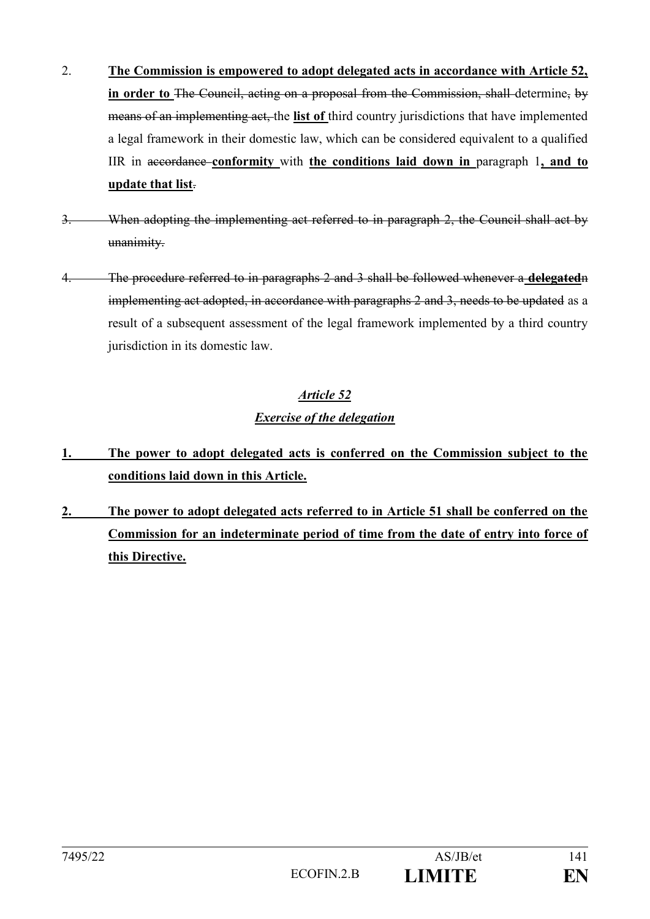2. **The Commission is empowered to adopt delegated acts in accordance with Article 52, in order to** ~~The Council, acting on a proposal from the Commission, shall~~ determine~~, by means of an implementing act,~~ the **list of** third country jurisdictions that have implemented a legal framework in their domestic law, which can be considered equivalent to a qualified IIR in ~~accordance~~ **conformity** with **the conditions laid down in** paragraph 1**, and to update that list**~~.~~

~~3. When adopting the implementing act referred to in paragraph 2, the Council shall act by unanimity.~~

~~4. The procedure referred to in paragraphs 2 and 3 shall be followed whenever a~~ **delegated**~~n implementing act adopted, in accordance with paragraphs 2 and 3, needs to be updated~~ as a result of a subsequent assessment of the legal framework implemented by a third country jurisdiction in its domestic law.

### *Article 52*

### *Exercise of the delegation*

**1. The power to adopt delegated acts is conferred on the Commission subject to the conditions laid down in this Article.**

**2. The power to adopt delegated acts referred to in Article 51 shall be conferred on the Commission for an indeterminate period of time from the date of entry into force of this Directive.**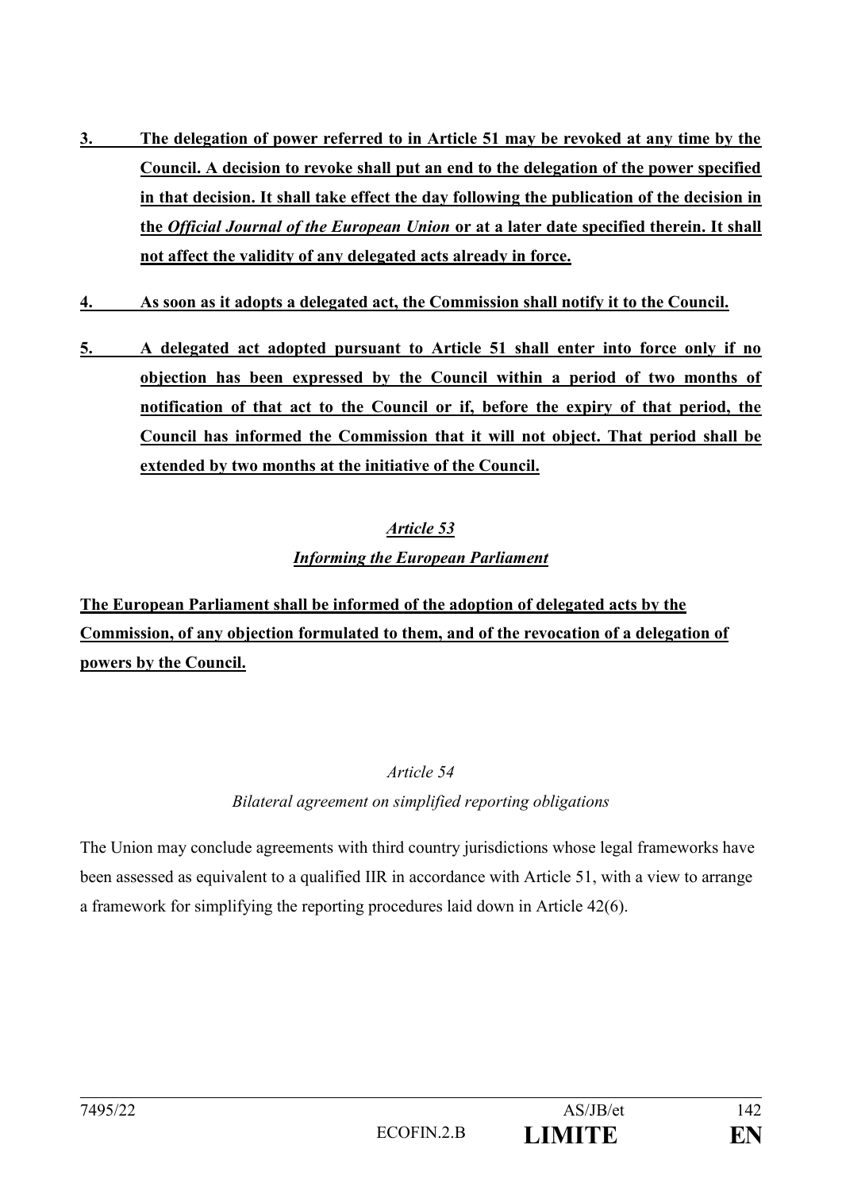**3. The delegation of power referred to in Article 51 may be revoked at any time by the Council. A decision to revoke shall put an end to the delegation of the power specified in that decision. It shall take effect the day following the publication of the decision in the *Official Journal of the European Union* or at a later date specified therein. It shall not affect the validity of any delegated acts already in force.**

**4. As soon as it adopts a delegated act, the Commission shall notify it to the Council.**

**5. A delegated act adopted pursuant to Article 51 shall enter into force only if no objection has been expressed by the Council within a period of two months of notification of that act to the Council or if, before the expiry of that period, the Council has informed the Commission that it will not object. That period shall be extended by two months at the initiative of the Council.**

***Article 53***

***Informing the European Parliament***

**The European Parliament shall be informed of the adoption of delegated acts by the Commission, of any objection formulated to them, and of the revocation of a delegation of powers by the Council.**

*Article 54*

*Bilateral agreement on simplified reporting obligations*

The Union may conclude agreements with third country jurisdictions whose legal frameworks have been assessed as equivalent to a qualified IIR in accordance with Article 51, with a view to arrange a framework for simplifying the reporting procedures laid down in Article 42(6).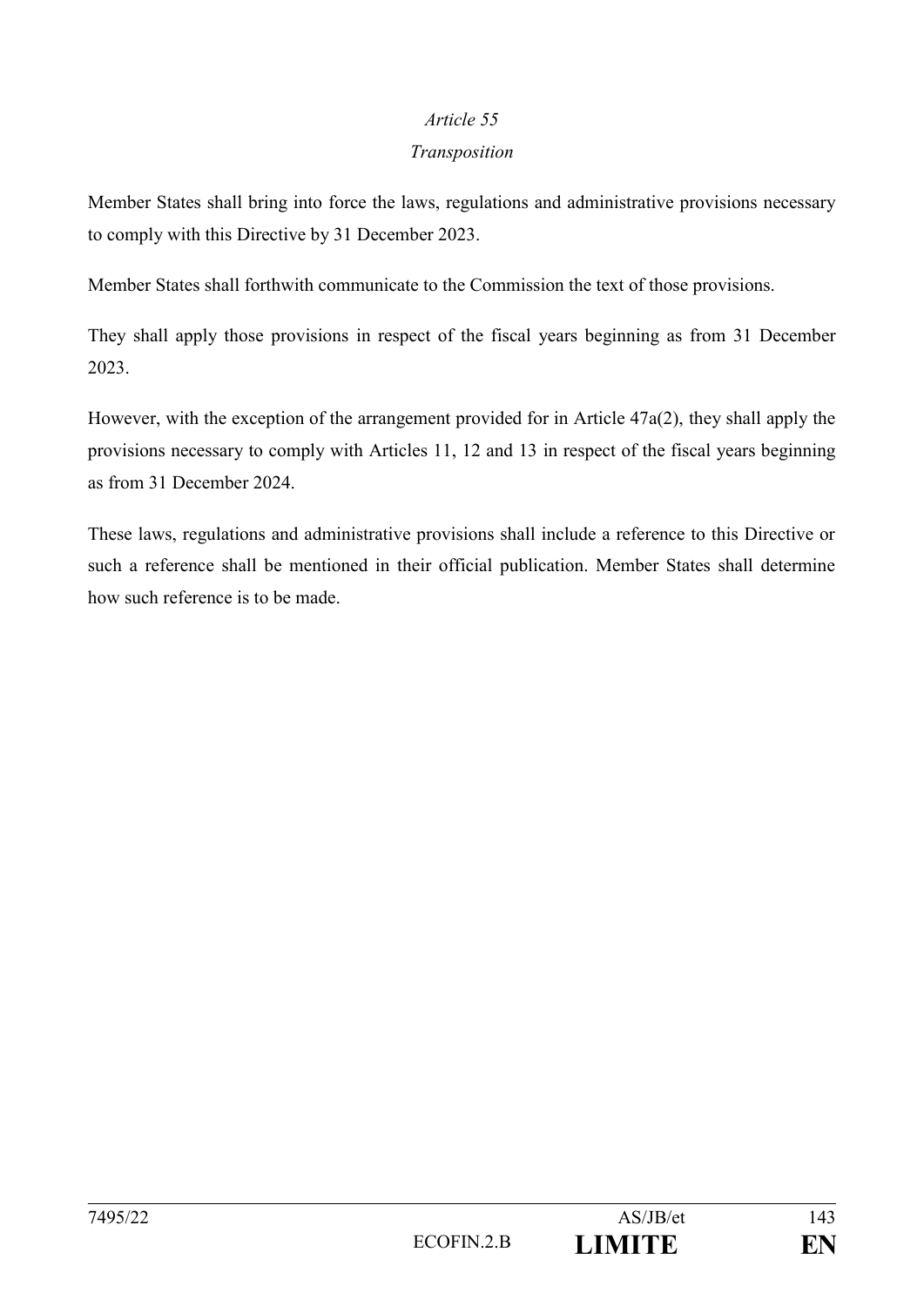*Article 55*

*Transposition*

Member States shall bring into force the laws, regulations and administrative provisions necessary to comply with this Directive by 31 December 2023.

Member States shall forthwith communicate to the Commission the text of those provisions.

They shall apply those provisions in respect of the fiscal years beginning as from 31 December 2023.

However, with the exception of the arrangement provided for in Article 47a(2), they shall apply the provisions necessary to comply with Articles 11, 12 and 13 in respect of the fiscal years beginning as from 31 December 2024.

These laws, regulations and administrative provisions shall include a reference to this Directive or such a reference shall be mentioned in their official publication. Member States shall determine how such reference is to be made.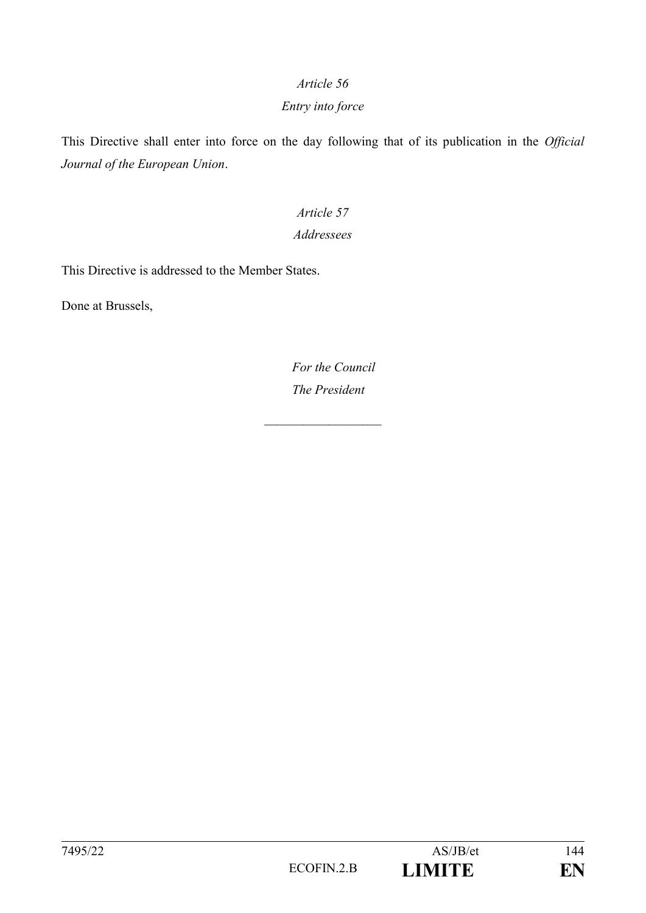*Article 56*

*Entry into force*

This Directive shall enter into force on the day following that of its publication in the *Official Journal of the European Union*.

*Article 57*

*Addressees*

This Directive is addressed to the Member States.

Done at Brussels,

*For the Council*

*The President*

\_\_\_\_\_\_\_\_\_\_\_\_\_\_\_\_\_\_\_\_